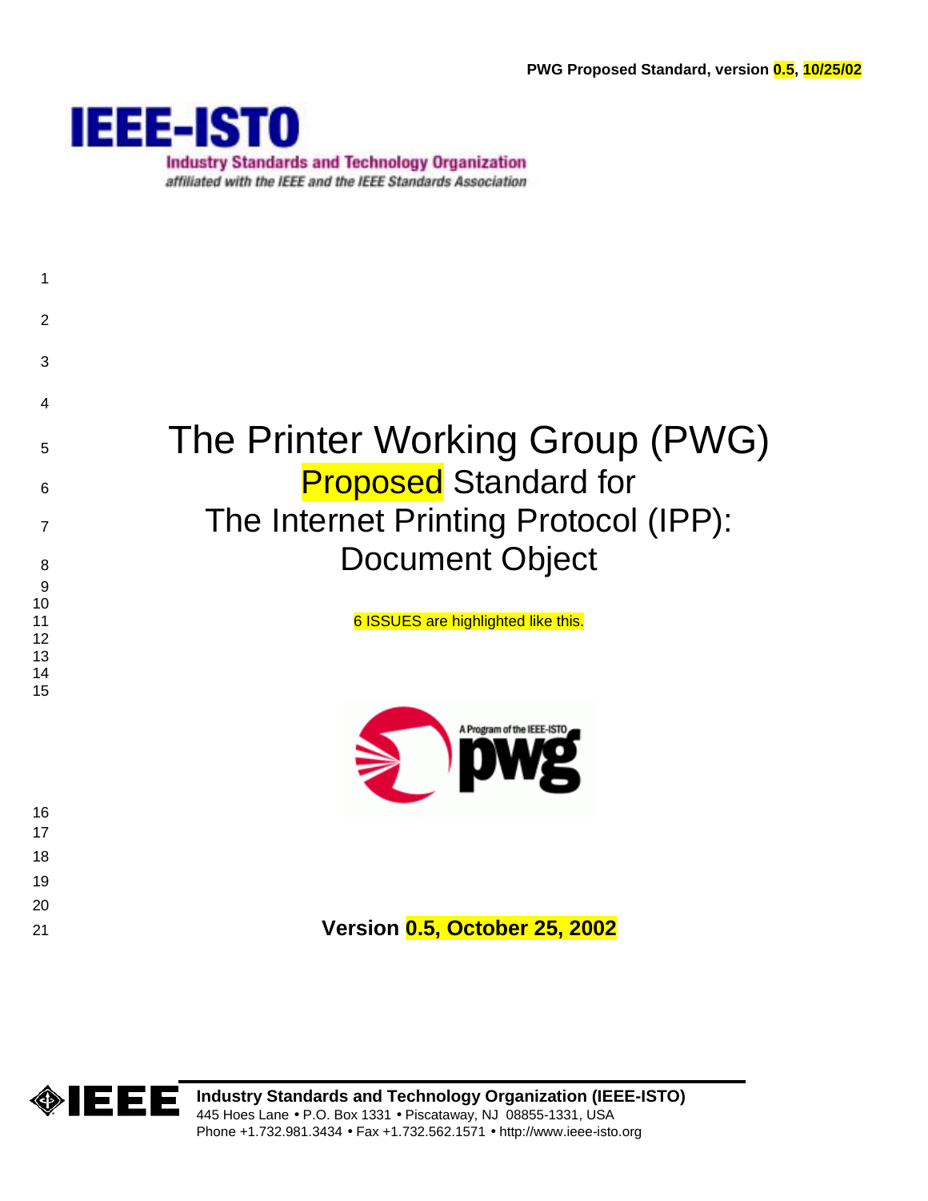IEEE-ISTO

Industry Standards and Technology Organization

*affiliated with the IEEE and the IEEE Standards Association*

# The Printer Working Group (PWG) Proposed Standard for The Internet Printing Protocol (IPP): Document Object

6 ISSUES are highlighted like this.

**Version 0.5, October 25, 2002**

**Industry Standards and Technology Organization (IEEE-ISTO)**
445 Hoes Lane • P.O. Box 1331 • Piscataway, NJ 08855-1331, USA
Phone +1.732.981.3434 • Fax +1.732.562.1571 • http://www.ieee-isto.org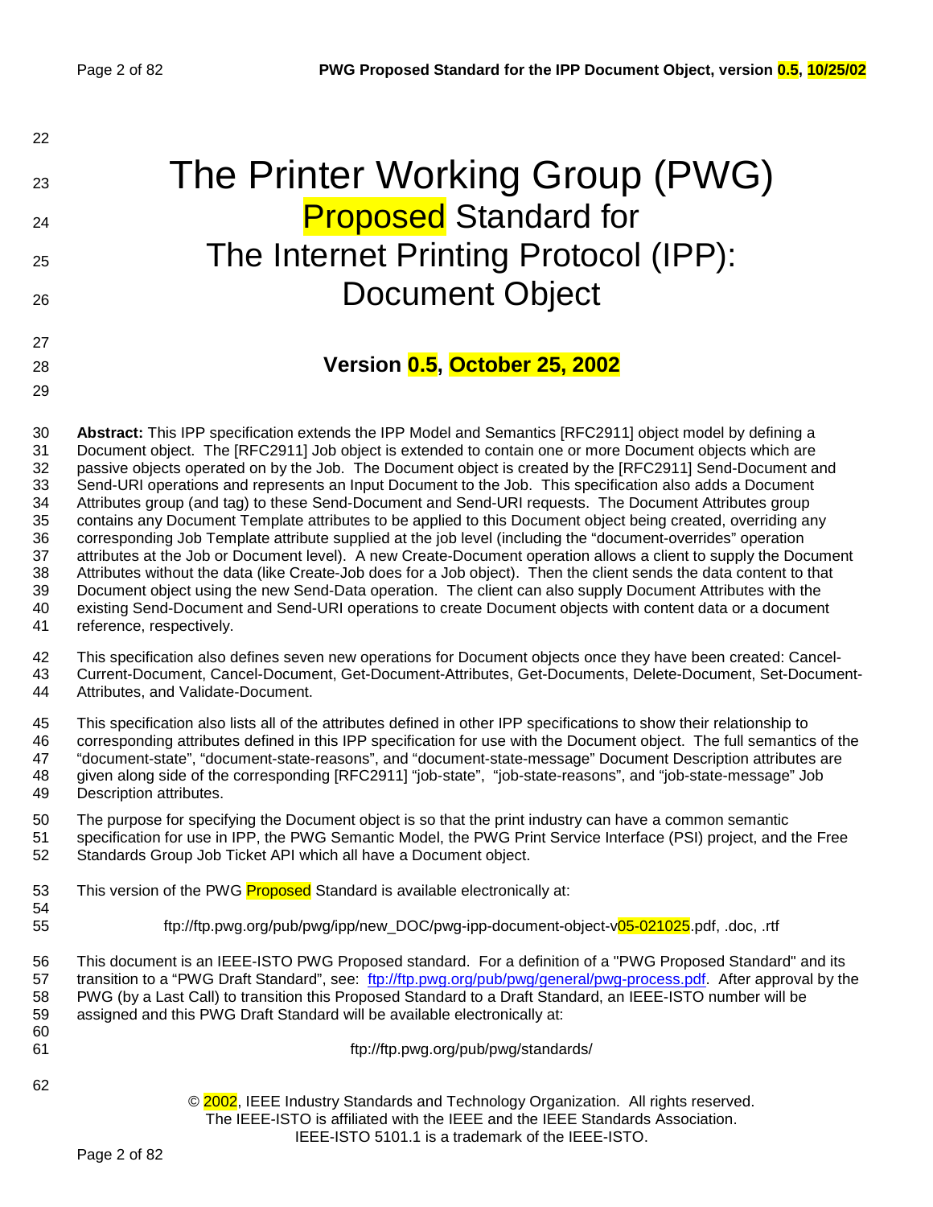# The Printer Working Group (PWG) Proposed Standard for The Internet Printing Protocol (IPP): Document Object

**Version 0.5, October 25, 2002**

**Abstract:** This IPP specification extends the IPP Model and Semantics [RFC2911] object model by defining a Document object. The [RFC2911] Job object is extended to contain one or more Document objects which are passive objects operated on by the Job. The Document object is created by the [RFC2911] Send-Document and Send-URI operations and represents an Input Document to the Job. This specification also adds a Document Attributes group (and tag) to these Send-Document and Send-URI requests. The Document Attributes group contains any Document Template attributes to be applied to this Document object being created, overriding any corresponding Job Template attribute supplied at the job level (including the "document-overrides" operation attributes at the Job or Document level). A new Create-Document operation allows a client to supply the Document Attributes without the data (like Create-Job does for a Job object). Then the client sends the data content to that Document object using the new Send-Data operation. The client can also supply Document Attributes with the existing Send-Document and Send-URI operations to create Document objects with content data or a document reference, respectively.

This specification also defines seven new operations for Document objects once they have been created: Cancel-Current-Document, Cancel-Document, Get-Document-Attributes, Get-Documents, Delete-Document, Set-Document-Attributes, and Validate-Document.

This specification also lists all of the attributes defined in other IPP specifications to show their relationship to corresponding attributes defined in this IPP specification for use with the Document object. The full semantics of the "document-state", "document-state-reasons", and "document-state-message" Document Description attributes are given along side of the corresponding [RFC2911] "job-state", "job-state-reasons", and "job-state-message" Job Description attributes.

The purpose for specifying the Document object is so that the print industry can have a common semantic specification for use in IPP, the PWG Semantic Model, the PWG Print Service Interface (PSI) project, and the Free Standards Group Job Ticket API which all have a Document object.

This version of the PWG Proposed Standard is available electronically at:

ftp://ftp.pwg.org/pub/pwg/ipp/new_DOC/pwg-ipp-document-object-v05-021025.pdf, .doc, .rtf

This document is an IEEE-ISTO PWG Proposed standard. For a definition of a "PWG Proposed Standard" and its transition to a "PWG Draft Standard", see: ftp://ftp.pwg.org/pub/pwg/general/pwg-process.pdf. After approval by the PWG (by a Last Call) to transition this Proposed Standard to a Draft Standard, an IEEE-ISTO number will be assigned and this PWG Draft Standard will be available electronically at:

ftp://ftp.pwg.org/pub/pwg/standards/

© 2002, IEEE Industry Standards and Technology Organization. All rights reserved.
The IEEE-ISTO is affiliated with the IEEE and the IEEE Standards Association.
IEEE-ISTO 5101.1 is a trademark of the IEEE-ISTO.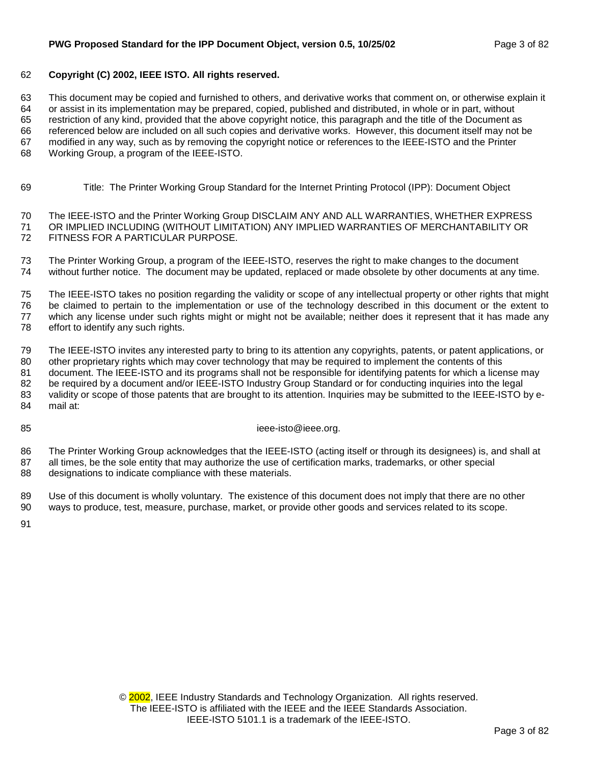**Copyright (C) 2002, IEEE ISTO. All rights reserved.**

This document may be copied and furnished to others, and derivative works that comment on, or otherwise explain it or assist in its implementation may be prepared, copied, published and distributed, in whole or in part, without restriction of any kind, provided that the above copyright notice, this paragraph and the title of the Document as referenced below are included on all such copies and derivative works. However, this document itself may not be modified in any way, such as by removing the copyright notice or references to the IEEE-ISTO and the Printer Working Group, a program of the IEEE-ISTO.

Title: The Printer Working Group Standard for the Internet Printing Protocol (IPP): Document Object

The IEEE-ISTO and the Printer Working Group DISCLAIM ANY AND ALL WARRANTIES, WHETHER EXPRESS OR IMPLIED INCLUDING (WITHOUT LIMITATION) ANY IMPLIED WARRANTIES OF MERCHANTABILITY OR FITNESS FOR A PARTICULAR PURPOSE.

The Printer Working Group, a program of the IEEE-ISTO, reserves the right to make changes to the document without further notice. The document may be updated, replaced or made obsolete by other documents at any time.

The IEEE-ISTO takes no position regarding the validity or scope of any intellectual property or other rights that might be claimed to pertain to the implementation or use of the technology described in this document or the extent to which any license under such rights might or might not be available; neither does it represent that it has made any effort to identify any such rights.

The IEEE-ISTO invites any interested party to bring to its attention any copyrights, patents, or patent applications, or other proprietary rights which may cover technology that may be required to implement the contents of this document. The IEEE-ISTO and its programs shall not be responsible for identifying patents for which a license may be required by a document and/or IEEE-ISTO Industry Group Standard or for conducting inquiries into the legal validity or scope of those patents that are brought to its attention. Inquiries may be submitted to the IEEE-ISTO by e-mail at:

ieee-isto@ieee.org.

The Printer Working Group acknowledges that the IEEE-ISTO (acting itself or through its designees) is, and shall at all times, be the sole entity that may authorize the use of certification marks, trademarks, or other special designations to indicate compliance with these materials.

Use of this document is wholly voluntary. The existence of this document does not imply that there are no other ways to produce, test, measure, purchase, market, or provide other goods and services related to its scope.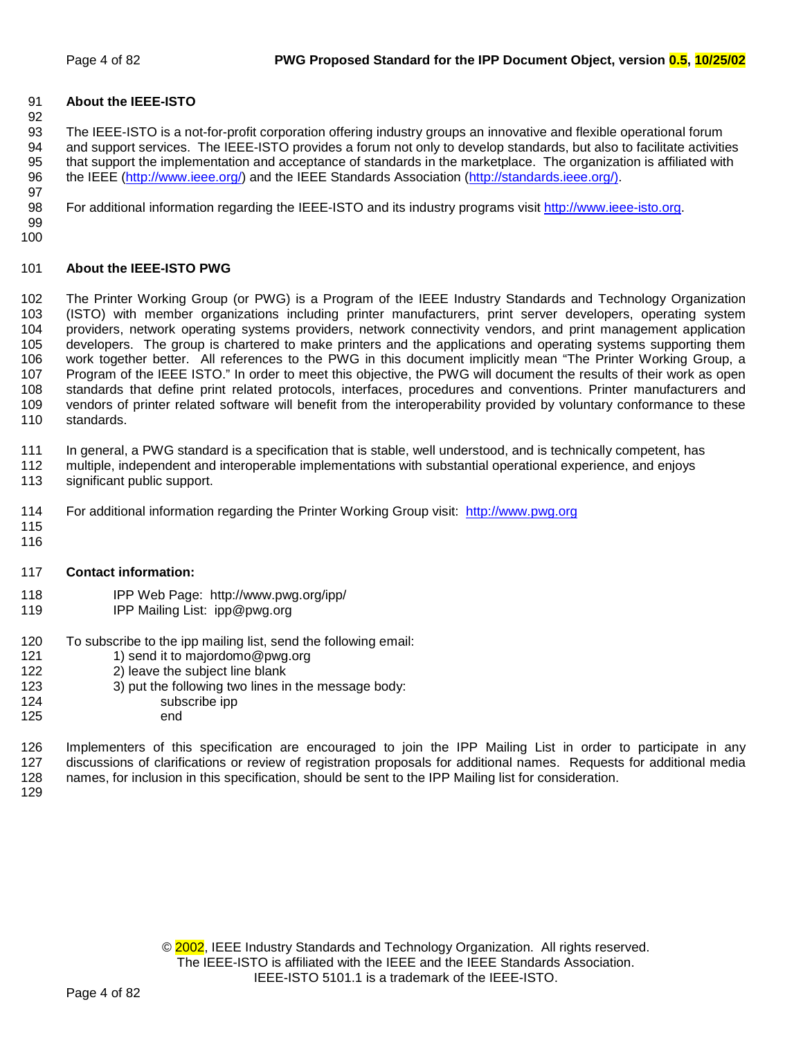## About the IEEE-ISTO

The IEEE-ISTO is a not-for-profit corporation offering industry groups an innovative and flexible operational forum and support services. The IEEE-ISTO provides a forum not only to develop standards, but also to facilitate activities that support the implementation and acceptance of standards in the marketplace. The organization is affiliated with the IEEE (http://www.ieee.org/) and the IEEE Standards Association (http://standards.ieee.org/).

For additional information regarding the IEEE-ISTO and its industry programs visit http://www.ieee-isto.org.

## About the IEEE-ISTO PWG

The Printer Working Group (or PWG) is a Program of the IEEE Industry Standards and Technology Organization (ISTO) with member organizations including printer manufacturers, print server developers, operating system providers, network operating systems providers, network connectivity vendors, and print management application developers. The group is chartered to make printers and the applications and operating systems supporting them work together better. All references to the PWG in this document implicitly mean "The Printer Working Group, a Program of the IEEE ISTO." In order to meet this objective, the PWG will document the results of their work as open standards that define print related protocols, interfaces, procedures and conventions. Printer manufacturers and vendors of printer related software will benefit from the interoperability provided by voluntary conformance to these standards.

In general, a PWG standard is a specification that is stable, well understood, and is technically competent, has multiple, independent and interoperable implementations with substantial operational experience, and enjoys significant public support.

For additional information regarding the Printer Working Group visit: http://www.pwg.org

**Contact information:**

IPP Web Page: http://www.pwg.org/ipp/
IPP Mailing List: ipp@pwg.org

To subscribe to the ipp mailing list, send the following email:

1) send it to majordomo@pwg.org
2) leave the subject line blank
3) put the following two lines in the message body:

```
subscribe ipp
end
```

Implementers of this specification are encouraged to join the IPP Mailing List in order to participate in any discussions of clarifications or review of registration proposals for additional names. Requests for additional media names, for inclusion in this specification, should be sent to the IPP Mailing list for consideration.

© 2002, IEEE Industry Standards and Technology Organization. All rights reserved.
The IEEE-ISTO is affiliated with the IEEE and the IEEE Standards Association.
IEEE-ISTO 5101.1 is a trademark of the IEEE-ISTO.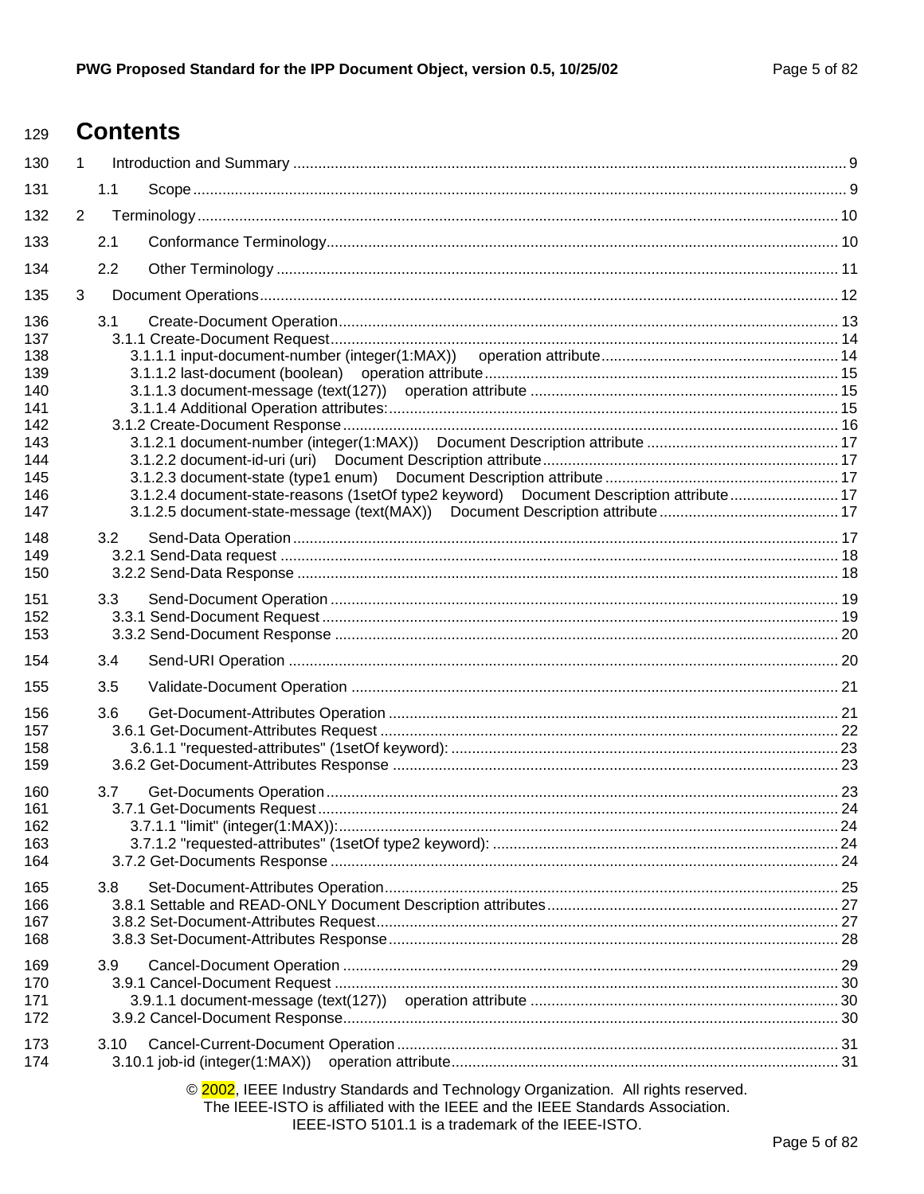# Contents

1 Introduction and Summary .......... 9
  1.1 Scope .......... 9
2 Terminology .......... 10
  2.1 Conformance Terminology .......... 10
  2.2 Other Terminology .......... 11
3 Document Operations .......... 12
  3.1 Create-Document Operation .......... 13
    3.1.1 Create-Document Request .......... 14
      3.1.1.1 input-document-number (integer(1:MAX)) operation attribute .......... 14
      3.1.1.2 last-document (boolean) operation attribute .......... 15
      3.1.1.3 document-message (text(127)) operation attribute .......... 15
      3.1.1.4 Additional Operation attributes: .......... 15
    3.1.2 Create-Document Response .......... 16
      3.1.2.1 document-number (integer(1:MAX)) Document Description attribute .......... 17
      3.1.2.2 document-id-uri (uri) Document Description attribute .......... 17
      3.1.2.3 document-state (type1 enum) Document Description attribute .......... 17
      3.1.2.4 document-state-reasons (1setOf type2 keyword) Document Description attribute .......... 17
      3.1.2.5 document-state-message (text(MAX)) Document Description attribute .......... 17
  3.2 Send-Data Operation .......... 17
    3.2.1 Send-Data request .......... 18
    3.2.2 Send-Data Response .......... 18
  3.3 Send-Document Operation .......... 19
    3.3.1 Send-Document Request .......... 19
    3.3.2 Send-Document Response .......... 20
  3.4 Send-URI Operation .......... 20
  3.5 Validate-Document Operation .......... 21
  3.6 Get-Document-Attributes Operation .......... 21
    3.6.1 Get-Document-Attributes Request .......... 22
      3.6.1.1 "requested-attributes" (1setOf keyword): .......... 23
    3.6.2 Get-Document-Attributes Response .......... 23
  3.7 Get-Documents Operation .......... 23
    3.7.1 Get-Documents Request .......... 24
      3.7.1.1 "limit" (integer(1:MAX)): .......... 24
      3.7.1.2 "requested-attributes" (1setOf type2 keyword): .......... 24
    3.7.2 Get-Documents Response .......... 24
  3.8 Set-Document-Attributes Operation .......... 25
    3.8.1 Settable and READ-ONLY Document Description attributes .......... 27
    3.8.2 Set-Document-Attributes Request .......... 27
    3.8.3 Set-Document-Attributes Response .......... 28
  3.9 Cancel-Document Operation .......... 29
    3.9.1 Cancel-Document Request .......... 30
      3.9.1.1 document-message (text(127)) operation attribute .......... 30
    3.9.2 Cancel-Document Response .......... 30
  3.10 Cancel-Current-Document Operation .......... 31
    3.10.1 job-id (integer(1:MAX)) operation attribute .......... 31

© 2002, IEEE Industry Standards and Technology Organization. All rights reserved.
The IEEE-ISTO is affiliated with the IEEE and the IEEE Standards Association.
IEEE-ISTO 5101.1 is a trademark of the IEEE-ISTO.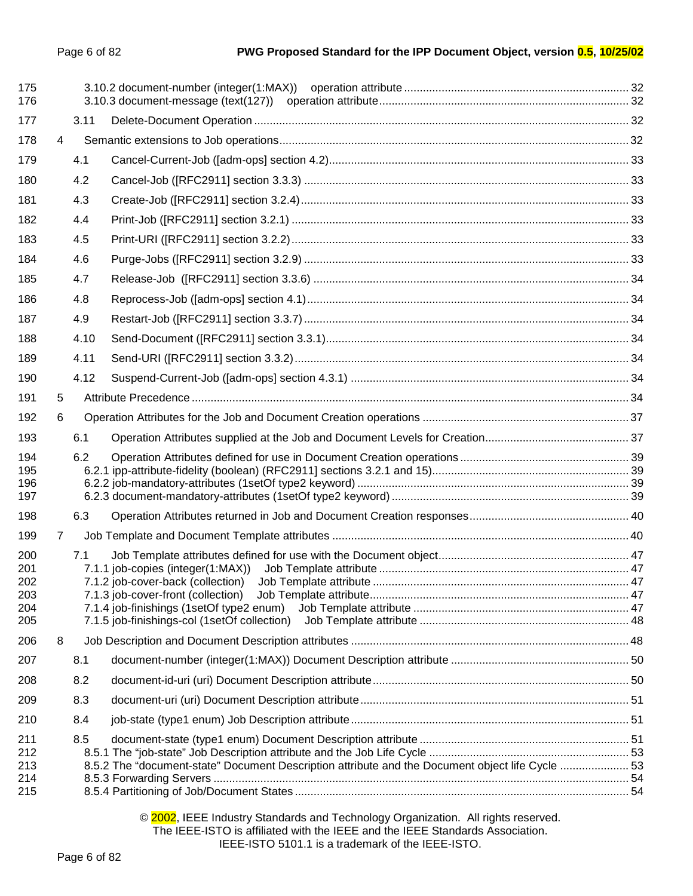175 3.10.2 document-number (integer(1:MAX)) operation attribute ........................................................................ 32
176 3.10.3 document-message (text(127)) operation attribute................................................................................ 32

177 3.11 Delete-Document Operation ........................................................................................................ 32

178 4 Semantic extensions to Job operations............................................................................................... 32

179 4.1 Cancel-Current-Job ([adm-ops] section 4.2)................................................................................ 33

180 4.2 Cancel-Job ([RFC2911] section 3.3.3) ........................................................................................ 33

181 4.3 Create-Job ([RFC2911] section 3.2.4)......................................................................................... 33

182 4.4 Print-Job ([RFC2911] section 3.2.1) ............................................................................................ 33

183 4.5 Print-URI ([RFC2911] section 3.2.2)............................................................................................ 33

184 4.6 Purge-Jobs ([RFC2911] section 3.2.9) ........................................................................................ 33

185 4.7 Release-Job ([RFC2911] section 3.3.6) ..................................................................................... 34

186 4.8 Reprocess-Job ([adm-ops] section 4.1)....................................................................................... 34

187 4.9 Restart-Job ([RFC2911] section 3.3.7)........................................................................................ 34

188 4.10 Send-Document ([RFC2911] section 3.3.1)................................................................................. 34

189 4.11 Send-URI ([RFC2911] section 3.3.2)........................................................................................... 34

190 4.12 Suspend-Current-Job ([adm-ops] section 4.3.1) ......................................................................... 34

191 5 Attribute Precedence ............................................................................................................................ 34

192 6 Operation Attributes for the Job and Document Creation operations .................................................. 37

193 6.1 Operation Attributes supplied at the Job and Document Levels for Creation.............................................. 37

194 6.2 Operation Attributes defined for use in Document Creation operations ...................................... 39
195 6.2.1 ipp-attribute-fidelity (boolean) (RFC2911] sections 3.2.1 and 15)................................................. 39
196 6.2.2 job-mandatory-attributes (1setOf type2 keyword) ........................................................................ 39
197 6.2.3 document-mandatory-attributes (1setOf type2 keyword) .............................................................. 39

198 6.3 Operation Attributes returned in Job and Document Creation responses................................... 40

199 7 Job Template and Document Template attributes ............................................................................... 40

200 7.1 Job Template attributes defined for use with the Document object.............................................. 47
201 7.1.1 job-copies (integer(1:MAX)) Job Template attribute ................................................................ 47
202 7.1.2 job-cover-back (collection) Job Template attribute .................................................................. 47
203 7.1.3 job-cover-front (collection) Job Template attribute................................................................... 47
204 7.1.4 job-finishings (1setOf type2 enum) Job Template attribute ..................................................... 47
205 7.1.5 job-finishings-col (1setOf collection) Job Template attribute ................................................... 48

206 8 Job Description and Document Description attributes ......................................................................... 48

207 8.1 document-number (integer(1:MAX)) Document Description attribute ......................................... 50

208 8.2 document-id-uri (uri) Document Description attribute.................................................................. 50

209 8.3 document-uri (uri) Document Description attribute...................................................................... 51

210 8.4 job-state (type1 enum) Job Description attribute......................................................................... 51

211 8.5 document-state (type1 enum) Document Description attribute ................................................... 51
212 8.5.1 The "job-state" Job Description attribute and the Job Life Cycle ................................................ 53
213 8.5.2 The "document-state" Document Description attribute and the Document object life Cycle ...................... 53
214 8.5.3 Forwarding Servers .................................................................................................................... 54
215 8.5.4 Partitioning of Job/Document States .......................................................................................... 54

© 2002, IEEE Industry Standards and Technology Organization. All rights reserved.
The IEEE-ISTO is affiliated with the IEEE and the IEEE Standards Association.
IEEE-ISTO 5101.1 is a trademark of the IEEE-ISTO.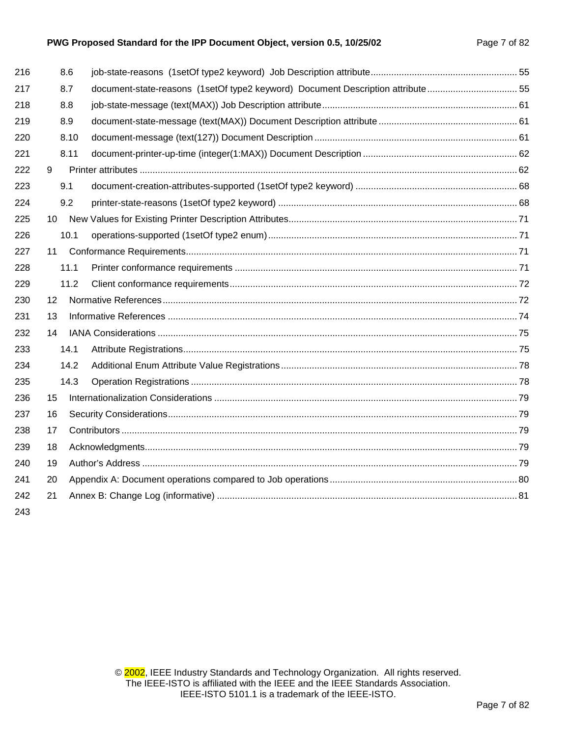216 8.6 job-state-reasons (1setOf type2 keyword) Job Description attribute ........................................................ 55
217 8.7 document-state-reasons (1setOf type2 keyword) Document Description attribute .................................. 55
218 8.8 job-state-message (text(MAX)) Job Description attribute ........................................................................... 61
219 8.9 document-state-message (text(MAX)) Document Description attribute ..................................................... 61
220 8.10 document-message (text(127)) Document Description .............................................................................. 61
221 8.11 document-printer-up-time (integer(1:MAX)) Document Description ........................................................... 62
222 9 Printer attributes ................................................................................................................................. 62
223 9.1 document-creation-attributes-supported (1setOf type2 keyword) .............................................................. 68
224 9.2 printer-state-reasons (1setOf type2 keyword) ............................................................................................ 68
225 10 New Values for Existing Printer Description Attributes........................................................................ 71
226 10.1 operations-supported (1setOf type2 enum) ................................................................................................ 71
227 11 Conformance Requirements................................................................................................................ 71
228 11.1 Printer conformance requirements ............................................................................................................ 71
229 11.2 Client conformance requirements ............................................................................................................... 72
230 12 Normative References ......................................................................................................................... 72
231 13 Informative References ...................................................................................................................... 74
232 14 IANA Considerations .......................................................................................................................... 75
233 14.1 Attribute Registrations................................................................................................................................ 75
234 14.2 Additional Enum Attribute Value Registrations ........................................................................................... 78
235 14.3 Operation Registrations ............................................................................................................................. 78
236 15 Internationalization Considerations .................................................................................................... 79
237 16 Security Considerations...................................................................................................................... 79
238 17 Contributors ........................................................................................................................................ 79
239 18 Acknowledgments............................................................................................................................... 79
240 19 Author's Address ................................................................................................................................ 79
241 20 Appendix A: Document operations compared to Job operations ........................................................ 80
242 21 Annex B: Change Log (informative) ................................................................................................... 81
243

© 2002, IEEE Industry Standards and Technology Organization. All rights reserved.
The IEEE-ISTO is affiliated with the IEEE and the IEEE Standards Association.
IEEE-ISTO 5101.1 is a trademark of the IEEE-ISTO.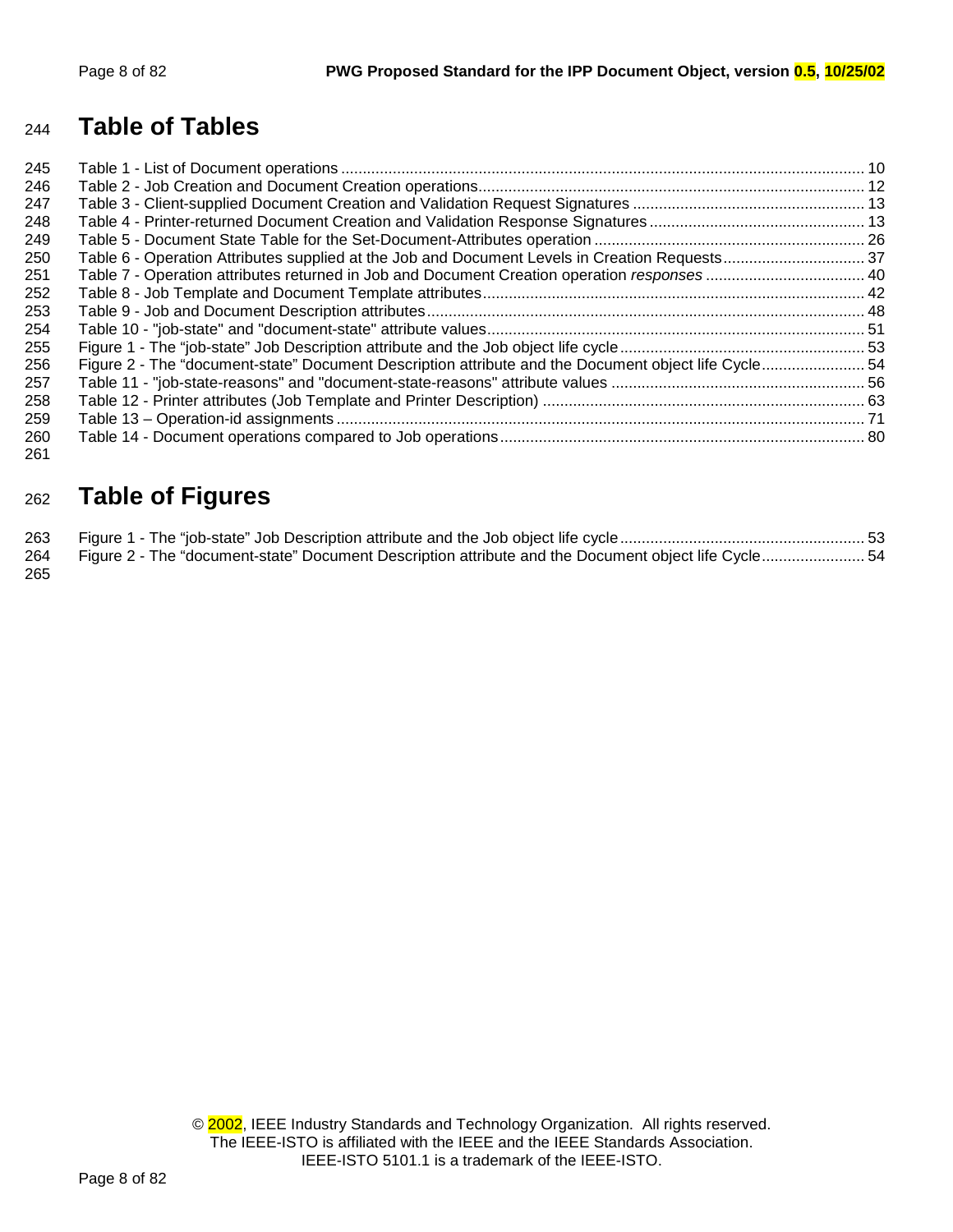# Table of Tables

Table 1 - List of Document operations ... 10
Table 2 - Job Creation and Document Creation operations ... 12
Table 3 - Client-supplied Document Creation and Validation Request Signatures ... 13
Table 4 - Printer-returned Document Creation and Validation Response Signatures ... 13
Table 5 - Document State Table for the Set-Document-Attributes operation ... 26
Table 6 - Operation Attributes supplied at the Job and Document Levels in Creation Requests ... 37
Table 7 - Operation attributes returned in Job and Document Creation operation *responses* ... 40
Table 8 - Job Template and Document Template attributes ... 42
Table 9 - Job and Document Description attributes ... 48
Table 10 - "job-state" and "document-state" attribute values ... 51
Figure 1 - The "job-state" Job Description attribute and the Job object life cycle ... 53
Figure 2 - The "document-state" Document Description attribute and the Document object life Cycle ... 54
Table 11 - "job-state-reasons" and "document-state-reasons" attribute values ... 56
Table 12 - Printer attributes (Job Template and Printer Description) ... 63
Table 13 – Operation-id assignments ... 71
Table 14 - Document operations compared to Job operations ... 80

# Table of Figures

Figure 1 - The "job-state" Job Description attribute and the Job object life cycle ... 53
Figure 2 - The "document-state" Document Description attribute and the Document object life Cycle ... 54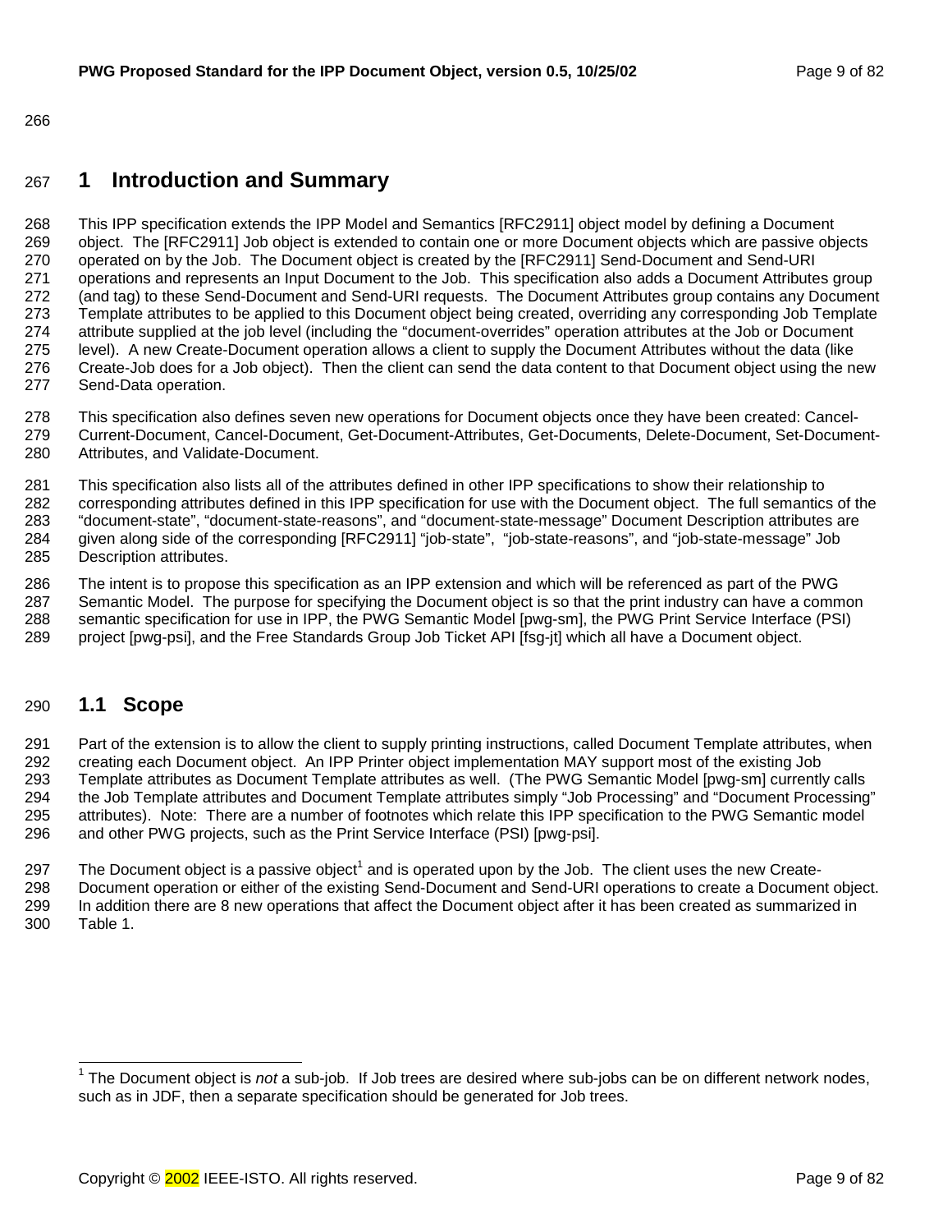# 1 Introduction and Summary

This IPP specification extends the IPP Model and Semantics [RFC2911] object model by defining a Document object. The [RFC2911] Job object is extended to contain one or more Document objects which are passive objects operated on by the Job. The Document object is created by the [RFC2911] Send-Document and Send-URI operations and represents an Input Document to the Job. This specification also adds a Document Attributes group (and tag) to these Send-Document and Send-URI requests. The Document Attributes group contains any Document Template attributes to be applied to this Document object being created, overriding any corresponding Job Template attribute supplied at the job level (including the "document-overrides" operation attributes at the Job or Document level). A new Create-Document operation allows a client to supply the Document Attributes without the data (like Create-Job does for a Job object). Then the client can send the data content to that Document object using the new Send-Data operation.

This specification also defines seven new operations for Document objects once they have been created: Cancel-Current-Document, Cancel-Document, Get-Document-Attributes, Get-Documents, Delete-Document, Set-Document-Attributes, and Validate-Document.

This specification also lists all of the attributes defined in other IPP specifications to show their relationship to corresponding attributes defined in this IPP specification for use with the Document object. The full semantics of the "document-state", "document-state-reasons", and "document-state-message" Document Description attributes are given along side of the corresponding [RFC2911] "job-state", "job-state-reasons", and "job-state-message" Job Description attributes.

The intent is to propose this specification as an IPP extension and which will be referenced as part of the PWG Semantic Model. The purpose for specifying the Document object is so that the print industry can have a common semantic specification for use in IPP, the PWG Semantic Model [pwg-sm], the PWG Print Service Interface (PSI) project [pwg-psi], and the Free Standards Group Job Ticket API [fsg-jt] which all have a Document object.

## 1.1 Scope

Part of the extension is to allow the client to supply printing instructions, called Document Template attributes, when creating each Document object. An IPP Printer object implementation MAY support most of the existing Job Template attributes as Document Template attributes as well. (The PWG Semantic Model [pwg-sm] currently calls the Job Template attributes and Document Template attributes simply "Job Processing" and "Document Processing" attributes). Note: There are a number of footnotes which relate this IPP specification to the PWG Semantic model and other PWG projects, such as the Print Service Interface (PSI) [pwg-psi].

The Document object is a passive object[1] and is operated upon by the Job. The client uses the new Create-Document operation or either of the existing Send-Document and Send-URI operations to create a Document object. In addition there are 8 new operations that affect the Document object after it has been created as summarized in Table 1.

[1] The Document object is *not* a sub-job. If Job trees are desired where sub-jobs can be on different network nodes, such as in JDF, then a separate specification should be generated for Job trees.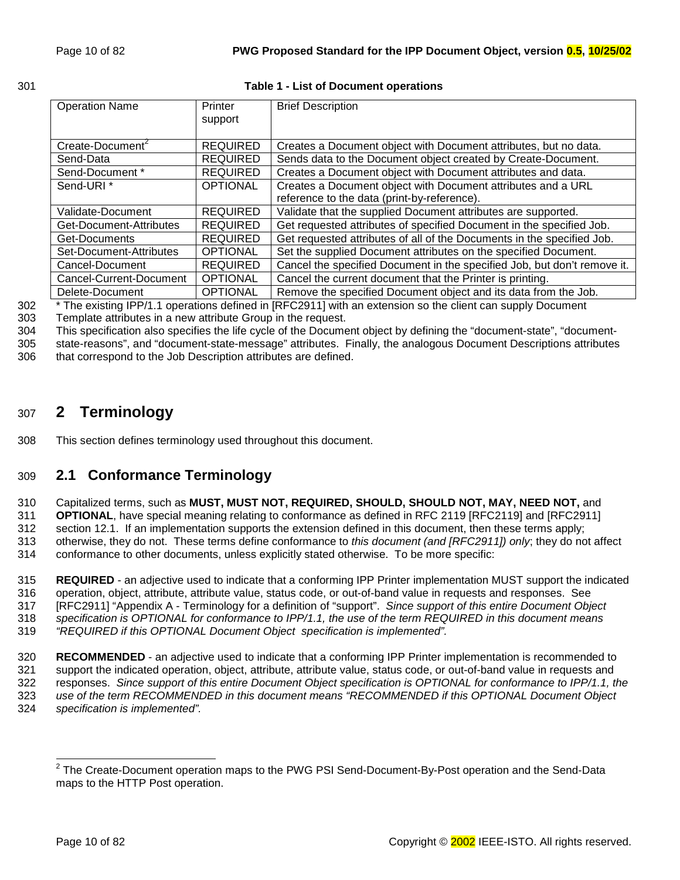**Table 1 - List of Document operations**

| Operation Name | Printer support | Brief Description |
|---|---|---|
| Create-Document[2] | REQUIRED | Creates a Document object with Document attributes, but no data. |
| Send-Data | REQUIRED | Sends data to the Document object created by Create-Document. |
| Send-Document * | REQUIRED | Creates a Document object with Document attributes and data. |
| Send-URI * | OPTIONAL | Creates a Document object with Document attributes and a URL reference to the data (print-by-reference). |
| Validate-Document | REQUIRED | Validate that the supplied Document attributes are supported. |
| Get-Document-Attributes | REQUIRED | Get requested attributes of specified Document in the specified Job. |
| Get-Documents | REQUIRED | Get requested attributes of all of the Documents in the specified Job. |
| Set-Document-Attributes | OPTIONAL | Set the supplied Document attributes on the specified Document. |
| Cancel-Document | REQUIRED | Cancel the specified Document in the specified Job, but don't remove it. |
| Cancel-Current-Document | OPTIONAL | Cancel the current document that the Printer is printing. |
| Delete-Document | OPTIONAL | Remove the specified Document object and its data from the Job. |

\* The existing IPP/1.1 operations defined in [RFC2911] with an extension so the client can supply Document Template attributes in a new attribute Group in the request.

This specification also specifies the life cycle of the Document object by defining the "document-state", "document-state-reasons", and "document-state-message" attributes. Finally, the analogous Document Descriptions attributes that correspond to the Job Description attributes are defined.

# 2 Terminology

This section defines terminology used throughout this document.

## 2.1 Conformance Terminology

Capitalized terms, such as **MUST, MUST NOT, REQUIRED, SHOULD, SHOULD NOT, MAY, NEED NOT,** and **OPTIONAL**, have special meaning relating to conformance as defined in RFC 2119 [RFC2119] and [RFC2911] section 12.1. If an implementation supports the extension defined in this document, then these terms apply; otherwise, they do not. These terms define conformance to *this document (and [RFC2911]) only*; they do not affect conformance to other documents, unless explicitly stated otherwise. To be more specific:

**REQUIRED** - an adjective used to indicate that a conforming IPP Printer implementation MUST support the indicated operation, object, attribute, attribute value, status code, or out-of-band value in requests and responses. See [RFC2911] "Appendix A - Terminology for a definition of "support". *Since support of this entire Document Object specification is OPTIONAL for conformance to IPP/1.1, the use of the term REQUIRED in this document means "REQUIRED if this OPTIONAL Document Object specification is implemented".*

**RECOMMENDED** - an adjective used to indicate that a conforming IPP Printer implementation is recommended to support the indicated operation, object, attribute, attribute value, status code, or out-of-band value in requests and responses. *Since support of this entire Document Object specification is OPTIONAL for conformance to IPP/1.1, the use of the term RECOMMENDED in this document means "RECOMMENDED if this OPTIONAL Document Object specification is implemented".*

---

[2] The Create-Document operation maps to the PWG PSI Send-Document-By-Post operation and the Send-Data maps to the HTTP Post operation.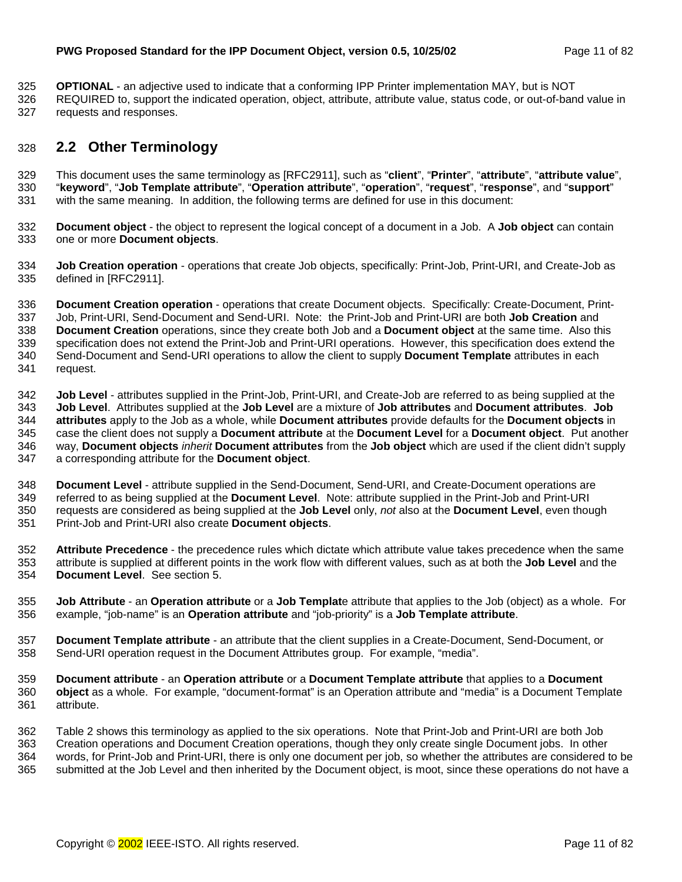**OPTIONAL** - an adjective used to indicate that a conforming IPP Printer implementation MAY, but is NOT REQUIRED to, support the indicated operation, object, attribute, attribute value, status code, or out-of-band value in requests and responses.

## 2.2 Other Terminology

This document uses the same terminology as [RFC2911], such as "**client**", "**Printer**", "**attribute**", "**attribute value**", "**keyword**", "**Job Template attribute**", "**Operation attribute**", "**operation**", "**request**", "**response**", and "**support**" with the same meaning. In addition, the following terms are defined for use in this document:

**Document object** - the object to represent the logical concept of a document in a Job. A **Job object** can contain one or more **Document objects**.

**Job Creation operation** - operations that create Job objects, specifically: Print-Job, Print-URI, and Create-Job as defined in [RFC2911].

**Document Creation operation** - operations that create Document objects. Specifically: Create-Document, Print-Job, Print-URI, Send-Document and Send-URI. Note: the Print-Job and Print-URI are both **Job Creation** and **Document Creation** operations, since they create both Job and a **Document object** at the same time. Also this specification does not extend the Print-Job and Print-URI operations. However, this specification does extend the Send-Document and Send-URI operations to allow the client to supply **Document Template** attributes in each request.

**Job Level** - attributes supplied in the Print-Job, Print-URI, and Create-Job are referred to as being supplied at the **Job Level**. Attributes supplied at the **Job Level** are a mixture of **Job attributes** and **Document attributes**. **Job attributes** apply to the Job as a whole, while **Document attributes** provide defaults for the **Document objects** in case the client does not supply a **Document attribute** at the **Document Level** for a **Document object**. Put another way, **Document objects** *inherit* **Document attributes** from the **Job object** which are used if the client didn't supply a corresponding attribute for the **Document object**.

**Document Level** - attribute supplied in the Send-Document, Send-URI, and Create-Document operations are referred to as being supplied at the **Document Level**. Note: attribute supplied in the Print-Job and Print-URI requests are considered as being supplied at the **Job Level** only, *not* also at the **Document Level**, even though Print-Job and Print-URI also create **Document objects**.

**Attribute Precedence** - the precedence rules which dictate which attribute value takes precedence when the same attribute is supplied at different points in the work flow with different values, such as at both the **Job Level** and the **Document Level**. See section 5.

**Job Attribute** - an **Operation attribute** or a **Job Templat**e attribute that applies to the Job (object) as a whole. For example, "job-name" is an **Operation attribute** and "job-priority" is a **Job Template attribute**.

**Document Template attribute** - an attribute that the client supplies in a Create-Document, Send-Document, or Send-URI operation request in the Document Attributes group. For example, "media".

**Document attribute** - an **Operation attribute** or a **Document Template attribute** that applies to a **Document object** as a whole. For example, "document-format" is an Operation attribute and "media" is a Document Template attribute.

Table 2 shows this terminology as applied to the six operations. Note that Print-Job and Print-URI are both Job Creation operations and Document Creation operations, though they only create single Document jobs. In other words, for Print-Job and Print-URI, there is only one document per job, so whether the attributes are considered to be submitted at the Job Level and then inherited by the Document object, is moot, since these operations do not have a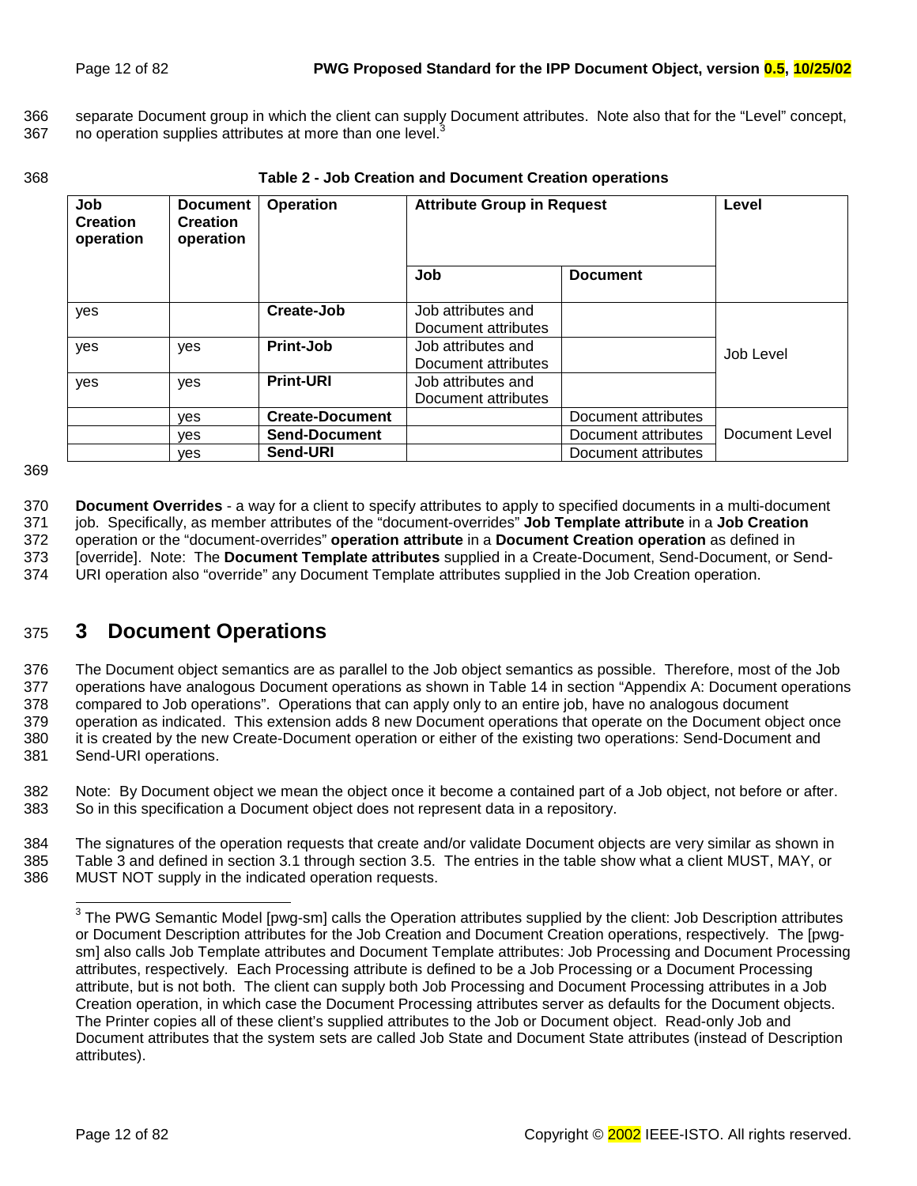separate Document group in which the client can supply Document attributes. Note also that for the "Level" concept, no operation supplies attributes at more than one level.[3]

**Table 2 - Job Creation and Document Creation operations**

| Job Creation operation | Document Creation operation | Operation | Attribute Group in Request | | Level |
|---|---|---|---|---|---|
| | | | **Job** | **Document** | |
| yes | | **Create-Job** | Job attributes and Document attributes | | Job Level |
| yes | yes | **Print-Job** | Job attributes and Document attributes | | |
| yes | yes | **Print-URI** | Job attributes and Document attributes | | |
| | yes | **Create-Document** | | Document attributes | Document Level |
| | yes | **Send-Document** | | Document attributes | |
| | yes | **Send-URI** | | Document attributes | |

**Document Overrides** - a way for a client to specify attributes to apply to specified documents in a multi-document job. Specifically, as member attributes of the "document-overrides" **Job Template attribute** in a **Job Creation** operation or the "document-overrides" **operation attribute** in a **Document Creation operation** as defined in [override]. Note: The **Document Template attributes** supplied in a Create-Document, Send-Document, or Send-URI operation also "override" any Document Template attributes supplied in the Job Creation operation.

# 3 Document Operations

The Document object semantics are as parallel to the Job object semantics as possible. Therefore, most of the Job operations have analogous Document operations as shown in Table 14 in section "Appendix A: Document operations compared to Job operations". Operations that can apply only to an entire job, have no analogous document operation as indicated. This extension adds 8 new Document operations that operate on the Document object once it is created by the new Create-Document operation or either of the existing two operations: Send-Document and Send-URI operations.

Note: By Document object we mean the object once it become a contained part of a Job object, not before or after. So in this specification a Document object does not represent data in a repository.

The signatures of the operation requests that create and/or validate Document objects are very similar as shown in Table 3 and defined in section 3.1 through section 3.5. The entries in the table show what a client MUST, MAY, or MUST NOT supply in the indicated operation requests.

[3] The PWG Semantic Model [pwg-sm] calls the Operation attributes supplied by the client: Job Description attributes or Document Description attributes for the Job Creation and Document Creation operations, respectively. The [pwg-sm] also calls Job Template attributes and Document Template attributes: Job Processing and Document Processing attributes, respectively. Each Processing attribute is defined to be a Job Processing or a Document Processing attribute, but is not both. The client can supply both Job Processing and Document Processing attributes in a Job Creation operation, in which case the Document Processing attributes server as defaults for the Document objects. The Printer copies all of these client's supplied attributes to the Job or Document object. Read-only Job and Document attributes that the system sets are called Job State and Document State attributes (instead of Description attributes).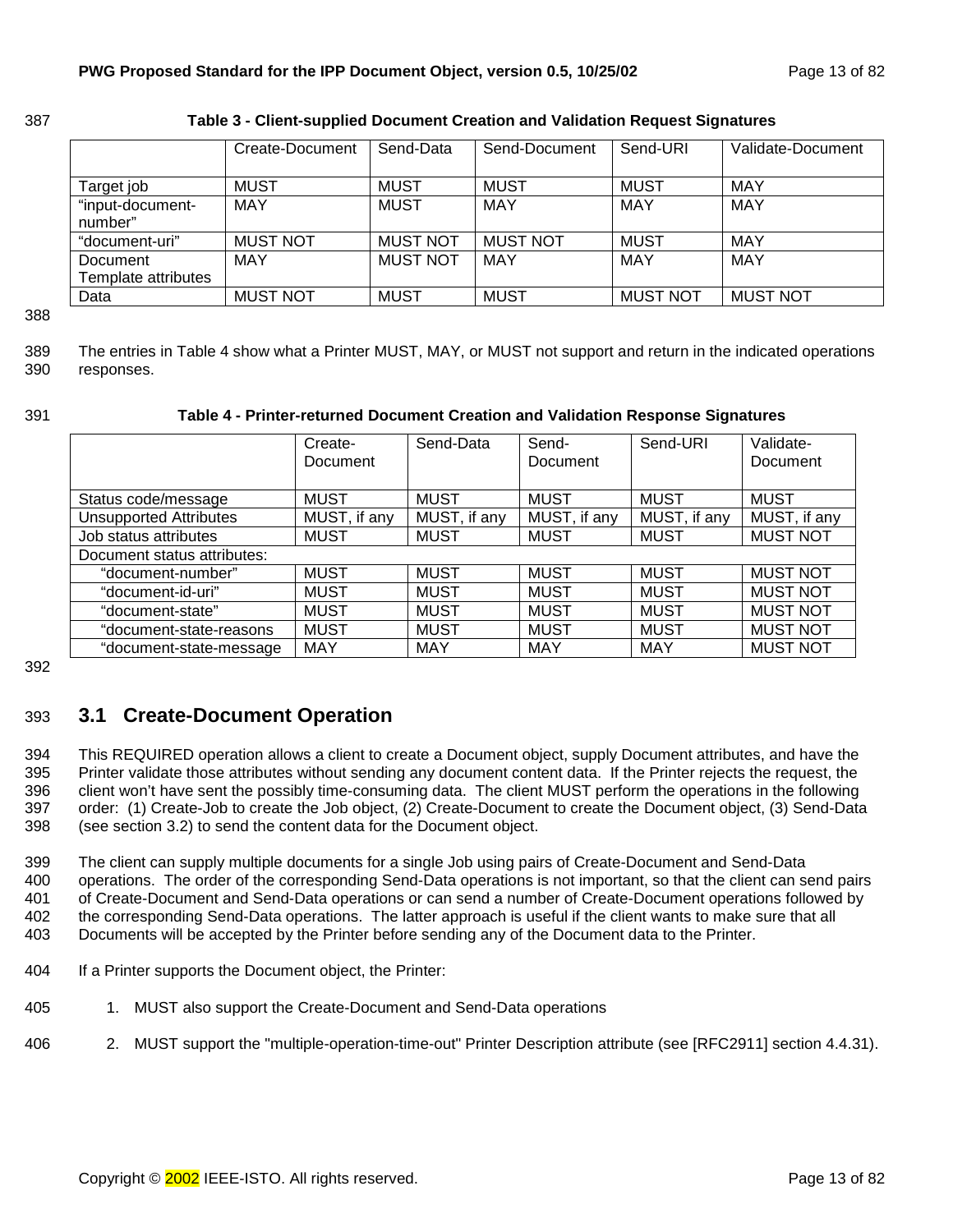**Table 3 - Client-supplied Document Creation and Validation Request Signatures**

| | Create-Document | Send-Data | Send-Document | Send-URI | Validate-Document |
|---|---|---|---|---|---|
| Target job | MUST | MUST | MUST | MUST | MAY |
| "input-document-number" | MAY | MUST | MAY | MAY | MAY |
| "document-uri" | MUST NOT | MUST NOT | MUST NOT | MUST | MAY |
| Document Template attributes | MAY | MUST NOT | MAY | MAY | MAY |
| Data | MUST NOT | MUST | MUST | MUST NOT | MUST NOT |

The entries in Table 4 show what a Printer MUST, MAY, or MUST not support and return in the indicated operations responses.

**Table 4 - Printer-returned Document Creation and Validation Response Signatures**

| | Create-Document | Send-Data | Send-Document | Send-URI | Validate-Document |
|---|---|---|---|---|---|
| Status code/message | MUST | MUST | MUST | MUST | MUST |
| Unsupported Attributes | MUST, if any | MUST, if any | MUST, if any | MUST, if any | MUST, if any |
| Job status attributes | MUST | MUST | MUST | MUST | MUST NOT |
| Document status attributes: | | | | | |
| "document-number" | MUST | MUST | MUST | MUST | MUST NOT |
| "document-id-uri" | MUST | MUST | MUST | MUST | MUST NOT |
| "document-state" | MUST | MUST | MUST | MUST | MUST NOT |
| "document-state-reasons | MUST | MUST | MUST | MUST | MUST NOT |
| "document-state-message | MAY | MAY | MAY | MAY | MUST NOT |

## 3.1 Create-Document Operation

This REQUIRED operation allows a client to create a Document object, supply Document attributes, and have the Printer validate those attributes without sending any document content data. If the Printer rejects the request, the client won't have sent the possibly time-consuming data. The client MUST perform the operations in the following order: (1) Create-Job to create the Job object, (2) Create-Document to create the Document object, (3) Send-Data (see section 3.2) to send the content data for the Document object.

The client can supply multiple documents for a single Job using pairs of Create-Document and Send-Data operations. The order of the corresponding Send-Data operations is not important, so that the client can send pairs of Create-Document and Send-Data operations or can send a number of Create-Document operations followed by the corresponding Send-Data operations. The latter approach is useful if the client wants to make sure that all Documents will be accepted by the Printer before sending any of the Document data to the Printer.

If a Printer supports the Document object, the Printer:

1. MUST also support the Create-Document and Send-Data operations
2. MUST support the "multiple-operation-time-out" Printer Description attribute (see [RFC2911] section 4.4.31).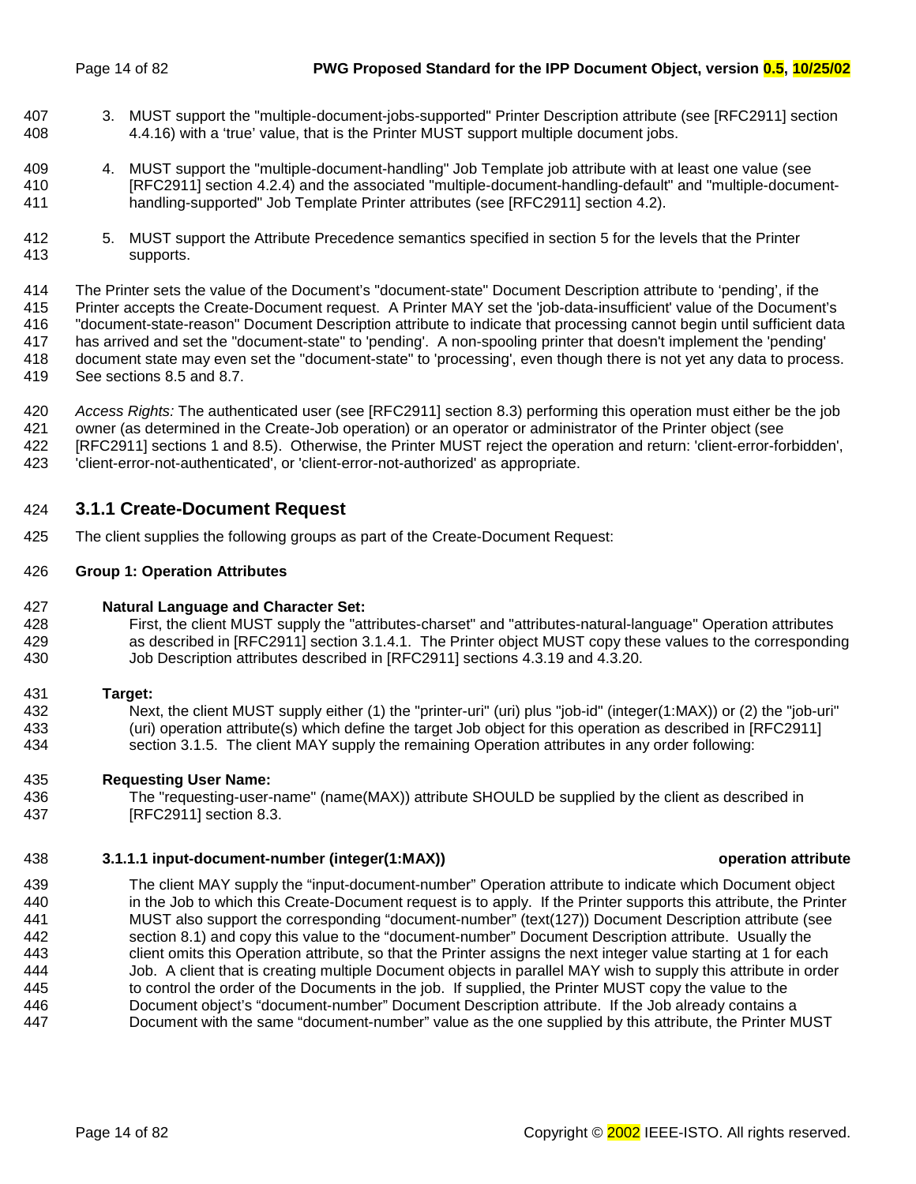3. MUST support the "multiple-document-jobs-supported" Printer Description attribute (see [RFC2911] section 4.4.16) with a 'true' value, that is the Printer MUST support multiple document jobs.

4. MUST support the "multiple-document-handling" Job Template job attribute with at least one value (see [RFC2911] section 4.2.4) and the associated "multiple-document-handling-default" and "multiple-document-handling-supported" Job Template Printer attributes (see [RFC2911] section 4.2).

5. MUST support the Attribute Precedence semantics specified in section 5 for the levels that the Printer supports.

The Printer sets the value of the Document's "document-state" Document Description attribute to 'pending', if the Printer accepts the Create-Document request. A Printer MAY set the 'job-data-insufficient' value of the Document's "document-state-reason" Document Description attribute to indicate that processing cannot begin until sufficient data has arrived and set the "document-state" to 'pending'. A non-spooling printer that doesn't implement the 'pending' document state may even set the "document-state" to 'processing', even though there is not yet any data to process. See sections 8.5 and 8.7.

*Access Rights:* The authenticated user (see [RFC2911] section 8.3) performing this operation must either be the job owner (as determined in the Create-Job operation) or an operator or administrator of the Printer object (see [RFC2911] sections 1 and 8.5). Otherwise, the Printer MUST reject the operation and return: 'client-error-forbidden', 'client-error-not-authenticated', or 'client-error-not-authorized' as appropriate.

### 3.1.1 Create-Document Request

The client supplies the following groups as part of the Create-Document Request:

**Group 1: Operation Attributes**

**Natural Language and Character Set:**
First, the client MUST supply the "attributes-charset" and "attributes-natural-language" Operation attributes as described in [RFC2911] section 3.1.4.1. The Printer object MUST copy these values to the corresponding Job Description attributes described in [RFC2911] sections 4.3.19 and 4.3.20.

**Target:**
Next, the client MUST supply either (1) the "printer-uri" (uri) plus "job-id" (integer(1:MAX)) or (2) the "job-uri" (uri) operation attribute(s) which define the target Job object for this operation as described in [RFC2911] section 3.1.5. The client MAY supply the remaining Operation attributes in any order following:

**Requesting User Name:**
The "requesting-user-name" (name(MAX)) attribute SHOULD be supplied by the client as described in [RFC2911] section 8.3.

#### 3.1.1.1 input-document-number (integer(1:MAX)) — operation attribute

The client MAY supply the "input-document-number" Operation attribute to indicate which Document object in the Job to which this Create-Document request is to apply. If the Printer supports this attribute, the Printer MUST also support the corresponding "document-number" (text(127)) Document Description attribute (see section 8.1) and copy this value to the "document-number" Document Description attribute. Usually the client omits this Operation attribute, so that the Printer assigns the next integer value starting at 1 for each Job. A client that is creating multiple Document objects in parallel MAY wish to supply this attribute in order to control the order of the Documents in the job. If supplied, the Printer MUST copy the value to the Document object's "document-number" Document Description attribute. If the Job already contains a Document with the same "document-number" value as the one supplied by this attribute, the Printer MUST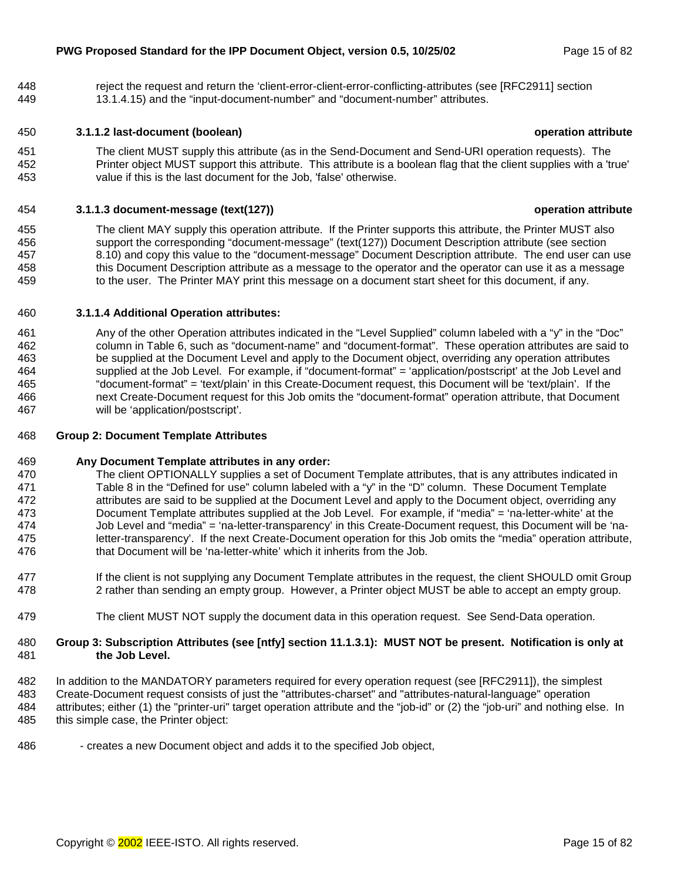reject the request and return the 'client-error-client-error-conflicting-attributes (see [RFC2911] section 13.1.4.15) and the "input-document-number" and "document-number" attributes.

#### 3.1.1.2 last-document (boolean) — operation attribute

The client MUST supply this attribute (as in the Send-Document and Send-URI operation requests). The Printer object MUST support this attribute. This attribute is a boolean flag that the client supplies with a 'true' value if this is the last document for the Job, 'false' otherwise.

#### 3.1.1.3 document-message (text(127)) — operation attribute

The client MAY supply this operation attribute. If the Printer supports this attribute, the Printer MUST also support the corresponding "document-message" (text(127)) Document Description attribute (see section 8.10) and copy this value to the "document-message" Document Description attribute. The end user can use this Document Description attribute as a message to the operator and the operator can use it as a message to the user. The Printer MAY print this message on a document start sheet for this document, if any.

#### 3.1.1.4 Additional Operation attributes:

Any of the other Operation attributes indicated in the "Level Supplied" column labeled with a "y" in the "Doc" column in Table 6, such as "document-name" and "document-format". These operation attributes are said to be supplied at the Document Level and apply to the Document object, overriding any operation attributes supplied at the Job Level. For example, if "document-format" = 'application/postscript' at the Job Level and "document-format" = 'text/plain' in this Create-Document request, this Document will be 'text/plain'. If the next Create-Document request for this Job omits the "document-format" operation attribute, that Document will be 'application/postscript'.

**Group 2: Document Template Attributes**

**Any Document Template attributes in any order:**

The client OPTIONALLY supplies a set of Document Template attributes, that is any attributes indicated in Table 8 in the "Defined for use" column labeled with a "y" in the "D" column. These Document Template attributes are said to be supplied at the Document Level and apply to the Document object, overriding any Document Template attributes supplied at the Job Level. For example, if "media" = 'na-letter-white' at the Job Level and "media" = 'na-letter-transparency' in this Create-Document request, this Document will be 'na-letter-transparency'. If the next Create-Document operation for this Job omits the "media" operation attribute, that Document will be 'na-letter-white' which it inherits from the Job.

If the client is not supplying any Document Template attributes in the request, the client SHOULD omit Group 2 rather than sending an empty group. However, a Printer object MUST be able to accept an empty group.

The client MUST NOT supply the document data in this operation request. See Send-Data operation.

**Group 3: Subscription Attributes (see [ntfy] section 11.1.3.1): MUST NOT be present. Notification is only at the Job Level.**

In addition to the MANDATORY parameters required for every operation request (see [RFC2911]), the simplest Create-Document request consists of just the "attributes-charset" and "attributes-natural-language" operation attributes; either (1) the "printer-uri" target operation attribute and the "job-id" or (2) the "job-uri" and nothing else. In this simple case, the Printer object:

- creates a new Document object and adds it to the specified Job object,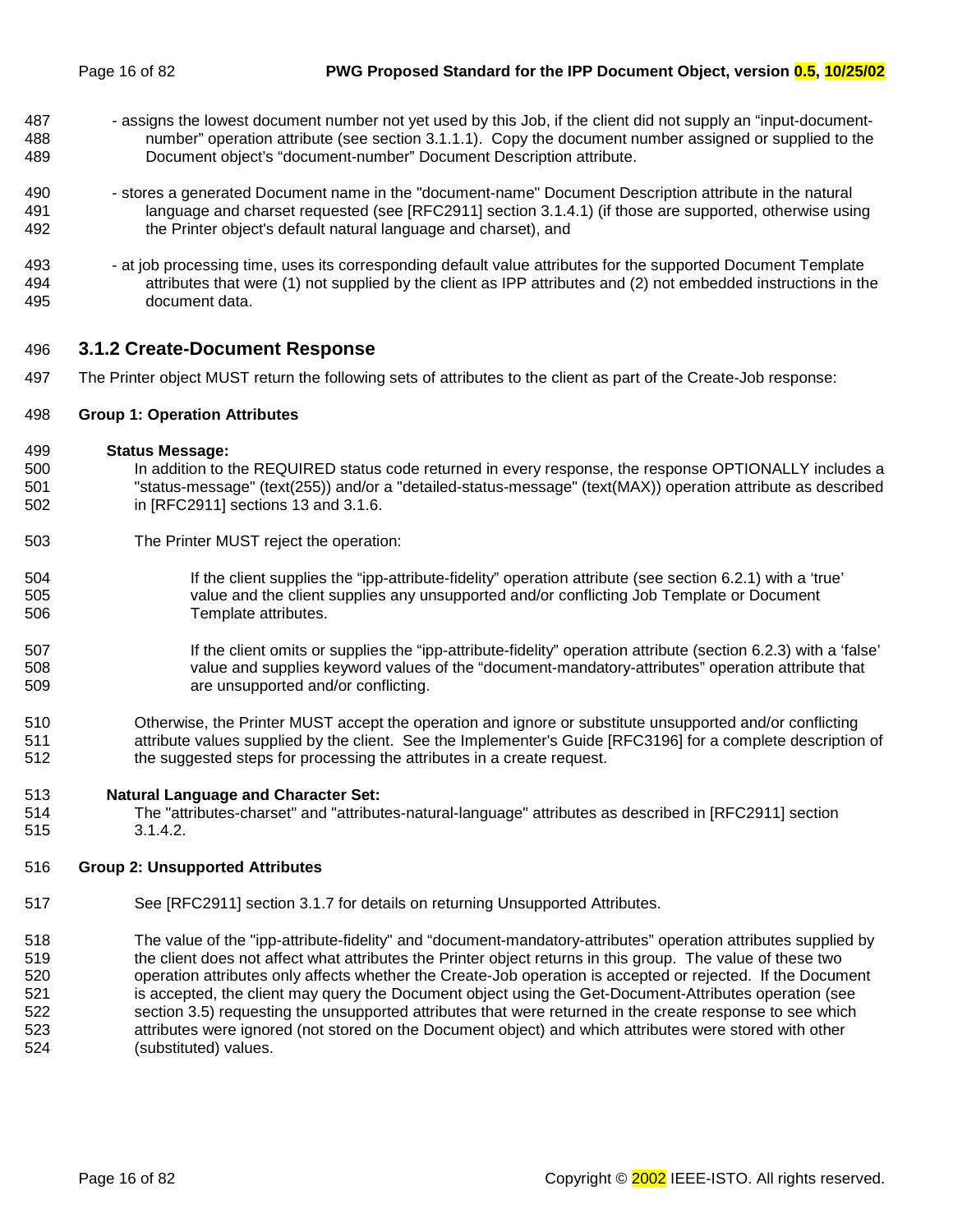- assigns the lowest document number not yet used by this Job, if the client did not supply an “input-document-number” operation attribute (see section 3.1.1.1). Copy the document number assigned or supplied to the Document object’s “document-number” Document Description attribute.

- stores a generated Document name in the "document-name" Document Description attribute in the natural language and charset requested (see [RFC2911] section 3.1.4.1) (if those are supported, otherwise using the Printer object's default natural language and charset), and

- at job processing time, uses its corresponding default value attributes for the supported Document Template attributes that were (1) not supplied by the client as IPP attributes and (2) not embedded instructions in the document data.

### 3.1.2 Create-Document Response

The Printer object MUST return the following sets of attributes to the client as part of the Create-Job response:

**Group 1: Operation Attributes**

**Status Message:**

In addition to the REQUIRED status code returned in every response, the response OPTIONALLY includes a "status-message" (text(255)) and/or a "detailed-status-message" (text(MAX)) operation attribute as described in [RFC2911] sections 13 and 3.1.6.

The Printer MUST reject the operation:

If the client supplies the “ipp-attribute-fidelity” operation attribute (see section 6.2.1) with a ‘true’ value and the client supplies any unsupported and/or conflicting Job Template or Document Template attributes.

If the client omits or supplies the “ipp-attribute-fidelity” operation attribute (section 6.2.3) with a ‘false’ value and supplies keyword values of the “document-mandatory-attributes” operation attribute that are unsupported and/or conflicting.

Otherwise, the Printer MUST accept the operation and ignore or substitute unsupported and/or conflicting attribute values supplied by the client. See the Implementer's Guide [RFC3196] for a complete description of the suggested steps for processing the attributes in a create request.

**Natural Language and Character Set:**

The "attributes-charset" and "attributes-natural-language" attributes as described in [RFC2911] section 3.1.4.2.

**Group 2: Unsupported Attributes**

See [RFC2911] section 3.1.7 for details on returning Unsupported Attributes.

The value of the "ipp-attribute-fidelity" and “document-mandatory-attributes” operation attributes supplied by the client does not affect what attributes the Printer object returns in this group. The value of these two operation attributes only affects whether the Create-Job operation is accepted or rejected. If the Document is accepted, the client may query the Document object using the Get-Document-Attributes operation (see section 3.5) requesting the unsupported attributes that were returned in the create response to see which attributes were ignored (not stored on the Document object) and which attributes were stored with other (substituted) values.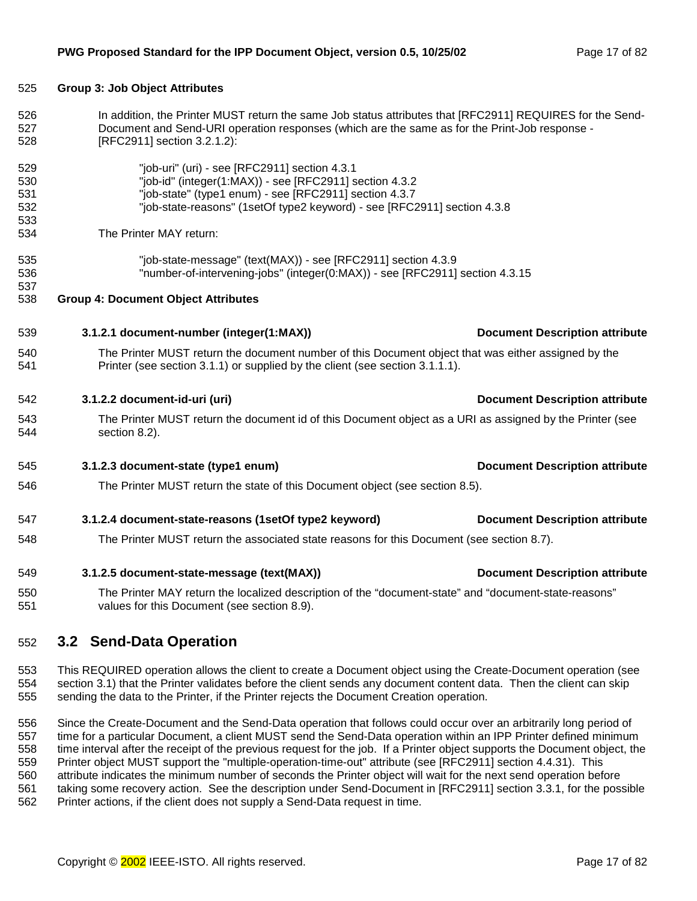**Group 3: Job Object Attributes**

In addition, the Printer MUST return the same Job status attributes that [RFC2911] REQUIRES for the Send-Document and Send-URI operation responses (which are the same as for the Print-Job response - [RFC2911] section 3.2.1.2):

"job-uri" (uri) - see [RFC2911] section 4.3.1
"job-id" (integer(1:MAX)) - see [RFC2911] section 4.3.2
"job-state" (type1 enum) - see [RFC2911] section 4.3.7
"job-state-reasons" (1setOf type2 keyword) - see [RFC2911] section 4.3.8

The Printer MAY return:

"job-state-message" (text(MAX)) - see [RFC2911] section 4.3.9
"number-of-intervening-jobs" (integer(0:MAX)) - see [RFC2911] section 4.3.15

**Group 4: Document Object Attributes**

#### 3.1.2.1 document-number (integer(1:MAX)) — Document Description attribute

The Printer MUST return the document number of this Document object that was either assigned by the Printer (see section 3.1.1) or supplied by the client (see section 3.1.1.1).

#### 3.1.2.2 document-id-uri (uri) — Document Description attribute

The Printer MUST return the document id of this Document object as a URI as assigned by the Printer (see section 8.2).

#### 3.1.2.3 document-state (type1 enum) — Document Description attribute

The Printer MUST return the state of this Document object (see section 8.5).

#### 3.1.2.4 document-state-reasons (1setOf type2 keyword) — Document Description attribute

The Printer MUST return the associated state reasons for this Document (see section 8.7).

#### 3.1.2.5 document-state-message (text(MAX)) — Document Description attribute

The Printer MAY return the localized description of the “document-state” and “document-state-reasons” values for this Document (see section 8.9).

## 3.2 Send-Data Operation

This REQUIRED operation allows the client to create a Document object using the Create-Document operation (see section 3.1) that the Printer validates before the client sends any document content data. Then the client can skip sending the data to the Printer, if the Printer rejects the Document Creation operation.

Since the Create-Document and the Send-Data operation that follows could occur over an arbitrarily long period of time for a particular Document, a client MUST send the Send-Data operation within an IPP Printer defined minimum time interval after the receipt of the previous request for the job. If a Printer object supports the Document object, the Printer object MUST support the "multiple-operation-time-out" attribute (see [RFC2911] section 4.4.31). This attribute indicates the minimum number of seconds the Printer object will wait for the next send operation before taking some recovery action. See the description under Send-Document in [RFC2911] section 3.3.1, for the possible Printer actions, if the client does not supply a Send-Data request in time.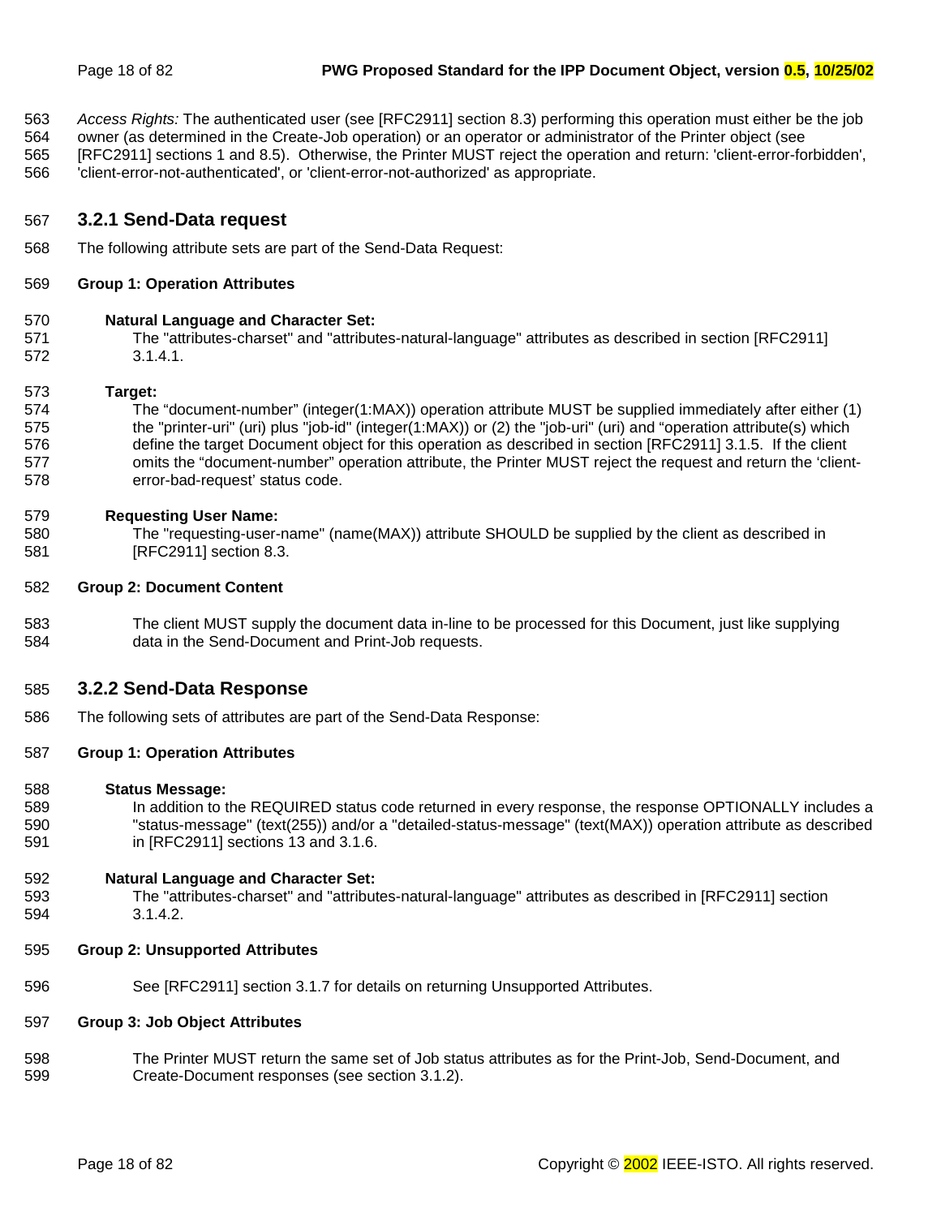*Access Rights:* The authenticated user (see [RFC2911] section 8.3) performing this operation must either be the job owner (as determined in the Create-Job operation) or an operator or administrator of the Printer object (see [RFC2911] sections 1 and 8.5). Otherwise, the Printer MUST reject the operation and return: 'client-error-forbidden', 'client-error-not-authenticated', or 'client-error-not-authorized' as appropriate.

### 3.2.1 Send-Data request

The following attribute sets are part of the Send-Data Request:

**Group 1: Operation Attributes**

**Natural Language and Character Set:**
The "attributes-charset" and "attributes-natural-language" attributes as described in section [RFC2911] 3.1.4.1.

**Target:**
The “document-number” (integer(1:MAX)) operation attribute MUST be supplied immediately after either (1) the "printer-uri" (uri) plus "job-id" (integer(1:MAX)) or (2) the "job-uri" (uri) and “operation attribute(s) which define the target Document object for this operation as described in section [RFC2911] 3.1.5. If the client omits the “document-number” operation attribute, the Printer MUST reject the request and return the ‘client-error-bad-request’ status code.

**Requesting User Name:**
The "requesting-user-name" (name(MAX)) attribute SHOULD be supplied by the client as described in [RFC2911] section 8.3.

**Group 2: Document Content**

The client MUST supply the document data in-line to be processed for this Document, just like supplying data in the Send-Document and Print-Job requests.

### 3.2.2 Send-Data Response

The following sets of attributes are part of the Send-Data Response:

**Group 1: Operation Attributes**

**Status Message:**
In addition to the REQUIRED status code returned in every response, the response OPTIONALLY includes a "status-message" (text(255)) and/or a "detailed-status-message" (text(MAX)) operation attribute as described in [RFC2911] sections 13 and 3.1.6.

**Natural Language and Character Set:**
The "attributes-charset" and "attributes-natural-language" attributes as described in [RFC2911] section 3.1.4.2.

**Group 2: Unsupported Attributes**

See [RFC2911] section 3.1.7 for details on returning Unsupported Attributes.

**Group 3: Job Object Attributes**

The Printer MUST return the same set of Job status attributes as for the Print-Job, Send-Document, and Create-Document responses (see section 3.1.2).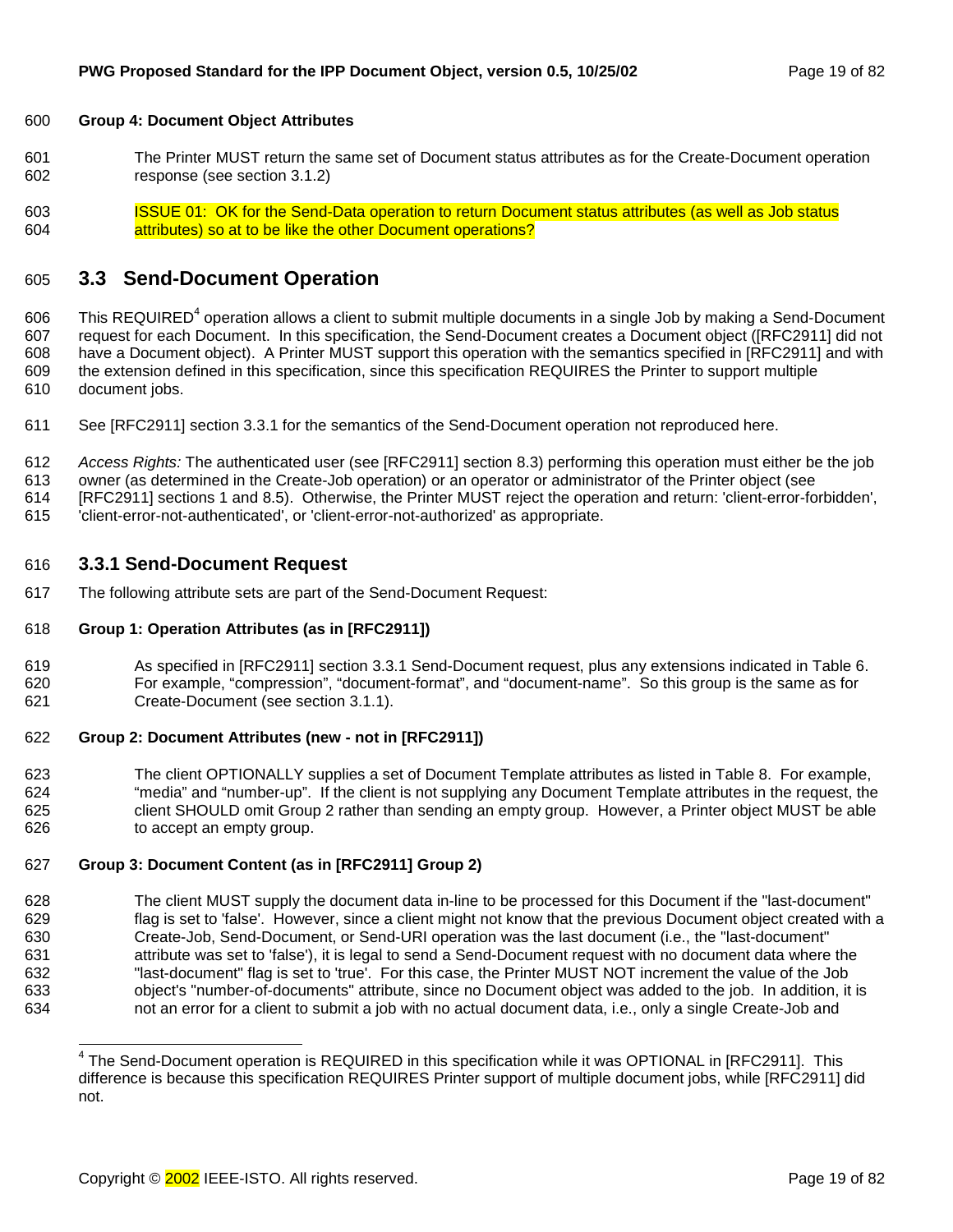**Group 4: Document Object Attributes**

The Printer MUST return the same set of Document status attributes as for the Create-Document operation response (see section 3.1.2)

ISSUE 01: OK for the Send-Data operation to return Document status attributes (as well as Job status attributes) so at to be like the other Document operations?

## 3.3 Send-Document Operation

This REQUIRED[4] operation allows a client to submit multiple documents in a single Job by making a Send-Document request for each Document. In this specification, the Send-Document creates a Document object ([RFC2911] did not have a Document object). A Printer MUST support this operation with the semantics specified in [RFC2911] and with the extension defined in this specification, since this specification REQUIRES the Printer to support multiple document jobs.

See [RFC2911] section 3.3.1 for the semantics of the Send-Document operation not reproduced here.

*Access Rights:* The authenticated user (see [RFC2911] section 8.3) performing this operation must either be the job owner (as determined in the Create-Job operation) or an operator or administrator of the Printer object (see [RFC2911] sections 1 and 8.5). Otherwise, the Printer MUST reject the operation and return: 'client-error-forbidden', 'client-error-not-authenticated', or 'client-error-not-authorized' as appropriate.

### 3.3.1 Send-Document Request

The following attribute sets are part of the Send-Document Request:

**Group 1: Operation Attributes (as in [RFC2911])**

As specified in [RFC2911] section 3.3.1 Send-Document request, plus any extensions indicated in Table 6. For example, “compression”, “document-format”, and “document-name”. So this group is the same as for Create-Document (see section 3.1.1).

**Group 2: Document Attributes (new - not in [RFC2911])**

The client OPTIONALLY supplies a set of Document Template attributes as listed in Table 8. For example, “media” and “number-up”. If the client is not supplying any Document Template attributes in the request, the client SHOULD omit Group 2 rather than sending an empty group. However, a Printer object MUST be able to accept an empty group.

**Group 3: Document Content (as in [RFC2911] Group 2)**

The client MUST supply the document data in-line to be processed for this Document if the "last-document" flag is set to 'false'. However, since a client might not know that the previous Document object created with a Create-Job, Send-Document, or Send-URI operation was the last document (i.e., the "last-document" attribute was set to 'false'), it is legal to send a Send-Document request with no document data where the "last-document" flag is set to 'true'. For this case, the Printer MUST NOT increment the value of the Job object's "number-of-documents" attribute, since no Document object was added to the job. In addition, it is not an error for a client to submit a job with no actual document data, i.e., only a single Create-Job and

[4] The Send-Document operation is REQUIRED in this specification while it was OPTIONAL in [RFC2911]. This difference is because this specification REQUIRES Printer support of multiple document jobs, while [RFC2911] did not.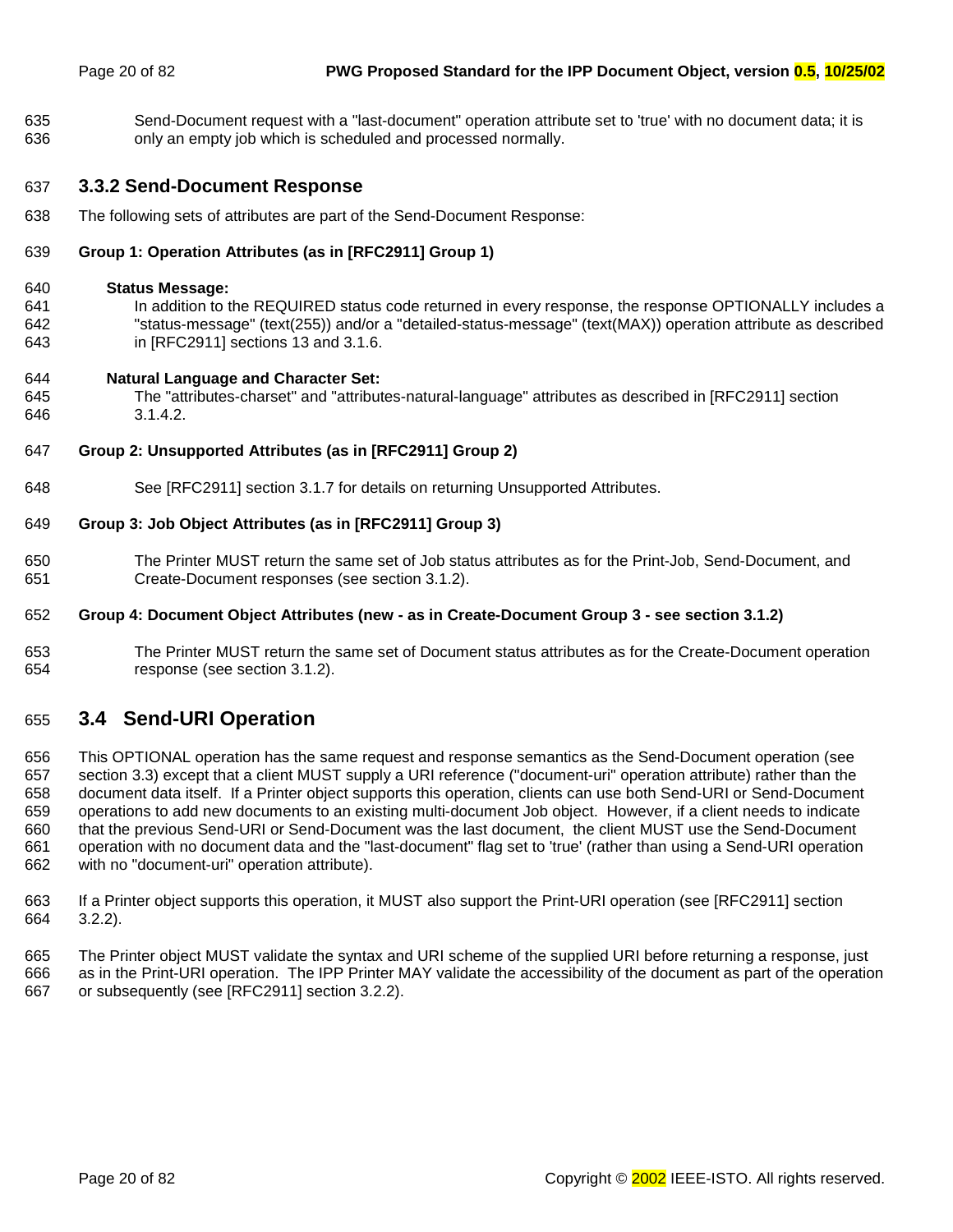Send-Document request with a "last-document" operation attribute set to 'true' with no document data; it is only an empty job which is scheduled and processed normally.

### 3.3.2 Send-Document Response

The following sets of attributes are part of the Send-Document Response:

**Group 1: Operation Attributes (as in [RFC2911] Group 1)**

**Status Message:**

In addition to the REQUIRED status code returned in every response, the response OPTIONALLY includes a "status-message" (text(255)) and/or a "detailed-status-message" (text(MAX)) operation attribute as described in [RFC2911] sections 13 and 3.1.6.

**Natural Language and Character Set:**

The "attributes-charset" and "attributes-natural-language" attributes as described in [RFC2911] section 3.1.4.2.

**Group 2: Unsupported Attributes (as in [RFC2911] Group 2)**

See [RFC2911] section 3.1.7 for details on returning Unsupported Attributes.

**Group 3: Job Object Attributes (as in [RFC2911] Group 3)**

The Printer MUST return the same set of Job status attributes as for the Print-Job, Send-Document, and Create-Document responses (see section 3.1.2).

**Group 4: Document Object Attributes (new - as in Create-Document Group 3 - see section 3.1.2)**

The Printer MUST return the same set of Document status attributes as for the Create-Document operation response (see section 3.1.2).

## 3.4 Send-URI Operation

This OPTIONAL operation has the same request and response semantics as the Send-Document operation (see section 3.3) except that a client MUST supply a URI reference ("document-uri" operation attribute) rather than the document data itself. If a Printer object supports this operation, clients can use both Send-URI or Send-Document operations to add new documents to an existing multi-document Job object. However, if a client needs to indicate that the previous Send-URI or Send-Document was the last document, the client MUST use the Send-Document operation with no document data and the "last-document" flag set to 'true' (rather than using a Send-URI operation with no "document-uri" operation attribute).

If a Printer object supports this operation, it MUST also support the Print-URI operation (see [RFC2911] section 3.2.2).

The Printer object MUST validate the syntax and URI scheme of the supplied URI before returning a response, just as in the Print-URI operation. The IPP Printer MAY validate the accessibility of the document as part of the operation or subsequently (see [RFC2911] section 3.2.2).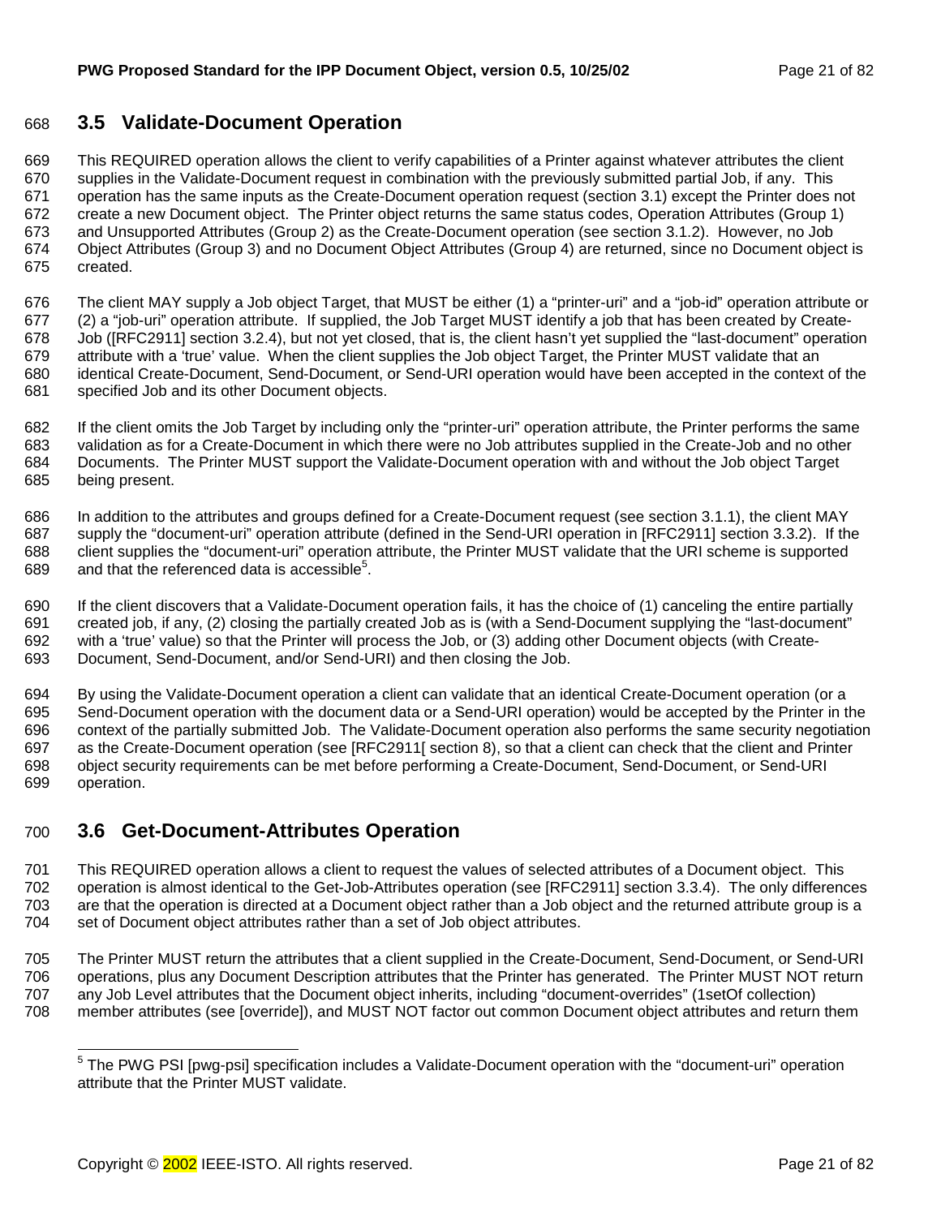## 3.5 Validate-Document Operation

This REQUIRED operation allows the client to verify capabilities of a Printer against whatever attributes the client supplies in the Validate-Document request in combination with the previously submitted partial Job, if any. This operation has the same inputs as the Create-Document operation request (section 3.1) except the Printer does not create a new Document object. The Printer object returns the same status codes, Operation Attributes (Group 1) and Unsupported Attributes (Group 2) as the Create-Document operation (see section 3.1.2). However, no Job Object Attributes (Group 3) and no Document Object Attributes (Group 4) are returned, since no Document object is created.

The client MAY supply a Job object Target, that MUST be either (1) a "printer-uri" and a "job-id" operation attribute or (2) a "job-uri" operation attribute. If supplied, the Job Target MUST identify a job that has been created by Create-Job ([RFC2911] section 3.2.4), but not yet closed, that is, the client hasn't yet supplied the "last-document" operation attribute with a 'true' value. When the client supplies the Job object Target, the Printer MUST validate that an identical Create-Document, Send-Document, or Send-URI operation would have been accepted in the context of the specified Job and its other Document objects.

If the client omits the Job Target by including only the "printer-uri" operation attribute, the Printer performs the same validation as for a Create-Document in which there were no Job attributes supplied in the Create-Job and no other Documents. The Printer MUST support the Validate-Document operation with and without the Job object Target being present.

In addition to the attributes and groups defined for a Create-Document request (see section 3.1.1), the client MAY supply the "document-uri" operation attribute (defined in the Send-URI operation in [RFC2911] section 3.3.2). If the client supplies the "document-uri" operation attribute, the Printer MUST validate that the URI scheme is supported and that the referenced data is accessible[5].

If the client discovers that a Validate-Document operation fails, it has the choice of (1) canceling the entire partially created job, if any, (2) closing the partially created Job as is (with a Send-Document supplying the "last-document" with a 'true' value) so that the Printer will process the Job, or (3) adding other Document objects (with Create-Document, Send-Document, and/or Send-URI) and then closing the Job.

By using the Validate-Document operation a client can validate that an identical Create-Document operation (or a Send-Document operation with the document data or a Send-URI operation) would be accepted by the Printer in the context of the partially submitted Job. The Validate-Document operation also performs the same security negotiation as the Create-Document operation (see [RFC2911[ section 8), so that a client can check that the client and Printer object security requirements can be met before performing a Create-Document, Send-Document, or Send-URI operation.

## 3.6 Get-Document-Attributes Operation

This REQUIRED operation allows a client to request the values of selected attributes of a Document object. This operation is almost identical to the Get-Job-Attributes operation (see [RFC2911] section 3.3.4). The only differences are that the operation is directed at a Document object rather than a Job object and the returned attribute group is a set of Document object attributes rather than a set of Job object attributes.

The Printer MUST return the attributes that a client supplied in the Create-Document, Send-Document, or Send-URI operations, plus any Document Description attributes that the Printer has generated. The Printer MUST NOT return any Job Level attributes that the Document object inherits, including "document-overrides" (1setOf collection) member attributes (see [override]), and MUST NOT factor out common Document object attributes and return them

---

[5] The PWG PSI [pwg-psi] specification includes a Validate-Document operation with the "document-uri" operation attribute that the Printer MUST validate.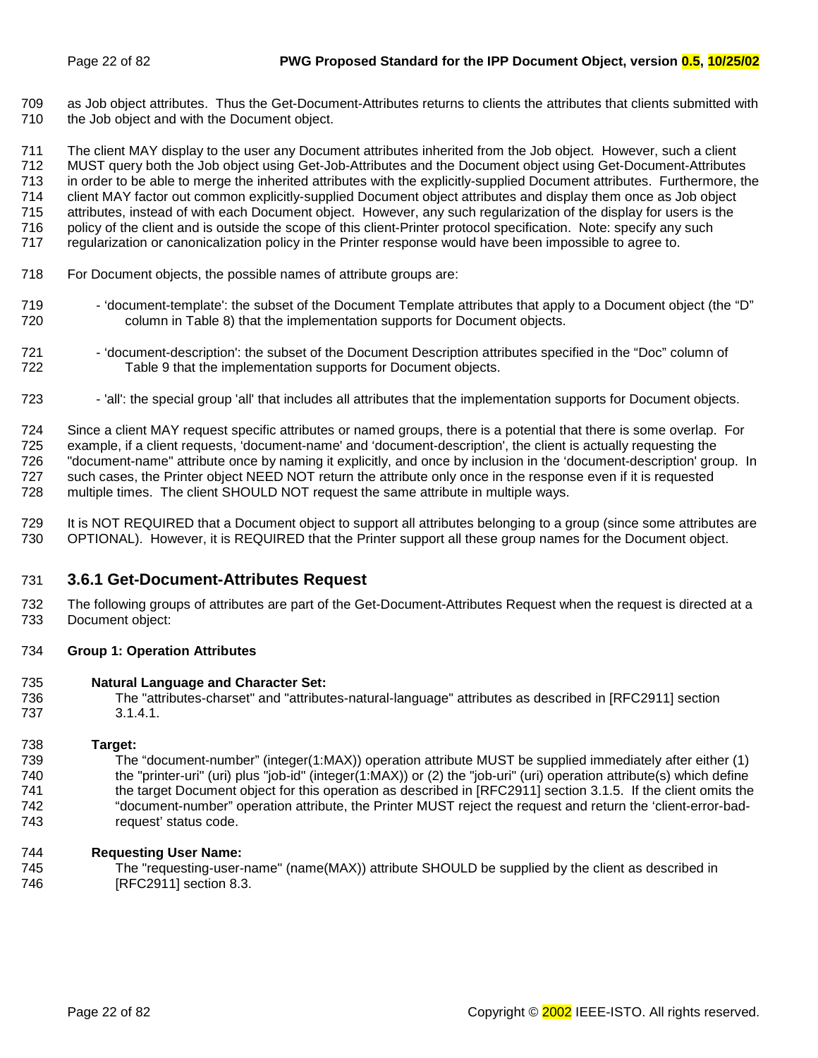as Job object attributes. Thus the Get-Document-Attributes returns to clients the attributes that clients submitted with the Job object and with the Document object.

The client MAY display to the user any Document attributes inherited from the Job object. However, such a client MUST query both the Job object using Get-Job-Attributes and the Document object using Get-Document-Attributes in order to be able to merge the inherited attributes with the explicitly-supplied Document attributes. Furthermore, the client MAY factor out common explicitly-supplied Document object attributes and display them once as Job object attributes, instead of with each Document object. However, any such regularization of the display for users is the policy of the client and is outside the scope of this client-Printer protocol specification. Note: specify any such regularization or canonicalization policy in the Printer response would have been impossible to agree to.

For Document objects, the possible names of attribute groups are:

- 'document-template': the subset of the Document Template attributes that apply to a Document object (the "D" column in Table 8) that the implementation supports for Document objects.

- 'document-description': the subset of the Document Description attributes specified in the "Doc" column of Table 9 that the implementation supports for Document objects.

- 'all': the special group 'all' that includes all attributes that the implementation supports for Document objects.

Since a client MAY request specific attributes or named groups, there is a potential that there is some overlap. For example, if a client requests, 'document-name' and 'document-description', the client is actually requesting the "document-name" attribute once by naming it explicitly, and once by inclusion in the 'document-description' group. In such cases, the Printer object NEED NOT return the attribute only once in the response even if it is requested multiple times. The client SHOULD NOT request the same attribute in multiple ways.

It is NOT REQUIRED that a Document object to support all attributes belonging to a group (since some attributes are OPTIONAL). However, it is REQUIRED that the Printer support all these group names for the Document object.

### 3.6.1 Get-Document-Attributes Request

The following groups of attributes are part of the Get-Document-Attributes Request when the request is directed at a Document object:

**Group 1: Operation Attributes**

**Natural Language and Character Set:**
The "attributes-charset" and "attributes-natural-language" attributes as described in [RFC2911] section 3.1.4.1.

**Target:**
The "document-number" (integer(1:MAX)) operation attribute MUST be supplied immediately after either (1) the "printer-uri" (uri) plus "job-id" (integer(1:MAX)) or (2) the "job-uri" (uri) operation attribute(s) which define the target Document object for this operation as described in [RFC2911] section 3.1.5. If the client omits the "document-number" operation attribute, the Printer MUST reject the request and return the 'client-error-bad-request' status code.

**Requesting User Name:**
The "requesting-user-name" (name(MAX)) attribute SHOULD be supplied by the client as described in [RFC2911] section 8.3.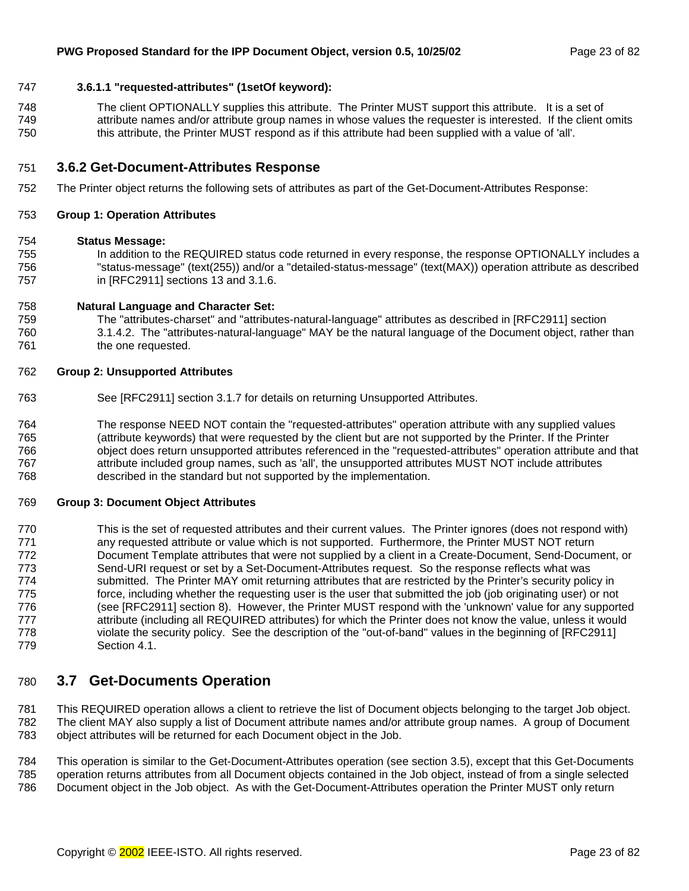#### 3.6.1.1 "requested-attributes" (1setOf keyword):

The client OPTIONALLY supplies this attribute. The Printer MUST support this attribute. It is a set of attribute names and/or attribute group names in whose values the requester is interested. If the client omits this attribute, the Printer MUST respond as if this attribute had been supplied with a value of 'all'.

### 3.6.2 Get-Document-Attributes Response

The Printer object returns the following sets of attributes as part of the Get-Document-Attributes Response:

**Group 1: Operation Attributes**

**Status Message:**
In addition to the REQUIRED status code returned in every response, the response OPTIONALLY includes a "status-message" (text(255)) and/or a "detailed-status-message" (text(MAX)) operation attribute as described in [RFC2911] sections 13 and 3.1.6.

**Natural Language and Character Set:**
The "attributes-charset" and "attributes-natural-language" attributes as described in [RFC2911] section 3.1.4.2. The "attributes-natural-language" MAY be the natural language of the Document object, rather than the one requested.

**Group 2: Unsupported Attributes**

See [RFC2911] section 3.1.7 for details on returning Unsupported Attributes.

The response NEED NOT contain the "requested-attributes" operation attribute with any supplied values (attribute keywords) that were requested by the client but are not supported by the Printer. If the Printer object does return unsupported attributes referenced in the "requested-attributes" operation attribute and that attribute included group names, such as 'all', the unsupported attributes MUST NOT include attributes described in the standard but not supported by the implementation.

**Group 3: Document Object Attributes**

This is the set of requested attributes and their current values. The Printer ignores (does not respond with) any requested attribute or value which is not supported. Furthermore, the Printer MUST NOT return Document Template attributes that were not supplied by a client in a Create-Document, Send-Document, or Send-URI request or set by a Set-Document-Attributes request. So the response reflects what was submitted. The Printer MAY omit returning attributes that are restricted by the Printer's security policy in force, including whether the requesting user is the user that submitted the job (job originating user) or not (see [RFC2911] section 8). However, the Printer MUST respond with the 'unknown' value for any supported attribute (including all REQUIRED attributes) for which the Printer does not know the value, unless it would violate the security policy. See the description of the "out-of-band" values in the beginning of [RFC2911] Section 4.1.

## 3.7 Get-Documents Operation

This REQUIRED operation allows a client to retrieve the list of Document objects belonging to the target Job object. The client MAY also supply a list of Document attribute names and/or attribute group names. A group of Document object attributes will be returned for each Document object in the Job.

This operation is similar to the Get-Document-Attributes operation (see section 3.5), except that this Get-Documents operation returns attributes from all Document objects contained in the Job object, instead of from a single selected Document object in the Job object. As with the Get-Document-Attributes operation the Printer MUST only return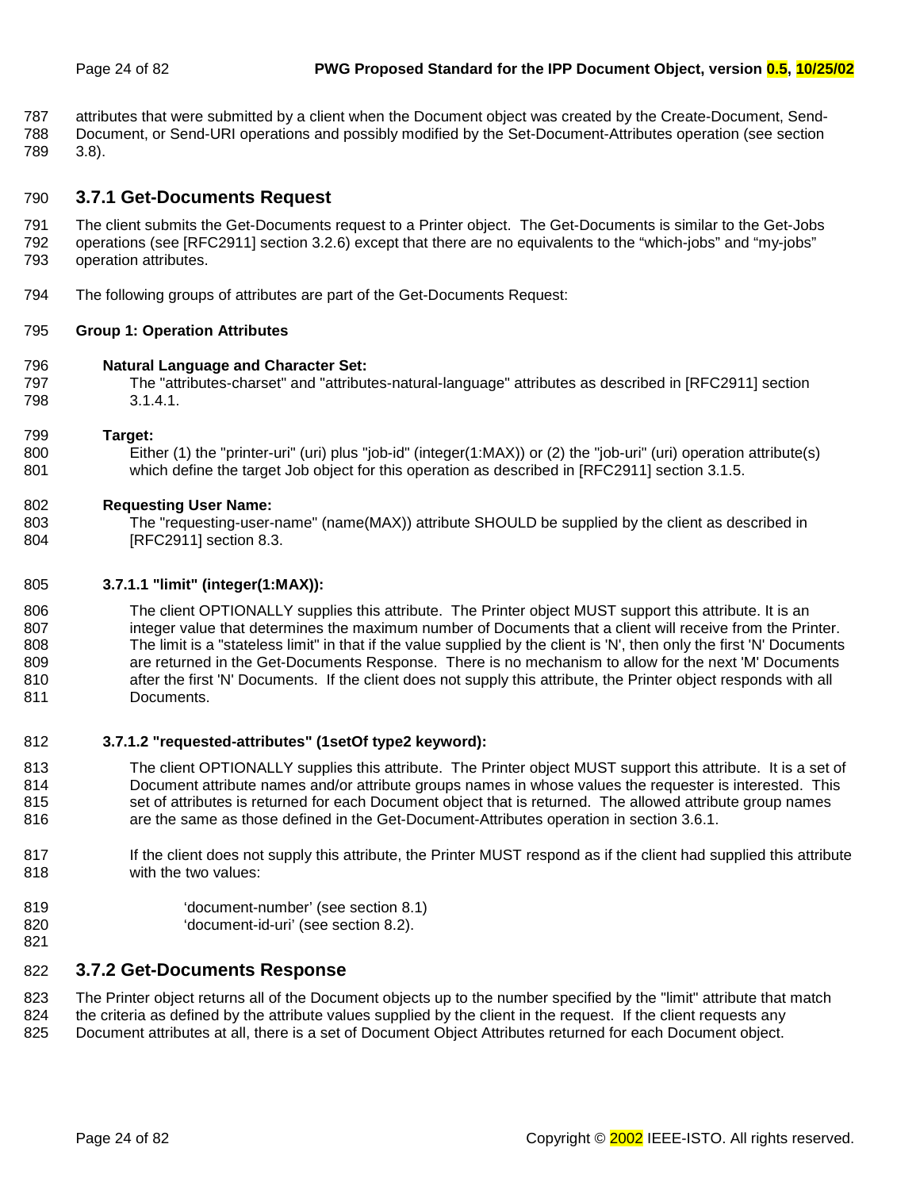attributes that were submitted by a client when the Document object was created by the Create-Document, Send-Document, or Send-URI operations and possibly modified by the Set-Document-Attributes operation (see section 3.8).

### 3.7.1 Get-Documents Request

The client submits the Get-Documents request to a Printer object. The Get-Documents is similar to the Get-Jobs operations (see [RFC2911] section 3.2.6) except that there are no equivalents to the “which-jobs” and “my-jobs” operation attributes.

The following groups of attributes are part of the Get-Documents Request:

**Group 1: Operation Attributes**

**Natural Language and Character Set:**
The "attributes-charset" and "attributes-natural-language" attributes as described in [RFC2911] section 3.1.4.1.

**Target:**
Either (1) the "printer-uri" (uri) plus "job-id" (integer(1:MAX)) or (2) the "job-uri" (uri) operation attribute(s) which define the target Job object for this operation as described in [RFC2911] section 3.1.5.

**Requesting User Name:**
The "requesting-user-name" (name(MAX)) attribute SHOULD be supplied by the client as described in [RFC2911] section 8.3.

#### 3.7.1.1 "limit" (integer(1:MAX)):

The client OPTIONALLY supplies this attribute. The Printer object MUST support this attribute. It is an integer value that determines the maximum number of Documents that a client will receive from the Printer. The limit is a "stateless limit" in that if the value supplied by the client is 'N', then only the first 'N' Documents are returned in the Get-Documents Response. There is no mechanism to allow for the next 'M' Documents after the first 'N' Documents. If the client does not supply this attribute, the Printer object responds with all Documents.

#### 3.7.1.2 "requested-attributes" (1setOf type2 keyword):

The client OPTIONALLY supplies this attribute. The Printer object MUST support this attribute. It is a set of Document attribute names and/or attribute groups names in whose values the requester is interested. This set of attributes is returned for each Document object that is returned. The allowed attribute group names are the same as those defined in the Get-Document-Attributes operation in section 3.6.1.

If the client does not supply this attribute, the Printer MUST respond as if the client had supplied this attribute with the two values:

‘document-number’ (see section 8.1)
‘document-id-uri’ (see section 8.2).

### 3.7.2 Get-Documents Response

The Printer object returns all of the Document objects up to the number specified by the "limit" attribute that match the criteria as defined by the attribute values supplied by the client in the request. If the client requests any Document attributes at all, there is a set of Document Object Attributes returned for each Document object.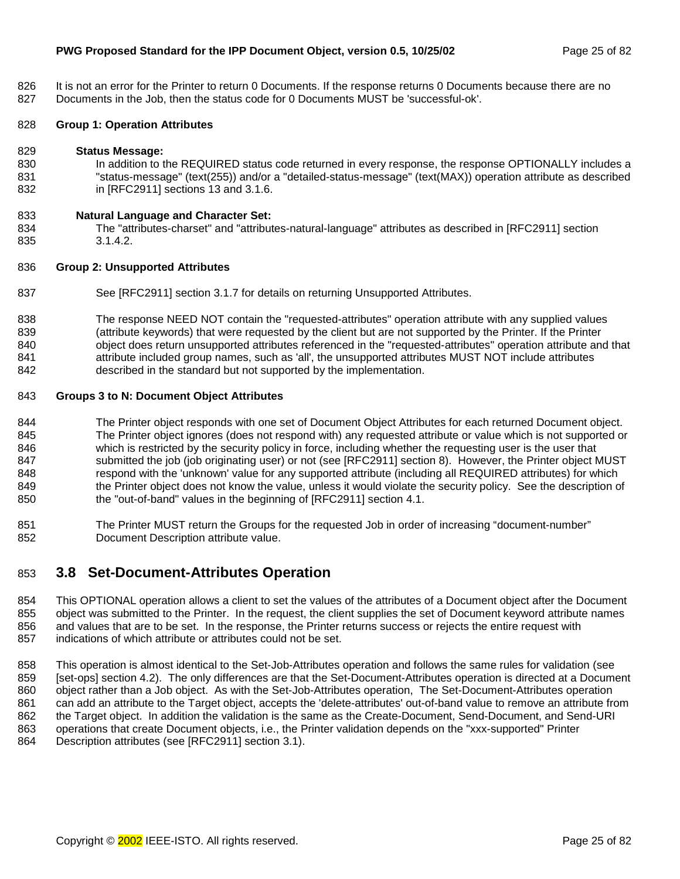It is not an error for the Printer to return 0 Documents. If the response returns 0 Documents because there are no Documents in the Job, then the status code for 0 Documents MUST be 'successful-ok'.

**Group 1: Operation Attributes**

**Status Message:**

In addition to the REQUIRED status code returned in every response, the response OPTIONALLY includes a "status-message" (text(255)) and/or a "detailed-status-message" (text(MAX)) operation attribute as described in [RFC2911] sections 13 and 3.1.6.

**Natural Language and Character Set:**

The "attributes-charset" and "attributes-natural-language" attributes as described in [RFC2911] section 3.1.4.2.

**Group 2: Unsupported Attributes**

See [RFC2911] section 3.1.7 for details on returning Unsupported Attributes.

The response NEED NOT contain the "requested-attributes" operation attribute with any supplied values (attribute keywords) that were requested by the client but are not supported by the Printer. If the Printer object does return unsupported attributes referenced in the "requested-attributes" operation attribute and that attribute included group names, such as 'all', the unsupported attributes MUST NOT include attributes described in the standard but not supported by the implementation.

**Groups 3 to N: Document Object Attributes**

The Printer object responds with one set of Document Object Attributes for each returned Document object. The Printer object ignores (does not respond with) any requested attribute or value which is not supported or which is restricted by the security policy in force, including whether the requesting user is the user that submitted the job (job originating user) or not (see [RFC2911] section 8). However, the Printer object MUST respond with the 'unknown' value for any supported attribute (including all REQUIRED attributes) for which the Printer object does not know the value, unless it would violate the security policy. See the description of the "out-of-band" values in the beginning of [RFC2911] section 4.1.

The Printer MUST return the Groups for the requested Job in order of increasing "document-number" Document Description attribute value.

## 3.8 Set-Document-Attributes Operation

This OPTIONAL operation allows a client to set the values of the attributes of a Document object after the Document object was submitted to the Printer. In the request, the client supplies the set of Document keyword attribute names and values that are to be set. In the response, the Printer returns success or rejects the entire request with indications of which attribute or attributes could not be set.

This operation is almost identical to the Set-Job-Attributes operation and follows the same rules for validation (see [set-ops] section 4.2). The only differences are that the Set-Document-Attributes operation is directed at a Document object rather than a Job object. As with the Set-Job-Attributes operation, The Set-Document-Attributes operation can add an attribute to the Target object, accepts the 'delete-attributes' out-of-band value to remove an attribute from the Target object. In addition the validation is the same as the Create-Document, Send-Document, and Send-URI operations that create Document objects, i.e., the Printer validation depends on the "xxx-supported" Printer Description attributes (see [RFC2911] section 3.1).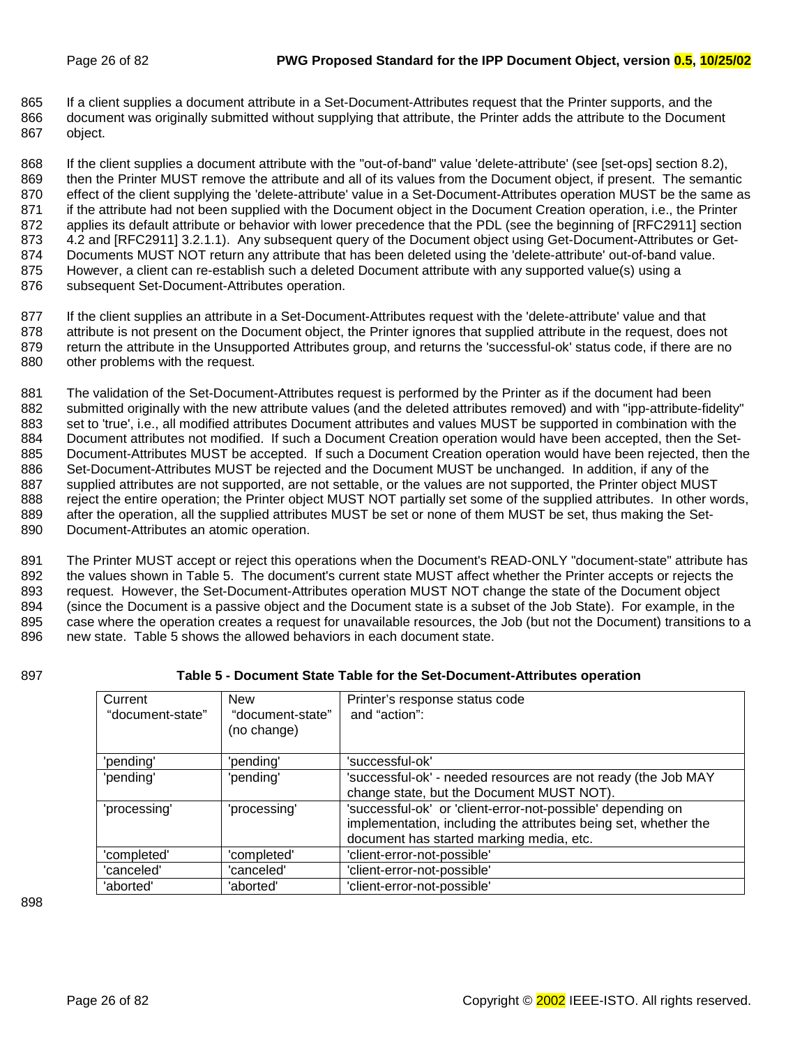If a client supplies a document attribute in a Set-Document-Attributes request that the Printer supports, and the document was originally submitted without supplying that attribute, the Printer adds the attribute to the Document object.

If the client supplies a document attribute with the "out-of-band" value 'delete-attribute' (see [set-ops] section 8.2), then the Printer MUST remove the attribute and all of its values from the Document object, if present. The semantic effect of the client supplying the 'delete-attribute' value in a Set-Document-Attributes operation MUST be the same as if the attribute had not been supplied with the Document object in the Document Creation operation, i.e., the Printer applies its default attribute or behavior with lower precedence that the PDL (see the beginning of [RFC2911] section 4.2 and [RFC2911] 3.2.1.1). Any subsequent query of the Document object using Get-Document-Attributes or Get-Documents MUST NOT return any attribute that has been deleted using the 'delete-attribute' out-of-band value. However, a client can re-establish such a deleted Document attribute with any supported value(s) using a subsequent Set-Document-Attributes operation.

If the client supplies an attribute in a Set-Document-Attributes request with the 'delete-attribute' value and that attribute is not present on the Document object, the Printer ignores that supplied attribute in the request, does not return the attribute in the Unsupported Attributes group, and returns the 'successful-ok' status code, if there are no other problems with the request.

The validation of the Set-Document-Attributes request is performed by the Printer as if the document had been submitted originally with the new attribute values (and the deleted attributes removed) and with "ipp-attribute-fidelity" set to 'true', i.e., all modified attributes Document attributes and values MUST be supported in combination with the Document attributes not modified. If such a Document Creation operation would have been accepted, then the Set-Document-Attributes MUST be accepted. If such a Document Creation operation would have been rejected, then the Set-Document-Attributes MUST be rejected and the Document MUST be unchanged. In addition, if any of the supplied attributes are not supported, are not settable, or the values are not supported, the Printer object MUST reject the entire operation; the Printer object MUST NOT partially set some of the supplied attributes. In other words, after the operation, all the supplied attributes MUST be set or none of them MUST be set, thus making the Set-Document-Attributes an atomic operation.

The Printer MUST accept or reject this operations when the Document's READ-ONLY "document-state" attribute has the values shown in Table 5. The document's current state MUST affect whether the Printer accepts or rejects the request. However, the Set-Document-Attributes operation MUST NOT change the state of the Document object (since the Document is a passive object and the Document state is a subset of the Job State). For example, in the case where the operation creates a request for unavailable resources, the Job (but not the Document) transitions to a new state. Table 5 shows the allowed behaviors in each document state.

**Table 5 - Document State Table for the Set-Document-Attributes operation**

| Current "document-state" | New "document-state" (no change) | Printer's response status code and "action": |
|---|---|---|
| 'pending' | 'pending' | 'successful-ok' |
| 'pending' | 'pending' | 'successful-ok' - needed resources are not ready (the Job MAY change state, but the Document MUST NOT). |
| 'processing' | 'processing' | 'successful-ok' or 'client-error-not-possible' depending on implementation, including the attributes being set, whether the document has started marking media, etc. |
| 'completed' | 'completed' | 'client-error-not-possible' |
| 'canceled' | 'canceled' | 'client-error-not-possible' |
| 'aborted' | 'aborted' | 'client-error-not-possible' |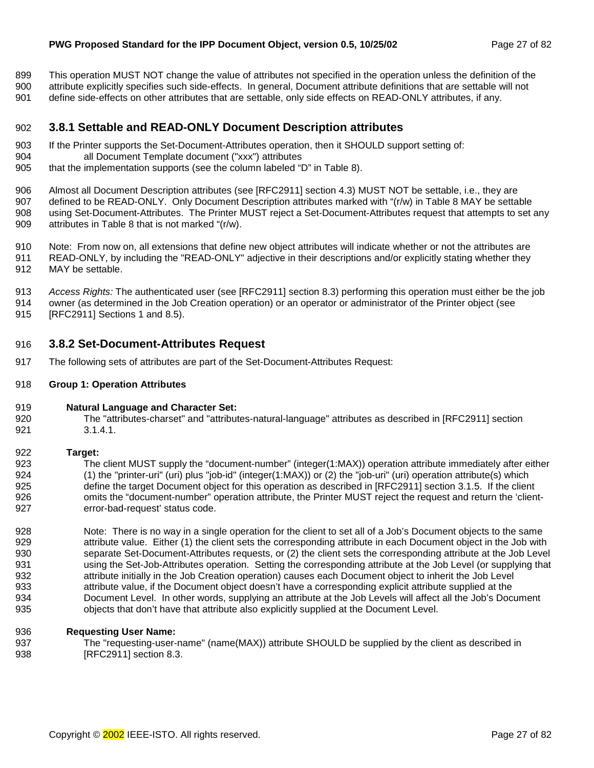This operation MUST NOT change the value of attributes not specified in the operation unless the definition of the attribute explicitly specifies such side-effects. In general, Document attribute definitions that are settable will not define side-effects on other attributes that are settable, only side effects on READ-ONLY attributes, if any.

### 3.8.1 Settable and READ-ONLY Document Description attributes

If the Printer supports the Set-Document-Attributes operation, then it SHOULD support setting of:

all Document Template document ("xxx") attributes

that the implementation supports (see the column labeled "D" in Table 8).

Almost all Document Description attributes (see [RFC2911] section 4.3) MUST NOT be settable, i.e., they are defined to be READ-ONLY. Only Document Description attributes marked with "(r/w) in Table 8 MAY be settable using Set-Document-Attributes. The Printer MUST reject a Set-Document-Attributes request that attempts to set any attributes in Table 8 that is not marked "(r/w).

Note: From now on, all extensions that define new object attributes will indicate whether or not the attributes are READ-ONLY, by including the "READ-ONLY" adjective in their descriptions and/or explicitly stating whether they MAY be settable.

*Access Rights:* The authenticated user (see [RFC2911] section 8.3) performing this operation must either be the job owner (as determined in the Job Creation operation) or an operator or administrator of the Printer object (see [RFC2911] Sections 1 and 8.5).

### 3.8.2 Set-Document-Attributes Request

The following sets of attributes are part of the Set-Document-Attributes Request:

**Group 1: Operation Attributes**

**Natural Language and Character Set:**

The "attributes-charset" and "attributes-natural-language" attributes as described in [RFC2911] section 3.1.4.1.

**Target:**

The client MUST supply the "document-number" (integer(1:MAX)) operation attribute immediately after either (1) the "printer-uri" (uri) plus "job-id" (integer(1:MAX)) or (2) the "job-uri" (uri) operation attribute(s) which define the target Document object for this operation as described in [RFC2911] section 3.1.5. If the client omits the "document-number" operation attribute, the Printer MUST reject the request and return the 'client-error-bad-request' status code.

Note: There is no way in a single operation for the client to set all of a Job's Document objects to the same attribute value. Either (1) the client sets the corresponding attribute in each Document object in the Job with separate Set-Document-Attributes requests, or (2) the client sets the corresponding attribute at the Job Level using the Set-Job-Attributes operation. Setting the corresponding attribute at the Job Level (or supplying that attribute initially in the Job Creation operation) causes each Document object to inherit the Job Level attribute value, if the Document object doesn't have a corresponding explicit attribute supplied at the Document Level. In other words, supplying an attribute at the Job Levels will affect all the Job's Document objects that don't have that attribute also explicitly supplied at the Document Level.

**Requesting User Name:**

The "requesting-user-name" (name(MAX)) attribute SHOULD be supplied by the client as described in [RFC2911] section 8.3.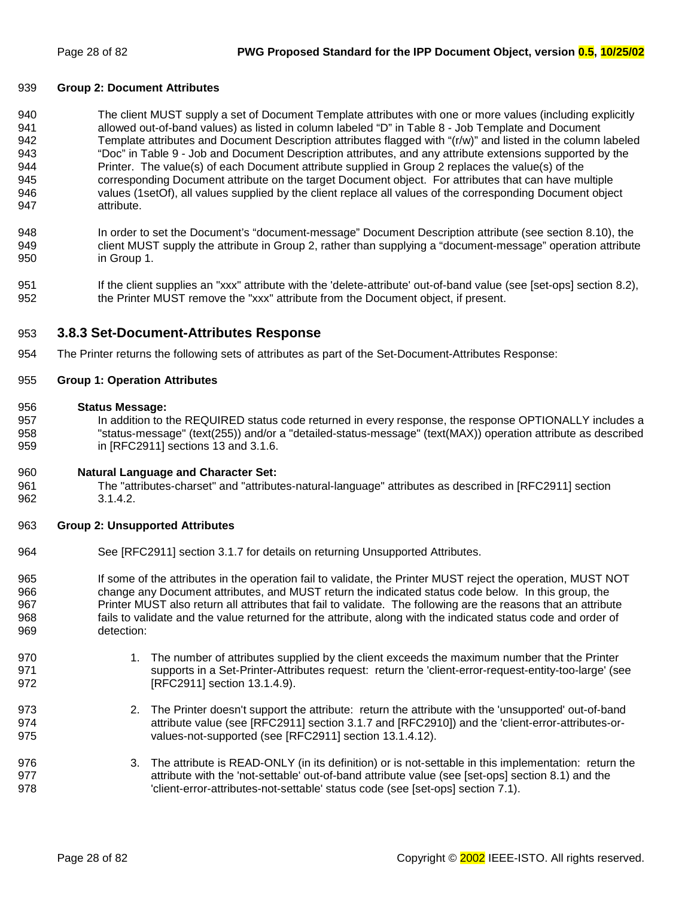**Group 2: Document Attributes**

The client MUST supply a set of Document Template attributes with one or more values (including explicitly allowed out-of-band values) as listed in column labeled “D” in Table 8 - Job Template and Document Template attributes and Document Description attributes flagged with “(r/w)” and listed in the column labeled “Doc” in Table 9 - Job and Document Description attributes, and any attribute extensions supported by the Printer. The value(s) of each Document attribute supplied in Group 2 replaces the value(s) of the corresponding Document attribute on the target Document object. For attributes that can have multiple values (1setOf), all values supplied by the client replace all values of the corresponding Document object attribute.

In order to set the Document’s “document-message” Document Description attribute (see section 8.10), the client MUST supply the attribute in Group 2, rather than supplying a “document-message” operation attribute in Group 1.

If the client supplies an "xxx" attribute with the 'delete-attribute' out-of-band value (see [set-ops] section 8.2), the Printer MUST remove the "xxx" attribute from the Document object, if present.

### 3.8.3 Set-Document-Attributes Response

The Printer returns the following sets of attributes as part of the Set-Document-Attributes Response:

**Group 1: Operation Attributes**

**Status Message:**
In addition to the REQUIRED status code returned in every response, the response OPTIONALLY includes a "status-message" (text(255)) and/or a "detailed-status-message" (text(MAX)) operation attribute as described in [RFC2911] sections 13 and 3.1.6.

**Natural Language and Character Set:**
The "attributes-charset" and "attributes-natural-language" attributes as described in [RFC2911] section 3.1.4.2.

**Group 2: Unsupported Attributes**

See [RFC2911] section 3.1.7 for details on returning Unsupported Attributes.

If some of the attributes in the operation fail to validate, the Printer MUST reject the operation, MUST NOT change any Document attributes, and MUST return the indicated status code below. In this group, the Printer MUST also return all attributes that fail to validate. The following are the reasons that an attribute fails to validate and the value returned for the attribute, along with the indicated status code and order of detection:

1. The number of attributes supplied by the client exceeds the maximum number that the Printer supports in a Set-Printer-Attributes request: return the 'client-error-request-entity-too-large' (see [RFC2911] section 13.1.4.9).

2. The Printer doesn't support the attribute: return the attribute with the 'unsupported' out-of-band attribute value (see [RFC2911] section 3.1.7 and [RFC2910]) and the 'client-error-attributes-or-values-not-supported (see [RFC2911] section 13.1.4.12).

3. The attribute is READ-ONLY (in its definition) or is not-settable in this implementation: return the attribute with the 'not-settable' out-of-band attribute value (see [set-ops] section 8.1) and the 'client-error-attributes-not-settable' status code (see [set-ops] section 7.1).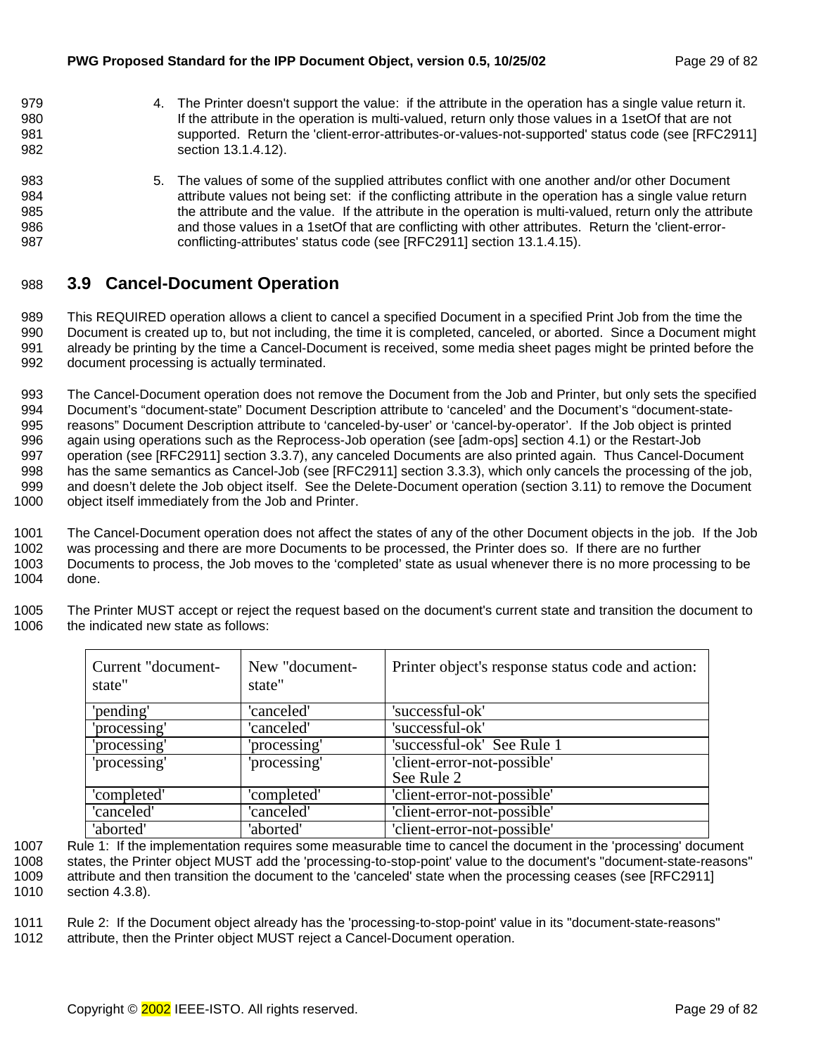4. The Printer doesn't support the value: if the attribute in the operation has a single value return it. If the attribute in the operation is multi-valued, return only those values in a 1setOf that are not supported. Return the 'client-error-attributes-or-values-not-supported' status code (see [RFC2911] section 13.1.4.12).

5. The values of some of the supplied attributes conflict with one another and/or other Document attribute values not being set: if the conflicting attribute in the operation has a single value return the attribute and the value. If the attribute in the operation is multi-valued, return only the attribute and those values in a 1setOf that are conflicting with other attributes. Return the 'client-error-conflicting-attributes' status code (see [RFC2911] section 13.1.4.15).

## 3.9 Cancel-Document Operation

This REQUIRED operation allows a client to cancel a specified Document in a specified Print Job from the time the Document is created up to, but not including, the time it is completed, canceled, or aborted. Since a Document might already be printing by the time a Cancel-Document is received, some media sheet pages might be printed before the document processing is actually terminated.

The Cancel-Document operation does not remove the Document from the Job and Printer, but only sets the specified Document's "document-state" Document Description attribute to 'canceled' and the Document's "document-state-reasons" Document Description attribute to 'canceled-by-user' or 'cancel-by-operator'. If the Job object is printed again using operations such as the Reprocess-Job operation (see [adm-ops] section 4.1) or the Restart-Job operation (see [RFC2911] section 3.3.7), any canceled Documents are also printed again. Thus Cancel-Document has the same semantics as Cancel-Job (see [RFC2911] section 3.3.3), which only cancels the processing of the job, and doesn't delete the Job object itself. See the Delete-Document operation (section 3.11) to remove the Document object itself immediately from the Job and Printer.

The Cancel-Document operation does not affect the states of any of the other Document objects in the job. If the Job was processing and there are more Documents to be processed, the Printer does so. If there are no further Documents to process, the Job moves to the 'completed' state as usual whenever there is no more processing to be done.

The Printer MUST accept or reject the request based on the document's current state and transition the document to the indicated new state as follows:

| Current "document-state" | New "document-state" | Printer object's response status code and action: |
|---|---|---|
| 'pending' | 'canceled' | 'successful-ok' |
| 'processing' | 'canceled' | 'successful-ok' |
| 'processing' | 'processing' | 'successful-ok' See Rule 1 |
| 'processing' | 'processing' | 'client-error-not-possible' See Rule 2 |
| 'completed' | 'completed' | 'client-error-not-possible' |
| 'canceled' | 'canceled' | 'client-error-not-possible' |
| 'aborted' | 'aborted' | 'client-error-not-possible' |

Rule 1: If the implementation requires some measurable time to cancel the document in the 'processing' document states, the Printer object MUST add the 'processing-to-stop-point' value to the document's "document-state-reasons" attribute and then transition the document to the 'canceled' state when the processing ceases (see [RFC2911] section 4.3.8).

Rule 2: If the Document object already has the 'processing-to-stop-point' value in its "document-state-reasons" attribute, then the Printer object MUST reject a Cancel-Document operation.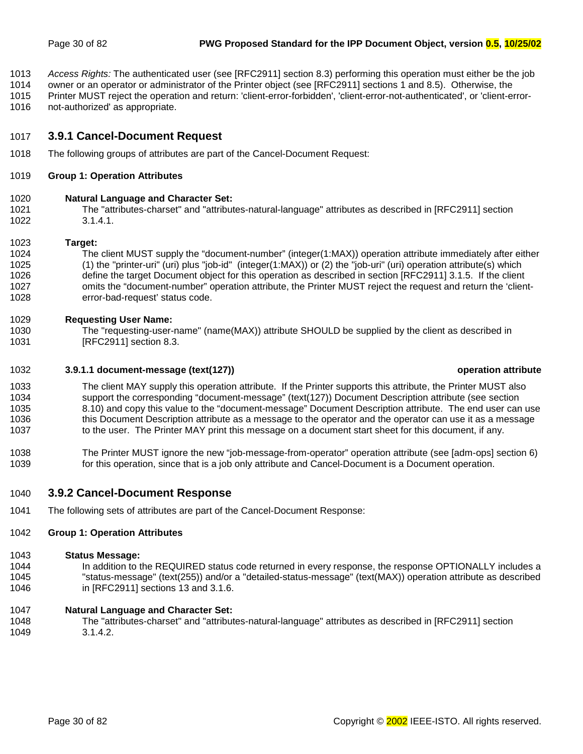*Access Rights:* The authenticated user (see [RFC2911] section 8.3) performing this operation must either be the job owner or an operator or administrator of the Printer object (see [RFC2911] sections 1 and 8.5). Otherwise, the Printer MUST reject the operation and return: 'client-error-forbidden', 'client-error-not-authenticated', or 'client-error-not-authorized' as appropriate.

## 3.9.1 Cancel-Document Request

The following groups of attributes are part of the Cancel-Document Request:

**Group 1: Operation Attributes**

**Natural Language and Character Set:**
The "attributes-charset" and "attributes-natural-language" attributes as described in [RFC2911] section 3.1.4.1.

**Target:**
The client MUST supply the "document-number" (integer(1:MAX)) operation attribute immediately after either (1) the "printer-uri" (uri) plus "job-id" (integer(1:MAX)) or (2) the "job-uri" (uri) operation attribute(s) which define the target Document object for this operation as described in section [RFC2911] 3.1.5. If the client omits the "document-number" operation attribute, the Printer MUST reject the request and return the 'client-error-bad-request' status code.

**Requesting User Name:**
The "requesting-user-name" (name(MAX)) attribute SHOULD be supplied by the client as described in [RFC2911] section 8.3.

### 3.9.1.1 document-message (text(127)) operation attribute

The client MAY supply this operation attribute. If the Printer supports this attribute, the Printer MUST also support the corresponding "document-message" (text(127)) Document Description attribute (see section 8.10) and copy this value to the "document-message" Document Description attribute. The end user can use this Document Description attribute as a message to the operator and the operator can use it as a message to the user. The Printer MAY print this message on a document start sheet for this document, if any.

The Printer MUST ignore the new "job-message-from-operator" operation attribute (see [adm-ops] section 6) for this operation, since that is a job only attribute and Cancel-Document is a Document operation.

## 3.9.2 Cancel-Document Response

The following sets of attributes are part of the Cancel-Document Response:

**Group 1: Operation Attributes**

**Status Message:**
In addition to the REQUIRED status code returned in every response, the response OPTIONALLY includes a "status-message" (text(255)) and/or a "detailed-status-message" (text(MAX)) operation attribute as described in [RFC2911] sections 13 and 3.1.6.

**Natural Language and Character Set:**
The "attributes-charset" and "attributes-natural-language" attributes as described in [RFC2911] section 3.1.4.2.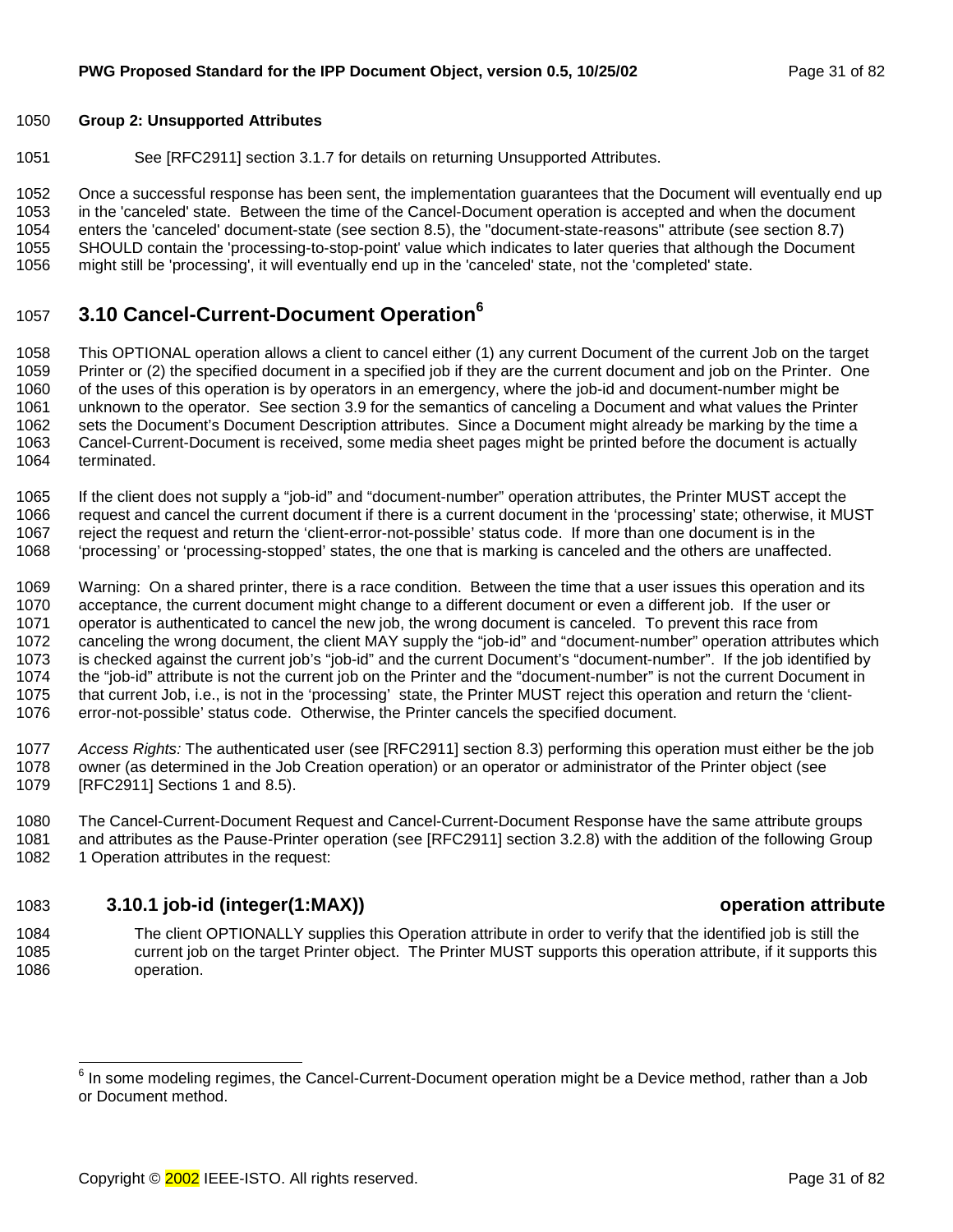**Group 2: Unsupported Attributes**

See [RFC2911] section 3.1.7 for details on returning Unsupported Attributes.

Once a successful response has been sent, the implementation guarantees that the Document will eventually end up in the 'canceled' state. Between the time of the Cancel-Document operation is accepted and when the document enters the 'canceled' document-state (see section 8.5), the "document-state-reasons" attribute (see section 8.7) SHOULD contain the 'processing-to-stop-point' value which indicates to later queries that although the Document might still be 'processing', it will eventually end up in the 'canceled' state, not the 'completed' state.

## 3.10 Cancel-Current-Document Operation[6]

This OPTIONAL operation allows a client to cancel either (1) any current Document of the current Job on the target Printer or (2) the specified document in a specified job if they are the current document and job on the Printer. One of the uses of this operation is by operators in an emergency, where the job-id and document-number might be unknown to the operator. See section 3.9 for the semantics of canceling a Document and what values the Printer sets the Document's Document Description attributes. Since a Document might already be marking by the time a Cancel-Current-Document is received, some media sheet pages might be printed before the document is actually terminated.

If the client does not supply a "job-id" and "document-number" operation attributes, the Printer MUST accept the request and cancel the current document if there is a current document in the 'processing' state; otherwise, it MUST reject the request and return the 'client-error-not-possible' status code. If more than one document is in the 'processing' or 'processing-stopped' states, the one that is marking is canceled and the others are unaffected.

Warning: On a shared printer, there is a race condition. Between the time that a user issues this operation and its acceptance, the current document might change to a different document or even a different job. If the user or operator is authenticated to cancel the new job, the wrong document is canceled. To prevent this race from canceling the wrong document, the client MAY supply the "job-id" and "document-number" operation attributes which is checked against the current job's "job-id" and the current Document's "document-number". If the job identified by the "job-id" attribute is not the current job on the Printer and the "document-number" is not the current Document in that current Job, i.e., is not in the 'processing' state, the Printer MUST reject this operation and return the 'client-error-not-possible' status code. Otherwise, the Printer cancels the specified document.

*Access Rights:* The authenticated user (see [RFC2911] section 8.3) performing this operation must either be the job owner (as determined in the Job Creation operation) or an operator or administrator of the Printer object (see [RFC2911] Sections 1 and 8.5).

The Cancel-Current-Document Request and Cancel-Current-Document Response have the same attribute groups and attributes as the Pause-Printer operation (see [RFC2911] section 3.2.8) with the addition of the following Group 1 Operation attributes in the request:

### 3.10.1 job-id (integer(1:MAX)) operation attribute

The client OPTIONALLY supplies this Operation attribute in order to verify that the identified job is still the current job on the target Printer object. The Printer MUST supports this operation attribute, if it supports this operation.

---

[6] In some modeling regimes, the Cancel-Current-Document operation might be a Device method, rather than a Job or Document method.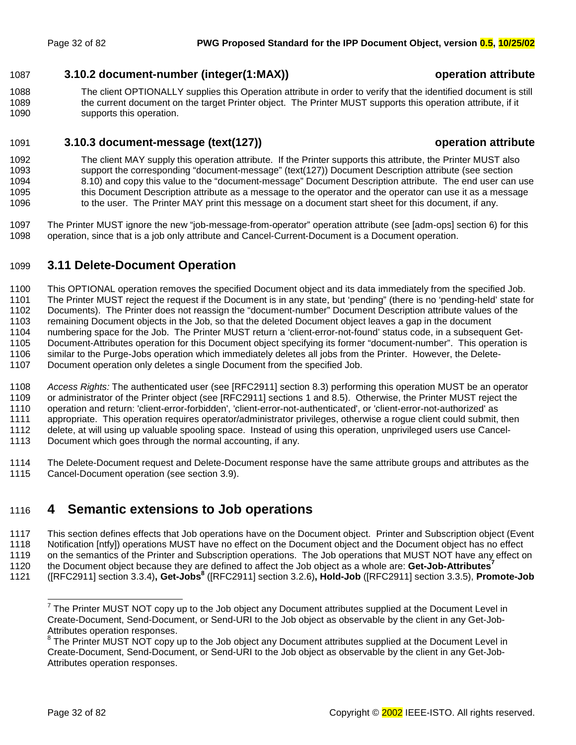### 3.10.2 document-number (integer(1:MAX)) operation attribute

The client OPTIONALLY supplies this Operation attribute in order to verify that the identified document is still the current document on the target Printer object. The Printer MUST supports this operation attribute, if it supports this operation.

### 3.10.3 document-message (text(127)) operation attribute

The client MAY supply this operation attribute. If the Printer supports this attribute, the Printer MUST also support the corresponding "document-message" (text(127)) Document Description attribute (see section 8.10) and copy this value to the "document-message" Document Description attribute. The end user can use this Document Description attribute as a message to the operator and the operator can use it as a message to the user. The Printer MAY print this message on a document start sheet for this document, if any.

The Printer MUST ignore the new "job-message-from-operator" operation attribute (see [adm-ops] section 6) for this operation, since that is a job only attribute and Cancel-Current-Document is a Document operation.

## 3.11 Delete-Document Operation

This OPTIONAL operation removes the specified Document object and its data immediately from the specified Job. The Printer MUST reject the request if the Document is in any state, but 'pending' (there is no 'pending-held' state for Documents). The Printer does not reassign the "document-number" Document Description attribute values of the remaining Document objects in the Job, so that the deleted Document object leaves a gap in the document numbering space for the Job. The Printer MUST return a 'client-error-not-found' status code, in a subsequent Get-Document-Attributes operation for this Document object specifying its former "document-number". This operation is similar to the Purge-Jobs operation which immediately deletes all jobs from the Printer. However, the Delete-Document operation only deletes a single Document from the specified Job.

*Access Rights:* The authenticated user (see [RFC2911] section 8.3) performing this operation MUST be an operator or administrator of the Printer object (see [RFC2911] sections 1 and 8.5). Otherwise, the Printer MUST reject the operation and return: 'client-error-forbidden', 'client-error-not-authenticated', or 'client-error-not-authorized' as appropriate. This operation requires operator/administrator privileges, otherwise a rogue client could submit, then delete, at will using up valuable spooling space. Instead of using this operation, unprivileged users use Cancel-Document which goes through the normal accounting, if any.

The Delete-Document request and Delete-Document response have the same attribute groups and attributes as the Cancel-Document operation (see section 3.9).

# 4 Semantic extensions to Job operations

This section defines effects that Job operations have on the Document object. Printer and Subscription object (Event Notification [ntfy]) operations MUST have no effect on the Document object and the Document object has no effect on the semantics of the Printer and Subscription operations. The Job operations that MUST NOT have any effect on the Document object because they are defined to affect the Job object as a whole are: **Get-Job-Attributes**[7] ([RFC2911] section 3.3.4)**, Get-Jobs**[8] ([RFC2911] section 3.2.6)**, Hold-Job** ([RFC2911] section 3.3.5), **Promote-Job**

[7] The Printer MUST NOT copy up to the Job object any Document attributes supplied at the Document Level in Create-Document, Send-Document, or Send-URI to the Job object as observable by the client in any Get-Job-Attributes operation responses.

[8] The Printer MUST NOT copy up to the Job object any Document attributes supplied at the Document Level in Create-Document, Send-Document, or Send-URI to the Job object as observable by the client in any Get-Job-Attributes operation responses.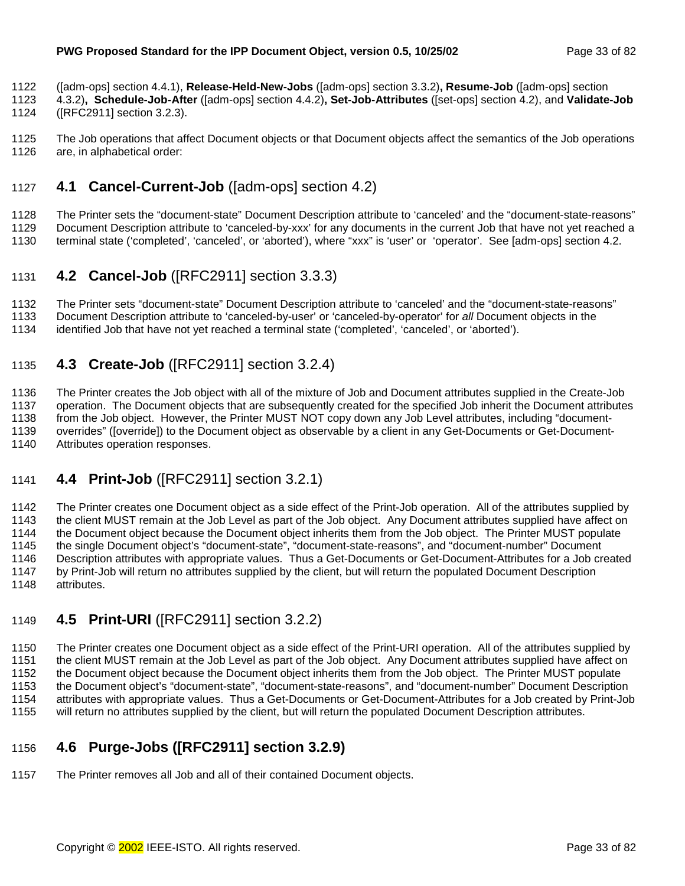([adm-ops] section 4.4.1), **Release-Held-New-Jobs** ([adm-ops] section 3.3.2)**, Resume-Job** ([adm-ops] section 4.3.2)**, Schedule-Job-After** ([adm-ops] section 4.4.2)**, Set-Job-Attributes** ([set-ops] section 4.2), and **Validate-Job** ([RFC2911] section 3.2.3).

The Job operations that affect Document objects or that Document objects affect the semantics of the Job operations are, in alphabetical order:

## 4.1 **Cancel-Current-Job** ([adm-ops] section 4.2)

The Printer sets the "document-state" Document Description attribute to 'canceled' and the "document-state-reasons" Document Description attribute to 'canceled-by-xxx' for any documents in the current Job that have not yet reached a terminal state ('completed', 'canceled', or 'aborted'), where "xxx" is 'user' or 'operator'. See [adm-ops] section 4.2.

## 4.2 **Cancel-Job** ([RFC2911] section 3.3.3)

The Printer sets "document-state" Document Description attribute to 'canceled' and the "document-state-reasons" Document Description attribute to 'canceled-by-user' or 'canceled-by-operator' for *all* Document objects in the identified Job that have not yet reached a terminal state ('completed', 'canceled', or 'aborted').

## 4.3 **Create-Job** ([RFC2911] section 3.2.4)

The Printer creates the Job object with all of the mixture of Job and Document attributes supplied in the Create-Job operation. The Document objects that are subsequently created for the specified Job inherit the Document attributes from the Job object. However, the Printer MUST NOT copy down any Job Level attributes, including "document-overrides" ([override]) to the Document object as observable by a client in any Get-Documents or Get-Document-Attributes operation responses.

## 4.4 **Print-Job** ([RFC2911] section 3.2.1)

The Printer creates one Document object as a side effect of the Print-Job operation. All of the attributes supplied by the client MUST remain at the Job Level as part of the Job object. Any Document attributes supplied have affect on the Document object because the Document object inherits them from the Job object. The Printer MUST populate the single Document object's "document-state", "document-state-reasons", and "document-number" Document Description attributes with appropriate values. Thus a Get-Documents or Get-Document-Attributes for a Job created by Print-Job will return no attributes supplied by the client, but will return the populated Document Description attributes.

## 4.5 **Print-URI** ([RFC2911] section 3.2.2)

The Printer creates one Document object as a side effect of the Print-URI operation. All of the attributes supplied by the client MUST remain at the Job Level as part of the Job object. Any Document attributes supplied have affect on the Document object because the Document object inherits them from the Job object. The Printer MUST populate the Document object's "document-state", "document-state-reasons", and "document-number" Document Description attributes with appropriate values. Thus a Get-Documents or Get-Document-Attributes for a Job created by Print-Job will return no attributes supplied by the client, but will return the populated Document Description attributes.

## 4.6 **Purge-Jobs ([RFC2911] section 3.2.9)**

The Printer removes all Job and all of their contained Document objects.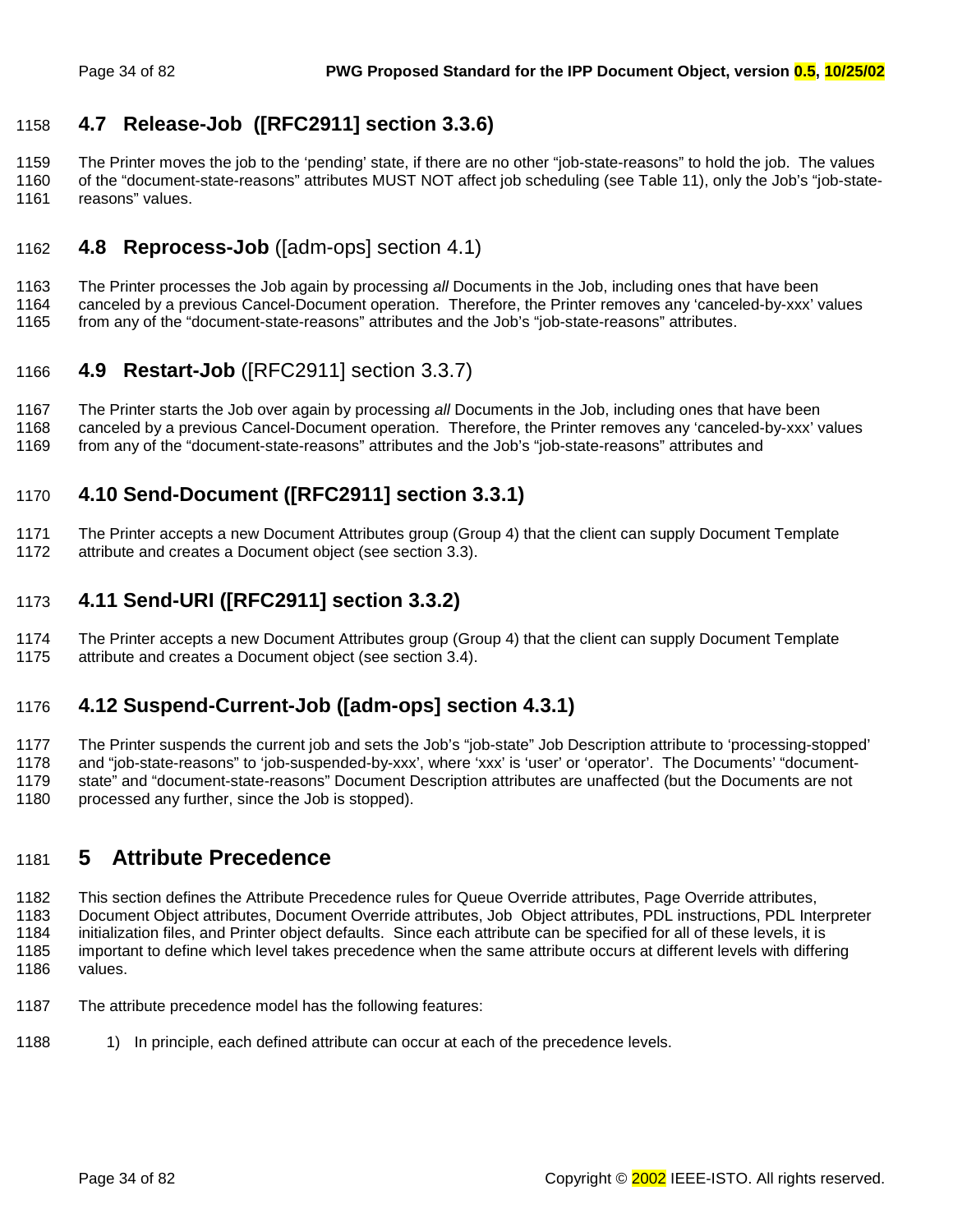### 4.7 Release-Job ([RFC2911] section 3.3.6)

The Printer moves the job to the 'pending' state, if there are no other "job-state-reasons" to hold the job. The values of the "document-state-reasons" attributes MUST NOT affect job scheduling (see Table 11), only the Job's "job-state-reasons" values.

### 4.8 Reprocess-Job ([adm-ops] section 4.1)

The Printer processes the Job again by processing *all* Documents in the Job, including ones that have been canceled by a previous Cancel-Document operation. Therefore, the Printer removes any 'canceled-by-xxx' values from any of the "document-state-reasons" attributes and the Job's "job-state-reasons" attributes.

### 4.9 Restart-Job ([RFC2911] section 3.3.7)

The Printer starts the Job over again by processing *all* Documents in the Job, including ones that have been canceled by a previous Cancel-Document operation. Therefore, the Printer removes any 'canceled-by-xxx' values from any of the "document-state-reasons" attributes and the Job's "job-state-reasons" attributes and

### 4.10 Send-Document ([RFC2911] section 3.3.1)

The Printer accepts a new Document Attributes group (Group 4) that the client can supply Document Template attribute and creates a Document object (see section 3.3).

### 4.11 Send-URI ([RFC2911] section 3.3.2)

The Printer accepts a new Document Attributes group (Group 4) that the client can supply Document Template attribute and creates a Document object (see section 3.4).

### 4.12 Suspend-Current-Job ([adm-ops] section 4.3.1)

The Printer suspends the current job and sets the Job's "job-state" Job Description attribute to 'processing-stopped' and "job-state-reasons" to 'job-suspended-by-xxx', where 'xxx' is 'user' or 'operator'. The Documents' "document-state" and "document-state-reasons" Document Description attributes are unaffected (but the Documents are not processed any further, since the Job is stopped).

## 5 Attribute Precedence

This section defines the Attribute Precedence rules for Queue Override attributes, Page Override attributes, Document Object attributes, Document Override attributes, Job Object attributes, PDL instructions, PDL Interpreter initialization files, and Printer object defaults. Since each attribute can be specified for all of these levels, it is important to define which level takes precedence when the same attribute occurs at different levels with differing values.

The attribute precedence model has the following features:

1) In principle, each defined attribute can occur at each of the precedence levels.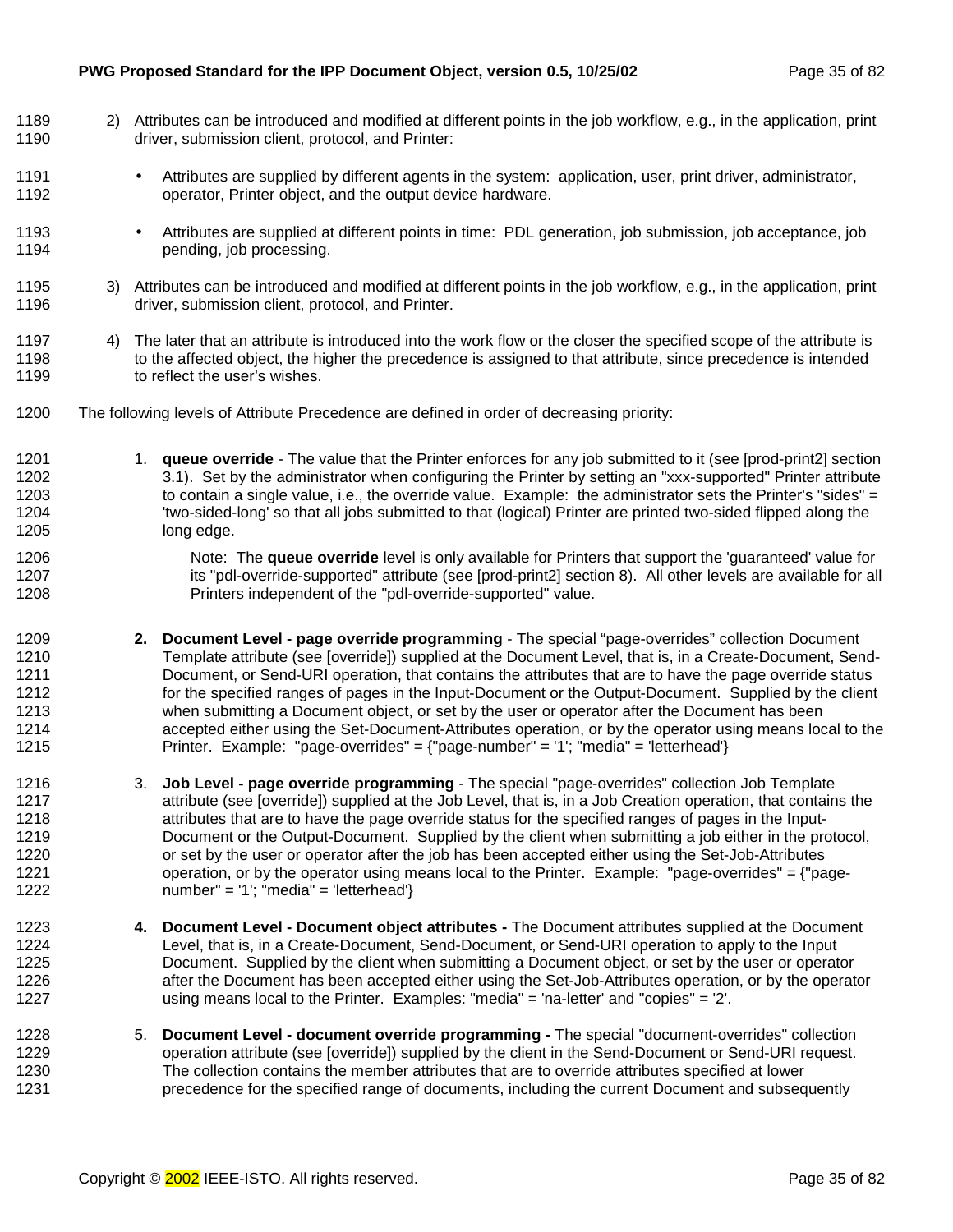2) Attributes can be introduced and modified at different points in the job workflow, e.g., in the application, print driver, submission client, protocol, and Printer:

- Attributes are supplied by different agents in the system: application, user, print driver, administrator, operator, Printer object, and the output device hardware.

- Attributes are supplied at different points in time: PDL generation, job submission, job acceptance, job pending, job processing.

3) Attributes can be introduced and modified at different points in the job workflow, e.g., in the application, print driver, submission client, protocol, and Printer.

4) The later that an attribute is introduced into the work flow or the closer the specified scope of the attribute is to the affected object, the higher the precedence is assigned to that attribute, since precedence is intended to reflect the user's wishes.

The following levels of Attribute Precedence are defined in order of decreasing priority:

1. **queue override** - The value that the Printer enforces for any job submitted to it (see [prod-print2] section 3.1). Set by the administrator when configuring the Printer by setting an "xxx-supported" Printer attribute to contain a single value, i.e., the override value. Example: the administrator sets the Printer's "sides" = 'two-sided-long' so that all jobs submitted to that (logical) Printer are printed two-sided flipped along the long edge.

   Note: The **queue override** level is only available for Printers that support the 'guaranteed' value for its "pdl-override-supported" attribute (see [prod-print2] section 8). All other levels are available for all Printers independent of the "pdl-override-supported" value.

2. **Document Level - page override programming** - The special "page-overrides" collection Document Template attribute (see [override]) supplied at the Document Level, that is, in a Create-Document, Send-Document, or Send-URI operation, that contains the attributes that are to have the page override status for the specified ranges of pages in the Input-Document or the Output-Document. Supplied by the client when submitting a Document object, or set by the user or operator after the Document has been accepted either using the Set-Document-Attributes operation, or by the operator using means local to the Printer. Example: "page-overrides" = {"page-number" = '1'; "media" = 'letterhead'}

3. **Job Level - page override programming** - The special "page-overrides" collection Job Template attribute (see [override]) supplied at the Job Level, that is, in a Job Creation operation, that contains the attributes that are to have the page override status for the specified ranges of pages in the Input-Document or the Output-Document. Supplied by the client when submitting a job either in the protocol, or set by the user or operator after the job has been accepted either using the Set-Job-Attributes operation, or by the operator using means local to the Printer. Example: "page-overrides" = {"page-number" = '1'; "media" = 'letterhead'}

4. **Document Level - Document object attributes -** The Document attributes supplied at the Document Level, that is, in a Create-Document, Send-Document, or Send-URI operation to apply to the Input Document. Supplied by the client when submitting a Document object, or set by the user or operator after the Document has been accepted either using the Set-Job-Attributes operation, or by the operator using means local to the Printer. Examples: "media" = 'na-letter' and "copies" = '2'.

5. **Document Level - document override programming -** The special "document-overrides" collection operation attribute (see [override]) supplied by the client in the Send-Document or Send-URI request. The collection contains the member attributes that are to override attributes specified at lower precedence for the specified range of documents, including the current Document and subsequently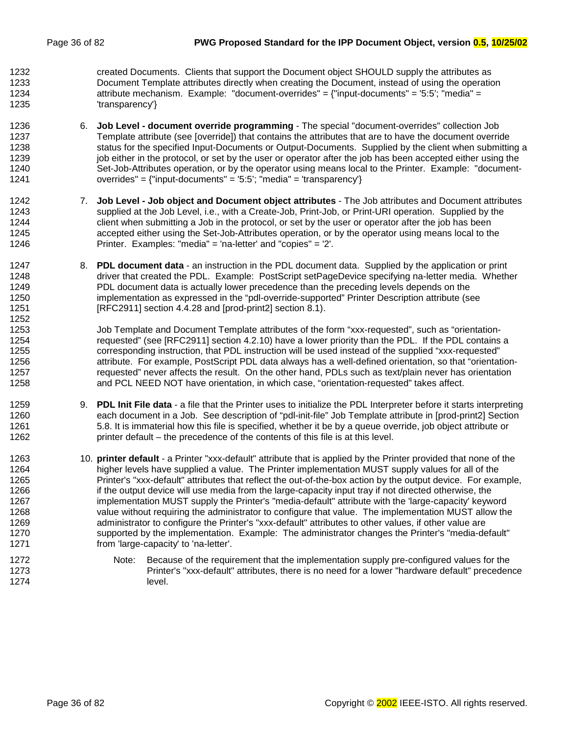created Documents. Clients that support the Document object SHOULD supply the attributes as Document Template attributes directly when creating the Document, instead of using the operation attribute mechanism. Example: "document-overrides" = {"input-documents" = '5:5'; "media" = 'transparency'}

6. **Job Level - document override programming** - The special "document-overrides" collection Job Template attribute (see [override]) that contains the attributes that are to have the document override status for the specified Input-Documents or Output-Documents. Supplied by the client when submitting a job either in the protocol, or set by the user or operator after the job has been accepted either using the Set-Job-Attributes operation, or by the operator using means local to the Printer. Example: "document-overrides" = {"input-documents" = '5:5'; "media" = 'transparency'}

7. **Job Level - Job object and Document object attributes** - The Job attributes and Document attributes supplied at the Job Level, i.e., with a Create-Job, Print-Job, or Print-URI operation. Supplied by the client when submitting a Job in the protocol, or set by the user or operator after the job has been accepted either using the Set-Job-Attributes operation, or by the operator using means local to the Printer. Examples: "media" = 'na-letter' and "copies" = '2'.

8. **PDL document data** - an instruction in the PDL document data. Supplied by the application or print driver that created the PDL. Example: PostScript setPageDevice specifying na-letter media. Whether PDL document data is actually lower precedence than the preceding levels depends on the implementation as expressed in the "pdl-override-supported" Printer Description attribute (see [RFC2911] section 4.4.28 and [prod-print2] section 8.1).

   Job Template and Document Template attributes of the form "xxx-requested", such as "orientation-requested" (see [RFC2911] section 4.2.10) have a lower priority than the PDL. If the PDL contains a corresponding instruction, that PDL instruction will be used instead of the supplied "xxx-requested" attribute. For example, PostScript PDL data always has a well-defined orientation, so that "orientation-requested" never affects the result. On the other hand, PDLs such as text/plain never has orientation and PCL NEED NOT have orientation, in which case, "orientation-requested" takes affect.

9. **PDL Init File data** - a file that the Printer uses to initialize the PDL Interpreter before it starts interpreting each document in a Job. See description of "pdl-init-file" Job Template attribute in [prod-print2] Section 5.8. It is immaterial how this file is specified, whether it be by a queue override, job object attribute or printer default – the precedence of the contents of this file is at this level.

10. **printer default** - a Printer "xxx-default" attribute that is applied by the Printer provided that none of the higher levels have supplied a value. The Printer implementation MUST supply values for all of the Printer's "xxx-default" attributes that reflect the out-of-the-box action by the output device. For example, if the output device will use media from the large-capacity input tray if not directed otherwise, the implementation MUST supply the Printer's "media-default" attribute with the 'large-capacity' keyword value without requiring the administrator to configure that value. The implementation MUST allow the administrator to configure the Printer's "xxx-default" attributes to other values, if other value are supported by the implementation. Example: The administrator changes the Printer's "media-default" from 'large-capacity' to 'na-letter'.

    Note: Because of the requirement that the implementation supply pre-configured values for the Printer's "xxx-default" attributes, there is no need for a lower "hardware default" precedence level.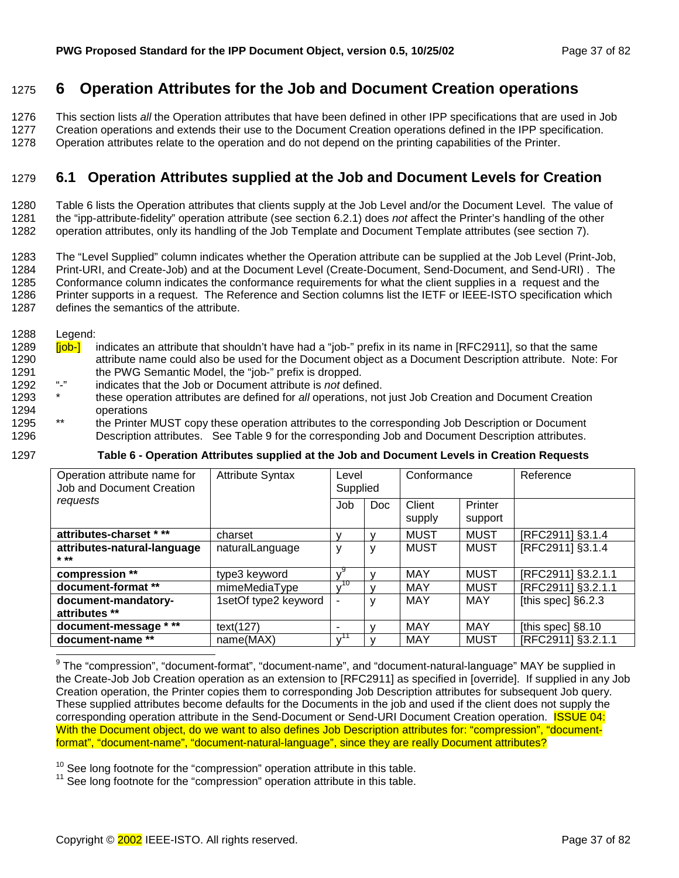# 6 Operation Attributes for the Job and Document Creation operations

This section lists *all* the Operation attributes that have been defined in other IPP specifications that are used in Job Creation operations and extends their use to the Document Creation operations defined in the IPP specification. Operation attributes relate to the operation and do not depend on the printing capabilities of the Printer.

## 6.1 Operation Attributes supplied at the Job and Document Levels for Creation

Table 6 lists the Operation attributes that clients supply at the Job Level and/or the Document Level. The value of the "ipp-attribute-fidelity" operation attribute (see section 6.2.1) does *not* affect the Printer's handling of the other operation attributes, only its handling of the Job Template and Document Template attributes (see section 7).

The "Level Supplied" column indicates whether the Operation attribute can be supplied at the Job Level (Print-Job, Print-URI, and Create-Job) and at the Document Level (Create-Document, Send-Document, and Send-URI) . The Conformance column indicates the conformance requirements for what the client supplies in a request and the Printer supports in a request. The Reference and Section columns list the IETF or IEEE-ISTO specification which defines the semantics of the attribute.

Legend:

- [job-] indicates an attribute that shouldn't have had a "job-" prefix in its name in [RFC2911], so that the same attribute name could also be used for the Document object as a Document Description attribute. Note: For the PWG Semantic Model, the "job-" prefix is dropped.
- "-" indicates that the Job or Document attribute is *not* defined.
- * these operation attributes are defined for *all* operations, not just Job Creation and Document Creation operations
- ** the Printer MUST copy these operation attributes to the corresponding Job Description or Document Description attributes. See Table 9 for the corresponding Job and Document Description attributes.

**Table 6 - Operation Attributes supplied at the Job and Document Levels in Creation Requests**

| Operation attribute name for Job and Document Creation *requests* | Attribute Syntax | Level Supplied | | Conformance | | Reference |
|---|---|---|---|---|---|---|
| | | Job | Doc | Client supply | Printer support | |
| **attributes-charset * **** | charset | y | y | MUST | MUST | [RFC2911] §3.1.4 |
| **attributes-natural-language * **** | naturalLanguage | y | y | MUST | MUST | [RFC2911] §3.1.4 |
| **compression **** | type3 keyword | y[9] | y | MAY | MUST | [RFC2911] §3.2.1.1 |
| **document-format **** | mimeMediaType | y[10] | y | MAY | MUST | [RFC2911] §3.2.1.1 |
| **document-mandatory-attributes **** | 1setOf type2 keyword | - | y | MAY | MAY | [this spec] §6.2.3 |
| **document-message * **** | text(127) | - | y | MAY | MAY | [this spec] §8.10 |
| **document-name **** | name(MAX) | y[11] | y | MAY | MUST | [RFC2911] §3.2.1.1 |

[9] The "compression", "document-format", "document-name", and "document-natural-language" MAY be supplied in the Create-Job Job Creation operation as an extension to [RFC2911] as specified in [override]. If supplied in any Job Creation operation, the Printer copies them to corresponding Job Description attributes for subsequent Job query. These supplied attributes become defaults for the Documents in the job and used if the client does not supply the corresponding operation attribute in the Send-Document or Send-URI Document Creation operation. ISSUE 04: With the Document object, do we want to also defines Job Description attributes for: "compression", "document-format", "document-name", "document-natural-language", since they are really Document attributes?

[10] See long footnote for the "compression" operation attribute in this table.

[11] See long footnote for the "compression" operation attribute in this table.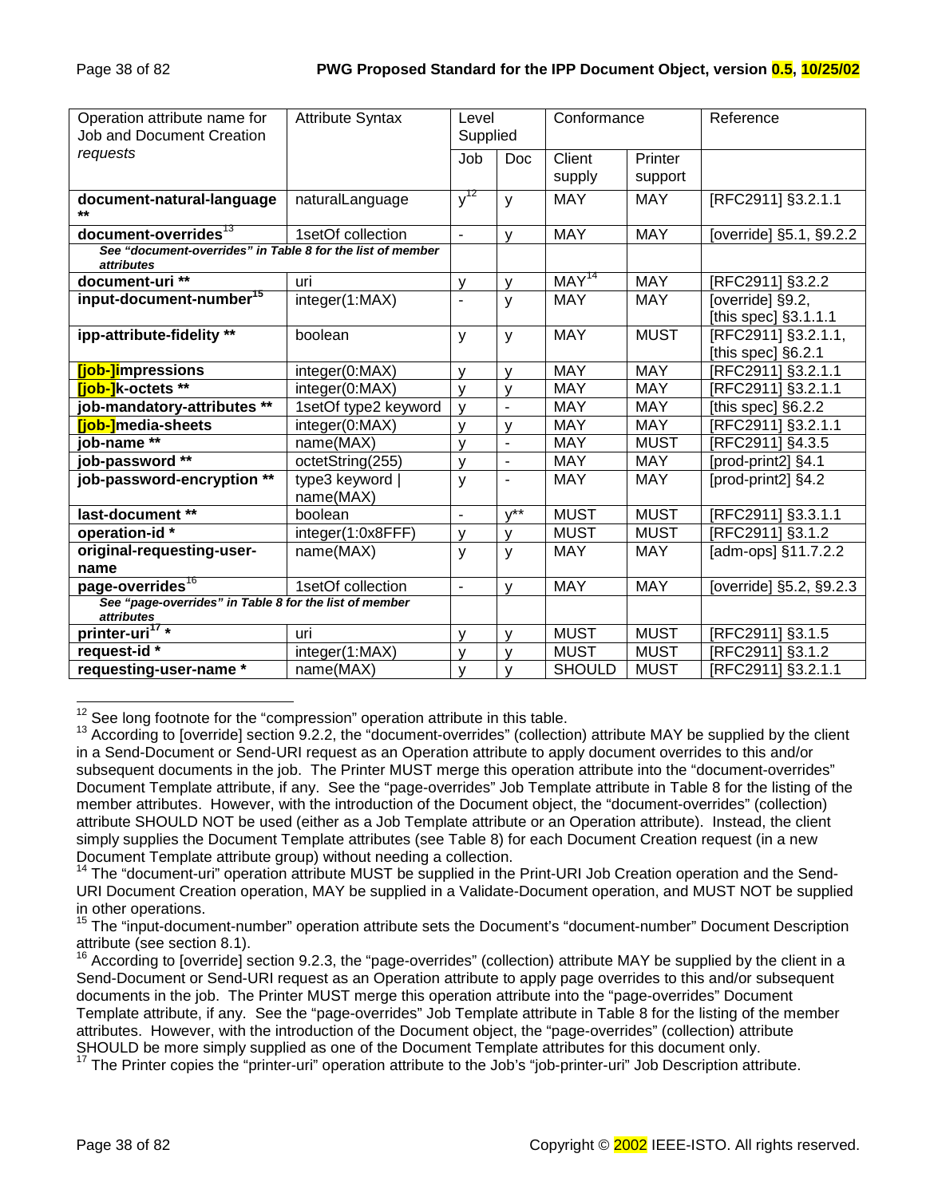| Operation attribute name for Job and Document Creation *requests* | Attribute Syntax | Level Supplied | | Conformance | | Reference |
|---|---|---|---|---|---|---|
| | | Job | Doc | Client supply | Printer support | |
| **document-natural-language \*\*** | naturalLanguage | y[12] | y | MAY | MAY | [RFC2911] §3.2.1.1 |
| **document-overrides**[13] | 1setOf collection | - | y | MAY | MAY | [override] §5.1, §9.2.2 |
| ***See "document-overrides" in Table 8 for the list of member attributes*** | | | | | | |
| **document-uri \*\*** | uri | y | y | MAY[14] | MAY | [RFC2911] §3.2.2 |
| **input-document-number**[15] | integer(1:MAX) | - | y | MAY | MAY | [override] §9.2, [this spec] §3.1.1.1 |
| **ipp-attribute-fidelity \*\*** | boolean | y | y | MAY | MUST | [RFC2911] §3.2.1.1, [this spec] §6.2.1 |
| **[job-]impressions** | integer(0:MAX) | y | y | MAY | MAY | [RFC2911] §3.2.1.1 |
| **[job-]k-octets \*\*** | integer(0:MAX) | y | y | MAY | MAY | [RFC2911] §3.2.1.1 |
| **job-mandatory-attributes \*\*** | 1setOf type2 keyword | y | - | MAY | MAY | [this spec] §6.2.2 |
| **[job-]media-sheets** | integer(0:MAX) | y | y | MAY | MAY | [RFC2911] §3.2.1.1 |
| **job-name \*\*** | name(MAX) | y | - | MAY | MUST | [RFC2911] §4.3.5 |
| **job-password \*\*** | octetString(255) | y | - | MAY | MAY | [prod-print2] §4.1 |
| **job-password-encryption \*\*** | type3 keyword \| name(MAX) | y | - | MAY | MAY | [prod-print2] §4.2 |
| **last-document \*\*** | boolean | - | y\*\* | MUST | MUST | [RFC2911] §3.3.1.1 |
| **operation-id \*** | integer(1:0x8FFF) | y | y | MUST | MUST | [RFC2911] §3.1.2 |
| **original-requesting-user-name** | name(MAX) | y | y | MAY | MAY | [adm-ops] §11.7.2.2 |
| **page-overrides**[16] | 1setOf collection | - | y | MAY | MAY | [override] §5.2, §9.2.3 |
| ***See "page-overrides" in Table 8 for the list of member attributes*** | | | | | | |
| **printer-uri[17] \*** | uri | y | y | MUST | MUST | [RFC2911] §3.1.5 |
| **request-id \*** | integer(1:MAX) | y | y | MUST | MUST | [RFC2911] §3.1.2 |
| **requesting-user-name \*** | name(MAX) | y | y | SHOULD | MUST | [RFC2911] §3.2.1.1 |

[12] See long footnote for the "compression" operation attribute in this table.

[13] According to [override] section 9.2.2, the "document-overrides" (collection) attribute MAY be supplied by the client in a Send-Document or Send-URI request as an Operation attribute to apply document overrides to this and/or subsequent documents in the job. The Printer MUST merge this operation attribute into the "document-overrides" Document Template attribute, if any. See the "page-overrides" Job Template attribute in Table 8 for the listing of the member attributes. However, with the introduction of the Document object, the "document-overrides" (collection) attribute SHOULD NOT be used (either as a Job Template attribute or an Operation attribute). Instead, the client simply supplies the Document Template attributes (see Table 8) for each Document Creation request (in a new Document Template attribute group) without needing a collection.

[14] The "document-uri" operation attribute MUST be supplied in the Print-URI Job Creation operation and the Send-URI Document Creation operation, MAY be supplied in a Validate-Document operation, and MUST NOT be supplied in other operations.

[15] The "input-document-number" operation attribute sets the Document's "document-number" Document Description attribute (see section 8.1).

[16] According to [override] section 9.2.3, the "page-overrides" (collection) attribute MAY be supplied by the client in a Send-Document or Send-URI request as an Operation attribute to apply page overrides to this and/or subsequent documents in the job. The Printer MUST merge this operation attribute into the "page-overrides" Document Template attribute, if any. See the "page-overrides" Job Template attribute in Table 8 for the listing of the member attributes. However, with the introduction of the Document object, the "page-overrides" (collection) attribute SHOULD be more simply supplied as one of the Document Template attributes for this document only.

[17] The Printer copies the "printer-uri" operation attribute to the Job's "job-printer-uri" Job Description attribute.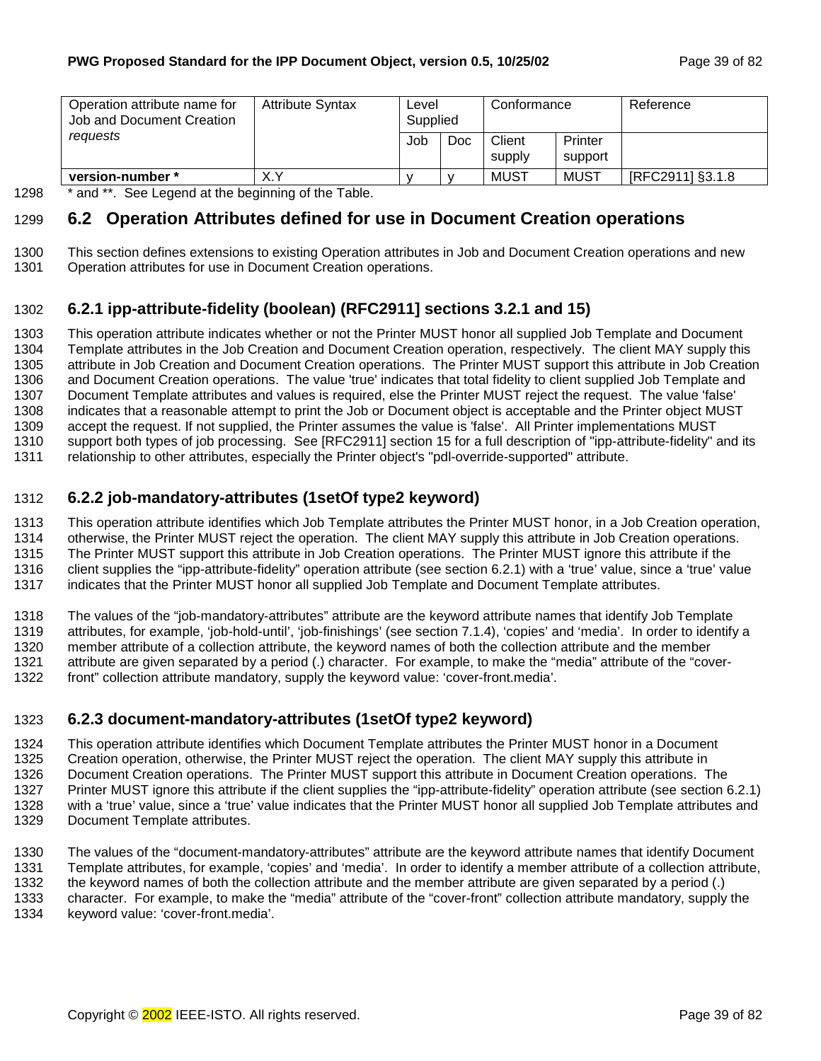| Operation attribute name for Job and Document Creation *requests* | Attribute Syntax | Level Supplied | | Conformance | | Reference |
|---|---|---|---|---|---|---|
| | | Job | Doc | Client supply | Printer support | |
| **version-number *** | X.Y | y | y | MUST | MUST | [RFC2911] §3.1.8 |

* and **. See Legend at the beginning of the Table.

## 6.2 Operation Attributes defined for use in Document Creation operations

This section defines extensions to existing Operation attributes in Job and Document Creation operations and new Operation attributes for use in Document Creation operations.

### 6.2.1 ipp-attribute-fidelity (boolean) (RFC2911] sections 3.2.1 and 15)

This operation attribute indicates whether or not the Printer MUST honor all supplied Job Template and Document Template attributes in the Job Creation and Document Creation operation, respectively. The client MAY supply this attribute in Job Creation and Document Creation operations. The Printer MUST support this attribute in Job Creation and Document Creation operations. The value 'true' indicates that total fidelity to client supplied Job Template and Document Template attributes and values is required, else the Printer MUST reject the request. The value 'false' indicates that a reasonable attempt to print the Job or Document object is acceptable and the Printer object MUST accept the request. If not supplied, the Printer assumes the value is 'false'. All Printer implementations MUST support both types of job processing. See [RFC2911] section 15 for a full description of "ipp-attribute-fidelity" and its relationship to other attributes, especially the Printer object's "pdl-override-supported" attribute.

### 6.2.2 job-mandatory-attributes (1setOf type2 keyword)

This operation attribute identifies which Job Template attributes the Printer MUST honor, in a Job Creation operation, otherwise, the Printer MUST reject the operation. The client MAY supply this attribute in Job Creation operations. The Printer MUST support this attribute in Job Creation operations. The Printer MUST ignore this attribute if the client supplies the "ipp-attribute-fidelity" operation attribute (see section 6.2.1) with a 'true' value, since a 'true' value indicates that the Printer MUST honor all supplied Job Template and Document Template attributes.

The values of the "job-mandatory-attributes" attribute are the keyword attribute names that identify Job Template attributes, for example, 'job-hold-until', 'job-finishings' (see section 7.1.4), 'copies' and 'media'. In order to identify a member attribute of a collection attribute, the keyword names of both the collection attribute and the member attribute are given separated by a period (.) character. For example, to make the "media" attribute of the "cover-front" collection attribute mandatory, supply the keyword value: 'cover-front.media'.

### 6.2.3 document-mandatory-attributes (1setOf type2 keyword)

This operation attribute identifies which Document Template attributes the Printer MUST honor in a Document Creation operation, otherwise, the Printer MUST reject the operation. The client MAY supply this attribute in Document Creation operations. The Printer MUST support this attribute in Document Creation operations. The Printer MUST ignore this attribute if the client supplies the "ipp-attribute-fidelity" operation attribute (see section 6.2.1) with a 'true' value, since a 'true' value indicates that the Printer MUST honor all supplied Job Template attributes and Document Template attributes.

The values of the "document-mandatory-attributes" attribute are the keyword attribute names that identify Document Template attributes, for example, 'copies' and 'media'. In order to identify a member attribute of a collection attribute, the keyword names of both the collection attribute and the member attribute are given separated by a period (.) character. For example, to make the "media" attribute of the "cover-front" collection attribute mandatory, supply the keyword value: 'cover-front.media'.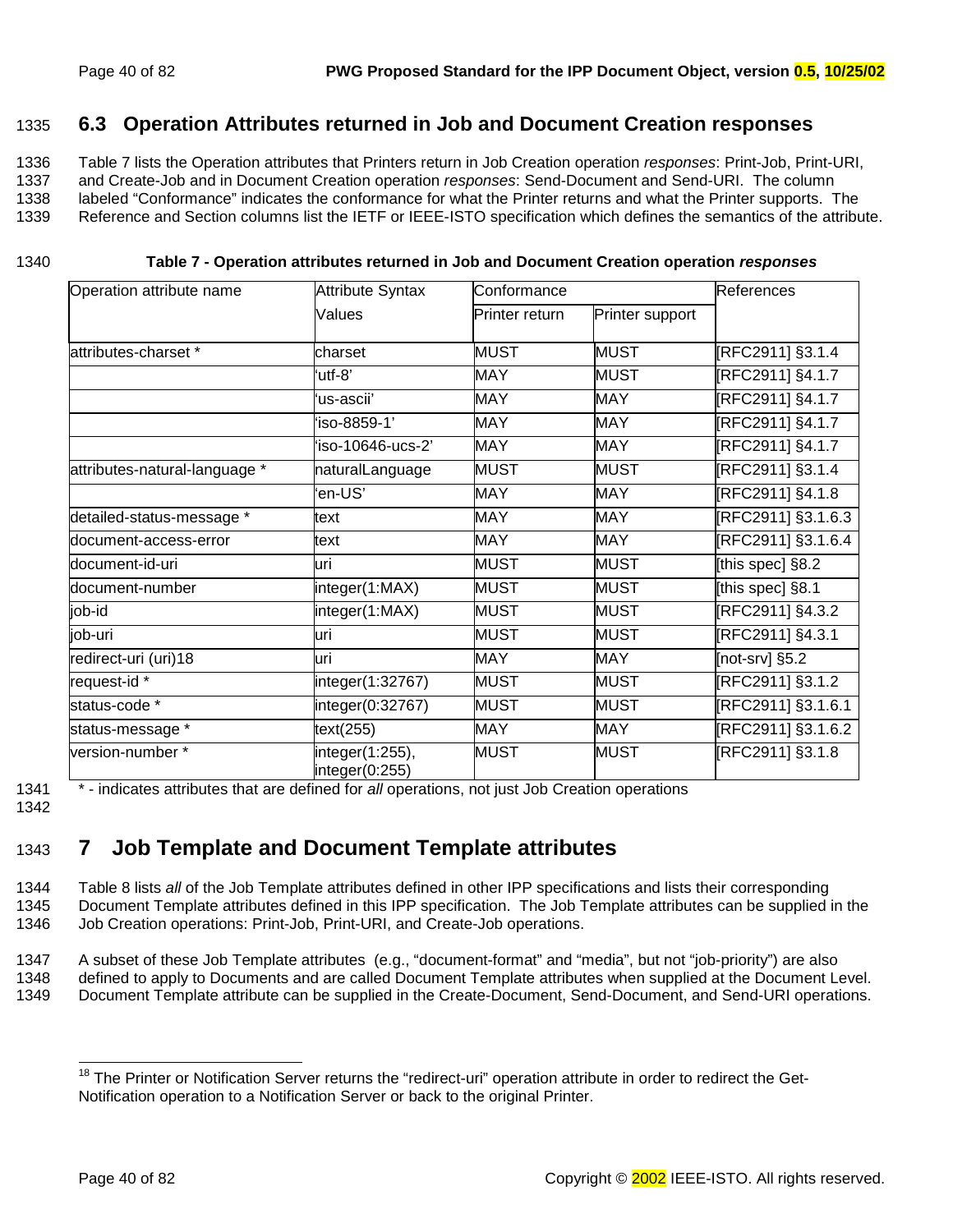## 6.3 Operation Attributes returned in Job and Document Creation responses

Table 7 lists the Operation attributes that Printers return in Job Creation operation *responses*: Print-Job, Print-URI, and Create-Job and in Document Creation operation *responses*: Send-Document and Send-URI. The column labeled "Conformance" indicates the conformance for what the Printer returns and what the Printer supports. The Reference and Section columns list the IETF or IEEE-ISTO specification which defines the semantics of the attribute.

**Table 7 - Operation attributes returned in Job and Document Creation operation *responses***

| Operation attribute name | Attribute Syntax Values | Conformance | | References |
|---|---|---|---|---|
| | | Printer return | Printer support | |
| attributes-charset * | charset | MUST | MUST | [RFC2911] §3.1.4 |
| | 'utf-8' | MAY | MUST | [RFC2911] §4.1.7 |
| | 'us-ascii' | MAY | MAY | [RFC2911] §4.1.7 |
| | 'iso-8859-1' | MAY | MAY | [RFC2911] §4.1.7 |
| | 'iso-10646-ucs-2' | MAY | MAY | [RFC2911] §4.1.7 |
| attributes-natural-language * | naturalLanguage | MUST | MUST | [RFC2911] §3.1.4 |
| | 'en-US' | MAY | MAY | [RFC2911] §4.1.8 |
| detailed-status-message * | text | MAY | MAY | [RFC2911] §3.1.6.3 |
| document-access-error | text | MAY | MAY | [RFC2911] §3.1.6.4 |
| document-id-uri | uri | MUST | MUST | [this spec] §8.2 |
| document-number | integer(1:MAX) | MUST | MUST | [this spec] §8.1 |
| job-id | integer(1:MAX) | MUST | MUST | [RFC2911] §4.3.2 |
| job-uri | uri | MUST | MUST | [RFC2911] §4.3.1 |
| redirect-uri (uri)[18] | uri | MAY | MAY | [not-srv] §5.2 |
| request-id * | integer(1:32767) | MUST | MUST | [RFC2911] §3.1.2 |
| status-code * | integer(0:32767) | MUST | MUST | [RFC2911] §3.1.6.1 |
| status-message * | text(255) | MAY | MAY | [RFC2911] §3.1.6.2 |
| version-number * | integer(1:255), integer(0:255) | MUST | MUST | [RFC2911] §3.1.8 |

* - indicates attributes that are defined for *all* operations, not just Job Creation operations

# 7 Job Template and Document Template attributes

Table 8 lists *all* of the Job Template attributes defined in other IPP specifications and lists their corresponding Document Template attributes defined in this IPP specification. The Job Template attributes can be supplied in the Job Creation operations: Print-Job, Print-URI, and Create-Job operations.

A subset of these Job Template attributes (e.g., "document-format" and "media", but not "job-priority") are also defined to apply to Documents and are called Document Template attributes when supplied at the Document Level. Document Template attribute can be supplied in the Create-Document, Send-Document, and Send-URI operations.

---

[18] The Printer or Notification Server returns the "redirect-uri" operation attribute in order to redirect the Get-Notification operation to a Notification Server or back to the original Printer.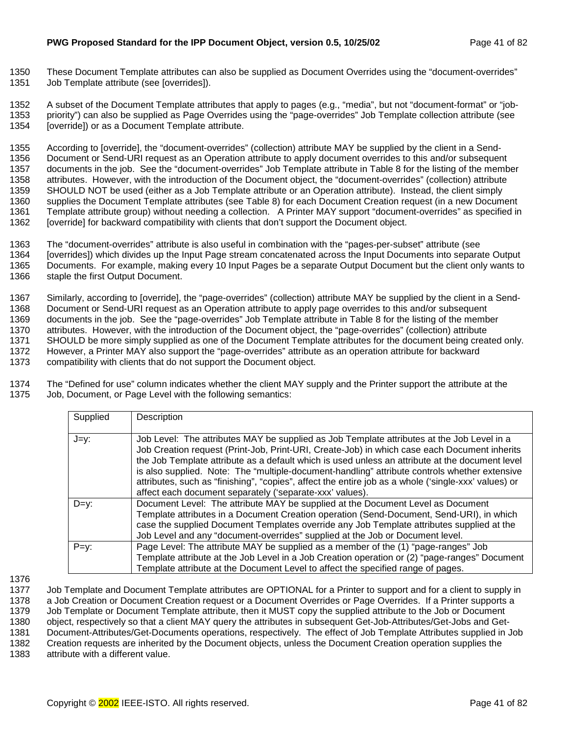These Document Template attributes can also be supplied as Document Overrides using the "document-overrides" Job Template attribute (see [overrides]).

A subset of the Document Template attributes that apply to pages (e.g., "media", but not "document-format" or "job-priority") can also be supplied as Page Overrides using the "page-overrides" Job Template collection attribute (see [override]) or as a Document Template attribute.

According to [override], the "document-overrides" (collection) attribute MAY be supplied by the client in a Send-Document or Send-URI request as an Operation attribute to apply document overrides to this and/or subsequent documents in the job. See the "document-overrides" Job Template attribute in Table 8 for the listing of the member attributes. However, with the introduction of the Document object, the "document-overrides" (collection) attribute SHOULD NOT be used (either as a Job Template attribute or an Operation attribute). Instead, the client simply supplies the Document Template attributes (see Table 8) for each Document Creation request (in a new Document Template attribute group) without needing a collection. A Printer MAY support "document-overrides" as specified in [override] for backward compatibility with clients that don't support the Document object.

The "document-overrides" attribute is also useful in combination with the "pages-per-subset" attribute (see [overrides]) which divides up the Input Page stream concatenated across the Input Documents into separate Output Documents. For example, making every 10 Input Pages be a separate Output Document but the client only wants to staple the first Output Document.

Similarly, according to [override], the "page-overrides" (collection) attribute MAY be supplied by the client in a Send-Document or Send-URI request as an Operation attribute to apply page overrides to this and/or subsequent documents in the job. See the "page-overrides" Job Template attribute in Table 8 for the listing of the member attributes. However, with the introduction of the Document object, the "page-overrides" (collection) attribute SHOULD be more simply supplied as one of the Document Template attributes for the document being created only. However, a Printer MAY also support the "page-overrides" attribute as an operation attribute for backward compatibility with clients that do not support the Document object.

The "Defined for use" column indicates whether the client MAY supply and the Printer support the attribute at the Job, Document, or Page Level with the following semantics:

| Supplied | Description |
|---|---|
| J=y: | Job Level: The attributes MAY be supplied as Job Template attributes at the Job Level in a Job Creation request (Print-Job, Print-URI, Create-Job) in which case each Document inherits the Job Template attribute as a default which is used unless an attribute at the document level is also supplied. Note: The "multiple-document-handling" attribute controls whether extensive attributes, such as "finishing", "copies", affect the entire job as a whole ('single-xxx' values) or affect each document separately ('separate-xxx' values). |
| D=y: | Document Level: The attribute MAY be supplied at the Document Level as Document Template attributes in a Document Creation operation (Send-Document, Send-URI), in which case the supplied Document Templates override any Job Template attributes supplied at the Job Level and any "document-overrides" supplied at the Job or Document level. |
| P=y: | Page Level: The attribute MAY be supplied as a member of the (1) "page-ranges" Job Template attribute at the Job Level in a Job Creation operation or (2) "page-ranges" Document Template attribute at the Document Level to affect the specified range of pages. |

Job Template and Document Template attributes are OPTIONAL for a Printer to support and for a client to supply in a Job Creation or Document Creation request or a Document Overrides or Page Overrides. If a Printer supports a Job Template or Document Template attribute, then it MUST copy the supplied attribute to the Job or Document object, respectively so that a client MAY query the attributes in subsequent Get-Job-Attributes/Get-Jobs and Get-Document-Attributes/Get-Documents operations, respectively. The effect of Job Template Attributes supplied in Job Creation requests are inherited by the Document objects, unless the Document Creation operation supplies the attribute with a different value.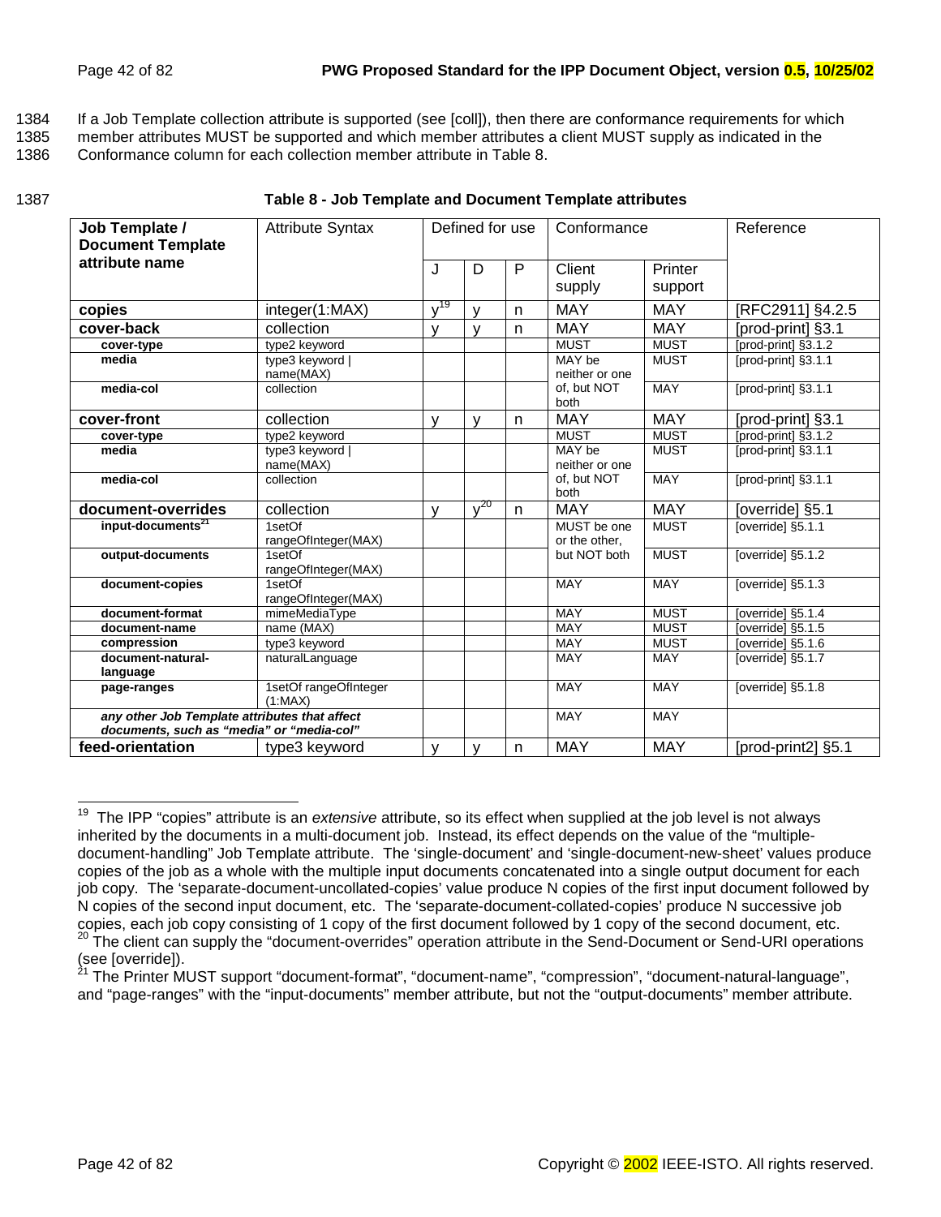1384 If a Job Template collection attribute is supported (see [coll]), then there are conformance requirements for which
1385 member attributes MUST be supported and which member attributes a client MUST supply as indicated in the
1386 Conformance column for each collection member attribute in Table 8.

1387 **Table 8 - Job Template and Document Template attributes**

| Job Template / Document Template attribute name | Attribute Syntax | Defined for use | | | Conformance | | Reference |
|---|---|---|---|---|---|---|---|
| | | J | D | P | Client supply | Printer support | |
| **copies** | integer(1:MAX) | y[19] | y | n | MAY | MAY | [RFC2911] §4.2.5 |
| **cover-back** | collection | y | y | n | MAY | MAY | [prod-print] §3.1 |
| **cover-type** | type2 keyword | | | | MUST | MUST | [prod-print] §3.1.2 |
| **media** | type3 keyword \| name(MAX) | | | | MAY be neither or one of, but NOT both | MUST | [prod-print] §3.1.1 |
| **media-col** | collection | | | | | MAY | [prod-print] §3.1.1 |
| **cover-front** | collection | y | y | n | MAY | MAY | [prod-print] §3.1 |
| **cover-type** | type2 keyword | | | | MUST | MUST | [prod-print] §3.1.2 |
| **media** | type3 keyword \| name(MAX) | | | | MAY be neither or one of, but NOT both | MUST | [prod-print] §3.1.1 |
| **media-col** | collection | | | | | MAY | [prod-print] §3.1.1 |
| **document-overrides** | collection | y | y[20] | n | MAY | MAY | [override] §5.1 |
| **input-documents**[21] | 1setOf rangeOfInteger(MAX) | | | | MUST be one or the other, but NOT both | MUST | [override] §5.1.1 |
| **output-documents** | 1setOf rangeOfInteger(MAX) | | | | | MUST | [override] §5.1.2 |
| **document-copies** | 1setOf rangeOfInteger(MAX) | | | | MAY | MAY | [override] §5.1.3 |
| **document-format** | mimeMediaType | | | | MAY | MUST | [override] §5.1.4 |
| **document-name** | name (MAX) | | | | MAY | MUST | [override] §5.1.5 |
| **compression** | type3 keyword | | | | MAY | MUST | [override] §5.1.6 |
| **document-natural-language** | naturalLanguage | | | | MAY | MAY | [override] §5.1.7 |
| **page-ranges** | 1setOf rangeOfInteger (1:MAX) | | | | MAY | MAY | [override] §5.1.8 |
| ***any other Job Template attributes that affect documents, such as "media" or "media-col"*** | | | | | MAY | MAY | |
| **feed-orientation** | type3 keyword | y | y | n | MAY | MAY | [prod-print2] §5.1 |

[19] The IPP "copies" attribute is an *extensive* attribute, so its effect when supplied at the job level is not always inherited by the documents in a multi-document job. Instead, its effect depends on the value of the "multiple-document-handling" Job Template attribute. The 'single-document' and 'single-document-new-sheet' values produce copies of the job as a whole with the multiple input documents concatenated into a single output document for each job copy. The 'separate-document-uncollated-copies' value produce N copies of the first input document followed by N copies of the second input document, etc. The 'separate-document-collated-copies' produce N successive job copies, each job copy consisting of 1 copy of the first document followed by 1 copy of the second document, etc.

[20] The client can supply the "document-overrides" operation attribute in the Send-Document or Send-URI operations (see [override]).

[21] The Printer MUST support "document-format", "document-name", "compression", "document-natural-language", and "page-ranges" with the "input-documents" member attribute, but not the "output-documents" member attribute.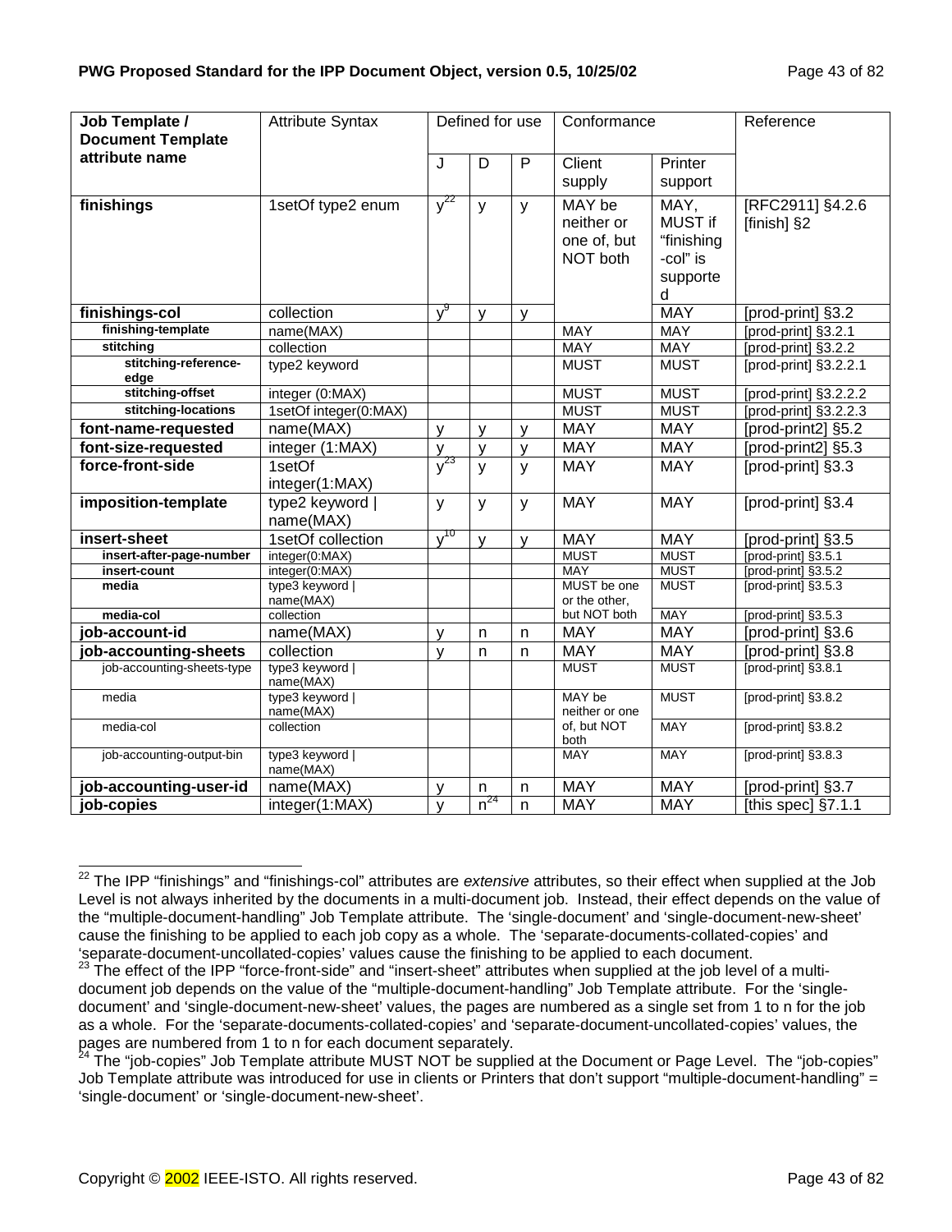| Job Template / Document Template attribute name | Attribute Syntax | Defined for use | | | Conformance | | Reference |
|---|---|---|---|---|---|---|---|
| | | J | D | P | Client supply | Printer support | |
| **finishings** | 1setOf type2 enum | y[22] | y | y | MAY be neither or one of, but NOT both | MAY, MUST if "finishing-col" is supported | [RFC2911] §4.2.6 [finish] §2 |
| **finishings-col** | collection | y[9] | y | y | | MAY | [prod-print] §3.2 |
| **finishing-template** | name(MAX) | | | | MAY | MAY | [prod-print] §3.2.1 |
| **stitching** | collection | | | | MAY | MAY | [prod-print] §3.2.2 |
| **stitching-reference-edge** | type2 keyword | | | | MUST | MUST | [prod-print] §3.2.2.1 |
| **stitching-offset** | integer (0:MAX) | | | | MUST | MUST | [prod-print] §3.2.2.2 |
| **stitching-locations** | 1setOf integer(0:MAX) | | | | MUST | MUST | [prod-print] §3.2.2.3 |
| **font-name-requested** | name(MAX) | y | y | y | MAY | MAY | [prod-print2] §5.2 |
| **font-size-requested** | integer (1:MAX) | y | y | y | MAY | MAY | [prod-print2] §5.3 |
| **force-front-side** | 1setOf integer(1:MAX) | y[23] | y | y | MAY | MAY | [prod-print] §3.3 |
| **imposition-template** | type2 keyword \| name(MAX) | y | y | y | MAY | MAY | [prod-print] §3.4 |
| **insert-sheet** | 1setOf collection | y[10] | y | y | MAY | MAY | [prod-print] §3.5 |
| **insert-after-page-number** | integer(0:MAX) | | | | MUST | MUST | [prod-print] §3.5.1 |
| **insert-count** | integer(0:MAX) | | | | MAY | MUST | [prod-print] §3.5.2 |
| **media** | type3 keyword \| name(MAX) | | | | MUST be one or the other, but NOT both | MUST | [prod-print] §3.5.3 |
| **media-col** | collection | | | | | MAY | [prod-print] §3.5.3 |
| **job-account-id** | name(MAX) | y | n | n | MAY | MAY | [prod-print] §3.6 |
| **job-accounting-sheets** | collection | y | n | n | MAY | MAY | [prod-print] §3.8 |
| job-accounting-sheets-type | type3 keyword \| name(MAX) | | | | MUST | MUST | [prod-print] §3.8.1 |
| media | type3 keyword \| name(MAX) | | | | MAY be neither or one of, but NOT both | MUST | [prod-print] §3.8.2 |
| media-col | collection | | | | | MAY | [prod-print] §3.8.2 |
| job-accounting-output-bin | type3 keyword \| name(MAX) | | | | MAY | MAY | [prod-print] §3.8.3 |
| **job-accounting-user-id** | name(MAX) | y | n | n | MAY | MAY | [prod-print] §3.7 |
| **job-copies** | integer(1:MAX) | y | n[24] | n | MAY | MAY | [this spec] §7.1.1 |

[22] The IPP "finishings" and "finishings-col" attributes are *extensive* attributes, so their effect when supplied at the Job Level is not always inherited by the documents in a multi-document job. Instead, their effect depends on the value of the "multiple-document-handling" Job Template attribute. The 'single-document' and 'single-document-new-sheet' cause the finishing to be applied to each job copy as a whole. The 'separate-documents-collated-copies' and 'separate-document-uncollated-copies' values cause the finishing to be applied to each document.

[23] The effect of the IPP "force-front-side" and "insert-sheet" attributes when supplied at the job level of a multi-document job depends on the value of the "multiple-document-handling" Job Template attribute. For the 'single-document' and 'single-document-new-sheet' values, the pages are numbered as a single set from 1 to n for the job as a whole. For the 'separate-documents-collated-copies' and 'separate-document-uncollated-copies' values, the pages are numbered from 1 to n for each document separately.

[24] The "job-copies" Job Template attribute MUST NOT be supplied at the Document or Page Level. The "job-copies" Job Template attribute was introduced for use in clients or Printers that don't support "multiple-document-handling" = 'single-document' or 'single-document-new-sheet'.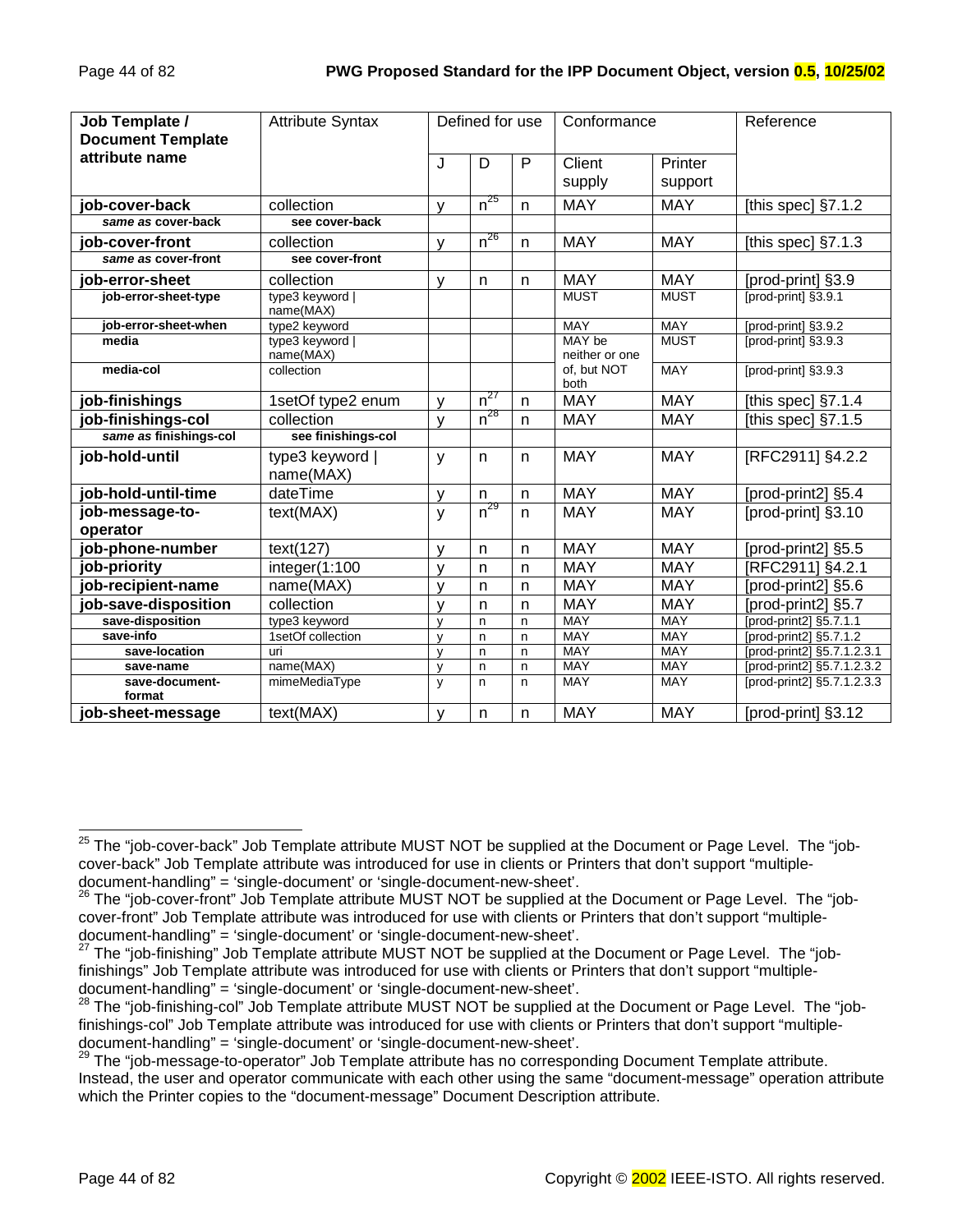| Job Template / Document Template attribute name | Attribute Syntax | Defined for use | | | Conformance | | Reference |
|---|---|---|---|---|---|---|---|
| | | J | D | P | Client supply | Printer support | |
| **job-cover-back** | collection | y | n[25] | n | MAY | MAY | [this spec] §7.1.2 |
| *same as* **cover-back** | **see cover-back** | | | | | | |
| **job-cover-front** | collection | y | n[26] | n | MAY | MAY | [this spec] §7.1.3 |
| *same as* **cover-front** | **see cover-front** | | | | | | |
| **job-error-sheet** | collection | y | n | n | MAY | MAY | [prod-print] §3.9 |
| **job-error-sheet-type** | type3 keyword \| name(MAX) | | | | MUST | MUST | [prod-print] §3.9.1 |
| **job-error-sheet-when** | type2 keyword | | | | MAY | MAY | [prod-print] §3.9.2 |
| **media** | type3 keyword \| name(MAX) | | | | MAY be neither or one of, but NOT both | MUST | [prod-print] §3.9.3 |
| **media-col** | collection | | | | | MAY | [prod-print] §3.9.3 |
| **job-finishings** | 1setOf type2 enum | y | n[27] | n | MAY | MAY | [this spec] §7.1.4 |
| **job-finishings-col** | collection | y | n[28] | n | MAY | MAY | [this spec] §7.1.5 |
| *same as* **finishings-col** | **see finishings-col** | | | | | | |
| **job-hold-until** | type3 keyword \| name(MAX) | y | n | n | MAY | MAY | [RFC2911] §4.2.2 |
| **job-hold-until-time** | dateTime | y | n | n | MAY | MAY | [prod-print2] §5.4 |
| **job-message-to-operator** | text(MAX) | y | n[29] | n | MAY | MAY | [prod-print] §3.10 |
| **job-phone-number** | text(127) | y | n | n | MAY | MAY | [prod-print2] §5.5 |
| **job-priority** | integer(1:100 | y | n | n | MAY | MAY | [RFC2911] §4.2.1 |
| **job-recipient-name** | name(MAX) | y | n | n | MAY | MAY | [prod-print2] §5.6 |
| **job-save-disposition** | collection | y | n | n | MAY | MAY | [prod-print2] §5.7 |
| **save-disposition** | type3 keyword | y | n | n | MAY | MAY | [prod-print2] §5.7.1.1 |
| **save-info** | 1setOf collection | y | n | n | MAY | MAY | [prod-print2] §5.7.1.2 |
| **save-location** | uri | y | n | n | MAY | MAY | [prod-print2] §5.7.1.2.3.1 |
| **save-name** | name(MAX) | y | n | n | MAY | MAY | [prod-print2] §5.7.1.2.3.2 |
| **save-document-format** | mimeMediaType | y | n | n | MAY | MAY | [prod-print2] §5.7.1.2.3.3 |
| **job-sheet-message** | text(MAX) | y | n | n | MAY | MAY | [prod-print] §3.12 |

[25] The "job-cover-back" Job Template attribute MUST NOT be supplied at the Document or Page Level. The "job-cover-back" Job Template attribute was introduced for use in clients or Printers that don't support "multiple-document-handling" = 'single-document' or 'single-document-new-sheet'.

[26] The "job-cover-front" Job Template attribute MUST NOT be supplied at the Document or Page Level. The "job-cover-front" Job Template attribute was introduced for use with clients or Printers that don't support "multiple-document-handling" = 'single-document' or 'single-document-new-sheet'.

[27] The "job-finishing" Job Template attribute MUST NOT be supplied at the Document or Page Level. The "job-finishings" Job Template attribute was introduced for use with clients or Printers that don't support "multiple-document-handling" = 'single-document' or 'single-document-new-sheet'.

[28] The "job-finishing-col" Job Template attribute MUST NOT be supplied at the Document or Page Level. The "job-finishings-col" Job Template attribute was introduced for use with clients or Printers that don't support "multiple-document-handling" = 'single-document' or 'single-document-new-sheet'.

[29] The "job-message-to-operator" Job Template attribute has no corresponding Document Template attribute. Instead, the user and operator communicate with each other using the same "document-message" operation attribute which the Printer copies to the "document-message" Document Description attribute.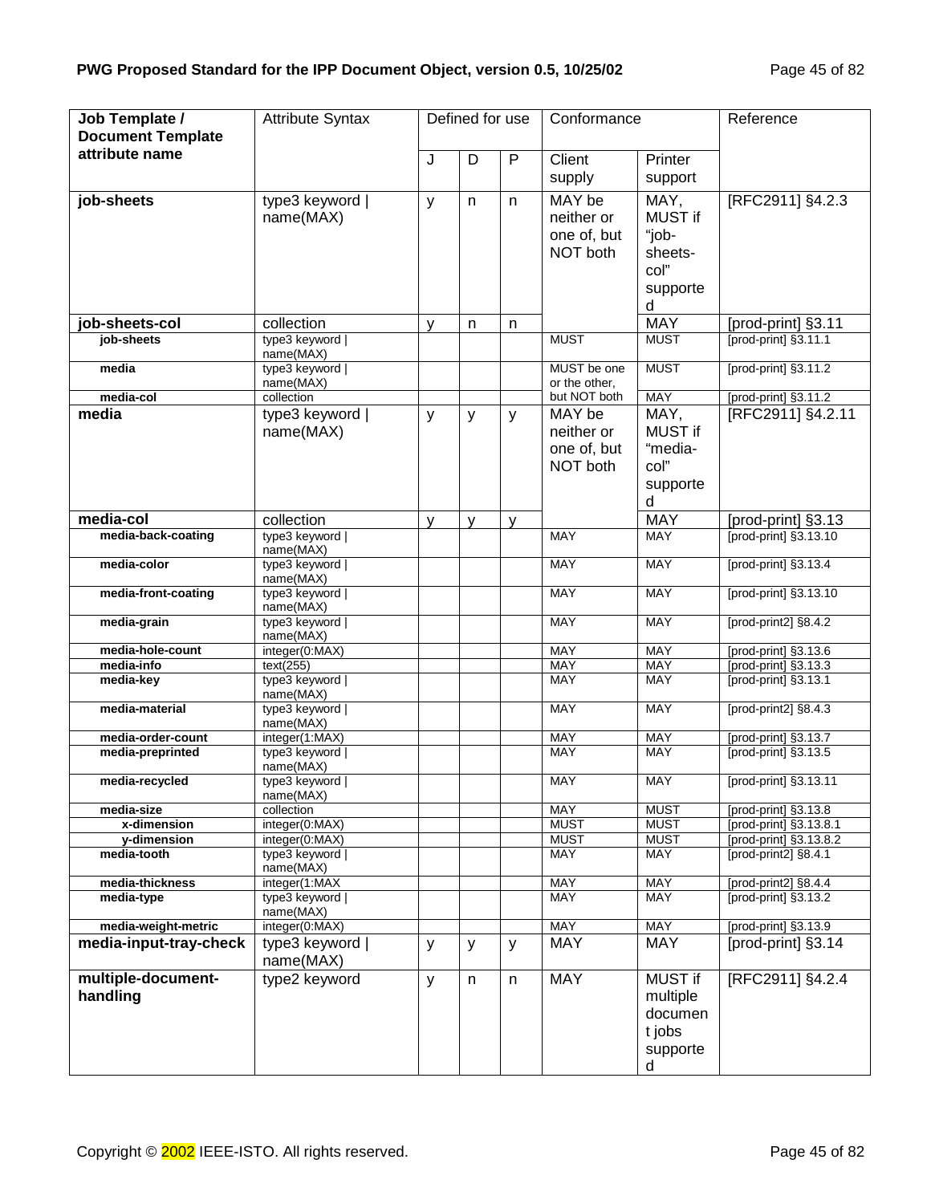| Job Template / Document Template attribute name | Attribute Syntax | Defined for use | | | Conformance | | Reference |
|---|---|---|---|---|---|---|---|
| | | J | D | P | Client supply | Printer support | |
| **job-sheets** | type3 keyword \| name(MAX) | y | n | n | MAY be neither or one of, but NOT both | MAY, MUST if "job-sheets-col" supported | [RFC2911] §4.2.3 |
| **job-sheets-col** | collection | y | n | n | | MAY | [prod-print] §3.11 |
| **job-sheets** | type3 keyword \| name(MAX) | | | | MUST | MUST | [prod-print] §3.11.1 |
| **media** | type3 keyword \| name(MAX) | | | | MUST be one or the other, but NOT both | MUST | [prod-print] §3.11.2 |
| **media-col** | collection | | | | | MAY | [prod-print] §3.11.2 |
| **media** | type3 keyword \| name(MAX) | y | y | y | MAY be neither or one of, but NOT both | MAY, MUST if "media-col" supported | [RFC2911] §4.2.11 |
| **media-col** | collection | y | y | y | | MAY | [prod-print] §3.13 |
| **media-back-coating** | type3 keyword \| name(MAX) | | | | MAY | MAY | [prod-print] §3.13.10 |
| **media-color** | type3 keyword \| name(MAX) | | | | MAY | MAY | [prod-print] §3.13.4 |
| **media-front-coating** | type3 keyword \| name(MAX) | | | | MAY | MAY | [prod-print] §3.13.10 |
| **media-grain** | type3 keyword \| name(MAX) | | | | MAY | MAY | [prod-print2] §8.4.2 |
| **media-hole-count** | integer(0:MAX) | | | | MAY | MAY | [prod-print] §3.13.6 |
| **media-info** | text(255) | | | | MAY | MAY | [prod-print] §3.13.3 |
| **media-key** | type3 keyword \| name(MAX) | | | | MAY | MAY | [prod-print] §3.13.1 |
| **media-material** | type3 keyword \| name(MAX) | | | | MAY | MAY | [prod-print2] §8.4.3 |
| **media-order-count** | integer(1:MAX) | | | | MAY | MAY | [prod-print] §3.13.7 |
| **media-preprinted** | type3 keyword \| name(MAX) | | | | MAY | MAY | [prod-print] §3.13.5 |
| **media-recycled** | type3 keyword \| name(MAX) | | | | MAY | MAY | [prod-print] §3.13.11 |
| **media-size** | collection | | | | MAY | MUST | [prod-print] §3.13.8 |
| **x-dimension** | integer(0:MAX) | | | | MUST | MUST | [prod-print] §3.13.8.1 |
| **y-dimension** | integer(0:MAX) | | | | MUST | MUST | [prod-print] §3.13.8.2 |
| **media-tooth** | type3 keyword \| name(MAX) | | | | MAY | MAY | [prod-print2] §8.4.1 |
| **media-thickness** | integer(1:MAX | | | | MAY | MAY | [prod-print2] §8.4.4 |
| **media-type** | type3 keyword \| name(MAX) | | | | MAY | MAY | [prod-print] §3.13.2 |
| **media-weight-metric** | integer(0:MAX) | | | | MAY | MAY | [prod-print] §3.13.9 |
| **media-input-tray-check** | type3 keyword \| name(MAX) | y | y | y | MAY | MAY | [prod-print] §3.14 |
| **multiple-document-handling** | type2 keyword | y | n | n | MAY | MUST if multiple document jobs supported | [RFC2911] §4.2.4 |

Copyright © 2002 IEEE-ISTO. All rights reserved.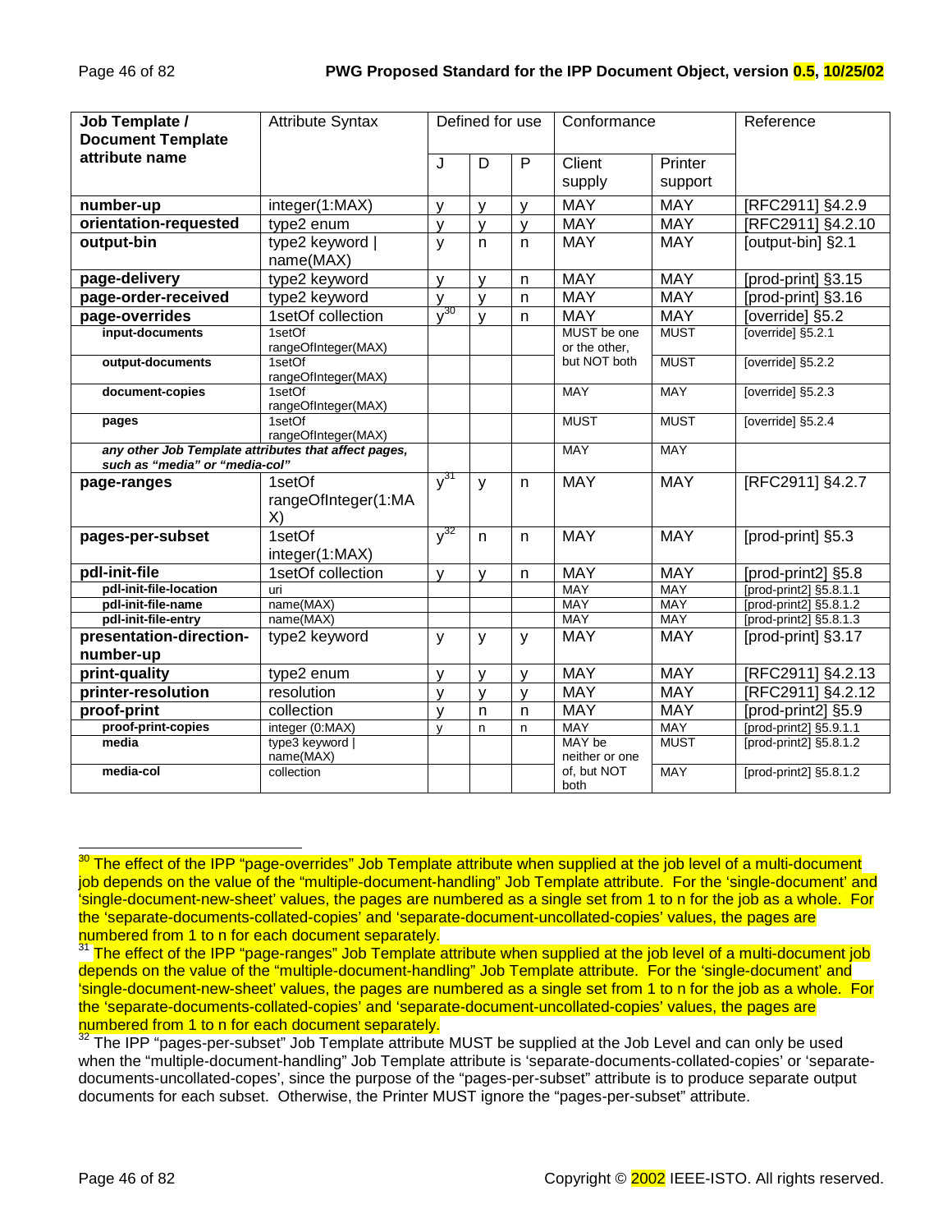| Job Template / Document Template attribute name | Attribute Syntax | Defined for use | | | Conformance | | Reference |
|---|---|---|---|---|---|---|---|
| | | J | D | P | Client supply | Printer support | |
| **number-up** | integer(1:MAX) | y | y | y | MAY | MAY | [RFC2911] §4.2.9 |
| **orientation-requested** | type2 enum | y | y | y | MAY | MAY | [RFC2911] §4.2.10 |
| **output-bin** | type2 keyword \| name(MAX) | y | n | n | MAY | MAY | [output-bin] §2.1 |
| **page-delivery** | type2 keyword | y | y | n | MAY | MAY | [prod-print] §3.15 |
| **page-order-received** | type2 keyword | y | y | n | MAY | MAY | [prod-print] §3.16 |
| **page-overrides** | 1setOf collection | y[30] | y | n | MAY | MAY | [override] §5.2 |
| **input-documents** | 1setOf rangeOfInteger(MAX) | | | | MUST be one or the other, but NOT both | MUST | [override] §5.2.1 |
| **output-documents** | 1setOf rangeOfInteger(MAX) | | | | | MUST | [override] §5.2.2 |
| **document-copies** | 1setOf rangeOfInteger(MAX) | | | | MAY | MAY | [override] §5.2.3 |
| **pages** | 1setOf rangeOfInteger(MAX) | | | | MUST | MUST | [override] §5.2.4 |
| ***any other Job Template attributes that affect pages, such as "media" or "media-col"*** | | | | | MAY | MAY | |
| **page-ranges** | 1setOf rangeOfInteger(1:MAX) | y[31] | y | n | MAY | MAY | [RFC2911] §4.2.7 |
| **pages-per-subset** | 1setOf integer(1:MAX) | y[32] | n | n | MAY | MAY | [prod-print] §5.3 |
| **pdl-init-file** | 1setOf collection | y | y | n | MAY | MAY | [prod-print2] §5.8 |
| **pdl-init-file-location** | uri | | | | MAY | MAY | [prod-print2] §5.8.1.1 |
| **pdl-init-file-name** | name(MAX) | | | | MAY | MAY | [prod-print2] §5.8.1.2 |
| **pdl-init-file-entry** | name(MAX) | | | | MAY | MAY | [prod-print2] §5.8.1.3 |
| **presentation-direction-number-up** | type2 keyword | y | y | y | MAY | MAY | [prod-print] §3.17 |
| **print-quality** | type2 enum | y | y | y | MAY | MAY | [RFC2911] §4.2.13 |
| **printer-resolution** | resolution | y | y | y | MAY | MAY | [RFC2911] §4.2.12 |
| **proof-print** | collection | y | n | n | MAY | MAY | [prod-print2] §5.9 |
| **proof-print-copies** | integer (0:MAX) | y | n | n | MAY | MAY | [prod-print2] §5.9.1.1 |
| **media** | type3 keyword \| name(MAX) | | | | MAY be neither or one of, but NOT both | MUST | [prod-print2] §5.8.1.2 |
| **media-col** | collection | | | | | MAY | [prod-print2] §5.8.1.2 |

[30] The effect of the IPP "page-overrides" Job Template attribute when supplied at the job level of a multi-document job depends on the value of the "multiple-document-handling" Job Template attribute. For the 'single-document' and 'single-document-new-sheet' values, the pages are numbered as a single set from 1 to n for the job as a whole. For the 'separate-documents-collated-copies' and 'separate-document-uncollated-copies' values, the pages are numbered from 1 to n for each document separately.

[31] The effect of the IPP "page-ranges" Job Template attribute when supplied at the job level of a multi-document job depends on the value of the "multiple-document-handling" Job Template attribute. For the 'single-document' and 'single-document-new-sheet' values, the pages are numbered as a single set from 1 to n for the job as a whole. For the 'separate-documents-collated-copies' and 'separate-document-uncollated-copies' values, the pages are numbered from 1 to n for each document separately.

[32] The IPP "pages-per-subset" Job Template attribute MUST be supplied at the Job Level and can only be used when the "multiple-document-handling" Job Template attribute is 'separate-documents-collated-copies' or 'separate-documents-uncollated-copes', since the purpose of the "pages-per-subset" attribute is to produce separate output documents for each subset. Otherwise, the Printer MUST ignore the "pages-per-subset" attribute.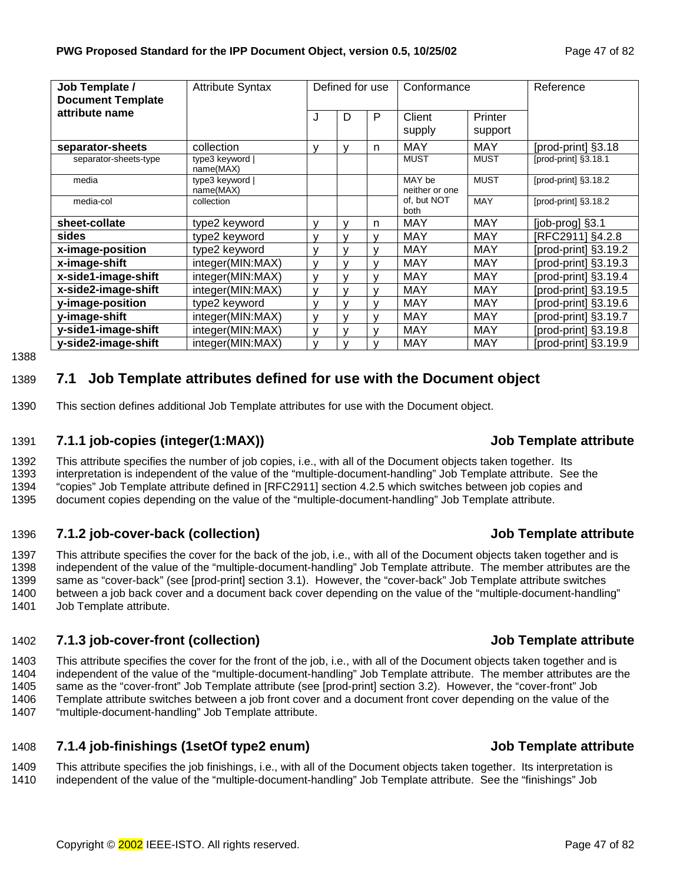| Job Template / Document Template attribute name | Attribute Syntax | Defined for use | | | Conformance | | Reference |
|---|---|---|---|---|---|---|---|
| | | J | D | P | Client supply | Printer support | |
| **separator-sheets** | collection | y | y | n | MAY | MAY | [prod-print] §3.18 |
| separator-sheets-type | type3 keyword \| name(MAX) | | | | MUST | MUST | [prod-print] §3.18.1 |
| media | type3 keyword \| name(MAX) | | | | MAY be neither or one of, but NOT both | MUST | [prod-print] §3.18.2 |
| media-col | collection | | | | | MAY | [prod-print] §3.18.2 |
| **sheet-collate** | type2 keyword | y | y | n | MAY | MAY | [job-prog] §3.1 |
| **sides** | type2 keyword | y | y | y | MAY | MAY | [RFC2911] §4.2.8 |
| **x-image-position** | type2 keyword | y | y | y | MAY | MAY | [prod-print] §3.19.2 |
| **x-image-shift** | integer(MIN:MAX) | y | y | y | MAY | MAY | [prod-print] §3.19.3 |
| **x-side1-image-shift** | integer(MIN:MAX) | y | y | y | MAY | MAY | [prod-print] §3.19.4 |
| **x-side2-image-shift** | integer(MIN:MAX) | y | y | y | MAY | MAY | [prod-print] §3.19.5 |
| **y-image-position** | type2 keyword | y | y | y | MAY | MAY | [prod-print] §3.19.6 |
| **y-image-shift** | integer(MIN:MAX) | y | y | y | MAY | MAY | [prod-print] §3.19.7 |
| **y-side1-image-shift** | integer(MIN:MAX) | y | y | y | MAY | MAY | [prod-print] §3.19.8 |
| **y-side2-image-shift** | integer(MIN:MAX) | y | y | y | MAY | MAY | [prod-print] §3.19.9 |

## 7.1 Job Template attributes defined for use with the Document object

This section defines additional Job Template attributes for use with the Document object.

### 7.1.1 job-copies (integer(1:MAX)) — Job Template attribute

This attribute specifies the number of job copies, i.e., with all of the Document objects taken together. Its interpretation is independent of the value of the "multiple-document-handling" Job Template attribute. See the "copies" Job Template attribute defined in [RFC2911] section 4.2.5 which switches between job copies and document copies depending on the value of the "multiple-document-handling" Job Template attribute.

### 7.1.2 job-cover-back (collection) — Job Template attribute

This attribute specifies the cover for the back of the job, i.e., with all of the Document objects taken together and is independent of the value of the "multiple-document-handling" Job Template attribute. The member attributes are the same as "cover-back" (see [prod-print] section 3.1). However, the "cover-back" Job Template attribute switches between a job back cover and a document back cover depending on the value of the "multiple-document-handling" Job Template attribute.

### 7.1.3 job-cover-front (collection) — Job Template attribute

This attribute specifies the cover for the front of the job, i.e., with all of the Document objects taken together and is independent of the value of the "multiple-document-handling" Job Template attribute. The member attributes are the same as the "cover-front" Job Template attribute (see [prod-print] section 3.2). However, the "cover-front" Job Template attribute switches between a job front cover and a document front cover depending on the value of the "multiple-document-handling" Job Template attribute.

### 7.1.4 job-finishings (1setOf type2 enum) — Job Template attribute

This attribute specifies the job finishings, i.e., with all of the Document objects taken together. Its interpretation is independent of the value of the "multiple-document-handling" Job Template attribute. See the "finishings" Job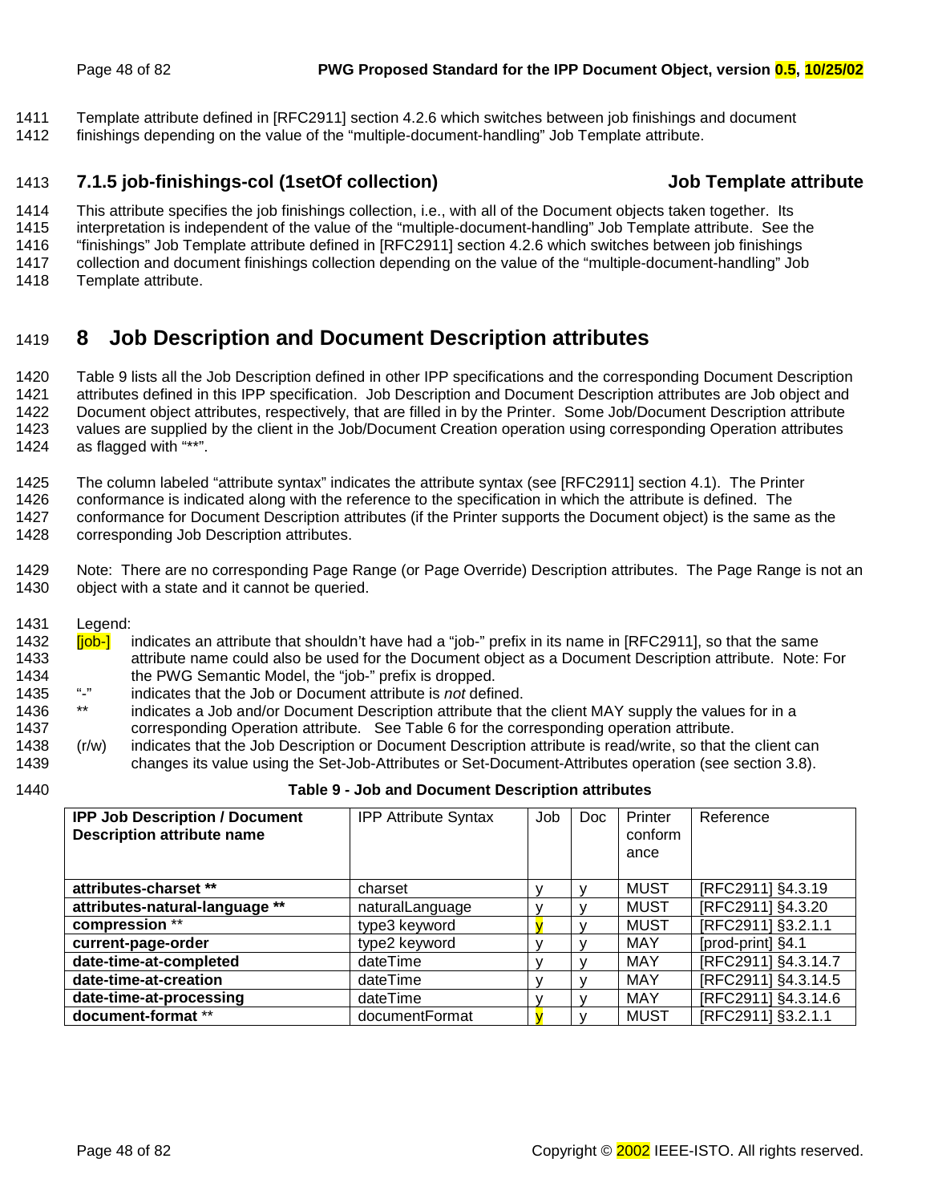Template attribute defined in [RFC2911] section 4.2.6 which switches between job finishings and document finishings depending on the value of the "multiple-document-handling" Job Template attribute.

### 7.1.5 job-finishings-col (1setOf collection) Job Template attribute

This attribute specifies the job finishings collection, i.e., with all of the Document objects taken together. Its interpretation is independent of the value of the "multiple-document-handling" Job Template attribute. See the "finishings" Job Template attribute defined in [RFC2911] section 4.2.6 which switches between job finishings collection and document finishings collection depending on the value of the "multiple-document-handling" Job Template attribute.

# 8 Job Description and Document Description attributes

Table 9 lists all the Job Description defined in other IPP specifications and the corresponding Document Description attributes defined in this IPP specification. Job Description and Document Description attributes are Job object and Document object attributes, respectively, that are filled in by the Printer. Some Job/Document Description attribute values are supplied by the client in the Job/Document Creation operation using corresponding Operation attributes as flagged with "**".

The column labeled "attribute syntax" indicates the attribute syntax (see [RFC2911] section 4.1). The Printer conformance is indicated along with the reference to the specification in which the attribute is defined. The conformance for Document Description attributes (if the Printer supports the Document object) is the same as the corresponding Job Description attributes.

Note: There are no corresponding Page Range (or Page Override) Description attributes. The Page Range is not an object with a state and it cannot be queried.

Legend:

- [job-] indicates an attribute that shouldn't have had a "job-" prefix in its name in [RFC2911], so that the same attribute name could also be used for the Document object as a Document Description attribute. Note: For the PWG Semantic Model, the "job-" prefix is dropped.
- "-" indicates that the Job or Document attribute is *not* defined.
- ** indicates a Job and/or Document Description attribute that the client MAY supply the values for in a corresponding Operation attribute. See Table 6 for the corresponding operation attribute.
- (r/w) indicates that the Job Description or Document Description attribute is read/write, so that the client can changes its value using the Set-Job-Attributes or Set-Document-Attributes operation (see section 3.8).

**Table 9 - Job and Document Description attributes**

| IPP Job Description / Document Description attribute name | IPP Attribute Syntax | Job | Doc | Printer conformance | Reference |
|---|---|---|---|---|---|
| **attributes-charset \*\*** | charset | y | y | MUST | [RFC2911] §4.3.19 |
| **attributes-natural-language \*\*** | naturalLanguage | y | y | MUST | [RFC2911] §4.3.20 |
| **compression** ** | type3 keyword | y | y | MUST | [RFC2911] §3.2.1.1 |
| **current-page-order** | type2 keyword | y | y | MAY | [prod-print] §4.1 |
| **date-time-at-completed** | dateTime | y | y | MAY | [RFC2911] §4.3.14.7 |
| **date-time-at-creation** | dateTime | y | y | MAY | [RFC2911] §4.3.14.5 |
| **date-time-at-processing** | dateTime | y | y | MAY | [RFC2911] §4.3.14.6 |
| **document-format** ** | documentFormat | y | y | MUST | [RFC2911] §3.2.1.1 |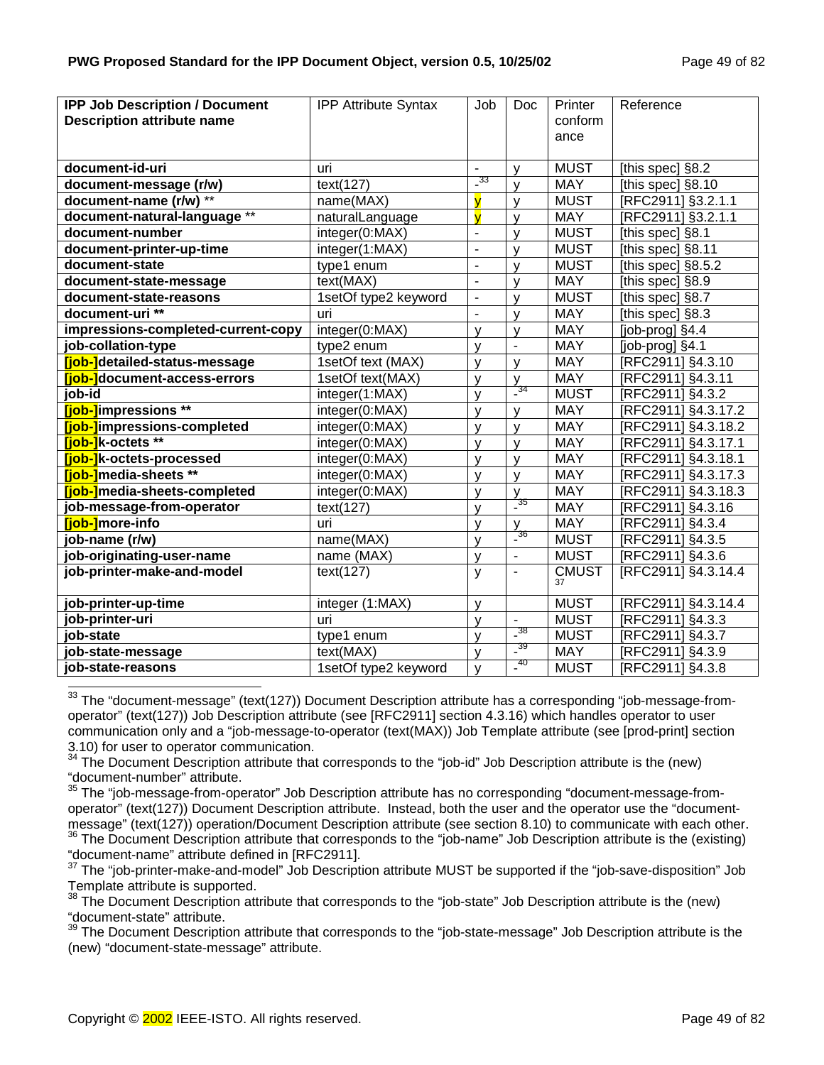| IPP Job Description / Document Description attribute name | IPP Attribute Syntax | Job | Doc | Printer conformance | Reference |
|---|---|---|---|---|---|
| **document-id-uri** | uri | - | y | MUST | [this spec] §8.2 |
| **document-message (r/w)** | text(127) | -[33] | y | MAY | [this spec] §8.10 |
| **document-name (r/w)** ** | name(MAX) | y | y | MUST | [RFC2911] §3.2.1.1 |
| **document-natural-language** ** | naturalLanguage | y | y | MAY | [RFC2911] §3.2.1.1 |
| **document-number** | integer(0:MAX) | - | y | MUST | [this spec] §8.1 |
| **document-printer-up-time** | integer(1:MAX) | - | y | MUST | [this spec] §8.11 |
| **document-state** | type1 enum | - | y | MUST | [this spec] §8.5.2 |
| **document-state-message** | text(MAX) | - | y | MAY | [this spec] §8.9 |
| **document-state-reasons** | 1setOf type2 keyword | - | y | MUST | [this spec] §8.7 |
| **document-uri** ** | uri | - | y | MAY | [this spec] §8.3 |
| **impressions-completed-current-copy** | integer(0:MAX) | y | y | MAY | [job-prog] §4.4 |
| **job-collation-type** | type2 enum | y | - | MAY | [job-prog] §4.1 |
| **[job-]detailed-status-message** | 1setOf text (MAX) | y | y | MAY | [RFC2911] §4.3.10 |
| **[job-]document-access-errors** | 1setOf text(MAX) | y | y | MAY | [RFC2911] §4.3.11 |
| **job-id** | integer(1:MAX) | y | -[34] | MUST | [RFC2911] §4.3.2 |
| **[job-]impressions** ** | integer(0:MAX) | y | y | MAY | [RFC2911] §4.3.17.2 |
| **[job-]impressions-completed** | integer(0:MAX) | y | y | MAY | [RFC2911] §4.3.18.2 |
| **[job-]k-octets** ** | integer(0:MAX) | y | y | MAY | [RFC2911] §4.3.17.1 |
| **[job-]k-octets-processed** | integer(0:MAX) | y | y | MAY | [RFC2911] §4.3.18.1 |
| **[job-]media-sheets** ** | integer(0:MAX) | y | y | MAY | [RFC2911] §4.3.17.3 |
| **[job-]media-sheets-completed** | integer(0:MAX) | y | y | MAY | [RFC2911] §4.3.18.3 |
| **job-message-from-operator** | text(127) | y | -[35] | MAY | [RFC2911] §4.3.16 |
| **[job-]more-info** | uri | y | y | MAY | [RFC2911] §4.3.4 |
| **job-name (r/w)** | name(MAX) | y | -[36] | MUST | [RFC2911] §4.3.5 |
| **job-originating-user-name** | name (MAX) | y | - | MUST | [RFC2911] §4.3.6 |
| **job-printer-make-and-model** | text(127) | y | - | CMUST[37] | [RFC2911] §4.3.14.4 |
| **job-printer-up-time** | integer (1:MAX) | y | | MUST | [RFC2911] §4.3.14.4 |
| **job-printer-uri** | uri | y | - | MUST | [RFC2911] §4.3.3 |
| **job-state** | type1 enum | y | -[38] | MUST | [RFC2911] §4.3.7 |
| **job-state-message** | text(MAX) | y | -[39] | MAY | [RFC2911] §4.3.9 |
| **job-state-reasons** | 1setOf type2 keyword | y | -[40] | MUST | [RFC2911] §4.3.8 |

[33] The "document-message" (text(127)) Document Description attribute has a corresponding "job-message-from-operator" (text(127)) Job Description attribute (see [RFC2911] section 4.3.16) which handles operator to user communication only and a "job-message-to-operator (text(MAX)) Job Template attribute (see [prod-print] section 3.10) for user to operator communication.

[34] The Document Description attribute that corresponds to the "job-id" Job Description attribute is the (new) "document-number" attribute.

[35] The "job-message-from-operator" Job Description attribute has no corresponding "document-message-from-operator" (text(127)) Document Description attribute. Instead, both the user and the operator use the "document-message" (text(127)) operation/Document Description attribute (see section 8.10) to communicate with each other.

[36] The Document Description attribute that corresponds to the "job-name" Job Description attribute is the (existing) "document-name" attribute defined in [RFC2911].

[37] The "job-printer-make-and-model" Job Description attribute MUST be supported if the "job-save-disposition" Job Template attribute is supported.

[38] The Document Description attribute that corresponds to the "job-state" Job Description attribute is the (new) "document-state" attribute.

[39] The Document Description attribute that corresponds to the "job-state-message" Job Description attribute is the (new) "document-state-message" attribute.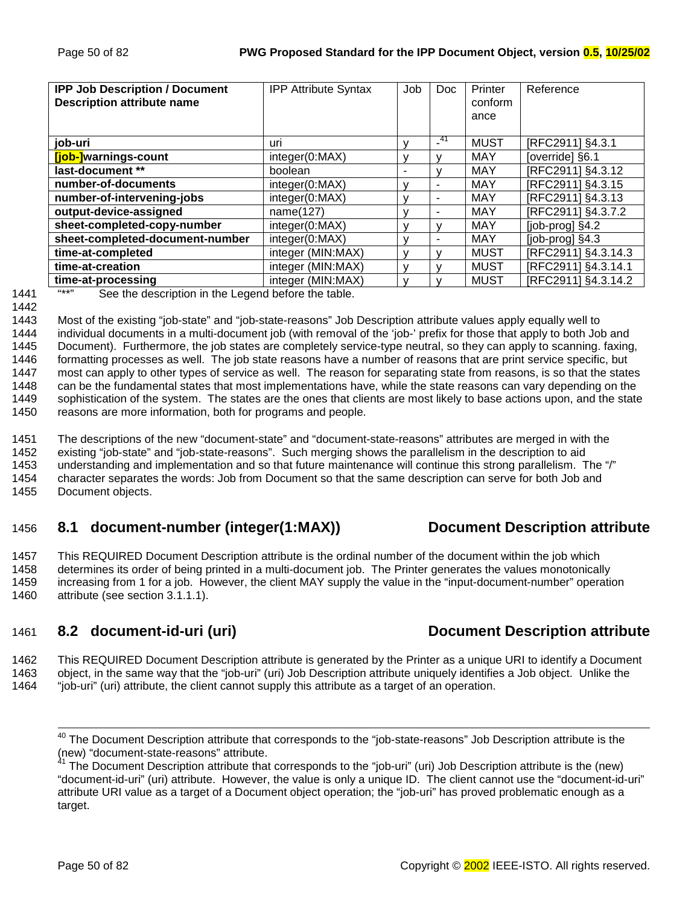| IPP Job Description / Document Description attribute name | IPP Attribute Syntax | Job | Doc | Printer conformance | Reference |
|---|---|---|---|---|---|
| **job-uri** | uri | y | -[41] | MUST | [RFC2911] §4.3.1 |
| **[job-]warnings-count** | integer(0:MAX) | y | y | MAY | [override] §6.1 |
| **last-document \*\*** | boolean | - | y | MAY | [RFC2911] §4.3.12 |
| **number-of-documents** | integer(0:MAX) | y | - | MAY | [RFC2911] §4.3.15 |
| **number-of-intervening-jobs** | integer(0:MAX) | y | - | MAY | [RFC2911] §4.3.13 |
| **output-device-assigned** | name(127) | y | - | MAY | [RFC2911] §4.3.7.2 |
| **sheet-completed-copy-number** | integer(0:MAX) | y | y | MAY | [job-prog] §4.2 |
| **sheet-completed-document-number** | integer(0:MAX) | y | - | MAY | [job-prog] §4.3 |
| **time-at-completed** | integer (MIN:MAX) | y | y | MUST | [RFC2911] §4.3.14.3 |
| **time-at-creation** | integer (MIN:MAX) | y | y | MUST | [RFC2911] §4.3.14.1 |
| **time-at-processing** | integer (MIN:MAX) | y | y | MUST | [RFC2911] §4.3.14.2 |

"**" See the description in the Legend before the table.

Most of the existing "job-state" and "job-state-reasons" Job Description attribute values apply equally well to individual documents in a multi-document job (with removal of the 'job-' prefix for those that apply to both Job and Document). Furthermore, the job states are completely service-type neutral, so they can apply to scanning. faxing, formatting processes as well. The job state reasons have a number of reasons that are print service specific, but most can apply to other types of service as well. The reason for separating state from reasons, is so that the states can be the fundamental states that most implementations have, while the state reasons can vary depending on the sophistication of the system. The states are the ones that clients are most likely to base actions upon, and the state reasons are more information, both for programs and people.

The descriptions of the new "document-state" and "document-state-reasons" attributes are merged in with the existing "job-state" and "job-state-reasons". Such merging shows the parallelism in the description to aid understanding and implementation and so that future maintenance will continue this strong parallelism. The "/" character separates the words: Job from Document so that the same description can serve for both Job and Document objects.

## 8.1 document-number (integer(1:MAX)) Document Description attribute

This REQUIRED Document Description attribute is the ordinal number of the document within the job which determines its order of being printed in a multi-document job. The Printer generates the values monotonically increasing from 1 for a job. However, the client MAY supply the value in the "input-document-number" operation attribute (see section 3.1.1.1).

## 8.2 document-id-uri (uri) Document Description attribute

This REQUIRED Document Description attribute is generated by the Printer as a unique URI to identify a Document object, in the same way that the "job-uri" (uri) Job Description attribute uniquely identifies a Job object. Unlike the "job-uri" (uri) attribute, the client cannot supply this attribute as a target of an operation.

---

[40] The Document Description attribute that corresponds to the "job-state-reasons" Job Description attribute is the (new) "document-state-reasons" attribute.

[41] The Document Description attribute that corresponds to the "job-uri" (uri) Job Description attribute is the (new) "document-id-uri" (uri) attribute. However, the value is only a unique ID. The client cannot use the "document-id-uri" attribute URI value as a target of a Document object operation; the "job-uri" has proved problematic enough as a target.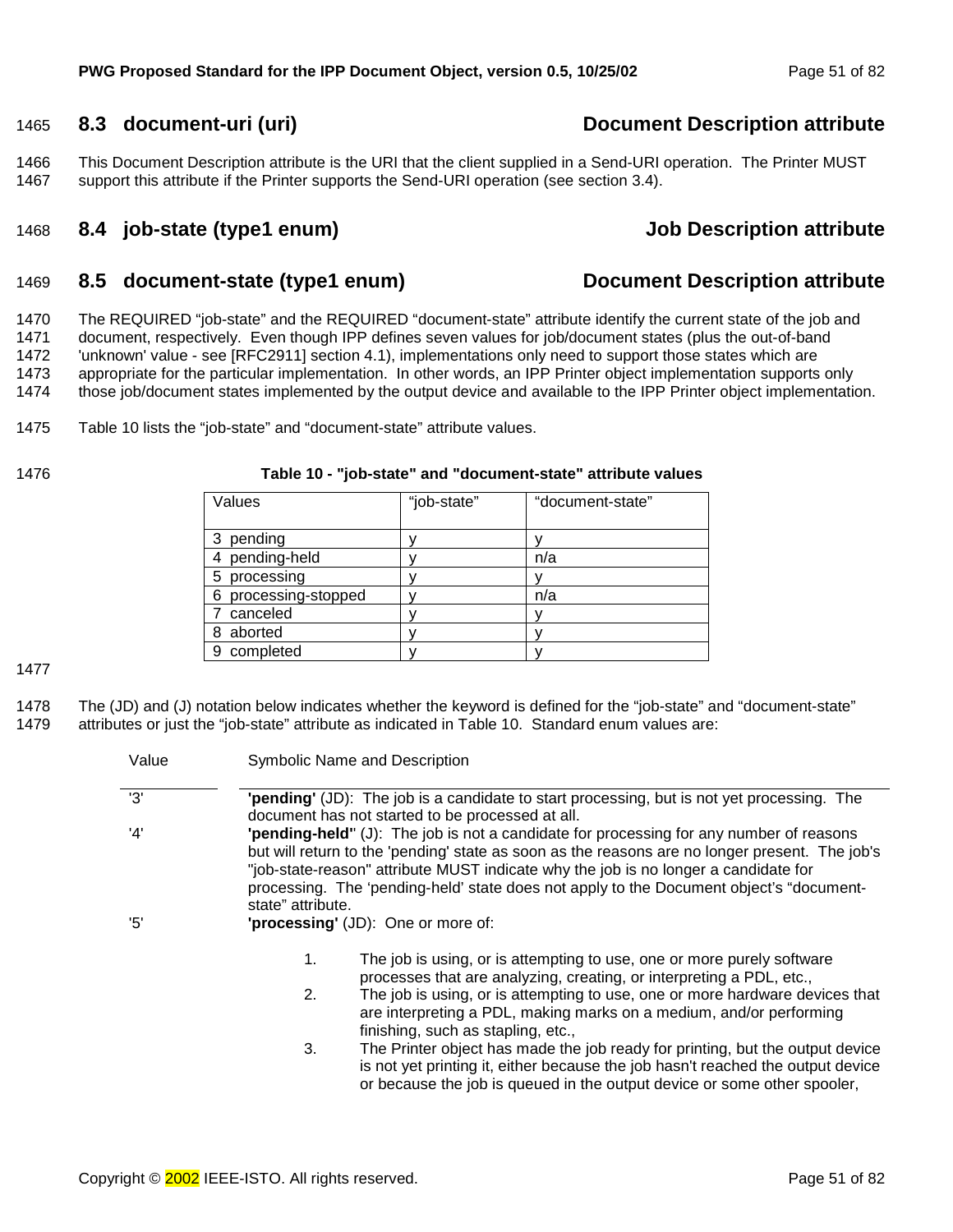## 8.3 document-uri (uri) — Document Description attribute

This Document Description attribute is the URI that the client supplied in a Send-URI operation. The Printer MUST support this attribute if the Printer supports the Send-URI operation (see section 3.4).

## 8.4 job-state (type1 enum) — Job Description attribute

## 8.5 document-state (type1 enum) — Document Description attribute

The REQUIRED "job-state" and the REQUIRED "document-state" attribute identify the current state of the job and document, respectively. Even though IPP defines seven values for job/document states (plus the out-of-band 'unknown' value - see [RFC2911] section 4.1), implementations only need to support those states which are appropriate for the particular implementation. In other words, an IPP Printer object implementation supports only those job/document states implemented by the output device and available to the IPP Printer object implementation.

Table 10 lists the "job-state" and "document-state" attribute values.

**Table 10 - "job-state" and "document-state" attribute values**

| Values | "job-state" | "document-state" |
|---|---|---|
| 3 pending | y | y |
| 4 pending-held | y | n/a |
| 5 processing | y | y |
| 6 processing-stopped | y | n/a |
| 7 canceled | y | y |
| 8 aborted | y | y |
| 9 completed | y | y |

The (JD) and (J) notation below indicates whether the keyword is defined for the "job-state" and "document-state" attributes or just the "job-state" attribute as indicated in Table 10. Standard enum values are:

| Value | Symbolic Name and Description |
|---|---|
| '3' | **'pending'** (JD): The job is a candidate to start processing, but is not yet processing. The document has not started to be processed at all. |
| '4' | **'pending-held'** (J): The job is not a candidate for processing for any number of reasons but will return to the 'pending' state as soon as the reasons are no longer present. The job's "job-state-reason" attribute MUST indicate why the job is no longer a candidate for processing. The 'pending-held' state does not apply to the Document object's "document-state" attribute. |
| '5' | **'processing'** (JD): One or more of: |

1. The job is using, or is attempting to use, one or more purely software processes that are analyzing, creating, or interpreting a PDL, etc.,
2. The job is using, or is attempting to use, one or more hardware devices that are interpreting a PDL, making marks on a medium, and/or performing finishing, such as stapling, etc.,
3. The Printer object has made the job ready for printing, but the output device is not yet printing it, either because the job hasn't reached the output device or because the job is queued in the output device or some other spooler,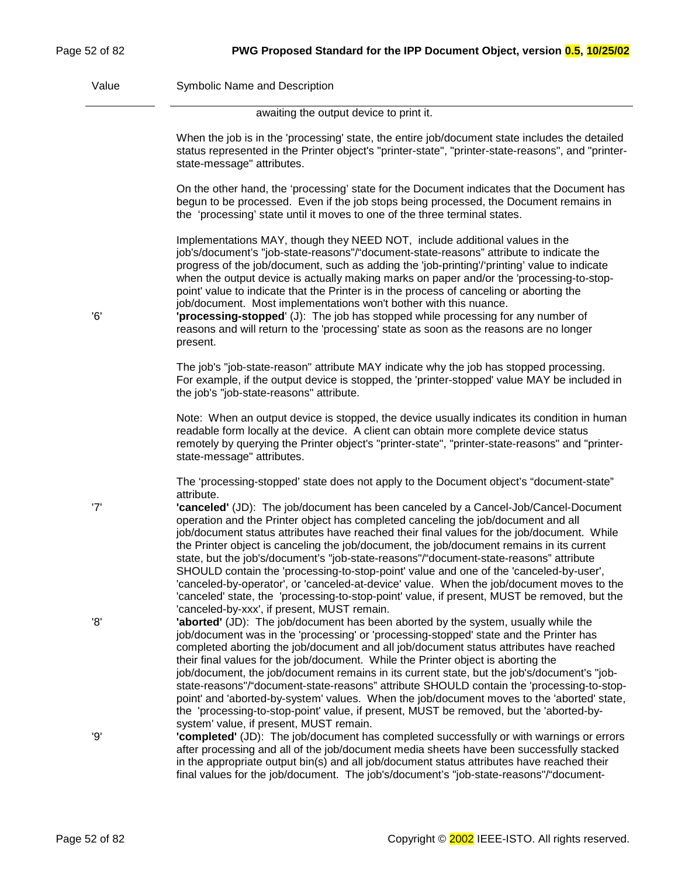| Value | Symbolic Name and Description |
|---|---|
| | awaiting the output device to print it.<br><br>When the job is in the 'processing' state, the entire job/document state includes the detailed status represented in the Printer object's "printer-state", "printer-state-reasons", and "printer-state-message" attributes.<br><br>On the other hand, the 'processing' state for the Document indicates that the Document has begun to be processed. Even if the job stops being processed, the Document remains in the 'processing' state until it moves to one of the three terminal states.<br><br>Implementations MAY, though they NEED NOT, include additional values in the job's/document's "job-state-reasons"/"document-state-reasons" attribute to indicate the progress of the job/document, such as adding the 'job-printing'/'printing' value to indicate when the output device is actually making marks on paper and/or the 'processing-to-stop-point' value to indicate that the Printer is in the process of canceling or aborting the job/document. Most implementations won't bother with this nuance. |
| '6' | **'processing-stopped'** (J): The job has stopped while processing for any number of reasons and will return to the 'processing' state as soon as the reasons are no longer present.<br><br>The job's "job-state-reason" attribute MAY indicate why the job has stopped processing. For example, if the output device is stopped, the 'printer-stopped' value MAY be included in the job's "job-state-reasons" attribute.<br><br>Note: When an output device is stopped, the device usually indicates its condition in human readable form locally at the device. A client can obtain more complete device status remotely by querying the Printer object's "printer-state", "printer-state-reasons" and "printer-state-message" attributes.<br><br>The 'processing-stopped' state does not apply to the Document object's "document-state" attribute. |
| '7' | **'canceled'** (JD): The job/document has been canceled by a Cancel-Job/Cancel-Document operation and the Printer object has completed canceling the job/document and all job/document status attributes have reached their final values for the job/document. While the Printer object is canceling the job/document, the job/document remains in its current state, but the job's/document's "job-state-reasons"/"document-state-reasons" attribute SHOULD contain the 'processing-to-stop-point' value and one of the 'canceled-by-user', 'canceled-by-operator', or 'canceled-at-device' value. When the job/document moves to the 'canceled' state, the 'processing-to-stop-point' value, if present, MUST be removed, but the 'canceled-by-xxx', if present, MUST remain. |
| '8' | **'aborted'** (JD): The job/document has been aborted by the system, usually while the job/document was in the 'processing' or 'processing-stopped' state and the Printer has completed aborting the job/document and all job/document status attributes have reached their final values for the job/document. While the Printer object is aborting the job/document, the job/document remains in its current state, but the job's/document's "job-state-reasons"/"document-state-reasons" attribute SHOULD contain the 'processing-to-stop-point' and 'aborted-by-system' values. When the job/document moves to the 'aborted' state, the 'processing-to-stop-point' value, if present, MUST be removed, but the 'aborted-by-system' value, if present, MUST remain. |
| '9' | **'completed'** (JD): The job/document has completed successfully or with warnings or errors after processing and all of the job/document media sheets have been successfully stacked in the appropriate output bin(s) and all job/document status attributes have reached their final values for the job/document. The job's/document's "job-state-reasons"/"document- |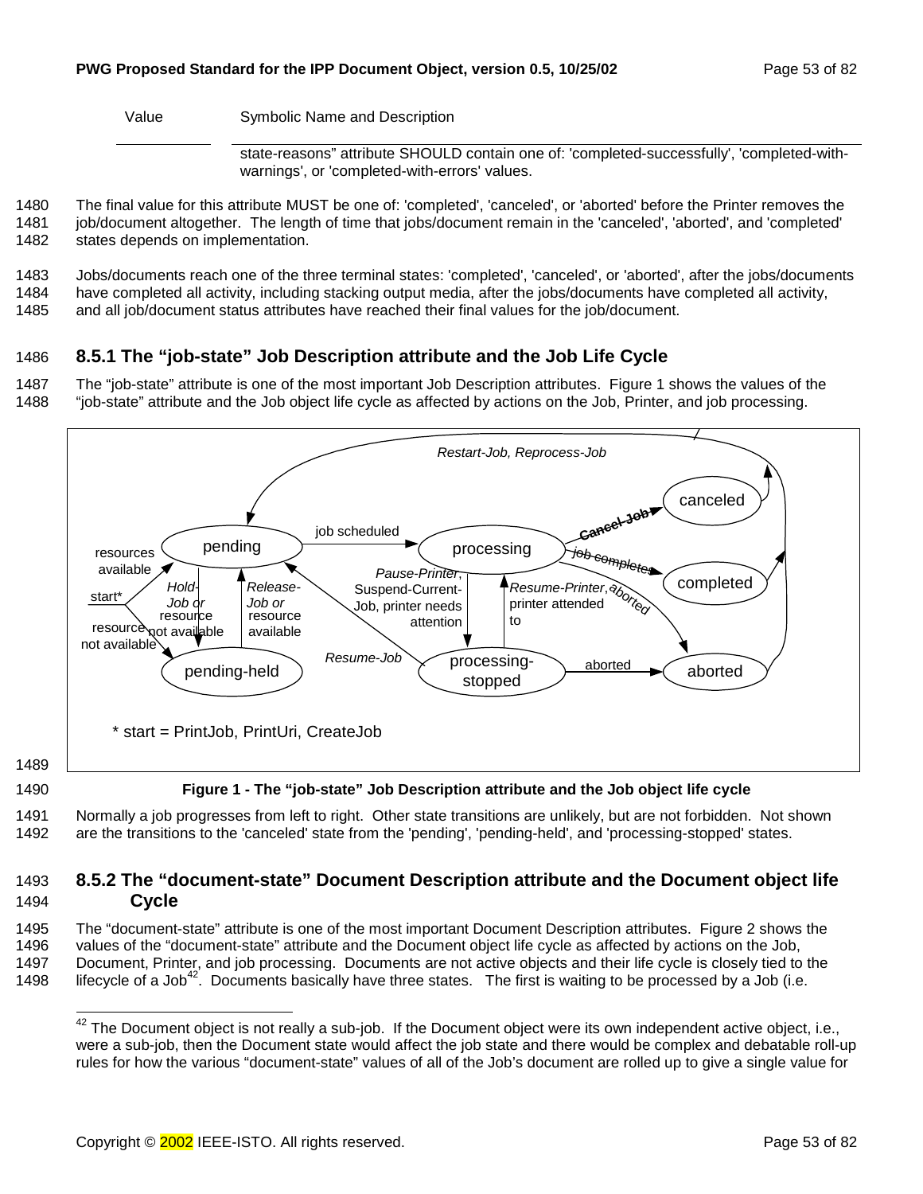| Value | Symbolic Name and Description |
|---|---|
| | state-reasons" attribute SHOULD contain one of: 'completed-successfully', 'completed-with-warnings', or 'completed-with-errors' values. |

The final value for this attribute MUST be one of: 'completed', 'canceled', or 'aborted' before the Printer removes the job/document altogether. The length of time that jobs/document remain in the 'canceled', 'aborted', and 'completed' states depends on implementation.

Jobs/documents reach one of the three terminal states: 'completed', 'canceled', or 'aborted', after the jobs/documents have completed all activity, including stacking output media, after the jobs/documents have completed all activity, and all job/document status attributes have reached their final values for the job/document.

### 8.5.1 The "job-state" Job Description attribute and the Job Life Cycle

The "job-state" attribute is one of the most important Job Description attributes. Figure 1 shows the values of the "job-state" attribute and the Job object life cycle as affected by actions on the Job, Printer, and job processing.

**Figure 1 - The "job-state" Job Description attribute and the Job object life cycle**

Normally a job progresses from left to right. Other state transitions are unlikely, but are not forbidden. Not shown are the transitions to the 'canceled' state from the 'pending', 'pending-held', and 'processing-stopped' states.

### 8.5.2 The "document-state" Document Description attribute and the Document object life Cycle

The "document-state" attribute is one of the most important Document Description attributes. Figure 2 shows the values of the "document-state" attribute and the Document object life cycle as affected by actions on the Job, Document, Printer, and job processing. Documents are not active objects and their life cycle is closely tied to the lifecycle of a Job[42]. Documents basically have three states. The first is waiting to be processed by a Job (i.e.

[42] The Document object is not really a sub-job. If the Document object were its own independent active object, i.e., were a sub-job, then the Document state would affect the job state and there would be complex and debatable roll-up rules for how the various "document-state" values of all of the Job's document are rolled up to give a single value for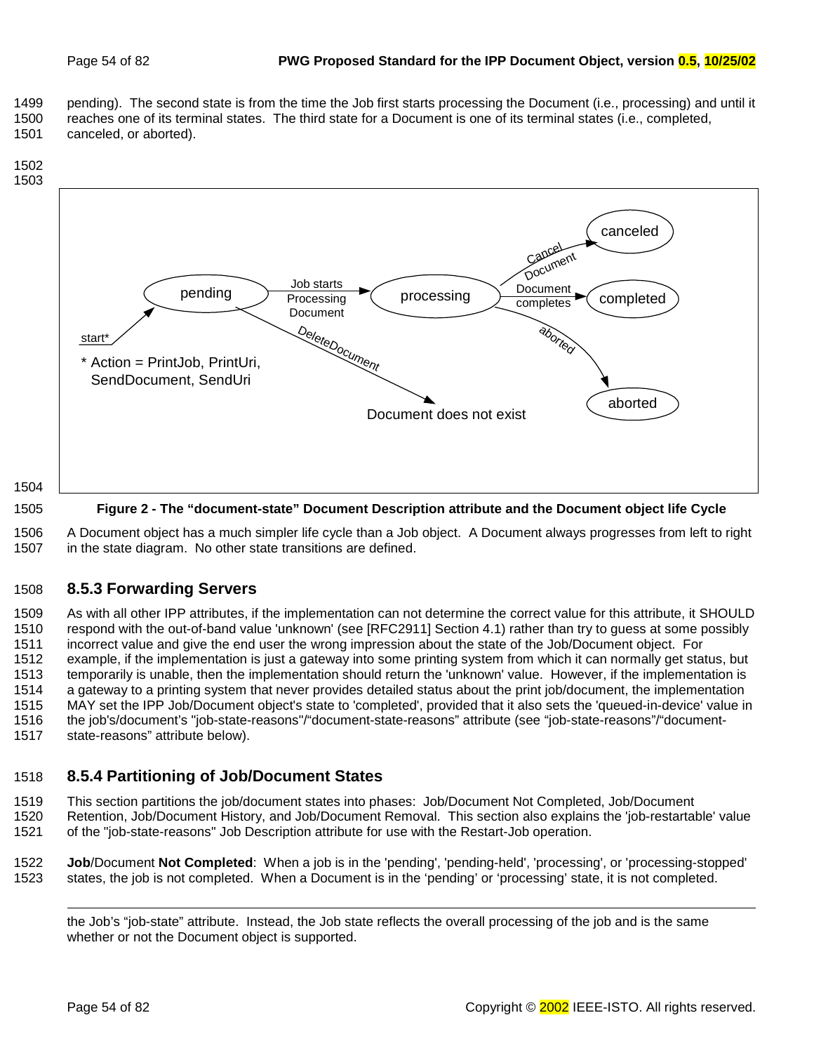pending). The second state is from the time the Job first starts processing the Document (i.e., processing) and until it reaches one of its terminal states. The third state for a Document is one of its terminal states (i.e., completed, canceled, or aborted).

**Figure 2 - The "document-state" Document Description attribute and the Document object life Cycle**

A Document object has a much simpler life cycle than a Job object. A Document always progresses from left to right in the state diagram. No other state transitions are defined.

### 8.5.3 Forwarding Servers

As with all other IPP attributes, if the implementation can not determine the correct value for this attribute, it SHOULD respond with the out-of-band value 'unknown' (see [RFC2911] Section 4.1) rather than try to guess at some possibly incorrect value and give the end user the wrong impression about the state of the Job/Document object. For example, if the implementation is just a gateway into some printing system from which it can normally get status, but temporarily is unable, then the implementation should return the 'unknown' value. However, if the implementation is a gateway to a printing system that never provides detailed status about the print job/document, the implementation MAY set the IPP Job/Document object's state to 'completed', provided that it also sets the 'queued-in-device' value in the job's/document's "job-state-reasons"/"document-state-reasons" attribute (see "job-state-reasons"/"document-state-reasons" attribute below).

### 8.5.4 Partitioning of Job/Document States

This section partitions the job/document states into phases: Job/Document Not Completed, Job/Document Retention, Job/Document History, and Job/Document Removal. This section also explains the 'job-restartable' value of the "job-state-reasons" Job Description attribute for use with the Restart-Job operation.

**Job**/Document **Not Completed**: When a job is in the 'pending', 'pending-held', 'processing', or 'processing-stopped' states, the job is not completed. When a Document is in the 'pending' or 'processing' state, it is not completed.

---

the Job's "job-state" attribute. Instead, the Job state reflects the overall processing of the job and is the same whether or not the Document object is supported.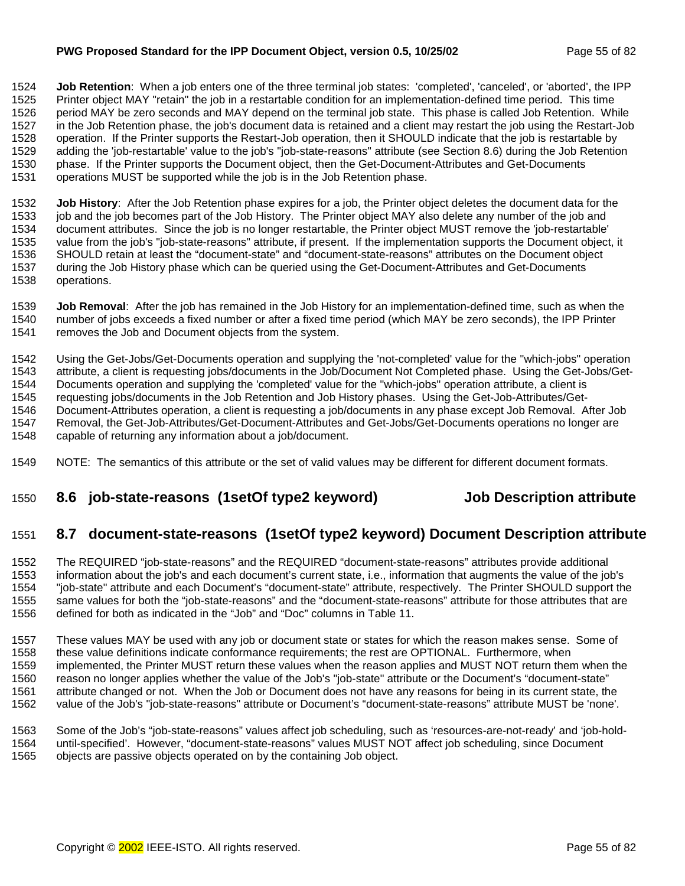**Job Retention**: When a job enters one of the three terminal job states: 'completed', 'canceled', or 'aborted', the IPP Printer object MAY "retain" the job in a restartable condition for an implementation-defined time period. This time period MAY be zero seconds and MAY depend on the terminal job state. This phase is called Job Retention. While in the Job Retention phase, the job's document data is retained and a client may restart the job using the Restart-Job operation. If the Printer supports the Restart-Job operation, then it SHOULD indicate that the job is restartable by adding the 'job-restartable' value to the job's "job-state-reasons" attribute (see Section 8.6) during the Job Retention phase. If the Printer supports the Document object, then the Get-Document-Attributes and Get-Documents operations MUST be supported while the job is in the Job Retention phase.

**Job History**: After the Job Retention phase expires for a job, the Printer object deletes the document data for the job and the job becomes part of the Job History. The Printer object MAY also delete any number of the job and document attributes. Since the job is no longer restartable, the Printer object MUST remove the 'job-restartable' value from the job's "job-state-reasons" attribute, if present. If the implementation supports the Document object, it SHOULD retain at least the "document-state" and "document-state-reasons" attributes on the Document object during the Job History phase which can be queried using the Get-Document-Attributes and Get-Documents operations.

**Job Removal**: After the job has remained in the Job History for an implementation-defined time, such as when the number of jobs exceeds a fixed number or after a fixed time period (which MAY be zero seconds), the IPP Printer removes the Job and Document objects from the system.

Using the Get-Jobs/Get-Documents operation and supplying the 'not-completed' value for the "which-jobs" operation attribute, a client is requesting jobs/documents in the Job/Document Not Completed phase. Using the Get-Jobs/Get-Documents operation and supplying the 'completed' value for the "which-jobs" operation attribute, a client is requesting jobs/documents in the Job Retention and Job History phases. Using the Get-Job-Attributes/Get-Document-Attributes operation, a client is requesting a job/documents in any phase except Job Removal. After Job Removal, the Get-Job-Attributes/Get-Document-Attributes and Get-Jobs/Get-Documents operations no longer are capable of returning any information about a job/document.

NOTE: The semantics of this attribute or the set of valid values may be different for different document formats.

## 8.6 job-state-reasons (1setOf type2 keyword) Job Description attribute

## 8.7 document-state-reasons (1setOf type2 keyword) Document Description attribute

The REQUIRED "job-state-reasons" and the REQUIRED "document-state-reasons" attributes provide additional information about the job's and each document's current state, i.e., information that augments the value of the job's "job-state" attribute and each Document's "document-state" attribute, respectively. The Printer SHOULD support the same values for both the "job-state-reasons" and the "document-state-reasons" attribute for those attributes that are defined for both as indicated in the "Job" and "Doc" columns in Table 11.

These values MAY be used with any job or document state or states for which the reason makes sense. Some of these value definitions indicate conformance requirements; the rest are OPTIONAL. Furthermore, when implemented, the Printer MUST return these values when the reason applies and MUST NOT return them when the reason no longer applies whether the value of the Job's "job-state" attribute or the Document's "document-state" attribute changed or not. When the Job or Document does not have any reasons for being in its current state, the value of the Job's "job-state-reasons" attribute or Document's "document-state-reasons" attribute MUST be 'none'.

Some of the Job's "job-state-reasons" values affect job scheduling, such as 'resources-are-not-ready' and 'job-hold-until-specified'. However, "document-state-reasons" values MUST NOT affect job scheduling, since Document objects are passive objects operated on by the containing Job object.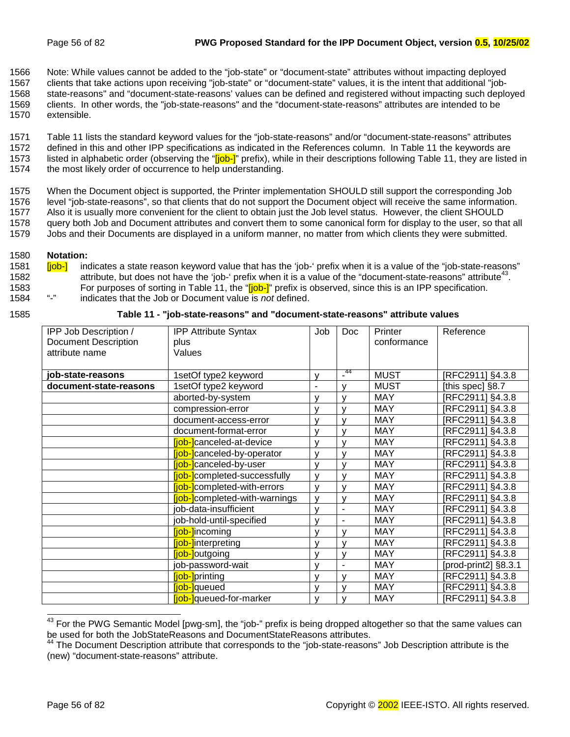Note: While values cannot be added to the "job-state" or "document-state" attributes without impacting deployed clients that take actions upon receiving "job-state" or "document-state" values, it is the intent that additional "job-state-reasons" and "document-state-reasons' values can be defined and registered without impacting such deployed clients. In other words, the "job-state-reasons" and the "document-state-reasons" attributes are intended to be extensible.

Table 11 lists the standard keyword values for the "job-state-reasons" and/or "document-state-reasons" attributes defined in this and other IPP specifications as indicated in the References column. In Table 11 the keywords are listed in alphabetic order (observing the "[job-]" prefix), while in their descriptions following Table 11, they are listed in the most likely order of occurrence to help understanding.

When the Document object is supported, the Printer implementation SHOULD still support the corresponding Job level "job-state-reasons", so that clients that do not support the Document object will receive the same information. Also it is usually more convenient for the client to obtain just the Job level status. However, the client SHOULD query both Job and Document attributes and convert them to some canonical form for display to the user, so that all Jobs and their Documents are displayed in a uniform manner, no matter from which clients they were submitted.

**Notation:**

[job-] indicates a state reason keyword value that has the 'job-' prefix when it is a value of the "job-state-reasons" attribute, but does not have the 'job-' prefix when it is a value of the "document-state-reasons" attribute[43]. For purposes of sorting in Table 11, the "[job-]" prefix is observed, since this is an IPP specification.

"-" indicates that the Job or Document value is *not* defined.

**Table 11 - "job-state-reasons" and "document-state-reasons" attribute values**

| IPP Job Description / Document Description attribute name | IPP Attribute Syntax plus Values | Job | Doc | Printer conformance | Reference |
|---|---|---|---|---|---|
| **job-state-reasons** | 1setOf type2 keyword | y | -[44] | MUST | [RFC2911] §4.3.8 |
| **document-state-reasons** | 1setOf type2 keyword | - | y | MUST | [this spec] §8.7 |
| | aborted-by-system | y | y | MAY | [RFC2911] §4.3.8 |
| | compression-error | y | y | MAY | [RFC2911] §4.3.8 |
| | document-access-error | y | y | MAY | [RFC2911] §4.3.8 |
| | document-format-error | y | y | MAY | [RFC2911] §4.3.8 |
| | [job-]canceled-at-device | y | y | MAY | [RFC2911] §4.3.8 |
| | [job-]canceled-by-operator | y | y | MAY | [RFC2911] §4.3.8 |
| | [job-]canceled-by-user | y | y | MAY | [RFC2911] §4.3.8 |
| | [job-]completed-successfully | y | y | MAY | [RFC2911] §4.3.8 |
| | [job-]completed-with-errors | y | y | MAY | [RFC2911] §4.3.8 |
| | [job-]completed-with-warnings | y | y | MAY | [RFC2911] §4.3.8 |
| | job-data-insufficient | y | - | MAY | [RFC2911] §4.3.8 |
| | job-hold-until-specified | y | - | MAY | [RFC2911] §4.3.8 |
| | [job-]incoming | y | y | MAY | [RFC2911] §4.3.8 |
| | [job-]interpreting | y | y | MAY | [RFC2911] §4.3.8 |
| | [job-]outgoing | y | y | MAY | [RFC2911] §4.3.8 |
| | job-password-wait | y | - | MAY | [prod-print2] §8.3.1 |
| | [job-]printing | y | y | MAY | [RFC2911] §4.3.8 |
| | [job-]queued | y | y | MAY | [RFC2911] §4.3.8 |
| | [job-]queued-for-marker | y | y | MAY | [RFC2911] §4.3.8 |

[43] For the PWG Semantic Model [pwg-sm], the "job-" prefix is being dropped altogether so that the same values can be used for both the JobStateReasons and DocumentStateReasons attributes.

[44] The Document Description attribute that corresponds to the "job-state-reasons" Job Description attribute is the (new) "document-state-reasons" attribute.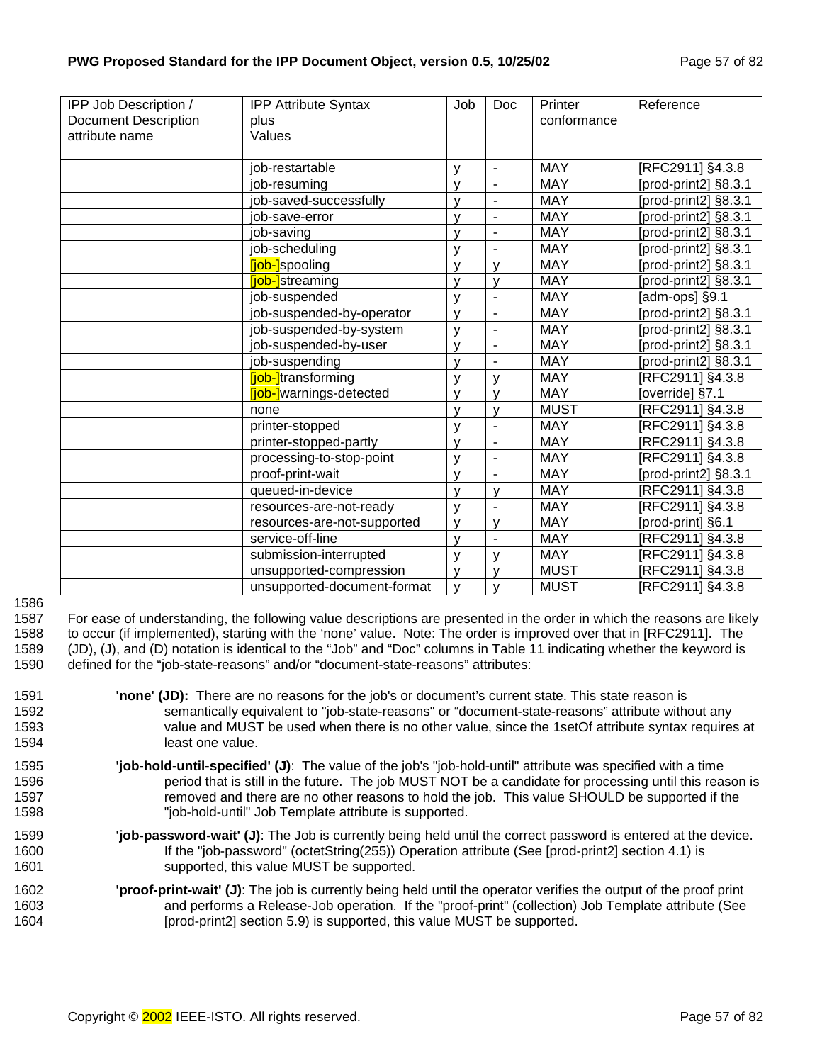| IPP Job Description / Document Description attribute name | IPP Attribute Syntax plus Values | Job | Doc | Printer conformance | Reference |
|---|---|---|---|---|---|
| | job-restartable | y | - | MAY | [RFC2911] §4.3.8 |
| | job-resuming | y | - | MAY | [prod-print2] §8.3.1 |
| | job-saved-successfully | y | - | MAY | [prod-print2] §8.3.1 |
| | job-save-error | y | - | MAY | [prod-print2] §8.3.1 |
| | job-saving | y | - | MAY | [prod-print2] §8.3.1 |
| | job-scheduling | y | - | MAY | [prod-print2] §8.3.1 |
| | [job-]spooling | y | y | MAY | [prod-print2] §8.3.1 |
| | [job-]streaming | y | y | MAY | [prod-print2] §8.3.1 |
| | job-suspended | y | - | MAY | [adm-ops] §9.1 |
| | job-suspended-by-operator | y | - | MAY | [prod-print2] §8.3.1 |
| | job-suspended-by-system | y | - | MAY | [prod-print2] §8.3.1 |
| | job-suspended-by-user | y | - | MAY | [prod-print2] §8.3.1 |
| | job-suspending | y | - | MAY | [prod-print2] §8.3.1 |
| | [job-]transforming | y | y | MAY | [RFC2911] §4.3.8 |
| | [job-]warnings-detected | y | y | MAY | [override] §7.1 |
| | none | y | y | MUST | [RFC2911] §4.3.8 |
| | printer-stopped | y | - | MAY | [RFC2911] §4.3.8 |
| | printer-stopped-partly | y | - | MAY | [RFC2911] §4.3.8 |
| | processing-to-stop-point | y | - | MAY | [RFC2911] §4.3.8 |
| | proof-print-wait | y | - | MAY | [prod-print2] §8.3.1 |
| | queued-in-device | y | y | MAY | [RFC2911] §4.3.8 |
| | resources-are-not-ready | y | - | MAY | [RFC2911] §4.3.8 |
| | resources-are-not-supported | y | y | MAY | [prod-print] §6.1 |
| | service-off-line | y | - | MAY | [RFC2911] §4.3.8 |
| | submission-interrupted | y | y | MAY | [RFC2911] §4.3.8 |
| | unsupported-compression | y | y | MUST | [RFC2911] §4.3.8 |
| | unsupported-document-format | y | y | MUST | [RFC2911] §4.3.8 |

For ease of understanding, the following value descriptions are presented in the order in which the reasons are likely to occur (if implemented), starting with the 'none' value. Note: The order is improved over that in [RFC2911]. The (JD), (J), and (D) notation is identical to the "Job" and "Doc" columns in Table 11 indicating whether the keyword is defined for the "job-state-reasons" and/or "document-state-reasons" attributes:

**'none' (JD):** There are no reasons for the job's or document's current state. This state reason is semantically equivalent to "job-state-reasons" or "document-state-reasons" attribute without any value and MUST be used when there is no other value, since the 1setOf attribute syntax requires at least one value.

**'job-hold-until-specified' (J)**: The value of the job's "job-hold-until" attribute was specified with a time period that is still in the future. The job MUST NOT be a candidate for processing until this reason is removed and there are no other reasons to hold the job. This value SHOULD be supported if the "job-hold-until" Job Template attribute is supported.

**'job-password-wait' (J)**: The Job is currently being held until the correct password is entered at the device. If the "job-password" (octetString(255)) Operation attribute (See [prod-print2] section 4.1) is supported, this value MUST be supported.

**'proof-print-wait' (J)**: The job is currently being held until the operator verifies the output of the proof print and performs a Release-Job operation. If the "proof-print" (collection) Job Template attribute (See [prod-print2] section 5.9) is supported, this value MUST be supported.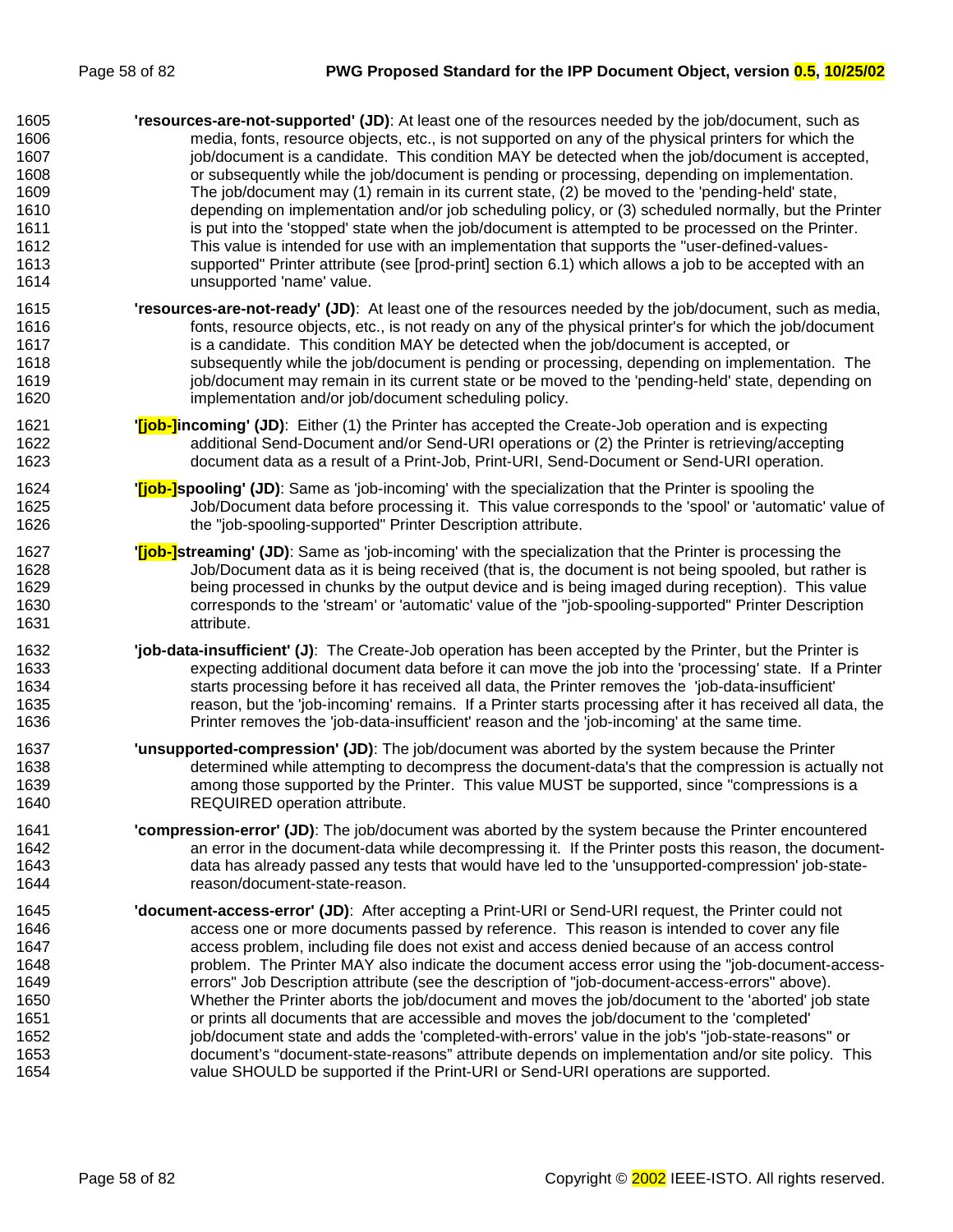**'resources-are-not-supported' (JD)**: At least one of the resources needed by the job/document, such as media, fonts, resource objects, etc., is not supported on any of the physical printers for which the job/document is a candidate. This condition MAY be detected when the job/document is accepted, or subsequently while the job/document is pending or processing, depending on implementation. The job/document may (1) remain in its current state, (2) be moved to the 'pending-held' state, depending on implementation and/or job scheduling policy, or (3) scheduled normally, but the Printer is put into the 'stopped' state when the job/document is attempted to be processed on the Printer. This value is intended for use with an implementation that supports the "user-defined-values-supported" Printer attribute (see [prod-print] section 6.1) which allows a job to be accepted with an unsupported 'name' value.

**'resources-are-not-ready' (JD)**: At least one of the resources needed by the job/document, such as media, fonts, resource objects, etc., is not ready on any of the physical printer's for which the job/document is a candidate. This condition MAY be detected when the job/document is accepted, or subsequently while the job/document is pending or processing, depending on implementation. The job/document may remain in its current state or be moved to the 'pending-held' state, depending on implementation and/or job/document scheduling policy.

**'[job-]incoming' (JD)**: Either (1) the Printer has accepted the Create-Job operation and is expecting additional Send-Document and/or Send-URI operations or (2) the Printer is retrieving/accepting document data as a result of a Print-Job, Print-URI, Send-Document or Send-URI operation.

**'[job-]spooling' (JD)**: Same as 'job-incoming' with the specialization that the Printer is spooling the Job/Document data before processing it. This value corresponds to the 'spool' or 'automatic' value of the "job-spooling-supported" Printer Description attribute.

**'[job-]streaming' (JD)**: Same as 'job-incoming' with the specialization that the Printer is processing the Job/Document data as it is being received (that is, the document is not being spooled, but rather is being processed in chunks by the output device and is being imaged during reception). This value corresponds to the 'stream' or 'automatic' value of the "job-spooling-supported" Printer Description attribute.

**'job-data-insufficient' (J)**: The Create-Job operation has been accepted by the Printer, but the Printer is expecting additional document data before it can move the job into the 'processing' state. If a Printer starts processing before it has received all data, the Printer removes the 'job-data-insufficient' reason, but the 'job-incoming' remains. If a Printer starts processing after it has received all data, the Printer removes the 'job-data-insufficient' reason and the 'job-incoming' at the same time.

**'unsupported-compression' (JD)**: The job/document was aborted by the system because the Printer determined while attempting to decompress the document-data's that the compression is actually not among those supported by the Printer. This value MUST be supported, since "compressions is a REQUIRED operation attribute.

**'compression-error' (JD)**: The job/document was aborted by the system because the Printer encountered an error in the document-data while decompressing it. If the Printer posts this reason, the document-data has already passed any tests that would have led to the 'unsupported-compression' job-state-reason/document-state-reason.

**'document-access-error' (JD)**: After accepting a Print-URI or Send-URI request, the Printer could not access one or more documents passed by reference. This reason is intended to cover any file access problem, including file does not exist and access denied because of an access control problem. The Printer MAY also indicate the document access error using the "job-document-access-errors" Job Description attribute (see the description of "job-document-access-errors" above). Whether the Printer aborts the job/document and moves the job/document to the 'aborted' job state or prints all documents that are accessible and moves the job/document to the 'completed' job/document state and adds the 'completed-with-errors' value in the job's "job-state-reasons" or document's "document-state-reasons" attribute depends on implementation and/or site policy. This value SHOULD be supported if the Print-URI or Send-URI operations are supported.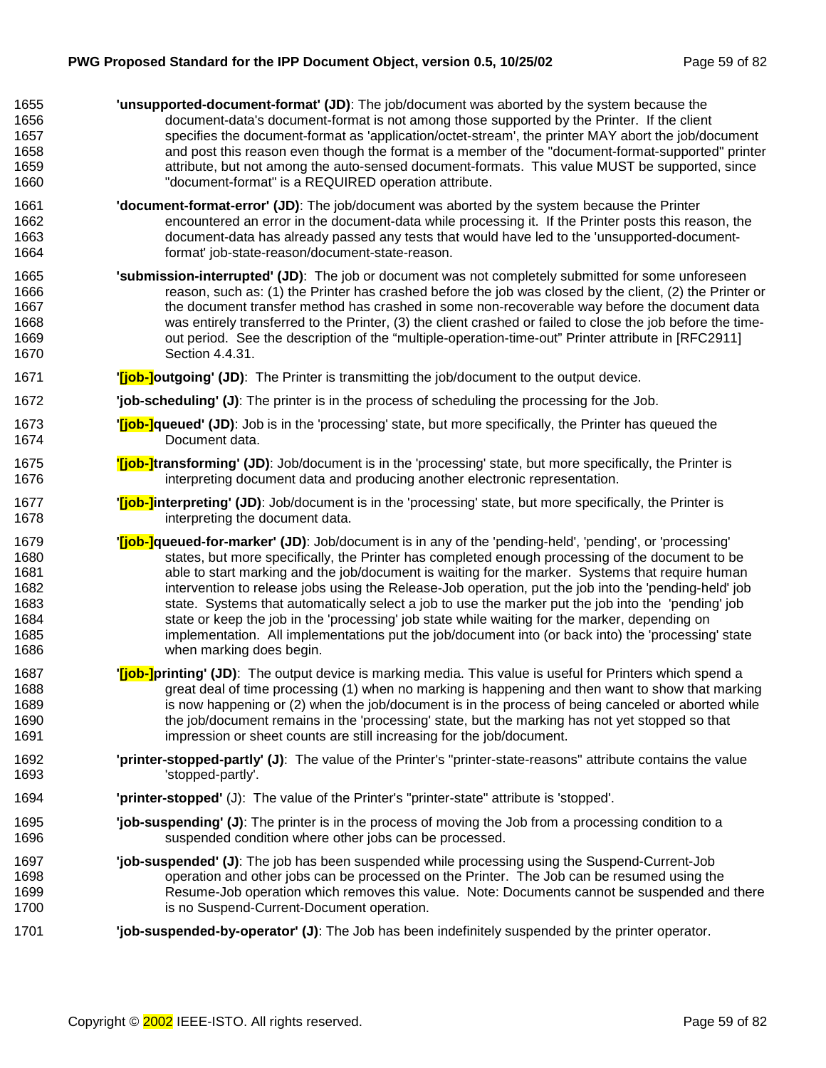**'unsupported-document-format' (JD)**: The job/document was aborted by the system because the document-data's document-format is not among those supported by the Printer. If the client specifies the document-format as 'application/octet-stream', the printer MAY abort the job/document and post this reason even though the format is a member of the "document-format-supported" printer attribute, but not among the auto-sensed document-formats. This value MUST be supported, since "document-format" is a REQUIRED operation attribute.

**'document-format-error' (JD)**: The job/document was aborted by the system because the Printer encountered an error in the document-data while processing it. If the Printer posts this reason, the document-data has already passed any tests that would have led to the 'unsupported-document-format' job-state-reason/document-state-reason.

**'submission-interrupted' (JD)**: The job or document was not completely submitted for some unforeseen reason, such as: (1) the Printer has crashed before the job was closed by the client, (2) the Printer or the document transfer method has crashed in some non-recoverable way before the document data was entirely transferred to the Printer, (3) the client crashed or failed to close the job before the time-out period. See the description of the "multiple-operation-time-out" Printer attribute in [RFC2911] Section 4.4.31.

**'[job-]outgoing' (JD)**: The Printer is transmitting the job/document to the output device.

**'job-scheduling' (J)**: The printer is in the process of scheduling the processing for the Job.

**'[job-]queued' (JD)**: Job is in the 'processing' state, but more specifically, the Printer has queued the Document data.

**'[job-]transforming' (JD)**: Job/document is in the 'processing' state, but more specifically, the Printer is interpreting document data and producing another electronic representation.

**'[job-]interpreting' (JD)**: Job/document is in the 'processing' state, but more specifically, the Printer is interpreting the document data.

**'[job-]queued-for-marker' (JD)**: Job/document is in any of the 'pending-held', 'pending', or 'processing' states, but more specifically, the Printer has completed enough processing of the document to be able to start marking and the job/document is waiting for the marker. Systems that require human intervention to release jobs using the Release-Job operation, put the job into the 'pending-held' job state. Systems that automatically select a job to use the marker put the job into the 'pending' job state or keep the job in the 'processing' job state while waiting for the marker, depending on implementation. All implementations put the job/document into (or back into) the 'processing' state when marking does begin.

**'[job-]printing' (JD)**: The output device is marking media. This value is useful for Printers which spend a great deal of time processing (1) when no marking is happening and then want to show that marking is now happening or (2) when the job/document is in the process of being canceled or aborted while the job/document remains in the 'processing' state, but the marking has not yet stopped so that impression or sheet counts are still increasing for the job/document.

**'printer-stopped-partly' (J)**: The value of the Printer's "printer-state-reasons" attribute contains the value 'stopped-partly'.

**'printer-stopped'** (J): The value of the Printer's "printer-state" attribute is 'stopped'.

**'job-suspending' (J)**: The printer is in the process of moving the Job from a processing condition to a suspended condition where other jobs can be processed.

**'job-suspended' (J)**: The job has been suspended while processing using the Suspend-Current-Job operation and other jobs can be processed on the Printer. The Job can be resumed using the Resume-Job operation which removes this value. Note: Documents cannot be suspended and there is no Suspend-Current-Document operation.

**'job-suspended-by-operator' (J)**: The Job has been indefinitely suspended by the printer operator.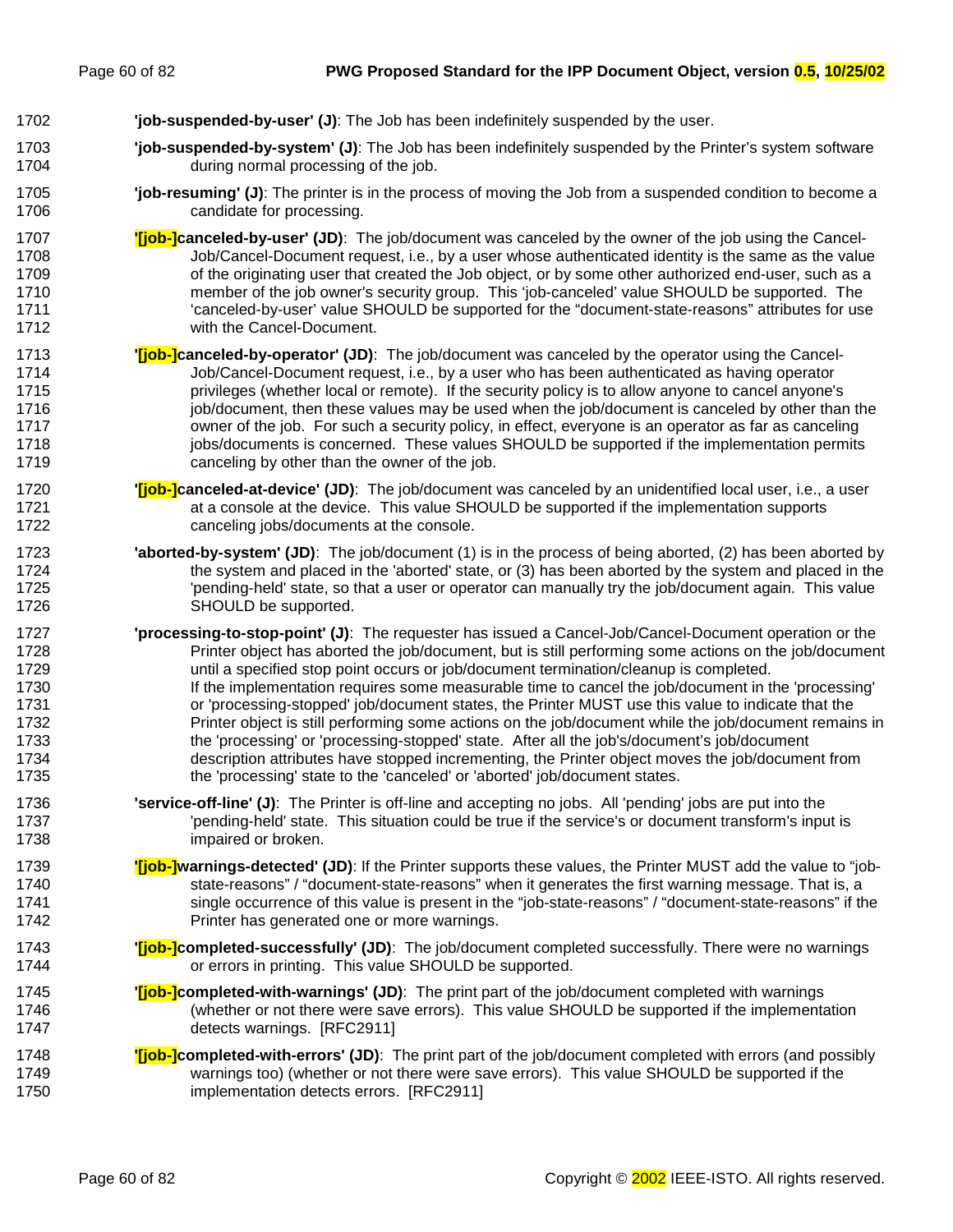**'job-suspended-by-user' (J)**: The Job has been indefinitely suspended by the user.

**'job-suspended-by-system' (J)**: The Job has been indefinitely suspended by the Printer's system software during normal processing of the job.

**'job-resuming' (J)**: The printer is in the process of moving the Job from a suspended condition to become a candidate for processing.

**'[job-]canceled-by-user' (JD)**: The job/document was canceled by the owner of the job using the Cancel-Job/Cancel-Document request, i.e., by a user whose authenticated identity is the same as the value of the originating user that created the Job object, or by some other authorized end-user, such as a member of the job owner's security group. This 'job-canceled' value SHOULD be supported. The 'canceled-by-user' value SHOULD be supported for the "document-state-reasons" attributes for use with the Cancel-Document.

**'[job-]canceled-by-operator' (JD)**: The job/document was canceled by the operator using the Cancel-Job/Cancel-Document request, i.e., by a user who has been authenticated as having operator privileges (whether local or remote). If the security policy is to allow anyone to cancel anyone's job/document, then these values may be used when the job/document is canceled by other than the owner of the job. For such a security policy, in effect, everyone is an operator as far as canceling jobs/documents is concerned. These values SHOULD be supported if the implementation permits canceling by other than the owner of the job.

**'[job-]canceled-at-device' (JD)**: The job/document was canceled by an unidentified local user, i.e., a user at a console at the device. This value SHOULD be supported if the implementation supports canceling jobs/documents at the console.

**'aborted-by-system' (JD)**: The job/document (1) is in the process of being aborted, (2) has been aborted by the system and placed in the 'aborted' state, or (3) has been aborted by the system and placed in the 'pending-held' state, so that a user or operator can manually try the job/document again. This value SHOULD be supported.

**'processing-to-stop-point' (J)**: The requester has issued a Cancel-Job/Cancel-Document operation or the Printer object has aborted the job/document, but is still performing some actions on the job/document until a specified stop point occurs or job/document termination/cleanup is completed. If the implementation requires some measurable time to cancel the job/document in the 'processing' or 'processing-stopped' job/document states, the Printer MUST use this value to indicate that the Printer object is still performing some actions on the job/document while the job/document remains in the 'processing' or 'processing-stopped' state. After all the job's/document's job/document description attributes have stopped incrementing, the Printer object moves the job/document from the 'processing' state to the 'canceled' or 'aborted' job/document states.

**'service-off-line' (J)**: The Printer is off-line and accepting no jobs. All 'pending' jobs are put into the 'pending-held' state. This situation could be true if the service's or document transform's input is impaired or broken.

**'[job-]warnings-detected' (JD)**: If the Printer supports these values, the Printer MUST add the value to "job-state-reasons" / "document-state-reasons" when it generates the first warning message. That is, a single occurrence of this value is present in the "job-state-reasons" / "document-state-reasons" if the Printer has generated one or more warnings.

**'[job-]completed-successfully' (JD)**: The job/document completed successfully. There were no warnings or errors in printing. This value SHOULD be supported.

**'[job-]completed-with-warnings' (JD)**: The print part of the job/document completed with warnings (whether or not there were save errors). This value SHOULD be supported if the implementation detects warnings. [RFC2911]

**'[job-]completed-with-errors' (JD)**: The print part of the job/document completed with errors (and possibly warnings too) (whether or not there were save errors). This value SHOULD be supported if the implementation detects errors. [RFC2911]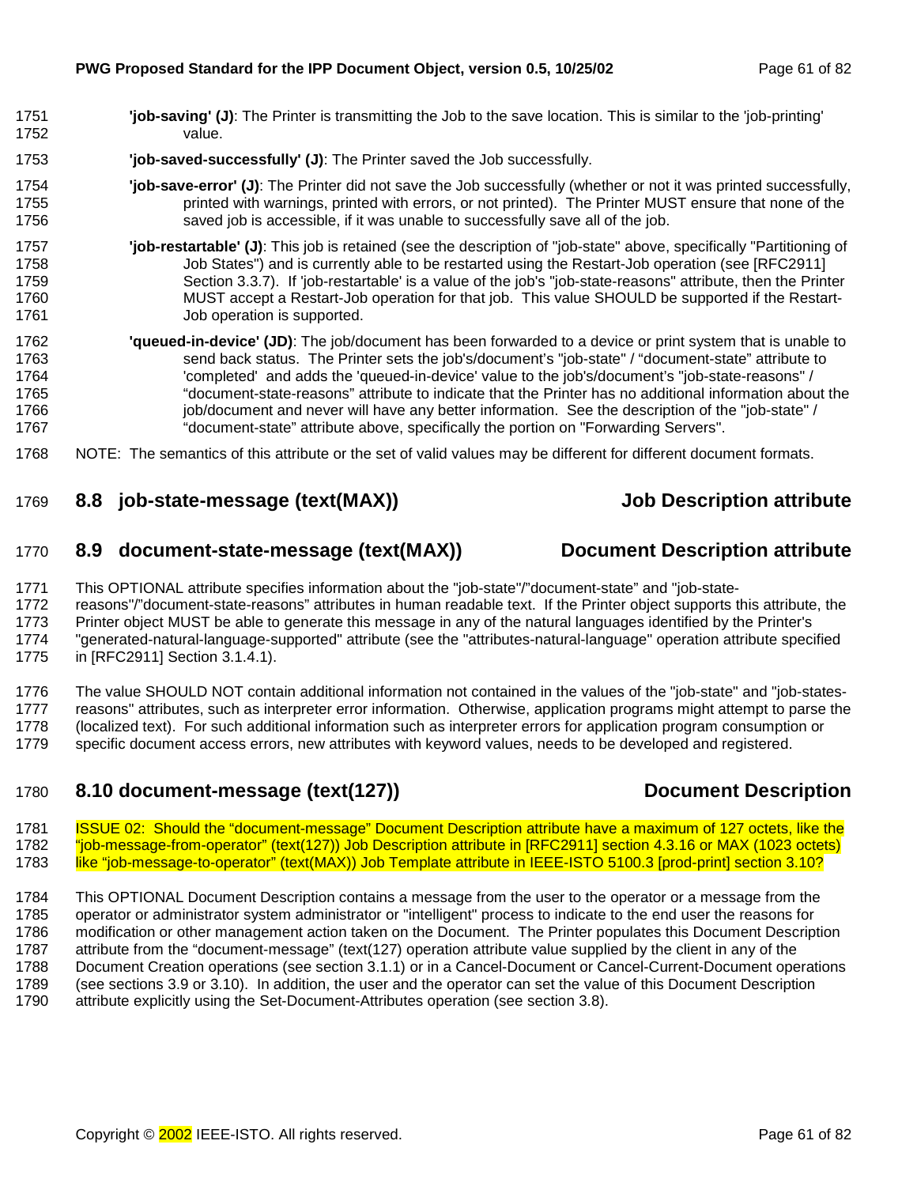**'job-saving' (J)**: The Printer is transmitting the Job to the save location. This is similar to the 'job-printing' value.

**'job-saved-successfully' (J)**: The Printer saved the Job successfully.

**'job-save-error' (J)**: The Printer did not save the Job successfully (whether or not it was printed successfully, printed with warnings, printed with errors, or not printed). The Printer MUST ensure that none of the saved job is accessible, if it was unable to successfully save all of the job.

**'job-restartable' (J)**: This job is retained (see the description of "job-state" above, specifically "Partitioning of Job States") and is currently able to be restarted using the Restart-Job operation (see [RFC2911] Section 3.3.7). If 'job-restartable' is a value of the job's "job-state-reasons" attribute, then the Printer MUST accept a Restart-Job operation for that job. This value SHOULD be supported if the Restart-Job operation is supported.

**'queued-in-device' (JD)**: The job/document has been forwarded to a device or print system that is unable to send back status. The Printer sets the job's/document's "job-state" / "document-state" attribute to 'completed' and adds the 'queued-in-device' value to the job's/document's "job-state-reasons" / "document-state-reasons" attribute to indicate that the Printer has no additional information about the job/document and never will have any better information. See the description of the "job-state" / "document-state" attribute above, specifically the portion on "Forwarding Servers".

NOTE: The semantics of this attribute or the set of valid values may be different for different document formats.

## 8.8 job-state-message (text(MAX)) Job Description attribute

## 8.9 document-state-message (text(MAX)) Document Description attribute

This OPTIONAL attribute specifies information about the "job-state"/"document-state" and "job-state-reasons"/"document-state-reasons" attributes in human readable text. If the Printer object supports this attribute, the Printer object MUST be able to generate this message in any of the natural languages identified by the Printer's "generated-natural-language-supported" attribute (see the "attributes-natural-language" operation attribute specified in [RFC2911] Section 3.1.4.1).

The value SHOULD NOT contain additional information not contained in the values of the "job-state" and "job-states-reasons" attributes, such as interpreter error information. Otherwise, application programs might attempt to parse the (localized text). For such additional information such as interpreter errors for application program consumption or specific document access errors, new attributes with keyword values, needs to be developed and registered.

## 8.10 document-message (text(127)) Document Description

ISSUE 02: Should the "document-message" Document Description attribute have a maximum of 127 octets, like the "job-message-from-operator" (text(127)) Job Description attribute in [RFC2911] section 4.3.16 or MAX (1023 octets) like "job-message-to-operator" (text(MAX)) Job Template attribute in IEEE-ISTO 5100.3 [prod-print] section 3.10?

This OPTIONAL Document Description contains a message from the user to the operator or a message from the operator or administrator system administrator or "intelligent" process to indicate to the end user the reasons for modification or other management action taken on the Document. The Printer populates this Document Description attribute from the "document-message" (text(127) operation attribute value supplied by the client in any of the Document Creation operations (see section 3.1.1) or in a Cancel-Document or Cancel-Current-Document operations (see sections 3.9 or 3.10). In addition, the user and the operator can set the value of this Document Description attribute explicitly using the Set-Document-Attributes operation (see section 3.8).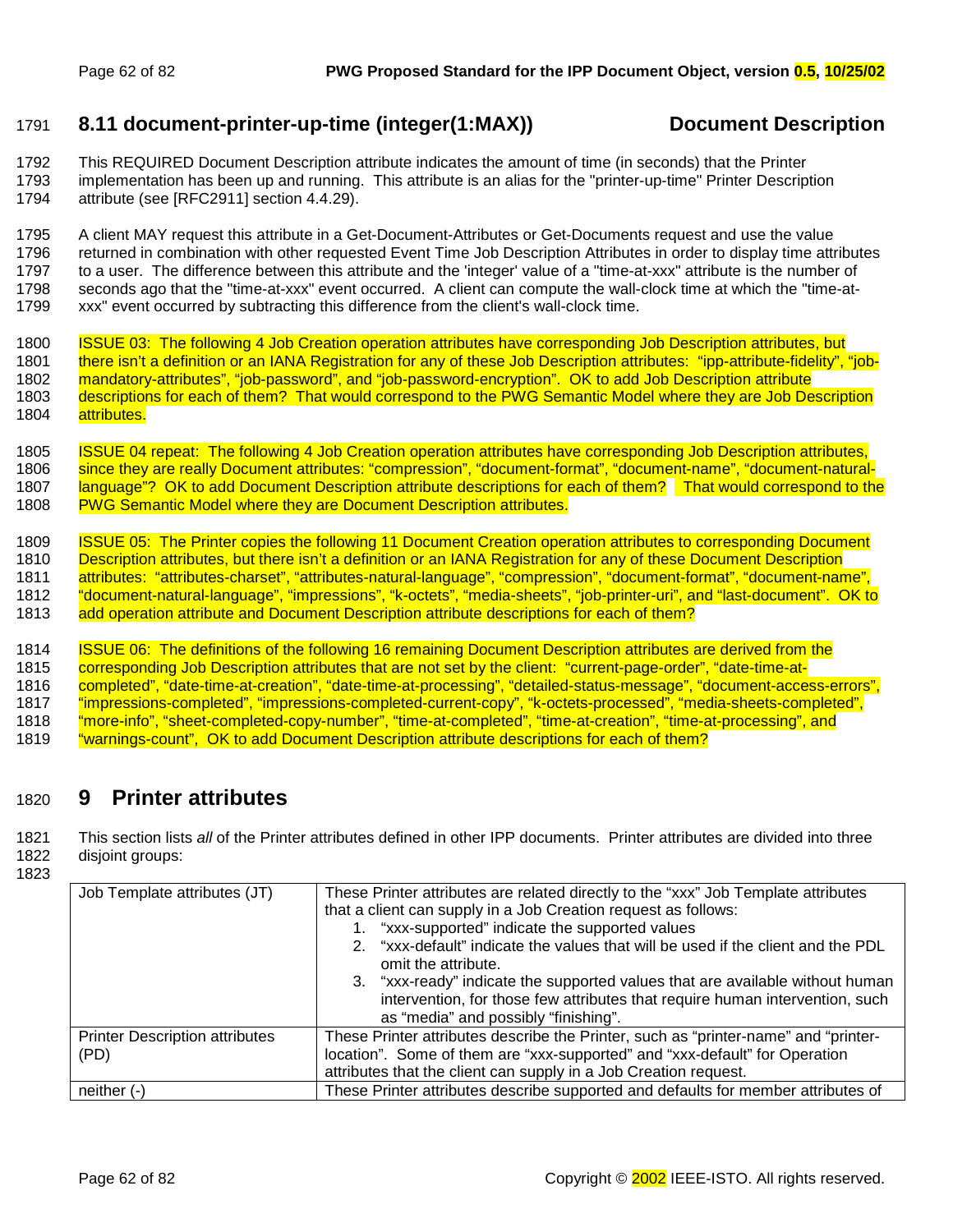## 8.11 document-printer-up-time (integer(1:MAX)) Document Description

This REQUIRED Document Description attribute indicates the amount of time (in seconds) that the Printer implementation has been up and running. This attribute is an alias for the "printer-up-time" Printer Description attribute (see [RFC2911] section 4.4.29).

A client MAY request this attribute in a Get-Document-Attributes or Get-Documents request and use the value returned in combination with other requested Event Time Job Description Attributes in order to display time attributes to a user. The difference between this attribute and the 'integer' value of a "time-at-xxx" attribute is the number of seconds ago that the "time-at-xxx" event occurred. A client can compute the wall-clock time at which the "time-at-xxx" event occurred by subtracting this difference from the client's wall-clock time.

ISSUE 03: The following 4 Job Creation operation attributes have corresponding Job Description attributes, but there isn't a definition or an IANA Registration for any of these Job Description attributes: "ipp-attribute-fidelity", "job-mandatory-attributes", "job-password", and "job-password-encryption". OK to add Job Description attribute descriptions for each of them? That would correspond to the PWG Semantic Model where they are Job Description attributes.

ISSUE 04 repeat: The following 4 Job Creation operation attributes have corresponding Job Description attributes, since they are really Document attributes: "compression", "document-format", "document-name", "document-natural-language"? OK to add Document Description attribute descriptions for each of them? That would correspond to the PWG Semantic Model where they are Document Description attributes.

ISSUE 05: The Printer copies the following 11 Document Creation operation attributes to corresponding Document Description attributes, but there isn't a definition or an IANA Registration for any of these Document Description attributes: "attributes-charset", "attributes-natural-language", "compression", "document-format", "document-name", "document-natural-language", "impressions", "k-octets", "media-sheets", "job-printer-uri", and "last-document". OK to add operation attribute and Document Description attribute descriptions for each of them?

ISSUE 06: The definitions of the following 16 remaining Document Description attributes are derived from the corresponding Job Description attributes that are not set by the client: "current-page-order", "date-time-at-completed", "date-time-at-creation", "date-time-at-processing", "detailed-status-message", "document-access-errors", "impressions-completed", "impressions-completed-current-copy", "k-octets-processed", "media-sheets-completed", "more-info", "sheet-completed-copy-number", "time-at-completed", "time-at-creation", "time-at-processing", and "warnings-count", OK to add Document Description attribute descriptions for each of them?

# 9 Printer attributes

This section lists *all* of the Printer attributes defined in other IPP documents. Printer attributes are divided into three disjoint groups:

| | |
|---|---|
| Job Template attributes (JT) | These Printer attributes are related directly to the "xxx" Job Template attributes that a client can supply in a Job Creation request as follows:<br>1. "xxx-supported" indicate the supported values<br>2. "xxx-default" indicate the values that will be used if the client and the PDL omit the attribute.<br>3. "xxx-ready" indicate the supported values that are available without human intervention, for those few attributes that require human intervention, such as "media" and possibly "finishing". |
| Printer Description attributes (PD) | These Printer attributes describe the Printer, such as "printer-name" and "printer-location". Some of them are "xxx-supported" and "xxx-default" for Operation attributes that the client can supply in a Job Creation request. |
| neither (-) | These Printer attributes describe supported and defaults for member attributes of |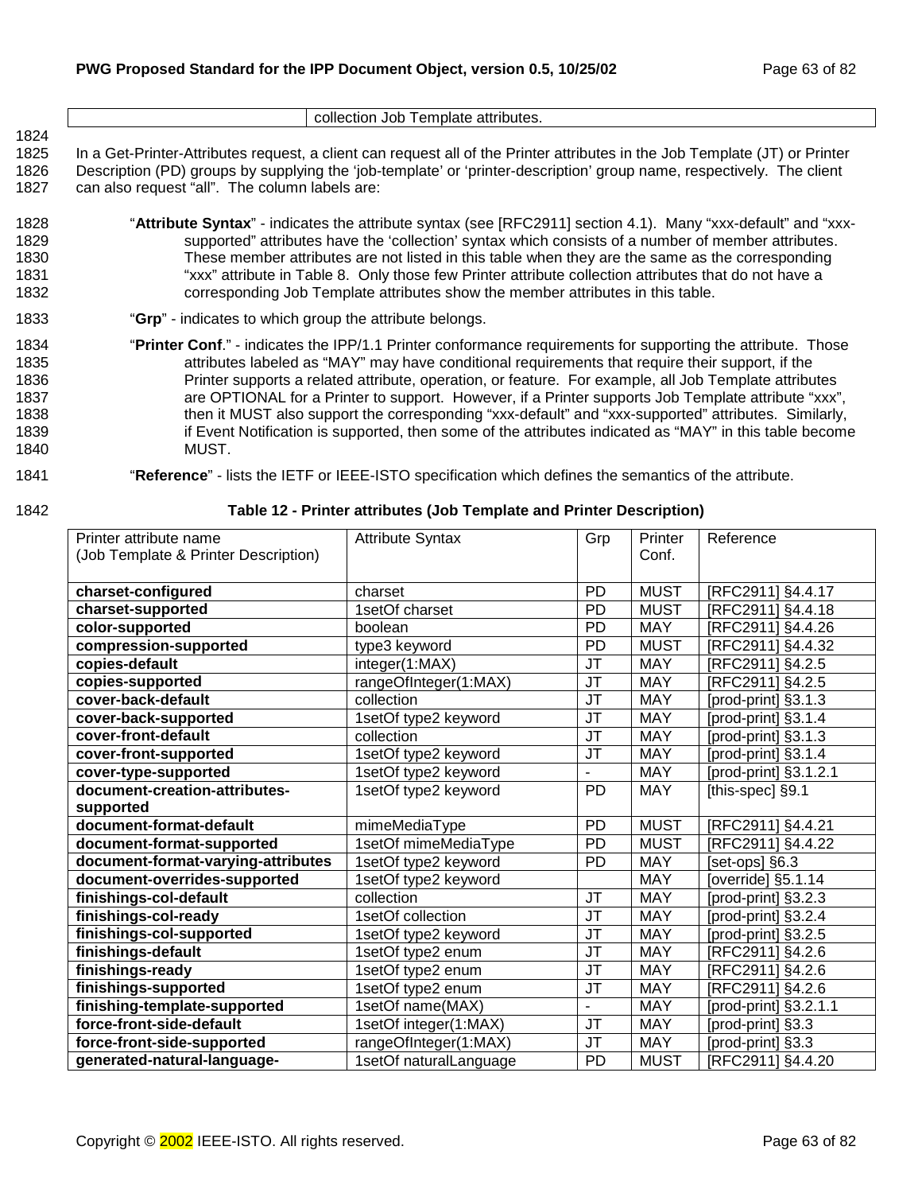| | collection Job Template attributes. |
|---|---|

In a Get-Printer-Attributes request, a client can request all of the Printer attributes in the Job Template (JT) or Printer Description (PD) groups by supplying the 'job-template' or 'printer-description' group name, respectively. The client can also request "all". The column labels are:

"**Attribute Syntax**" - indicates the attribute syntax (see [RFC2911] section 4.1). Many "xxx-default" and "xxx-supported" attributes have the 'collection' syntax which consists of a number of member attributes. These member attributes are not listed in this table when they are the same as the corresponding "xxx" attribute in Table 8. Only those few Printer attribute collection attributes that do not have a corresponding Job Template attributes show the member attributes in this table.

"**Grp**" - indicates to which group the attribute belongs.

"**Printer Conf**." - indicates the IPP/1.1 Printer conformance requirements for supporting the attribute. Those attributes labeled as "MAY" may have conditional requirements that require their support, if the Printer supports a related attribute, operation, or feature. For example, all Job Template attributes are OPTIONAL for a Printer to support. However, if a Printer supports Job Template attribute "xxx", then it MUST also support the corresponding "xxx-default" and "xxx-supported" attributes. Similarly, if Event Notification is supported, then some of the attributes indicated as "MAY" in this table become MUST.

"**Reference**" - lists the IETF or IEEE-ISTO specification which defines the semantics of the attribute.

**Table 12 - Printer attributes (Job Template and Printer Description)**

| Printer attribute name (Job Template & Printer Description) | Attribute Syntax | Grp | Printer Conf. | Reference |
|---|---|---|---|---|
| **charset-configured** | charset | PD | MUST | [RFC2911] §4.4.17 |
| **charset-supported** | 1setOf charset | PD | MUST | [RFC2911] §4.4.18 |
| **color-supported** | boolean | PD | MAY | [RFC2911] §4.4.26 |
| **compression-supported** | type3 keyword | PD | MUST | [RFC2911] §4.4.32 |
| **copies-default** | integer(1:MAX) | JT | MAY | [RFC2911] §4.2.5 |
| **copies-supported** | rangeOfInteger(1:MAX) | JT | MAY | [RFC2911] §4.2.5 |
| **cover-back-default** | collection | JT | MAY | [prod-print] §3.1.3 |
| **cover-back-supported** | 1setOf type2 keyword | JT | MAY | [prod-print] §3.1.4 |
| **cover-front-default** | collection | JT | MAY | [prod-print] §3.1.3 |
| **cover-front-supported** | 1setOf type2 keyword | JT | MAY | [prod-print] §3.1.4 |
| **cover-type-supported** | 1setOf type2 keyword | - | MAY | [prod-print] §3.1.2.1 |
| **document-creation-attributes-supported** | 1setOf type2 keyword | PD | MAY | [this-spec] §9.1 |
| **document-format-default** | mimeMediaType | PD | MUST | [RFC2911] §4.4.21 |
| **document-format-supported** | 1setOf mimeMediaType | PD | MUST | [RFC2911] §4.4.22 |
| **document-format-varying-attributes** | 1setOf type2 keyword | PD | MAY | [set-ops] §6.3 |
| **document-overrides-supported** | 1setOf type2 keyword | | MAY | [override] §5.1.14 |
| **finishings-col-default** | collection | JT | MAY | [prod-print] §3.2.3 |
| **finishings-col-ready** | 1setOf collection | JT | MAY | [prod-print] §3.2.4 |
| **finishings-col-supported** | 1setOf type2 keyword | JT | MAY | [prod-print] §3.2.5 |
| **finishings-default** | 1setOf type2 enum | JT | MAY | [RFC2911] §4.2.6 |
| **finishings-ready** | 1setOf type2 enum | JT | MAY | [RFC2911] §4.2.6 |
| **finishings-supported** | 1setOf type2 enum | JT | MAY | [RFC2911] §4.2.6 |
| **finishing-template-supported** | 1setOf name(MAX) | - | MAY | [prod-print] §3.2.1.1 |
| **force-front-side-default** | 1setOf integer(1:MAX) | JT | MAY | [prod-print] §3.3 |
| **force-front-side-supported** | rangeOfInteger(1:MAX) | JT | MAY | [prod-print] §3.3 |
| **generated-natural-language-** | 1setOf naturalLanguage | PD | MUST | [RFC2911] §4.4.20 |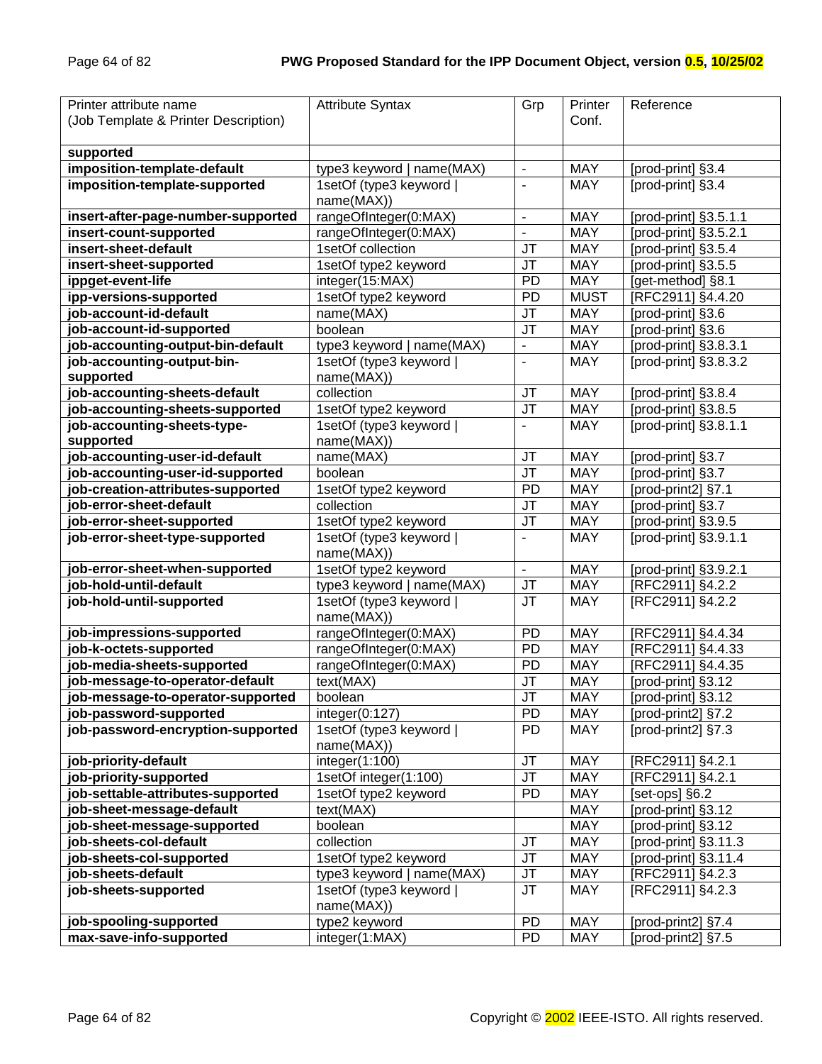| Printer attribute name (Job Template & Printer Description) | Attribute Syntax | Grp | Printer Conf. | Reference |
|---|---|---|---|---|
| **supported** | | | | |
| **imposition-template-default** | type3 keyword \| name(MAX) | - | MAY | [prod-print] §3.4 |
| **imposition-template-supported** | 1setOf (type3 keyword \| name(MAX)) | - | MAY | [prod-print] §3.4 |
| **insert-after-page-number-supported** | rangeOfInteger(0:MAX) | - | MAY | [prod-print] §3.5.1.1 |
| **insert-count-supported** | rangeOfInteger(0:MAX) | - | MAY | [prod-print] §3.5.2.1 |
| **insert-sheet-default** | 1setOf collection | JT | MAY | [prod-print] §3.5.4 |
| **insert-sheet-supported** | 1setOf type2 keyword | JT | MAY | [prod-print] §3.5.5 |
| **ippget-event-life** | integer(15:MAX) | PD | MAY | [get-method] §8.1 |
| **ipp-versions-supported** | 1setOf type2 keyword | PD | MUST | [RFC2911] §4.4.20 |
| **job-account-id-default** | name(MAX) | JT | MAY | [prod-print] §3.6 |
| **job-account-id-supported** | boolean | JT | MAY | [prod-print] §3.6 |
| **job-accounting-output-bin-default** | type3 keyword \| name(MAX) | - | MAY | [prod-print] §3.8.3.1 |
| **job-accounting-output-bin-supported** | 1setOf (type3 keyword \| name(MAX)) | - | MAY | [prod-print] §3.8.3.2 |
| **job-accounting-sheets-default** | collection | JT | MAY | [prod-print] §3.8.4 |
| **job-accounting-sheets-supported** | 1setOf type2 keyword | JT | MAY | [prod-print] §3.8.5 |
| **job-accounting-sheets-type-supported** | 1setOf (type3 keyword \| name(MAX)) | - | MAY | [prod-print] §3.8.1.1 |
| **job-accounting-user-id-default** | name(MAX) | JT | MAY | [prod-print] §3.7 |
| **job-accounting-user-id-supported** | boolean | JT | MAY | [prod-print] §3.7 |
| **job-creation-attributes-supported** | 1setOf type2 keyword | PD | MAY | [prod-print2] §7.1 |
| **job-error-sheet-default** | collection | JT | MAY | [prod-print] §3.7 |
| **job-error-sheet-supported** | 1setOf type2 keyword | JT | MAY | [prod-print] §3.9.5 |
| **job-error-sheet-type-supported** | 1setOf (type3 keyword \| name(MAX)) | - | MAY | [prod-print] §3.9.1.1 |
| **job-error-sheet-when-supported** | 1setOf type2 keyword | - | MAY | [prod-print] §3.9.2.1 |
| **job-hold-until-default** | type3 keyword \| name(MAX) | JT | MAY | [RFC2911] §4.2.2 |
| **job-hold-until-supported** | 1setOf (type3 keyword \| name(MAX)) | JT | MAY | [RFC2911] §4.2.2 |
| **job-impressions-supported** | rangeOfInteger(0:MAX) | PD | MAY | [RFC2911] §4.4.34 |
| **job-k-octets-supported** | rangeOfInteger(0:MAX) | PD | MAY | [RFC2911] §4.4.33 |
| **job-media-sheets-supported** | rangeOfInteger(0:MAX) | PD | MAY | [RFC2911] §4.4.35 |
| **job-message-to-operator-default** | text(MAX) | JT | MAY | [prod-print] §3.12 |
| **job-message-to-operator-supported** | boolean | JT | MAY | [prod-print] §3.12 |
| **job-password-supported** | integer(0:127) | PD | MAY | [prod-print2] §7.2 |
| **job-password-encryption-supported** | 1setOf (type3 keyword \| name(MAX)) | PD | MAY | [prod-print2] §7.3 |
| **job-priority-default** | integer(1:100) | JT | MAY | [RFC2911] §4.2.1 |
| **job-priority-supported** | 1setOf integer(1:100) | JT | MAY | [RFC2911] §4.2.1 |
| **job-settable-attributes-supported** | 1setOf type2 keyword | PD | MAY | [set-ops] §6.2 |
| **job-sheet-message-default** | text(MAX) | | MAY | [prod-print] §3.12 |
| **job-sheet-message-supported** | boolean | | MAY | [prod-print] §3.12 |
| **job-sheets-col-default** | collection | JT | MAY | [prod-print] §3.11.3 |
| **job-sheets-col-supported** | 1setOf type2 keyword | JT | MAY | [prod-print] §3.11.4 |
| **job-sheets-default** | type3 keyword \| name(MAX) | JT | MAY | [RFC2911] §4.2.3 |
| **job-sheets-supported** | 1setOf (type3 keyword \| name(MAX)) | JT | MAY | [RFC2911] §4.2.3 |
| **job-spooling-supported** | type2 keyword | PD | MAY | [prod-print2] §7.4 |
| **max-save-info-supported** | integer(1:MAX) | PD | MAY | [prod-print2] §7.5 |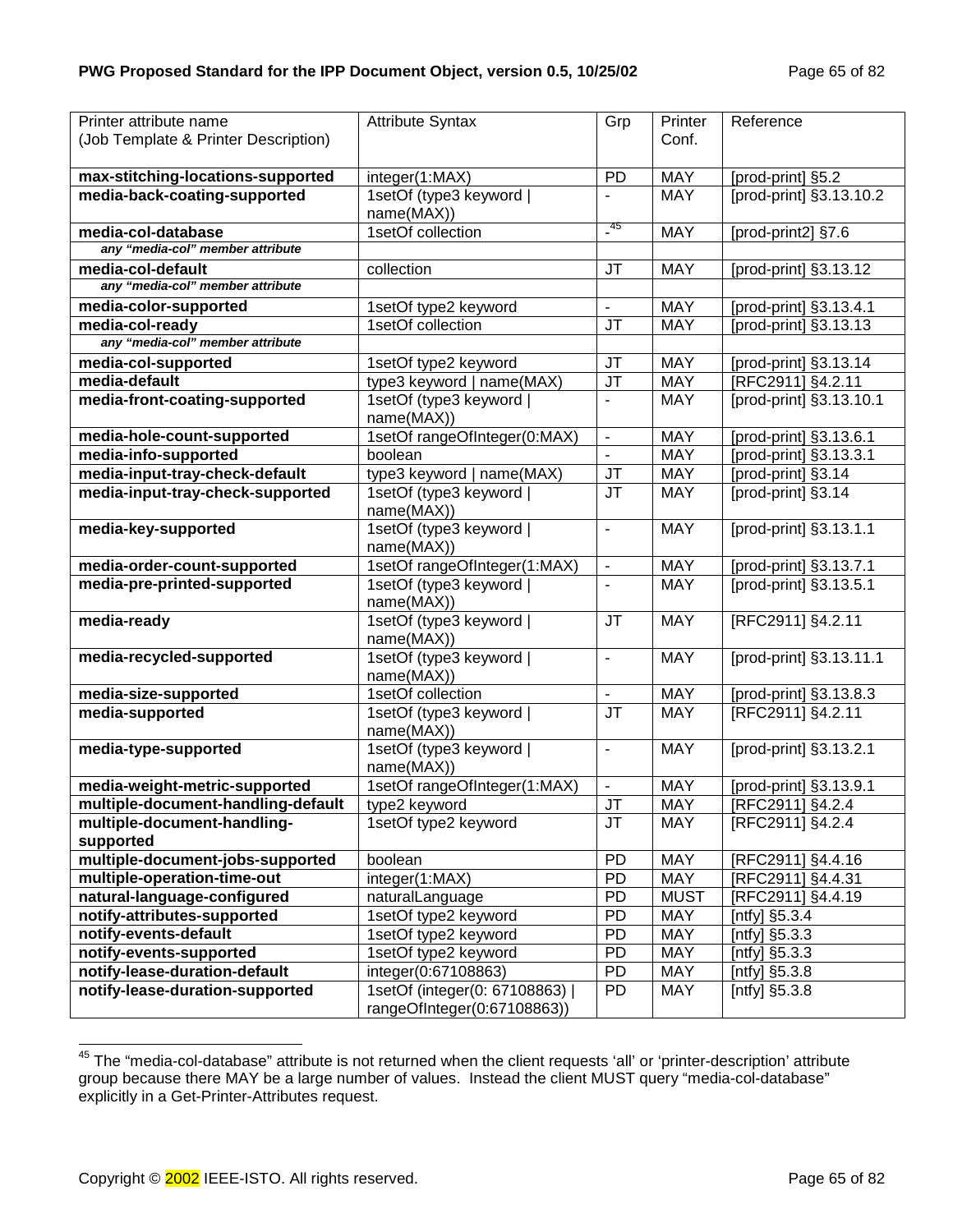| Printer attribute name (Job Template & Printer Description) | Attribute Syntax | Grp | Printer Conf. | Reference |
|---|---|---|---|---|
| **max-stitching-locations-supported** | integer(1:MAX) | PD | MAY | [prod-print] §5.2 |
| **media-back-coating-supported** | 1setOf (type3 keyword \| name(MAX)) | - | MAY | [prod-print] §3.13.10.2 |
| **media-col-database** | 1setOf collection | -[45] | MAY | [prod-print2] §7.6 |
| *any "media-col" member attribute* | | | | |
| **media-col-default** | collection | JT | MAY | [prod-print] §3.13.12 |
| *any "media-col" member attribute* | | | | |
| **media-color-supported** | 1setOf type2 keyword | - | MAY | [prod-print] §3.13.4.1 |
| **media-col-ready** | 1setOf collection | JT | MAY | [prod-print] §3.13.13 |
| *any "media-col" member attribute* | | | | |
| **media-col-supported** | 1setOf type2 keyword | JT | MAY | [prod-print] §3.13.14 |
| **media-default** | type3 keyword \| name(MAX) | JT | MAY | [RFC2911] §4.2.11 |
| **media-front-coating-supported** | 1setOf (type3 keyword \| name(MAX)) | - | MAY | [prod-print] §3.13.10.1 |
| **media-hole-count-supported** | 1setOf rangeOfInteger(0:MAX) | - | MAY | [prod-print] §3.13.6.1 |
| **media-info-supported** | boolean | - | MAY | [prod-print] §3.13.3.1 |
| **media-input-tray-check-default** | type3 keyword \| name(MAX) | JT | MAY | [prod-print] §3.14 |
| **media-input-tray-check-supported** | 1setOf (type3 keyword \| name(MAX)) | JT | MAY | [prod-print] §3.14 |
| **media-key-supported** | 1setOf (type3 keyword \| name(MAX)) | - | MAY | [prod-print] §3.13.1.1 |
| **media-order-count-supported** | 1setOf rangeOfInteger(1:MAX) | - | MAY | [prod-print] §3.13.7.1 |
| **media-pre-printed-supported** | 1setOf (type3 keyword \| name(MAX)) | - | MAY | [prod-print] §3.13.5.1 |
| **media-ready** | 1setOf (type3 keyword \| name(MAX)) | JT | MAY | [RFC2911] §4.2.11 |
| **media-recycled-supported** | 1setOf (type3 keyword \| name(MAX)) | - | MAY | [prod-print] §3.13.11.1 |
| **media-size-supported** | 1setOf collection | - | MAY | [prod-print] §3.13.8.3 |
| **media-supported** | 1setOf (type3 keyword \| name(MAX)) | JT | MAY | [RFC2911] §4.2.11 |
| **media-type-supported** | 1setOf (type3 keyword \| name(MAX)) | - | MAY | [prod-print] §3.13.2.1 |
| **media-weight-metric-supported** | 1setOf rangeOfInteger(1:MAX) | - | MAY | [prod-print] §3.13.9.1 |
| **multiple-document-handling-default** | type2 keyword | JT | MAY | [RFC2911] §4.2.4 |
| **multiple-document-handling-supported** | 1setOf type2 keyword | JT | MAY | [RFC2911] §4.2.4 |
| **multiple-document-jobs-supported** | boolean | PD | MAY | [RFC2911] §4.4.16 |
| **multiple-operation-time-out** | integer(1:MAX) | PD | MAY | [RFC2911] §4.4.31 |
| **natural-language-configured** | naturalLanguage | PD | MUST | [RFC2911] §4.4.19 |
| **notify-attributes-supported** | 1setOf type2 keyword | PD | MAY | [ntfy] §5.3.4 |
| **notify-events-default** | 1setOf type2 keyword | PD | MAY | [ntfy] §5.3.3 |
| **notify-events-supported** | 1setOf type2 keyword | PD | MAY | [ntfy] §5.3.3 |
| **notify-lease-duration-default** | integer(0:67108863) | PD | MAY | [ntfy] §5.3.8 |
| **notify-lease-duration-supported** | 1setOf (integer(0: 67108863) \| rangeOfInteger(0:67108863)) | PD | MAY | [ntfy] §5.3.8 |

[45] The "media-col-database" attribute is not returned when the client requests 'all' or 'printer-description' attribute group because there MAY be a large number of values. Instead the client MUST query "media-col-database" explicitly in a Get-Printer-Attributes request.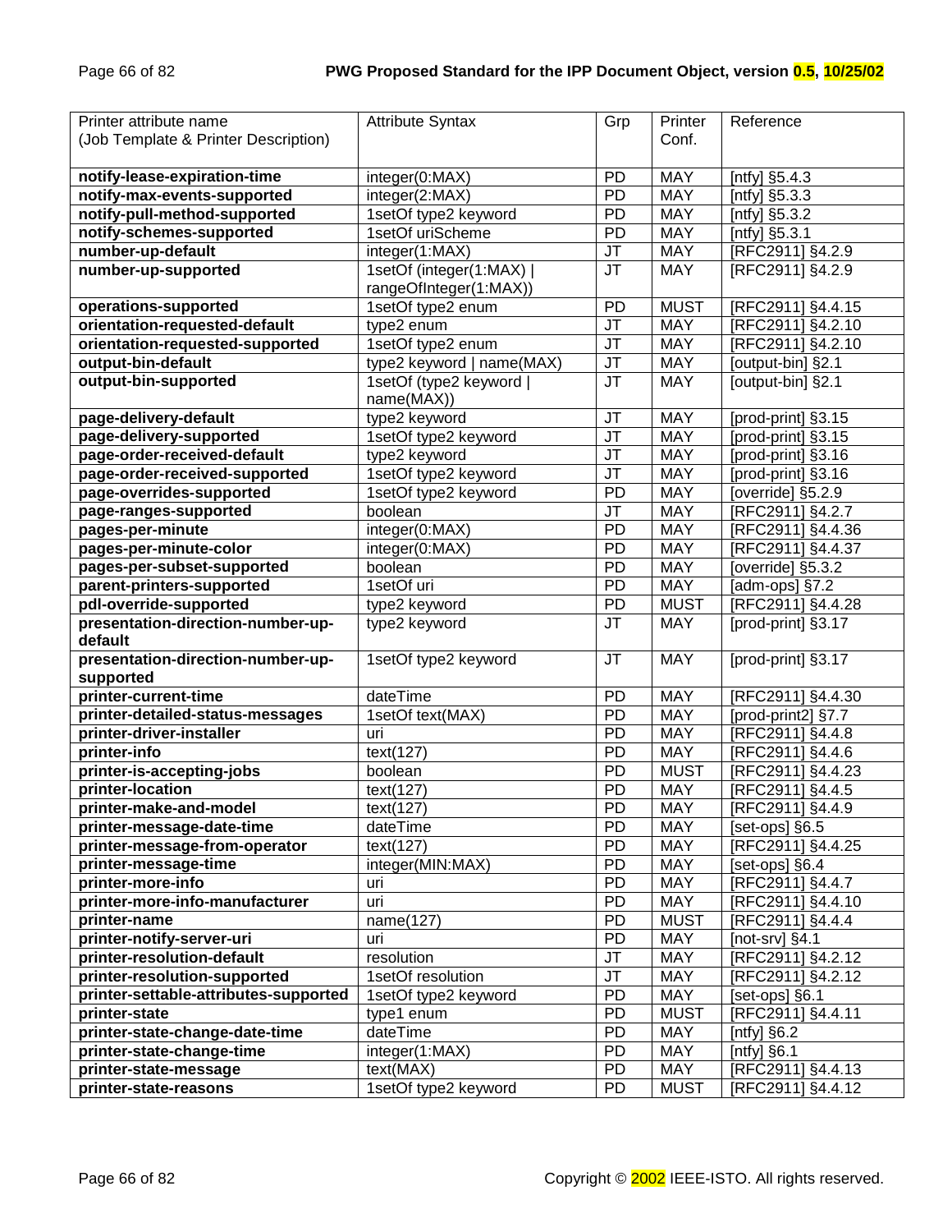| Printer attribute name (Job Template & Printer Description) | Attribute Syntax | Grp | Printer Conf. | Reference |
|---|---|---|---|---|
| **notify-lease-expiration-time** | integer(0:MAX) | PD | MAY | [ntfy] §5.4.3 |
| **notify-max-events-supported** | integer(2:MAX) | PD | MAY | [ntfy] §5.3.3 |
| **notify-pull-method-supported** | 1setOf type2 keyword | PD | MAY | [ntfy] §5.3.2 |
| **notify-schemes-supported** | 1setOf uriScheme | PD | MAY | [ntfy] §5.3.1 |
| **number-up-default** | integer(1:MAX) | JT | MAY | [RFC2911] §4.2.9 |
| **number-up-supported** | 1setOf (integer(1:MAX) \| rangeOfInteger(1:MAX)) | JT | MAY | [RFC2911] §4.2.9 |
| **operations-supported** | 1setOf type2 enum | PD | MUST | [RFC2911] §4.4.15 |
| **orientation-requested-default** | type2 enum | JT | MAY | [RFC2911] §4.2.10 |
| **orientation-requested-supported** | 1setOf type2 enum | JT | MAY | [RFC2911] §4.2.10 |
| **output-bin-default** | type2 keyword \| name(MAX) | JT | MAY | [output-bin] §2.1 |
| **output-bin-supported** | 1setOf (type2 keyword \| name(MAX)) | JT | MAY | [output-bin] §2.1 |
| **page-delivery-default** | type2 keyword | JT | MAY | [prod-print] §3.15 |
| **page-delivery-supported** | 1setOf type2 keyword | JT | MAY | [prod-print] §3.15 |
| **page-order-received-default** | type2 keyword | JT | MAY | [prod-print] §3.16 |
| **page-order-received-supported** | 1setOf type2 keyword | JT | MAY | [prod-print] §3.16 |
| **page-overrides-supported** | 1setOf type2 keyword | PD | MAY | [override] §5.2.9 |
| **page-ranges-supported** | boolean | JT | MAY | [RFC2911] §4.2.7 |
| **pages-per-minute** | integer(0:MAX) | PD | MAY | [RFC2911] §4.4.36 |
| **pages-per-minute-color** | integer(0:MAX) | PD | MAY | [RFC2911] §4.4.37 |
| **pages-per-subset-supported** | boolean | PD | MAY | [override] §5.3.2 |
| **parent-printers-supported** | 1setOf uri | PD | MAY | [adm-ops] §7.2 |
| **pdl-override-supported** | type2 keyword | PD | MUST | [RFC2911] §4.4.28 |
| **presentation-direction-number-up-default** | type2 keyword | JT | MAY | [prod-print] §3.17 |
| **presentation-direction-number-up-supported** | 1setOf type2 keyword | JT | MAY | [prod-print] §3.17 |
| **printer-current-time** | dateTime | PD | MAY | [RFC2911] §4.4.30 |
| **printer-detailed-status-messages** | 1setOf text(MAX) | PD | MAY | [prod-print2] §7.7 |
| **printer-driver-installer** | uri | PD | MAY | [RFC2911] §4.4.8 |
| **printer-info** | text(127) | PD | MAY | [RFC2911] §4.4.6 |
| **printer-is-accepting-jobs** | boolean | PD | MUST | [RFC2911] §4.4.23 |
| **printer-location** | text(127) | PD | MAY | [RFC2911] §4.4.5 |
| **printer-make-and-model** | text(127) | PD | MAY | [RFC2911] §4.4.9 |
| **printer-message-date-time** | dateTime | PD | MAY | [set-ops] §6.5 |
| **printer-message-from-operator** | text(127) | PD | MAY | [RFC2911] §4.4.25 |
| **printer-message-time** | integer(MIN:MAX) | PD | MAY | [set-ops] §6.4 |
| **printer-more-info** | uri | PD | MAY | [RFC2911] §4.4.7 |
| **printer-more-info-manufacturer** | uri | PD | MAY | [RFC2911] §4.4.10 |
| **printer-name** | name(127) | PD | MUST | [RFC2911] §4.4.4 |
| **printer-notify-server-uri** | uri | PD | MAY | [not-srv] §4.1 |
| **printer-resolution-default** | resolution | JT | MAY | [RFC2911] §4.2.12 |
| **printer-resolution-supported** | 1setOf resolution | JT | MAY | [RFC2911] §4.2.12 |
| **printer-settable-attributes-supported** | 1setOf type2 keyword | PD | MAY | [set-ops] §6.1 |
| **printer-state** | type1 enum | PD | MUST | [RFC2911] §4.4.11 |
| **printer-state-change-date-time** | dateTime | PD | MAY | [ntfy] §6.2 |
| **printer-state-change-time** | integer(1:MAX) | PD | MAY | [ntfy] §6.1 |
| **printer-state-message** | text(MAX) | PD | MAY | [RFC2911] §4.4.13 |
| **printer-state-reasons** | 1setOf type2 keyword | PD | MUST | [RFC2911] §4.4.12 |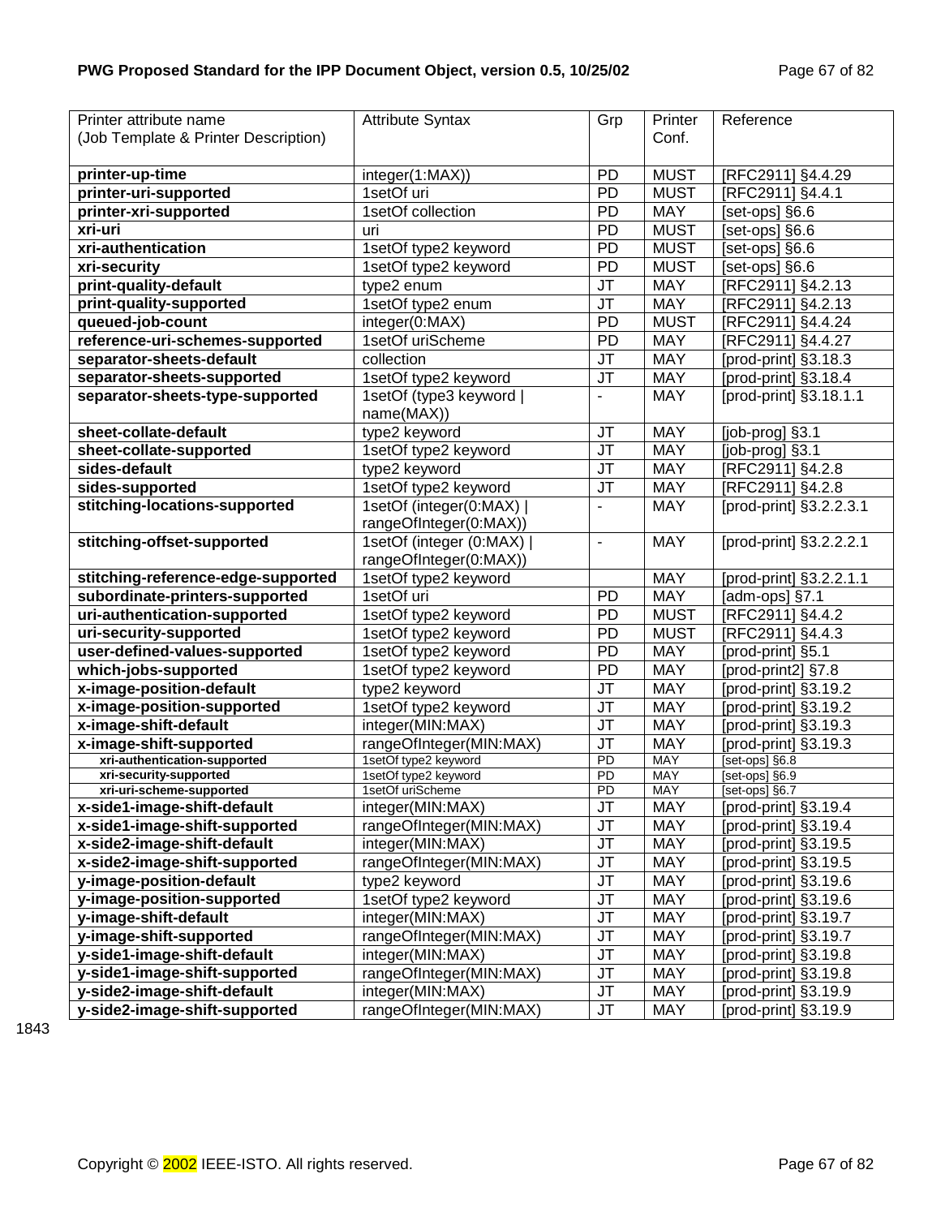| Printer attribute name (Job Template & Printer Description) | Attribute Syntax | Grp | Printer Conf. | Reference |
|---|---|---|---|---|
| **printer-up-time** | integer(1:MAX)) | PD | MUST | [RFC2911] §4.4.29 |
| **printer-uri-supported** | 1setOf uri | PD | MUST | [RFC2911] §4.4.1 |
| **printer-xri-supported** | 1setOf collection | PD | MAY | [set-ops] §6.6 |
| **xri-uri** | uri | PD | MUST | [set-ops] §6.6 |
| **xri-authentication** | 1setOf type2 keyword | PD | MUST | [set-ops] §6.6 |
| **xri-security** | 1setOf type2 keyword | PD | MUST | [set-ops] §6.6 |
| **print-quality-default** | type2 enum | JT | MAY | [RFC2911] §4.2.13 |
| **print-quality-supported** | 1setOf type2 enum | JT | MAY | [RFC2911] §4.2.13 |
| **queued-job-count** | integer(0:MAX) | PD | MUST | [RFC2911] §4.4.24 |
| **reference-uri-schemes-supported** | 1setOf uriScheme | PD | MAY | [RFC2911] §4.4.27 |
| **separator-sheets-default** | collection | JT | MAY | [prod-print] §3.18.3 |
| **separator-sheets-supported** | 1setOf type2 keyword | JT | MAY | [prod-print] §3.18.4 |
| **separator-sheets-type-supported** | 1setOf (type3 keyword \| name(MAX)) | - | MAY | [prod-print] §3.18.1.1 |
| **sheet-collate-default** | type2 keyword | JT | MAY | [job-prog] §3.1 |
| **sheet-collate-supported** | 1setOf type2 keyword | JT | MAY | [job-prog] §3.1 |
| **sides-default** | type2 keyword | JT | MAY | [RFC2911] §4.2.8 |
| **sides-supported** | 1setOf type2 keyword | JT | MAY | [RFC2911] §4.2.8 |
| **stitching-locations-supported** | 1setOf (integer(0:MAX) \| rangeOfInteger(0:MAX)) | - | MAY | [prod-print] §3.2.2.3.1 |
| **stitching-offset-supported** | 1setOf (integer (0:MAX) \| rangeOfInteger(0:MAX)) | - | MAY | [prod-print] §3.2.2.2.1 |
| **stitching-reference-edge-supported** | 1setOf type2 keyword | | MAY | [prod-print] §3.2.2.1.1 |
| **subordinate-printers-supported** | 1setOf uri | PD | MAY | [adm-ops] §7.1 |
| **uri-authentication-supported** | 1setOf type2 keyword | PD | MUST | [RFC2911] §4.4.2 |
| **uri-security-supported** | 1setOf type2 keyword | PD | MUST | [RFC2911] §4.4.3 |
| **user-defined-values-supported** | 1setOf type2 keyword | PD | MAY | [prod-print] §5.1 |
| **which-jobs-supported** | 1setOf type2 keyword | PD | MAY | [prod-print2] §7.8 |
| **x-image-position-default** | type2 keyword | JT | MAY | [prod-print] §3.19.2 |
| **x-image-position-supported** | 1setOf type2 keyword | JT | MAY | [prod-print] §3.19.2 |
| **x-image-shift-default** | integer(MIN:MAX) | JT | MAY | [prod-print] §3.19.3 |
| **x-image-shift-supported** | rangeOfInteger(MIN:MAX) | JT | MAY | [prod-print] §3.19.3 |
| **xri-authentication-supported** | 1setOf type2 keyword | PD | MAY | [set-ops] §6.8 |
| **xri-security-supported** | 1setOf type2 keyword | PD | MAY | [set-ops] §6.9 |
| **xri-uri-scheme-supported** | 1setOf uriScheme | PD | MAY | [set-ops] §6.7 |
| **x-side1-image-shift-default** | integer(MIN:MAX) | JT | MAY | [prod-print] §3.19.4 |
| **x-side1-image-shift-supported** | rangeOfInteger(MIN:MAX) | JT | MAY | [prod-print] §3.19.4 |
| **x-side2-image-shift-default** | integer(MIN:MAX) | JT | MAY | [prod-print] §3.19.5 |
| **x-side2-image-shift-supported** | rangeOfInteger(MIN:MAX) | JT | MAY | [prod-print] §3.19.5 |
| **y-image-position-default** | type2 keyword | JT | MAY | [prod-print] §3.19.6 |
| **y-image-position-supported** | 1setOf type2 keyword | JT | MAY | [prod-print] §3.19.6 |
| **y-image-shift-default** | integer(MIN:MAX) | JT | MAY | [prod-print] §3.19.7 |
| **y-image-shift-supported** | rangeOfInteger(MIN:MAX) | JT | MAY | [prod-print] §3.19.7 |
| **y-side1-image-shift-default** | integer(MIN:MAX) | JT | MAY | [prod-print] §3.19.8 |
| **y-side1-image-shift-supported** | rangeOfInteger(MIN:MAX) | JT | MAY | [prod-print] §3.19.8 |
| **y-side2-image-shift-default** | integer(MIN:MAX) | JT | MAY | [prod-print] §3.19.9 |
| **y-side2-image-shift-supported** | rangeOfInteger(MIN:MAX) | JT | MAY | [prod-print] §3.19.9 |

1843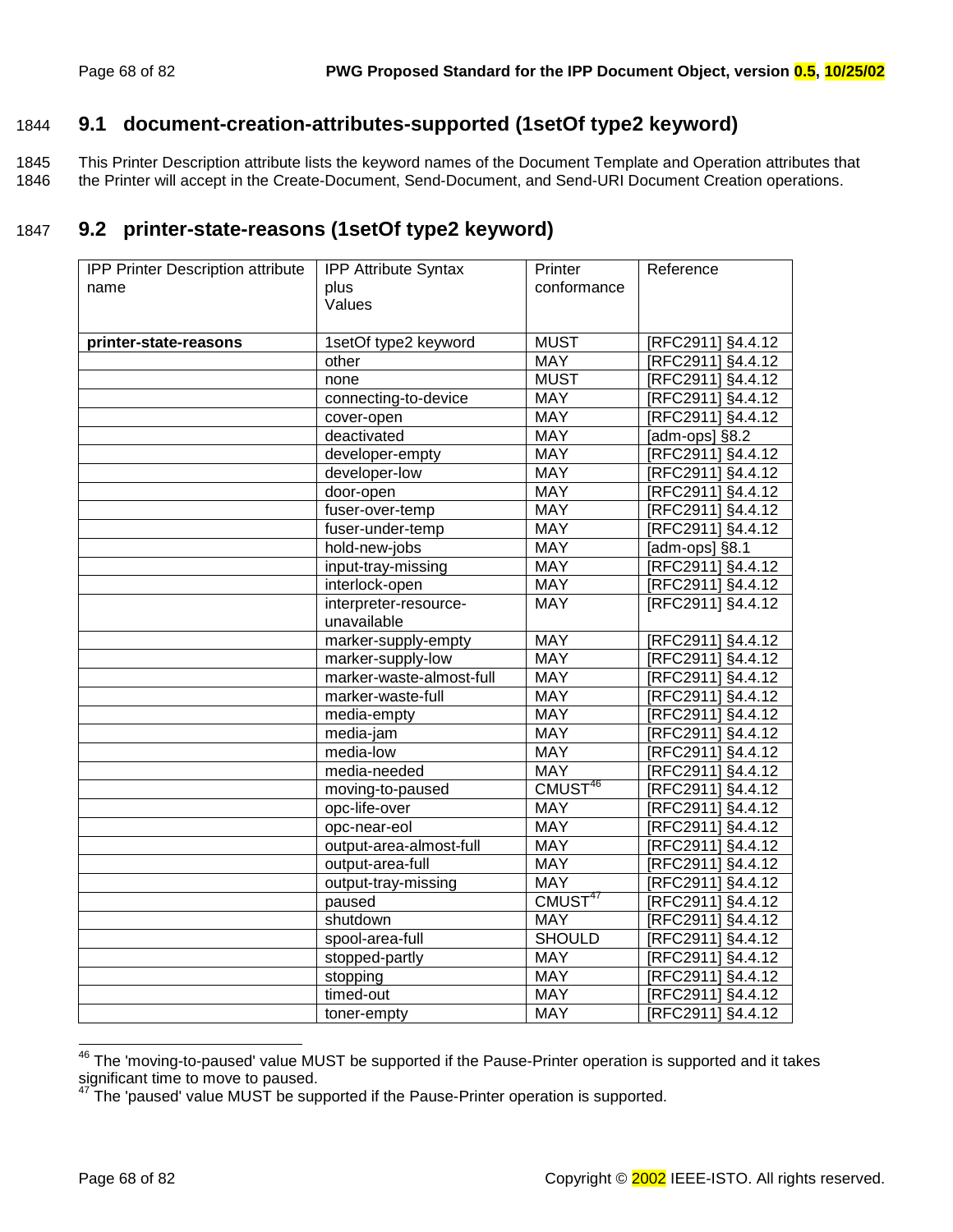## 9.1 document-creation-attributes-supported (1setOf type2 keyword)

This Printer Description attribute lists the keyword names of the Document Template and Operation attributes that the Printer will accept in the Create-Document, Send-Document, and Send-URI Document Creation operations.

## 9.2 printer-state-reasons (1setOf type2 keyword)

| IPP Printer Description attribute name | IPP Attribute Syntax plus Values | Printer conformance | Reference |
|---|---|---|---|
| **printer-state-reasons** | 1setOf type2 keyword | MUST | [RFC2911] §4.4.12 |
| | other | MAY | [RFC2911] §4.4.12 |
| | none | MUST | [RFC2911] §4.4.12 |
| | connecting-to-device | MAY | [RFC2911] §4.4.12 |
| | cover-open | MAY | [RFC2911] §4.4.12 |
| | deactivated | MAY | [adm-ops] §8.2 |
| | developer-empty | MAY | [RFC2911] §4.4.12 |
| | developer-low | MAY | [RFC2911] §4.4.12 |
| | door-open | MAY | [RFC2911] §4.4.12 |
| | fuser-over-temp | MAY | [RFC2911] §4.4.12 |
| | fuser-under-temp | MAY | [RFC2911] §4.4.12 |
| | hold-new-jobs | MAY | [adm-ops] §8.1 |
| | input-tray-missing | MAY | [RFC2911] §4.4.12 |
| | interlock-open | MAY | [RFC2911] §4.4.12 |
| | interpreter-resource-unavailable | MAY | [RFC2911] §4.4.12 |
| | marker-supply-empty | MAY | [RFC2911] §4.4.12 |
| | marker-supply-low | MAY | [RFC2911] §4.4.12 |
| | marker-waste-almost-full | MAY | [RFC2911] §4.4.12 |
| | marker-waste-full | MAY | [RFC2911] §4.4.12 |
| | media-empty | MAY | [RFC2911] §4.4.12 |
| | media-jam | MAY | [RFC2911] §4.4.12 |
| | media-low | MAY | [RFC2911] §4.4.12 |
| | media-needed | MAY | [RFC2911] §4.4.12 |
| | moving-to-paused | CMUST[46] | [RFC2911] §4.4.12 |
| | opc-life-over | MAY | [RFC2911] §4.4.12 |
| | opc-near-eol | MAY | [RFC2911] §4.4.12 |
| | output-area-almost-full | MAY | [RFC2911] §4.4.12 |
| | output-area-full | MAY | [RFC2911] §4.4.12 |
| | output-tray-missing | MAY | [RFC2911] §4.4.12 |
| | paused | CMUST[47] | [RFC2911] §4.4.12 |
| | shutdown | MAY | [RFC2911] §4.4.12 |
| | spool-area-full | SHOULD | [RFC2911] §4.4.12 |
| | stopped-partly | MAY | [RFC2911] §4.4.12 |
| | stopping | MAY | [RFC2911] §4.4.12 |
| | timed-out | MAY | [RFC2911] §4.4.12 |
| | toner-empty | MAY | [RFC2911] §4.4.12 |

[46] The 'moving-to-paused' value MUST be supported if the Pause-Printer operation is supported and it takes significant time to move to paused.

[47] The 'paused' value MUST be supported if the Pause-Printer operation is supported.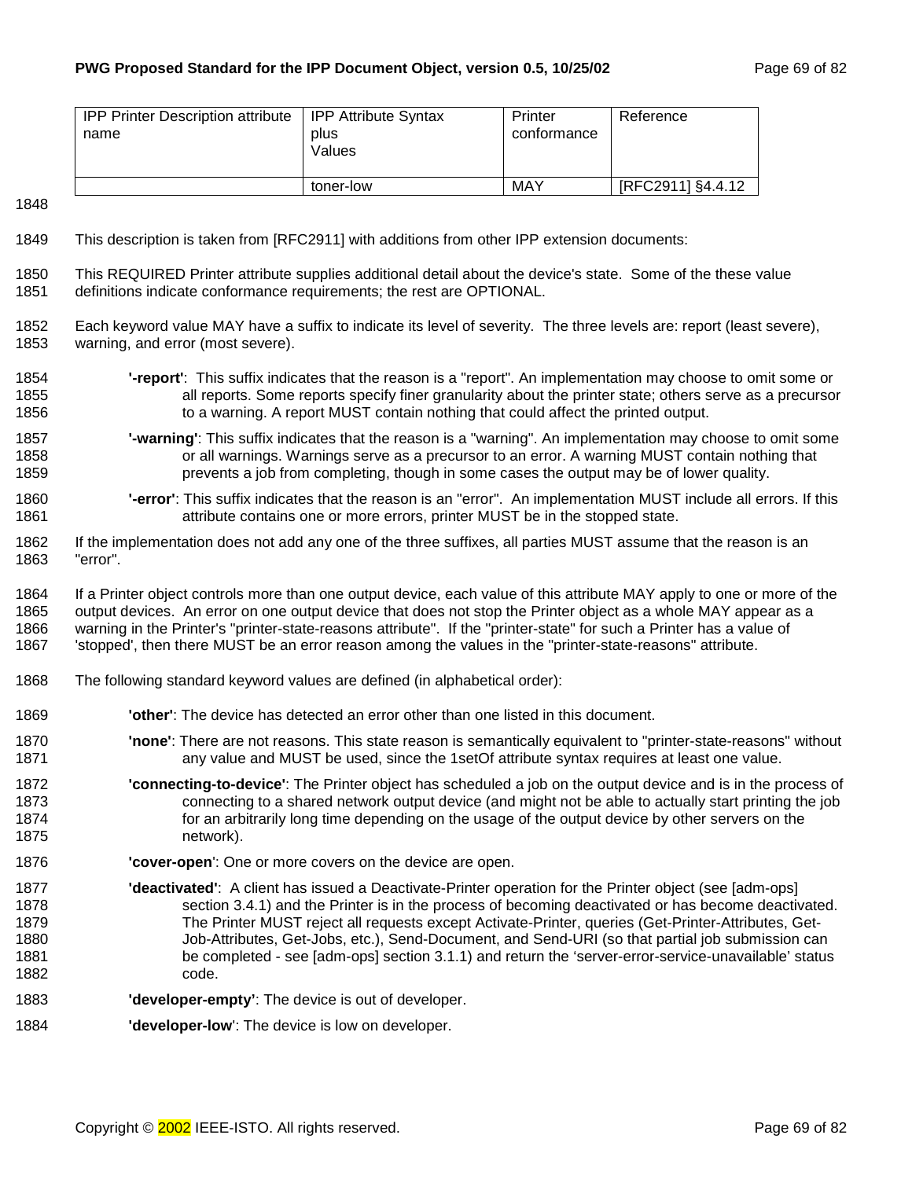| IPP Printer Description attribute name | IPP Attribute Syntax plus Values | Printer conformance | Reference |
|---|---|---|---|
| | toner-low | MAY | [RFC2911] §4.4.12 |

This description is taken from [RFC2911] with additions from other IPP extension documents:

This REQUIRED Printer attribute supplies additional detail about the device's state. Some of the these value definitions indicate conformance requirements; the rest are OPTIONAL.

Each keyword value MAY have a suffix to indicate its level of severity. The three levels are: report (least severe), warning, and error (most severe).

**'-report'**: This suffix indicates that the reason is a "report". An implementation may choose to omit some or all reports. Some reports specify finer granularity about the printer state; others serve as a precursor to a warning. A report MUST contain nothing that could affect the printed output.

**'-warning'**: This suffix indicates that the reason is a "warning". An implementation may choose to omit some or all warnings. Warnings serve as a precursor to an error. A warning MUST contain nothing that prevents a job from completing, though in some cases the output may be of lower quality.

**'-error'**: This suffix indicates that the reason is an "error". An implementation MUST include all errors. If this attribute contains one or more errors, printer MUST be in the stopped state.

If the implementation does not add any one of the three suffixes, all parties MUST assume that the reason is an "error".

If a Printer object controls more than one output device, each value of this attribute MAY apply to one or more of the output devices. An error on one output device that does not stop the Printer object as a whole MAY appear as a warning in the Printer's "printer-state-reasons attribute". If the "printer-state" for such a Printer has a value of 'stopped', then there MUST be an error reason among the values in the "printer-state-reasons" attribute.

The following standard keyword values are defined (in alphabetical order):

**'other'**: The device has detected an error other than one listed in this document.

**'none'**: There are not reasons. This state reason is semantically equivalent to "printer-state-reasons" without any value and MUST be used, since the 1setOf attribute syntax requires at least one value.

**'connecting-to-device'**: The Printer object has scheduled a job on the output device and is in the process of connecting to a shared network output device (and might not be able to actually start printing the job for an arbitrarily long time depending on the usage of the output device by other servers on the network).

**'cover-open**': One or more covers on the device are open.

**'deactivated'**: A client has issued a Deactivate-Printer operation for the Printer object (see [adm-ops] section 3.4.1) and the Printer is in the process of becoming deactivated or has become deactivated. The Printer MUST reject all requests except Activate-Printer, queries (Get-Printer-Attributes, Get-Job-Attributes, Get-Jobs, etc.), Send-Document, and Send-URI (so that partial job submission can be completed - see [adm-ops] section 3.1.1) and return the 'server-error-service-unavailable' status code.

**'developer-empty'**: The device is out of developer.

**'developer-low**': The device is low on developer.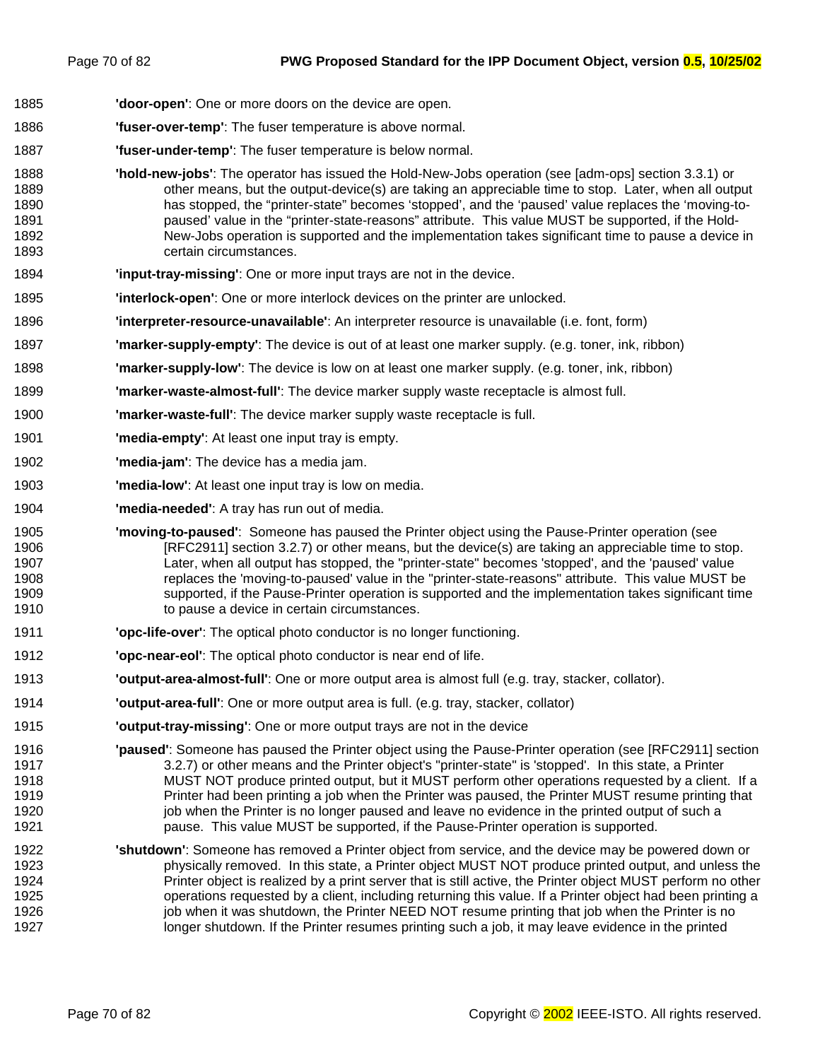**'door-open'**: One or more doors on the device are open.

**'fuser-over-temp'**: The fuser temperature is above normal.

**'fuser-under-temp'**: The fuser temperature is below normal.

**'hold-new-jobs'**: The operator has issued the Hold-New-Jobs operation (see [adm-ops] section 3.3.1) or other means, but the output-device(s) are taking an appreciable time to stop. Later, when all output has stopped, the “printer-state” becomes ‘stopped’, and the ‘paused’ value replaces the ‘moving-to-paused’ value in the “printer-state-reasons” attribute. This value MUST be supported, if the Hold-New-Jobs operation is supported and the implementation takes significant time to pause a device in certain circumstances.

**'input-tray-missing'**: One or more input trays are not in the device.

**'interlock-open'**: One or more interlock devices on the printer are unlocked.

**'interpreter-resource-unavailable'**: An interpreter resource is unavailable (i.e. font, form)

**'marker-supply-empty'**: The device is out of at least one marker supply. (e.g. toner, ink, ribbon)

**'marker-supply-low'**: The device is low on at least one marker supply. (e.g. toner, ink, ribbon)

**'marker-waste-almost-full'**: The device marker supply waste receptacle is almost full.

**'marker-waste-full'**: The device marker supply waste receptacle is full.

**'media-empty'**: At least one input tray is empty.

**'media-jam'**: The device has a media jam.

**'media-low'**: At least one input tray is low on media.

**'media-needed'**: A tray has run out of media.

**'moving-to-paused'**: Someone has paused the Printer object using the Pause-Printer operation (see [RFC2911] section 3.2.7) or other means, but the device(s) are taking an appreciable time to stop. Later, when all output has stopped, the "printer-state" becomes 'stopped', and the 'paused' value replaces the 'moving-to-paused' value in the "printer-state-reasons" attribute. This value MUST be supported, if the Pause-Printer operation is supported and the implementation takes significant time to pause a device in certain circumstances.

**'opc-life-over'**: The optical photo conductor is no longer functioning.

**'opc-near-eol'**: The optical photo conductor is near end of life.

**'output-area-almost-full'**: One or more output area is almost full (e.g. tray, stacker, collator).

**'output-area-full'**: One or more output area is full. (e.g. tray, stacker, collator)

**'output-tray-missing'**: One or more output trays are not in the device

**'paused'**: Someone has paused the Printer object using the Pause-Printer operation (see [RFC2911] section 3.2.7) or other means and the Printer object's "printer-state" is 'stopped'. In this state, a Printer MUST NOT produce printed output, but it MUST perform other operations requested by a client. If a Printer had been printing a job when the Printer was paused, the Printer MUST resume printing that job when the Printer is no longer paused and leave no evidence in the printed output of such a pause. This value MUST be supported, if the Pause-Printer operation is supported.

**'shutdown'**: Someone has removed a Printer object from service, and the device may be powered down or physically removed. In this state, a Printer object MUST NOT produce printed output, and unless the Printer object is realized by a print server that is still active, the Printer object MUST perform no other operations requested by a client, including returning this value. If a Printer object had been printing a job when it was shutdown, the Printer NEED NOT resume printing that job when the Printer is no longer shutdown. If the Printer resumes printing such a job, it may leave evidence in the printed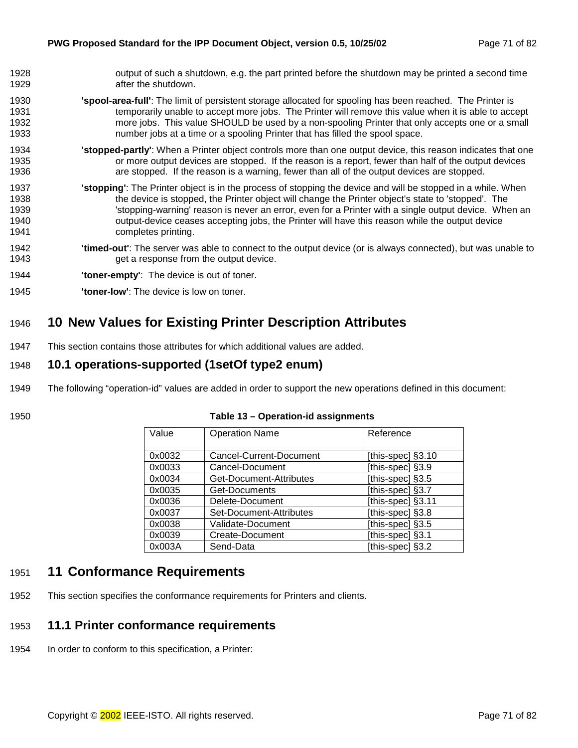output of such a shutdown, e.g. the part printed before the shutdown may be printed a second time after the shutdown.

**'spool-area-full'**: The limit of persistent storage allocated for spooling has been reached. The Printer is temporarily unable to accept more jobs. The Printer will remove this value when it is able to accept more jobs. This value SHOULD be used by a non-spooling Printer that only accepts one or a small number jobs at a time or a spooling Printer that has filled the spool space.

**'stopped-partly'**: When a Printer object controls more than one output device, this reason indicates that one or more output devices are stopped. If the reason is a report, fewer than half of the output devices are stopped. If the reason is a warning, fewer than all of the output devices are stopped.

**'stopping'**: The Printer object is in the process of stopping the device and will be stopped in a while. When the device is stopped, the Printer object will change the Printer object's state to 'stopped'. The 'stopping-warning' reason is never an error, even for a Printer with a single output device. When an output-device ceases accepting jobs, the Printer will have this reason while the output device completes printing.

**'timed-out'**: The server was able to connect to the output device (or is always connected), but was unable to get a response from the output device.

**'toner-empty'**: The device is out of toner.

**'toner-low'**: The device is low on toner.

# 10 New Values for Existing Printer Description Attributes

This section contains those attributes for which additional values are added.

## 10.1 operations-supported (1setOf type2 enum)

The following "operation-id" values are added in order to support the new operations defined in this document:

**Table 13 – Operation-id assignments**

| Value | Operation Name | Reference |
|---|---|---|
| 0x0032 | Cancel-Current-Document | [this-spec] §3.10 |
| 0x0033 | Cancel-Document | [this-spec] §3.9 |
| 0x0034 | Get-Document-Attributes | [this-spec] §3.5 |
| 0x0035 | Get-Documents | [this-spec] §3.7 |
| 0x0036 | Delete-Document | [this-spec] §3.11 |
| 0x0037 | Set-Document-Attributes | [this-spec] §3.8 |
| 0x0038 | Validate-Document | [this-spec] §3.5 |
| 0x0039 | Create-Document | [this-spec] §3.1 |
| 0x003A | Send-Data | [this-spec] §3.2 |

# 11 Conformance Requirements

This section specifies the conformance requirements for Printers and clients.

## 11.1 Printer conformance requirements

In order to conform to this specification, a Printer: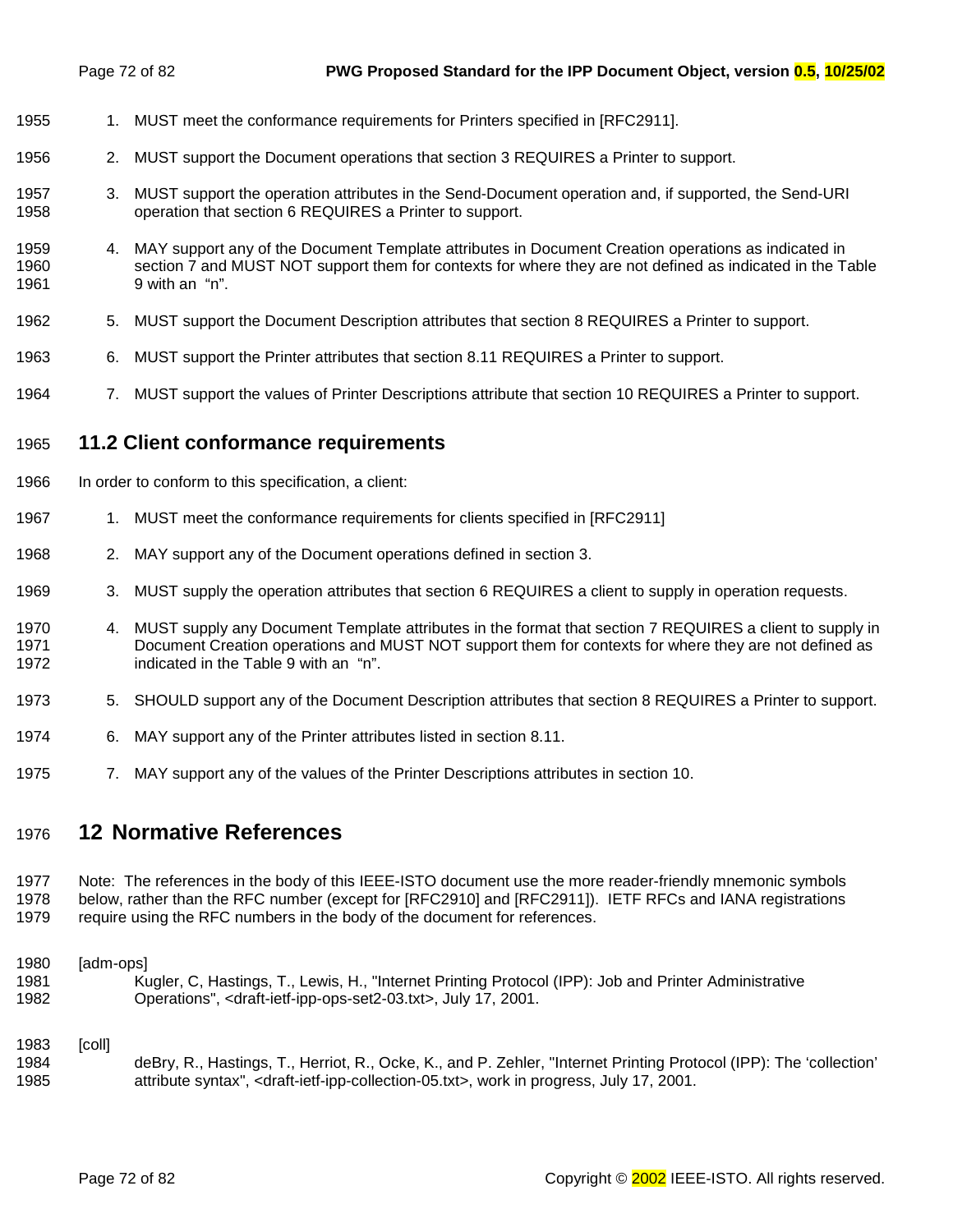1. MUST meet the conformance requirements for Printers specified in [RFC2911].
2. MUST support the Document operations that section 3 REQUIRES a Printer to support.
3. MUST support the operation attributes in the Send-Document operation and, if supported, the Send-URI operation that section 6 REQUIRES a Printer to support.
4. MAY support any of the Document Template attributes in Document Creation operations as indicated in section 7 and MUST NOT support them for contexts for where they are not defined as indicated in the Table 9 with an "n".
5. MUST support the Document Description attributes that section 8 REQUIRES a Printer to support.
6. MUST support the Printer attributes that section 8.11 REQUIRES a Printer to support.
7. MUST support the values of Printer Descriptions attribute that section 10 REQUIRES a Printer to support.

## 11.2 Client conformance requirements

In order to conform to this specification, a client:

1. MUST meet the conformance requirements for clients specified in [RFC2911]
2. MAY support any of the Document operations defined in section 3.
3. MUST supply the operation attributes that section 6 REQUIRES a client to supply in operation requests.
4. MUST supply any Document Template attributes in the format that section 7 REQUIRES a client to supply in Document Creation operations and MUST NOT support them for contexts for where they are not defined as indicated in the Table 9 with an "n".
5. SHOULD support any of the Document Description attributes that section 8 REQUIRES a Printer to support.
6. MAY support any of the Printer attributes listed in section 8.11.
7. MAY support any of the values of the Printer Descriptions attributes in section 10.

# 12 Normative References

Note: The references in the body of this IEEE-ISTO document use the more reader-friendly mnemonic symbols below, rather than the RFC number (except for [RFC2910] and [RFC2911]). IETF RFCs and IANA registrations require using the RFC numbers in the body of the document for references.

[adm-ops]
Kugler, C, Hastings, T., Lewis, H., "Internet Printing Protocol (IPP): Job and Printer Administrative Operations", <draft-ietf-ipp-ops-set2-03.txt>, July 17, 2001.

[coll]
deBry, R., Hastings, T., Herriot, R., Ocke, K., and P. Zehler, "Internet Printing Protocol (IPP): The 'collection' attribute syntax", <draft-ietf-ipp-collection-05.txt>, work in progress, July 17, 2001.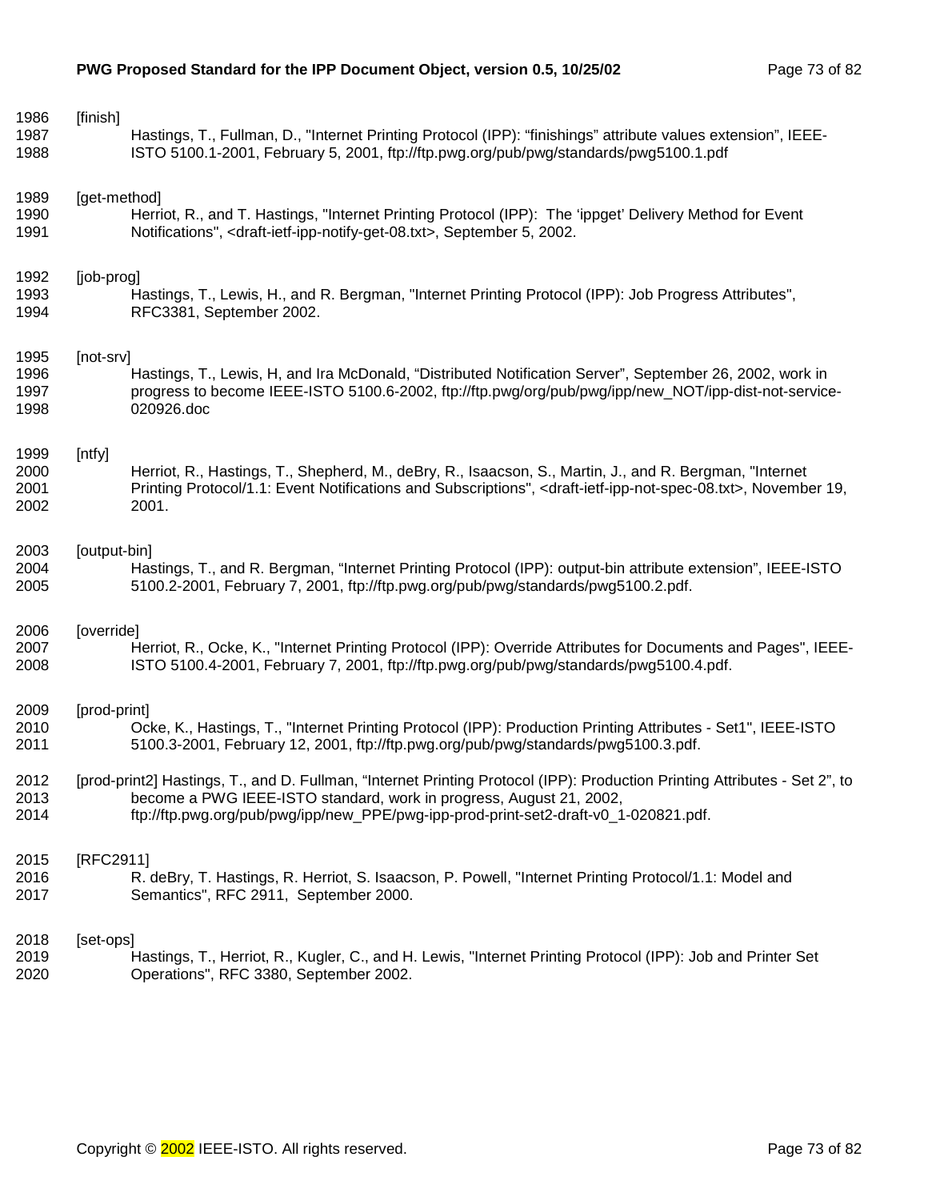[finish]
Hastings, T., Fullman, D., "Internet Printing Protocol (IPP): "finishings" attribute values extension", IEEE-ISTO 5100.1-2001, February 5, 2001, ftp://ftp.pwg.org/pub/pwg/standards/pwg5100.1.pdf

[get-method]
Herriot, R., and T. Hastings, "Internet Printing Protocol (IPP): The 'ippget' Delivery Method for Event Notifications", <draft-ietf-ipp-notify-get-08.txt>, September 5, 2002.

[job-prog]
Hastings, T., Lewis, H., and R. Bergman, "Internet Printing Protocol (IPP): Job Progress Attributes", RFC3381, September 2002.

[not-srv]
Hastings, T., Lewis, H, and Ira McDonald, "Distributed Notification Server", September 26, 2002, work in progress to become IEEE-ISTO 5100.6-2002, ftp://ftp.pwg.org/org/pub/pwg/ipp/new_NOT/ipp-dist-not-service-020926.doc

[ntfy]
Herriot, R., Hastings, T., Shepherd, M., deBry, R., Isaacson, S., Martin, J., and R. Bergman, "Internet Printing Protocol/1.1: Event Notifications and Subscriptions", <draft-ietf-ipp-not-spec-08.txt>, November 19, 2001.

[output-bin]
Hastings, T., and R. Bergman, "Internet Printing Protocol (IPP): output-bin attribute extension", IEEE-ISTO 5100.2-2001, February 7, 2001, ftp://ftp.pwg.org/pub/pwg/standards/pwg5100.2.pdf.

[override]
Herriot, R., Ocke, K., "Internet Printing Protocol (IPP): Override Attributes for Documents and Pages", IEEE-ISTO 5100.4-2001, February 7, 2001, ftp://ftp.pwg.org/pub/pwg/standards/pwg5100.4.pdf.

[prod-print]
Ocke, K., Hastings, T., "Internet Printing Protocol (IPP): Production Printing Attributes - Set1", IEEE-ISTO 5100.3-2001, February 12, 2001, ftp://ftp.pwg.org/pub/pwg/standards/pwg5100.3.pdf.

[prod-print2] Hastings, T., and D. Fullman, "Internet Printing Protocol (IPP): Production Printing Attributes - Set 2", to become a PWG IEEE-ISTO standard, work in progress, August 21, 2002, ftp://ftp.pwg.org/pub/pwg/ipp/new_PPE/pwg-ipp-prod-print-set2-draft-v0_1-020821.pdf.

[RFC2911]
R. deBry, T. Hastings, R. Herriot, S. Isaacson, P. Powell, "Internet Printing Protocol/1.1: Model and Semantics", RFC 2911, September 2000.

[set-ops]
Hastings, T., Herriot, R., Kugler, C., and H. Lewis, "Internet Printing Protocol (IPP): Job and Printer Set Operations", RFC 3380, September 2002.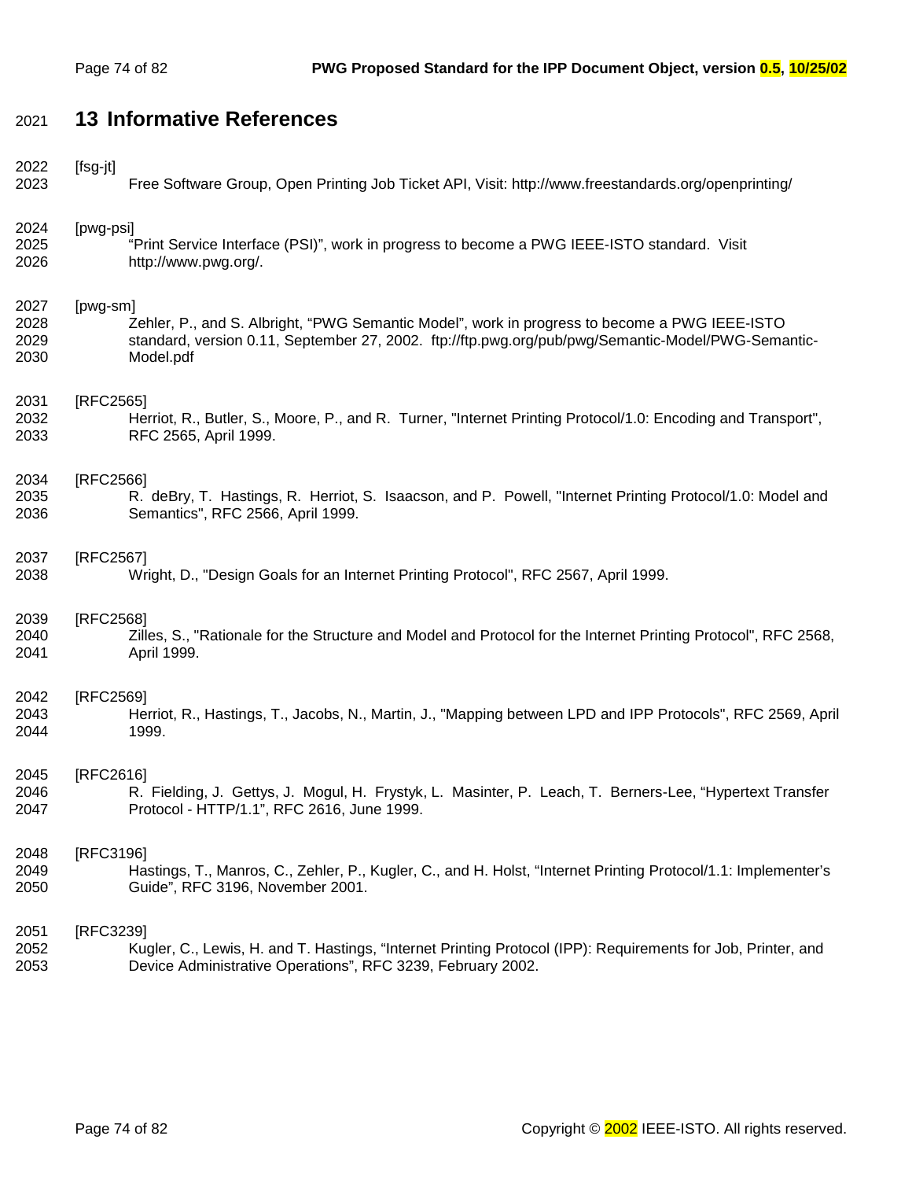# 13 Informative References

[fsg-jt]
Free Software Group, Open Printing Job Ticket API, Visit: http://www.freestandards.org/openprinting/

[pwg-psi]
"Print Service Interface (PSI)", work in progress to become a PWG IEEE-ISTO standard. Visit http://www.pwg.org/.

[pwg-sm]
Zehler, P., and S. Albright, "PWG Semantic Model", work in progress to become a PWG IEEE-ISTO standard, version 0.11, September 27, 2002. ftp://ftp.pwg.org/pub/pwg/Semantic-Model/PWG-Semantic-Model.pdf

[RFC2565]
Herriot, R., Butler, S., Moore, P., and R. Turner, "Internet Printing Protocol/1.0: Encoding and Transport", RFC 2565, April 1999.

[RFC2566]
R. deBry, T. Hastings, R. Herriot, S. Isaacson, and P. Powell, "Internet Printing Protocol/1.0: Model and Semantics", RFC 2566, April 1999.

[RFC2567]
Wright, D., "Design Goals for an Internet Printing Protocol", RFC 2567, April 1999.

[RFC2568]
Zilles, S., "Rationale for the Structure and Model and Protocol for the Internet Printing Protocol", RFC 2568, April 1999.

[RFC2569]
Herriot, R., Hastings, T., Jacobs, N., Martin, J., "Mapping between LPD and IPP Protocols", RFC 2569, April 1999.

[RFC2616]
R. Fielding, J. Gettys, J. Mogul, H. Frystyk, L. Masinter, P. Leach, T. Berners-Lee, "Hypertext Transfer Protocol - HTTP/1.1", RFC 2616, June 1999.

[RFC3196]
Hastings, T., Manros, C., Zehler, P., Kugler, C., and H. Holst, "Internet Printing Protocol/1.1: Implementer's Guide", RFC 3196, November 2001.

[RFC3239]
Kugler, C., Lewis, H. and T. Hastings, "Internet Printing Protocol (IPP): Requirements for Job, Printer, and Device Administrative Operations", RFC 3239, February 2002.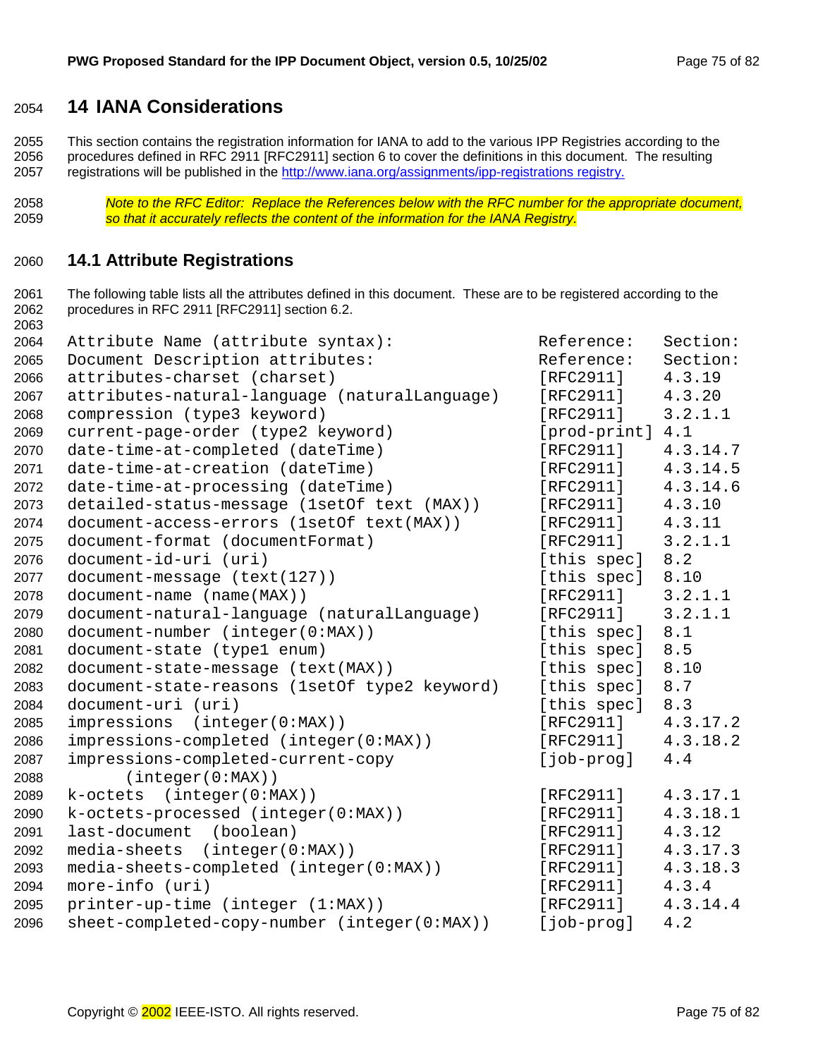# 14 IANA Considerations

This section contains the registration information for IANA to add to the various IPP Registries according to the procedures defined in RFC 2911 [RFC2911] section 6 to cover the definitions in this document. The resulting registrations will be published in the http://www.iana.org/assignments/ipp-registrations registry.

*Note to the RFC Editor: Replace the References below with the RFC number for the appropriate document, so that it accurately reflects the content of the information for the IANA Registry.*

## 14.1 Attribute Registrations

The following table lists all the attributes defined in this document. These are to be registered according to the procedures in RFC 2911 [RFC2911] section 6.2.

```
Attribute Name (attribute syntax):                Reference:   Section:
Document Description attributes:                  Reference:   Section:
attributes-charset (charset)                      [RFC2911]    4.3.19
attributes-natural-language (naturalLanguage)     [RFC2911]    4.3.20
compression (type3 keyword)                       [RFC2911]    3.2.1.1
current-page-order (type2 keyword)                [prod-print] 4.1
date-time-at-completed (dateTime)                 [RFC2911]    4.3.14.7
date-time-at-creation (dateTime)                  [RFC2911]    4.3.14.5
date-time-at-processing (dateTime)                [RFC2911]    4.3.14.6
detailed-status-message (1setOf text (MAX))       [RFC2911]    4.3.10
document-access-errors (1setOf text(MAX))         [RFC2911]    4.3.11
document-format (documentFormat)                  [RFC2911]    3.2.1.1
document-id-uri (uri)                             [this spec]  8.2
document-message (text(127))                      [this spec]  8.10
document-name (name(MAX))                         [RFC2911]    3.2.1.1
document-natural-language (naturalLanguage)       [RFC2911]    3.2.1.1
document-number (integer(0:MAX))                  [this spec]  8.1
document-state (type1 enum)                       [this spec]  8.5
document-state-message (text(MAX))                [this spec]  8.10
document-state-reasons (1setOf type2 keyword)     [this spec]  8.7
document-uri (uri)                                [this spec]  8.3
impressions  (integer(0:MAX))                     [RFC2911]    4.3.17.2
impressions-completed (integer(0:MAX))            [RFC2911]    4.3.18.2
impressions-completed-current-copy                [job-prog]   4.4
      (integer(0:MAX))
k-octets  (integer(0:MAX))                        [RFC2911]    4.3.17.1
k-octets-processed (integer(0:MAX))               [RFC2911]    4.3.18.1
last-document  (boolean)                          [RFC2911]    4.3.12
media-sheets  (integer(0:MAX))                    [RFC2911]    4.3.17.3
media-sheets-completed (integer(0:MAX))           [RFC2911]    4.3.18.3
more-info (uri)                                   [RFC2911]    4.3.4
printer-up-time (integer (1:MAX))                 [RFC2911]    4.3.14.4
sheet-completed-copy-number (integer(0:MAX))      [job-prog]   4.2
```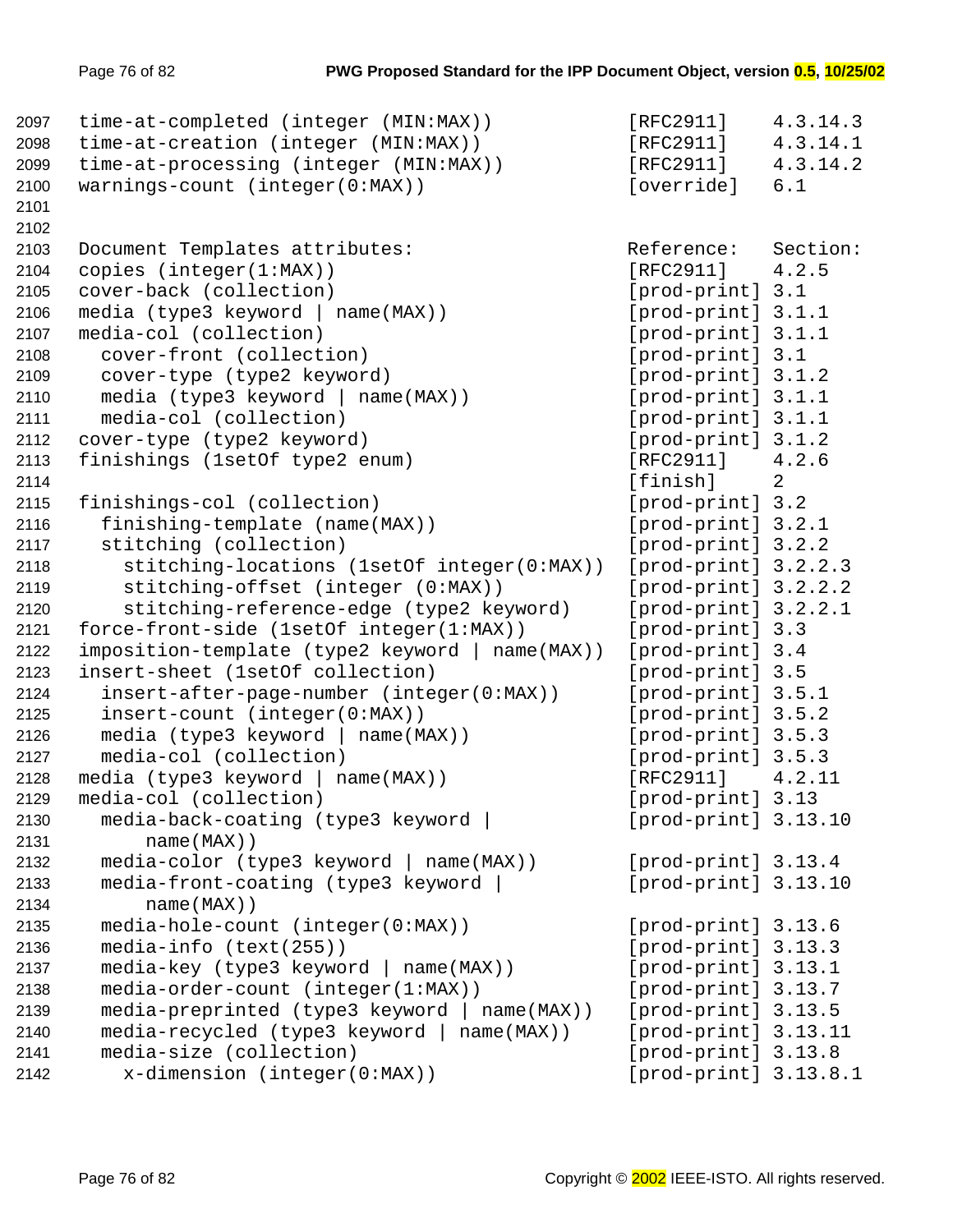```
2097  time-at-completed (integer (MIN:MAX))              [RFC2911]    4.3.14.3
2098  time-at-creation (integer (MIN:MAX))               [RFC2911]    4.3.14.1
2099  time-at-processing (integer (MIN:MAX))             [RFC2911]    4.3.14.2
2100  warnings-count (integer(0:MAX))                    [override]   6.1
2101
2102
2103  Document Templates attributes:                     Reference:   Section:
2104  copies (integer(1:MAX))                            [RFC2911]    4.2.5
2105  cover-back (collection)                            [prod-print] 3.1
2106  media (type3 keyword | name(MAX))                  [prod-print] 3.1.1
2107  media-col (collection)                             [prod-print] 3.1.1
2108    cover-front (collection)                         [prod-print] 3.1
2109    cover-type (type2 keyword)                       [prod-print] 3.1.2
2110    media (type3 keyword | name(MAX))                [prod-print] 3.1.1
2111    media-col (collection)                           [prod-print] 3.1.1
2112  cover-type (type2 keyword)                         [prod-print] 3.1.2
2113  finishings (1setOf type2 enum)                     [RFC2911]    4.2.6
2114                                                     [finish]     2
2115  finishings-col (collection)                        [prod-print] 3.2
2116    finishing-template (name(MAX))                   [prod-print] 3.2.1
2117    stitching (collection)                           [prod-print] 3.2.2
2118      stitching-locations (1setOf integer(0:MAX))    [prod-print] 3.2.2.3
2119      stitching-offset (integer (0:MAX))             [prod-print] 3.2.2.2
2120      stitching-reference-edge (type2 keyword)       [prod-print] 3.2.2.1
2121  force-front-side (1setOf integer(1:MAX))           [prod-print] 3.3
2122  imposition-template (type2 keyword | name(MAX))    [prod-print] 3.4
2123  insert-sheet (1setOf collection)                   [prod-print] 3.5
2124    insert-after-page-number (integer(0:MAX))        [prod-print] 3.5.1
2125    insert-count (integer(0:MAX))                    [prod-print] 3.5.2
2126    media (type3 keyword | name(MAX))                [prod-print] 3.5.3
2127    media-col (collection)                           [prod-print] 3.5.3
2128  media (type3 keyword | name(MAX))                  [RFC2911]    4.2.11
2129  media-col (collection)                             [prod-print] 3.13
2130    media-back-coating (type3 keyword |              [prod-print] 3.13.10
2131        name(MAX))
2132    media-color (type3 keyword | name(MAX))          [prod-print] 3.13.4
2133    media-front-coating (type3 keyword |             [prod-print] 3.13.10
2134        name(MAX))
2135    media-hole-count (integer(0:MAX))                [prod-print] 3.13.6
2136    media-info (text(255))                           [prod-print] 3.13.3
2137    media-key (type3 keyword | name(MAX))            [prod-print] 3.13.1
2138    media-order-count (integer(1:MAX))               [prod-print] 3.13.7
2139    media-preprinted (type3 keyword | name(MAX))     [prod-print] 3.13.5
2140    media-recycled (type3 keyword | name(MAX))       [prod-print] 3.13.11
2141    media-size (collection)                          [prod-print] 3.13.8
2142      x-dimension (integer(0:MAX))                   [prod-print] 3.13.8.1
```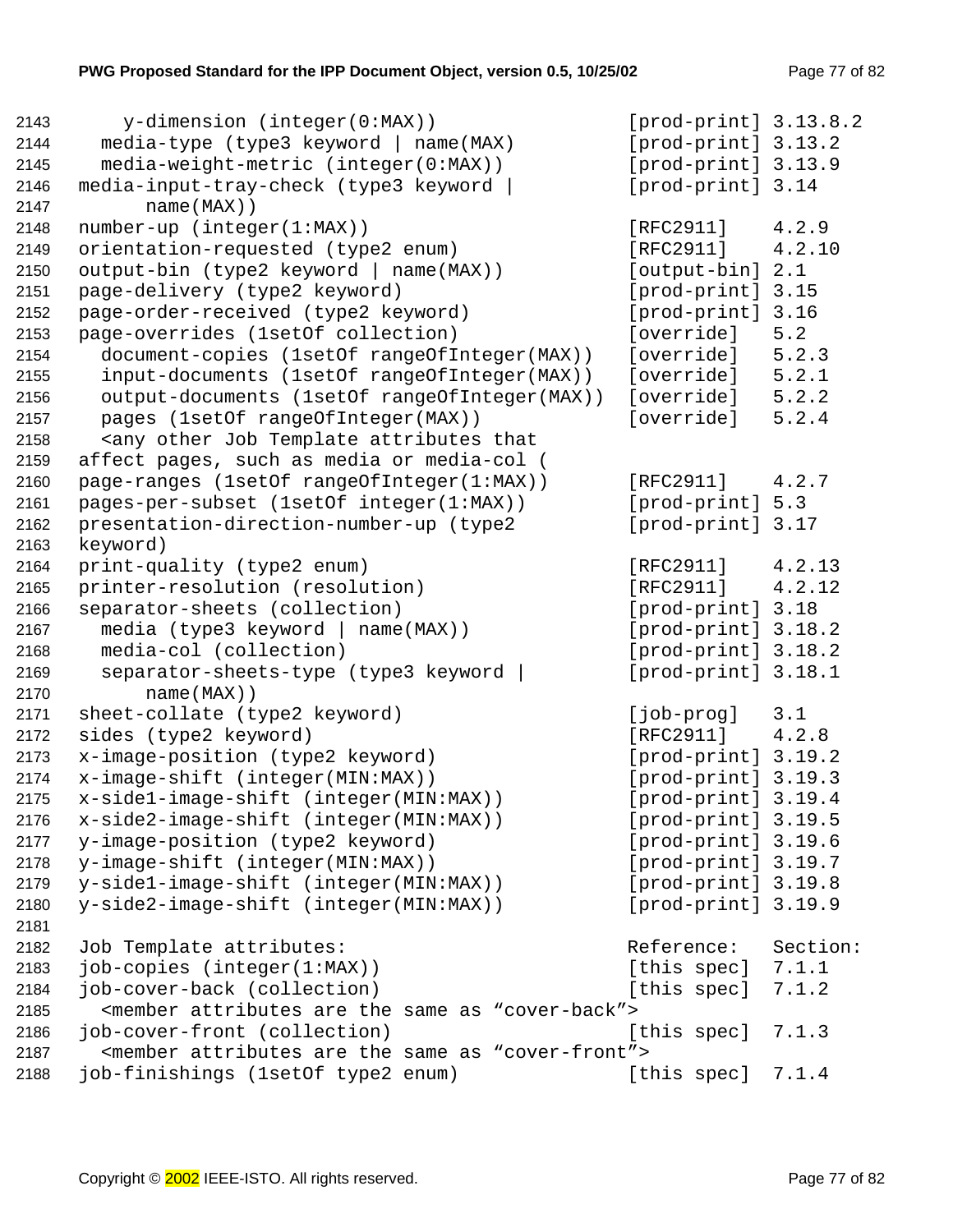```
2143      y-dimension (integer(0:MAX))                [prod-print] 3.13.8.2
2144    media-type (type3 keyword | name(MAX)         [prod-print] 3.13.2
2145    media-weight-metric (integer(0:MAX))          [prod-print] 3.13.9
2146  media-input-tray-check (type3 keyword |         [prod-print] 3.14
2147        name(MAX))
2148  number-up (integer(1:MAX))                      [RFC2911]    4.2.9
2149  orientation-requested (type2 enum)              [RFC2911]    4.2.10
2150  output-bin (type2 keyword | name(MAX))          [output-bin] 2.1
2151  page-delivery (type2 keyword)                   [prod-print] 3.15
2152  page-order-received (type2 keyword)             [prod-print] 3.16
2153  page-overrides (1setOf collection)              [override]   5.2
2154    document-copies (1setOf rangeOfInteger(MAX))  [override]   5.2.3
2155    input-documents (1setOf rangeOfInteger(MAX))  [override]   5.2.1
2156    output-documents (1setOf rangeOfInteger(MAX)) [override]   5.2.2
2157    pages (1setOf rangeOfInteger(MAX))            [override]   5.2.4
2158    <any other Job Template attributes that
2159  affect pages, such as media or media-col (
2160  page-ranges (1setOf rangeOfInteger(1:MAX))      [RFC2911]    4.2.7
2161  pages-per-subset (1setOf integer(1:MAX))        [prod-print] 5.3
2162  presentation-direction-number-up (type2         [prod-print] 3.17
2163  keyword)
2164  print-quality (type2 enum)                      [RFC2911]    4.2.13
2165  printer-resolution (resolution)                 [RFC2911]    4.2.12
2166  separator-sheets (collection)                   [prod-print] 3.18
2167    media (type3 keyword | name(MAX))             [prod-print] 3.18.2
2168    media-col (collection)                        [prod-print] 3.18.2
2169    separator-sheets-type (type3 keyword |        [prod-print] 3.18.1
2170        name(MAX))
2171  sheet-collate (type2 keyword)                   [job-prog]   3.1
2172  sides (type2 keyword)                           [RFC2911]    4.2.8
2173  x-image-position (type2 keyword)                [prod-print] 3.19.2
2174  x-image-shift (integer(MIN:MAX))                [prod-print] 3.19.3
2175  x-side1-image-shift (integer(MIN:MAX))          [prod-print] 3.19.4
2176  x-side2-image-shift (integer(MIN:MAX))          [prod-print] 3.19.5
2177  y-image-position (type2 keyword)                [prod-print] 3.19.6
2178  y-image-shift (integer(MIN:MAX))                [prod-print] 3.19.7
2179  y-side1-image-shift (integer(MIN:MAX))          [prod-print] 3.19.8
2180  y-side2-image-shift (integer(MIN:MAX))          [prod-print] 3.19.9
2181
2182  Job Template attributes:                        Reference:   Section:
2183  job-copies (integer(1:MAX))                     [this spec]  7.1.1
2184  job-cover-back (collection)                     [this spec]  7.1.2
2185    <member attributes are the same as "cover-back">
2186  job-cover-front (collection)                    [this spec]  7.1.3
2187    <member attributes are the same as "cover-front">
2188  job-finishings (1setOf type2 enum)              [this spec]  7.1.4
```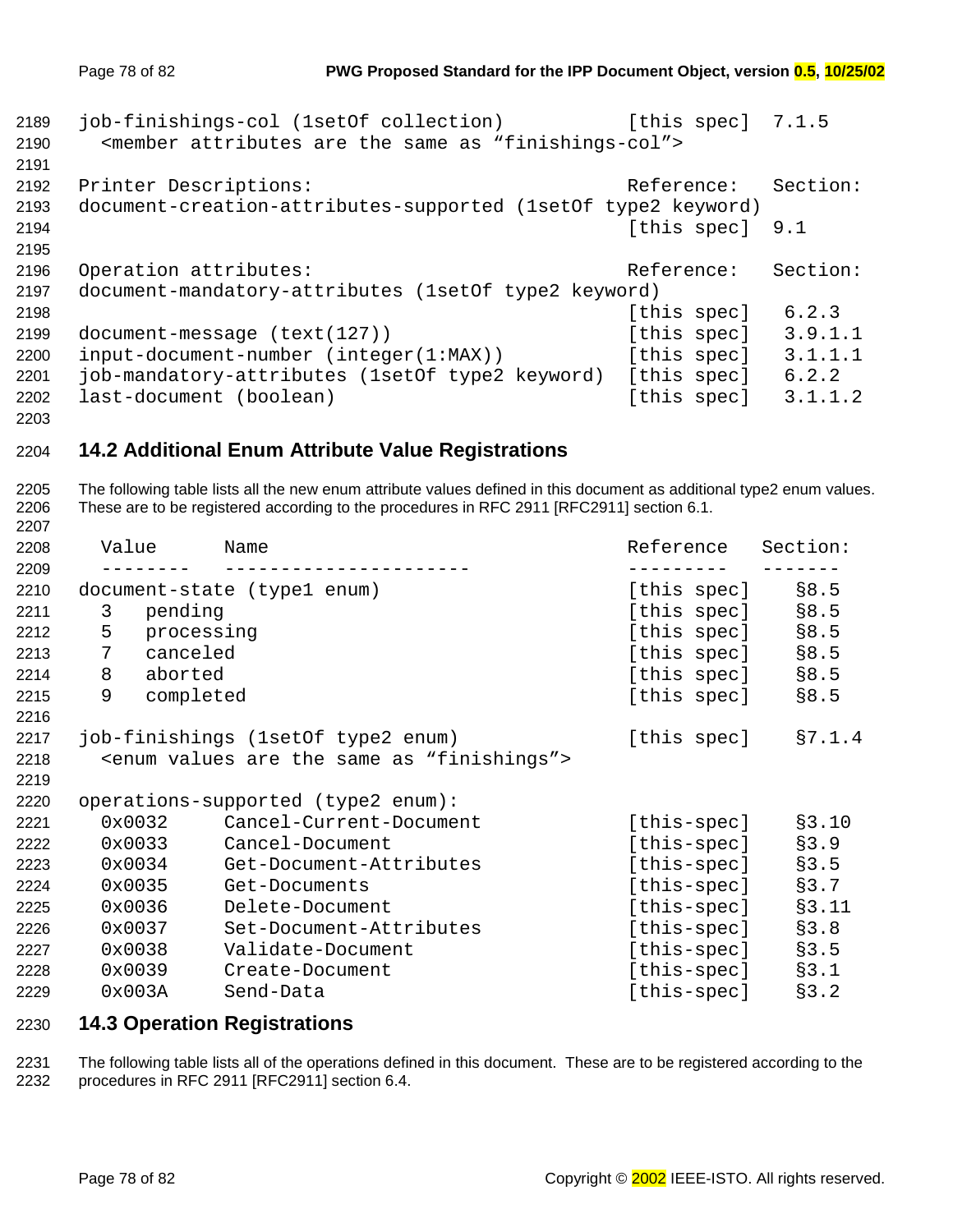```
job-finishings-col (1setOf collection)           [this spec]  7.1.5
  <member attributes are the same as "finishings-col">

Printer Descriptions:                            Reference:   Section:
document-creation-attributes-supported (1setOf type2 keyword)
                                                 [this spec]  9.1

Operation attributes:                            Reference:   Section:
document-mandatory-attributes (1setOf type2 keyword)
                                                 [this spec]   6.2.3
document-message (text(127))                     [this spec]   3.9.1.1
input-document-number (integer(1:MAX))           [this spec]   3.1.1.1
job-mandatory-attributes (1setOf type2 keyword)  [this spec]   6.2.2
last-document (boolean)                          [this spec]   3.1.1.2
```

## 14.2 Additional Enum Attribute Value Registrations

The following table lists all the new enum attribute values defined in this document as additional type2 enum values. These are to be registered according to the procedures in RFC 2911 [RFC2911] section 6.1.

```
  Value      Name                                Reference   Section:
  --------   ----------------------              ---------   -------
document-state (type1 enum)                      [this spec]    §8.5
  3   pending                                    [this spec]    §8.5
  5   processing                                 [this spec]    §8.5
  7   canceled                                   [this spec]    §8.5
  8   aborted                                    [this spec]    §8.5
  9   completed                                  [this spec]    §8.5

job-finishings (1setOf type2 enum)               [this spec]    §7.1.4
  <enum values are the same as "finishings">

operations-supported (type2 enum):
  0x0032     Cancel-Current-Document             [this-spec]    §3.10
  0x0033     Cancel-Document                     [this-spec]    §3.9
  0x0034     Get-Document-Attributes             [this-spec]    §3.5
  0x0035     Get-Documents                       [this-spec]    §3.7
  0x0036     Delete-Document                     [this-spec]    §3.11
  0x0037     Set-Document-Attributes             [this-spec]    §3.8
  0x0038     Validate-Document                   [this-spec]    §3.5
  0x0039     Create-Document                     [this-spec]    §3.1
  0x003A     Send-Data                           [this-spec]    §3.2
```

## 14.3 Operation Registrations

The following table lists all of the operations defined in this document. These are to be registered according to the procedures in RFC 2911 [RFC2911] section 6.4.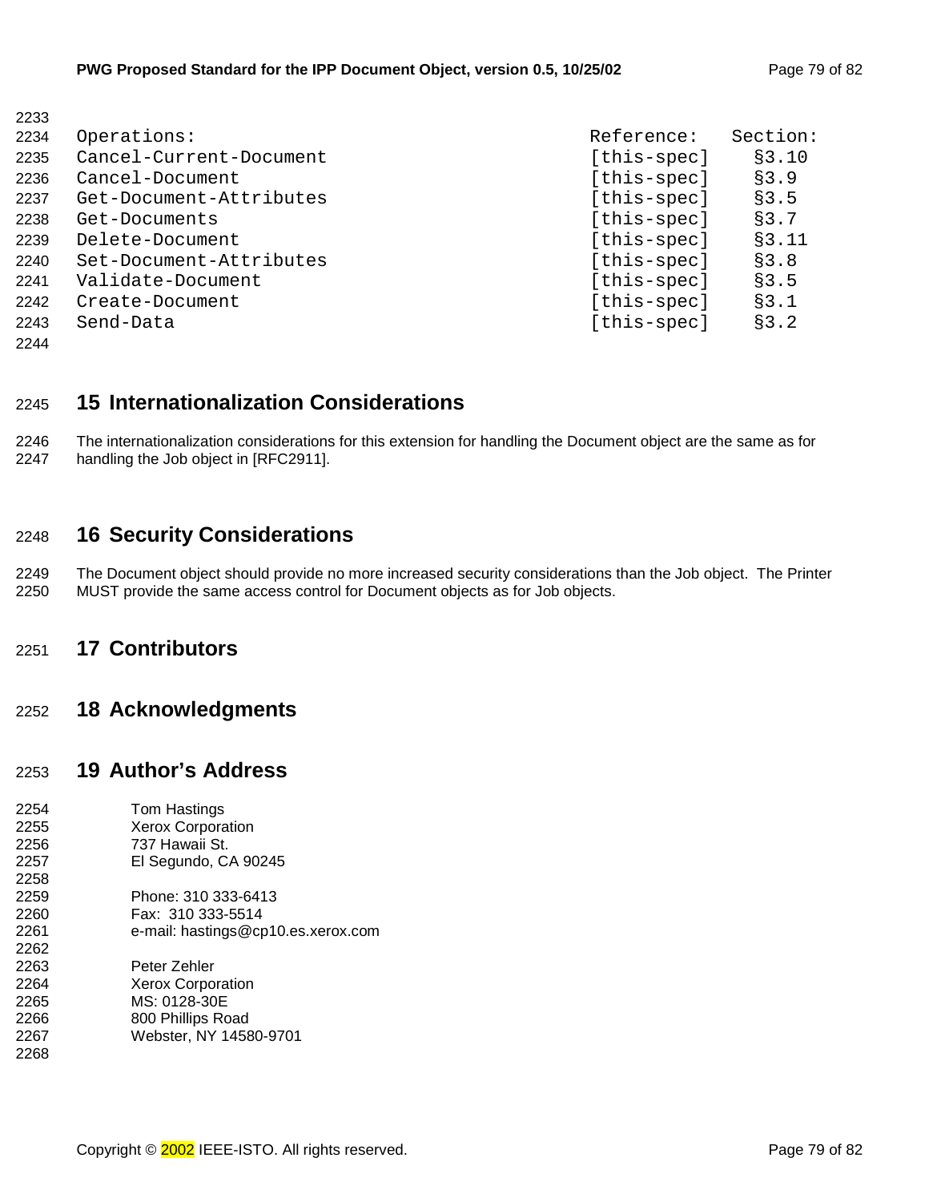```
Operations:                    Reference:    Section:
Cancel-Current-Document        [this-spec]    §3.10
Cancel-Document                [this-spec]    §3.9
Get-Document-Attributes        [this-spec]    §3.5
Get-Documents                  [this-spec]    §3.7
Delete-Document                [this-spec]    §3.11
Set-Document-Attributes        [this-spec]    §3.8
Validate-Document              [this-spec]    §3.5
Create-Document                [this-spec]    §3.1
Send-Data                      [this-spec]    §3.2
```

# 15 Internationalization Considerations

The internationalization considerations for this extension for handling the Document object are the same as for handling the Job object in [RFC2911].

# 16 Security Considerations

The Document object should provide no more increased security considerations than the Job object. The Printer MUST provide the same access control for Document objects as for Job objects.

# 17 Contributors

# 18 Acknowledgments

# 19 Author's Address

Tom Hastings
Xerox Corporation
737 Hawaii St.
El Segundo, CA 90245

Phone: 310 333-6413
Fax: 310 333-5514
e-mail: hastings@cp10.es.xerox.com

Peter Zehler
Xerox Corporation
MS: 0128-30E
800 Phillips Road
Webster, NY 14580-9701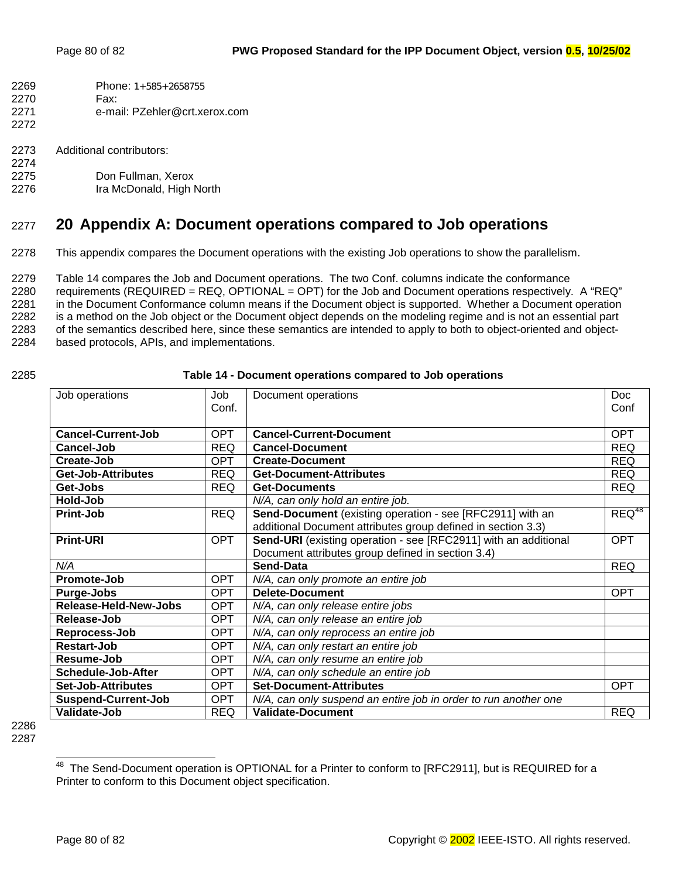Phone: 1+585+2658755
Fax:
e-mail: PZehler@crt.xerox.com

Additional contributors:

Don Fullman, Xerox
Ira McDonald, High North

# 20 Appendix A: Document operations compared to Job operations

This appendix compares the Document operations with the existing Job operations to show the parallelism.

Table 14 compares the Job and Document operations. The two Conf. columns indicate the conformance requirements (REQUIRED = REQ, OPTIONAL = OPT) for the Job and Document operations respectively. A "REQ" in the Document Conformance column means if the Document object is supported. Whether a Document operation is a method on the Job object or the Document object depends on the modeling regime and is not an essential part of the semantics described here, since these semantics are intended to apply to both to object-oriented and object-based protocols, APIs, and implementations.

**Table 14 - Document operations compared to Job operations**

| Job operations | Job Conf. | Document operations | Doc Conf |
|---|---|---|---|
| **Cancel-Current-Job** | OPT | **Cancel-Current-Document** | OPT |
| **Cancel-Job** | REQ | **Cancel-Document** | REQ |
| **Create-Job** | OPT | **Create-Document** | REQ |
| **Get-Job-Attributes** | REQ | **Get-Document-Attributes** | REQ |
| **Get-Jobs** | REQ | **Get-Documents** | REQ |
| **Hold-Job** | | *N/A, can only hold an entire job.* | |
| **Print-Job** | REQ | **Send-Document** (existing operation - see [RFC2911] with an additional Document attributes group defined in section 3.3) | REQ[48] |
| **Print-URI** | OPT | **Send-URI** (existing operation - see [RFC2911] with an additional Document attributes group defined in section 3.4) | OPT |
| *N/A* | | **Send-Data** | REQ |
| **Promote-Job** | OPT | *N/A, can only promote an entire job* | |
| **Purge-Jobs** | OPT | **Delete-Document** | OPT |
| **Release-Held-New-Jobs** | OPT | *N/A, can only release entire jobs* | |
| **Release-Job** | OPT | *N/A, can only release an entire job* | |
| **Reprocess-Job** | OPT | *N/A, can only reprocess an entire job* | |
| **Restart-Job** | OPT | *N/A, can only restart an entire job* | |
| **Resume-Job** | OPT | *N/A, can only resume an entire job* | |
| **Schedule-Job-After** | OPT | *N/A, can only schedule an entire job* | |
| **Set-Job-Attributes** | OPT | **Set-Document-Attributes** | OPT |
| **Suspend-Current-Job** | OPT | *N/A, can only suspend an entire job in order to run another one* | |
| **Validate-Job** | REQ | **Validate-Document** | REQ |

[48] The Send-Document operation is OPTIONAL for a Printer to conform to [RFC2911], but is REQUIRED for a Printer to conform to this Document object specification.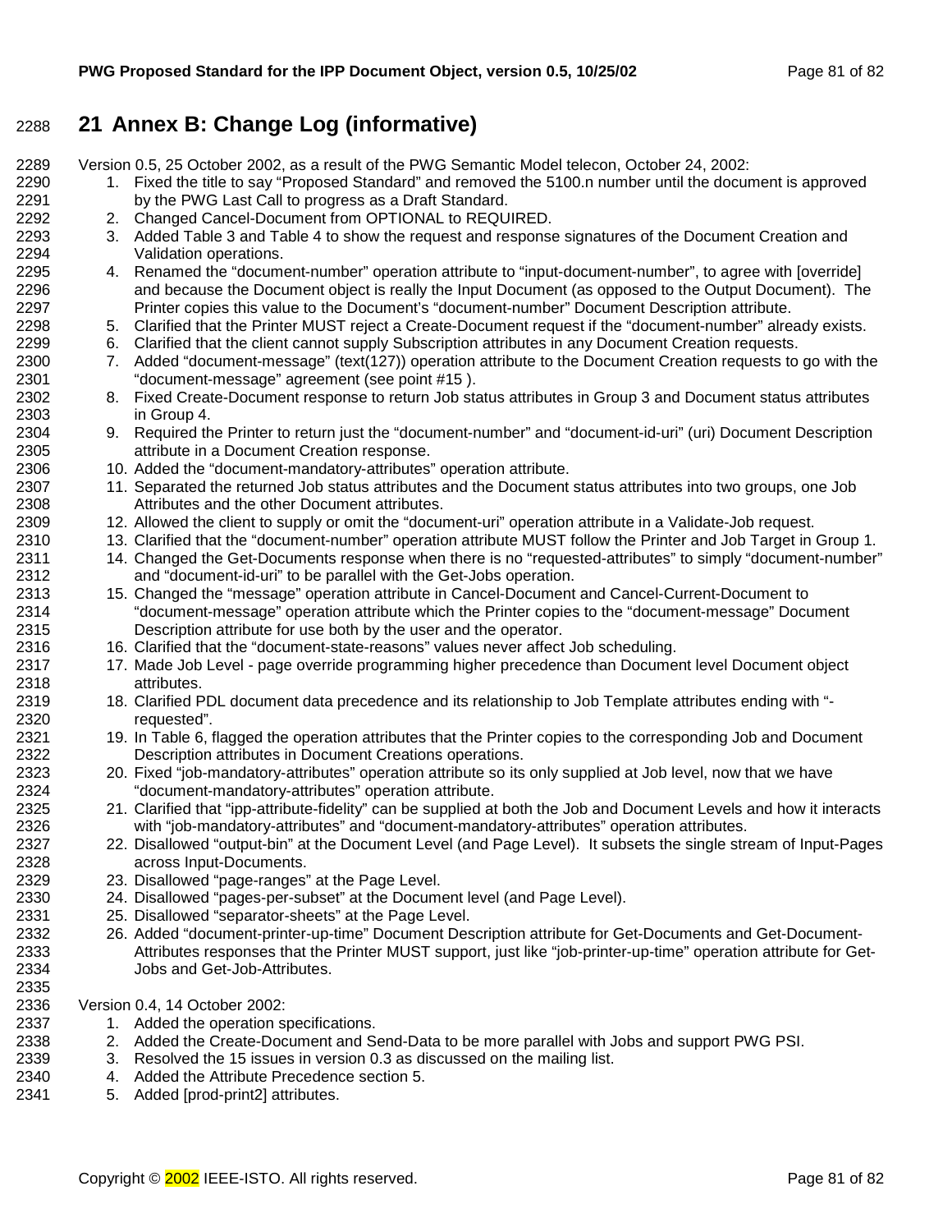# 21 Annex B: Change Log (informative)

Version 0.5, 25 October 2002, as a result of the PWG Semantic Model telecon, October 24, 2002:

1. Fixed the title to say "Proposed Standard" and removed the 5100.n number until the document is approved by the PWG Last Call to progress as a Draft Standard.
2. Changed Cancel-Document from OPTIONAL to REQUIRED.
3. Added Table 3 and Table 4 to show the request and response signatures of the Document Creation and Validation operations.
4. Renamed the "document-number" operation attribute to "input-document-number", to agree with [override] and because the Document object is really the Input Document (as opposed to the Output Document). The Printer copies this value to the Document's "document-number" Document Description attribute.
5. Clarified that the Printer MUST reject a Create-Document request if the "document-number" already exists.
6. Clarified that the client cannot supply Subscription attributes in any Document Creation requests.
7. Added "document-message" (text(127)) operation attribute to the Document Creation requests to go with the "document-message" agreement (see point #15 ).
8. Fixed Create-Document response to return Job status attributes in Group 3 and Document status attributes in Group 4.
9. Required the Printer to return just the "document-number" and "document-id-uri" (uri) Document Description attribute in a Document Creation response.
10. Added the "document-mandatory-attributes" operation attribute.
11. Separated the returned Job status attributes and the Document status attributes into two groups, one Job Attributes and the other Document attributes.
12. Allowed the client to supply or omit the "document-uri" operation attribute in a Validate-Job request.
13. Clarified that the "document-number" operation attribute MUST follow the Printer and Job Target in Group 1.
14. Changed the Get-Documents response when there is no "requested-attributes" to simply "document-number" and "document-id-uri" to be parallel with the Get-Jobs operation.
15. Changed the "message" operation attribute in Cancel-Document and Cancel-Current-Document to "document-message" operation attribute which the Printer copies to the "document-message" Document Description attribute for use both by the user and the operator.
16. Clarified that the "document-state-reasons" values never affect Job scheduling.
17. Made Job Level - page override programming higher precedence than Document level Document object attributes.
18. Clarified PDL document data precedence and its relationship to Job Template attributes ending with "-requested".
19. In Table 6, flagged the operation attributes that the Printer copies to the corresponding Job and Document Description attributes in Document Creations operations.
20. Fixed "job-mandatory-attributes" operation attribute so its only supplied at Job level, now that we have "document-mandatory-attributes" operation attribute.
21. Clarified that "ipp-attribute-fidelity" can be supplied at both the Job and Document Levels and how it interacts with "job-mandatory-attributes" and "document-mandatory-attributes" operation attributes.
22. Disallowed "output-bin" at the Document Level (and Page Level). It subsets the single stream of Input-Pages across Input-Documents.
23. Disallowed "page-ranges" at the Page Level.
24. Disallowed "pages-per-subset" at the Document level (and Page Level).
25. Disallowed "separator-sheets" at the Page Level.
26. Added "document-printer-up-time" Document Description attribute for Get-Documents and Get-Document-Attributes responses that the Printer MUST support, just like "job-printer-up-time" operation attribute for Get-Jobs and Get-Job-Attributes.

Version 0.4, 14 October 2002:

1. Added the operation specifications.
2. Added the Create-Document and Send-Data to be more parallel with Jobs and support PWG PSI.
3. Resolved the 15 issues in version 0.3 as discussed on the mailing list.
4. Added the Attribute Precedence section 5.
5. Added [prod-print2] attributes.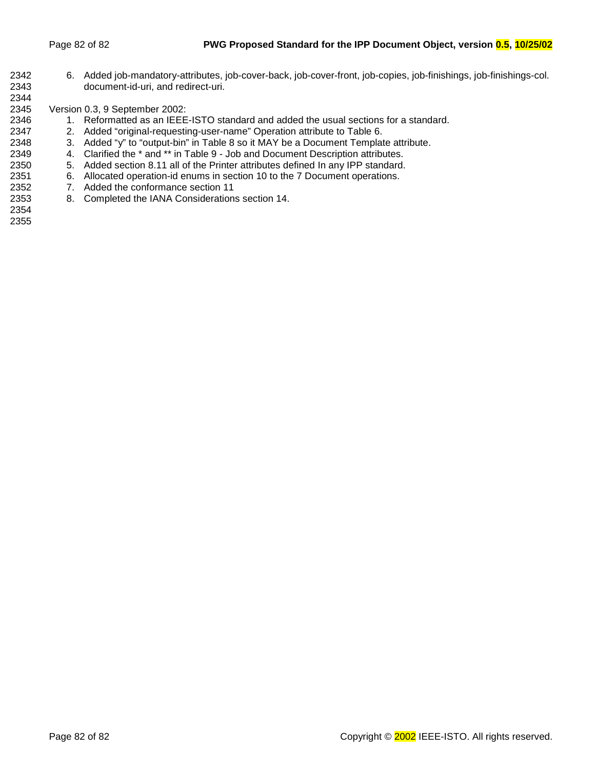6. Added job-mandatory-attributes, job-cover-back, job-cover-front, job-copies, job-finishings, job-finishings-col. document-id-uri, and redirect-uri.

Version 0.3, 9 September 2002:

1. Reformatted as an IEEE-ISTO standard and added the usual sections for a standard.
2. Added “original-requesting-user-name” Operation attribute to Table 6.
3. Added “y” to “output-bin” in Table 8 so it MAY be a Document Template attribute.
4. Clarified the * and ** in Table 9 - Job and Document Description attributes.
5. Added section 8.11 all of the Printer attributes defined In any IPP standard.
6. Allocated operation-id enums in section 10 to the 7 Document operations.
7. Added the conformance section 11
8. Completed the IANA Considerations section 14.